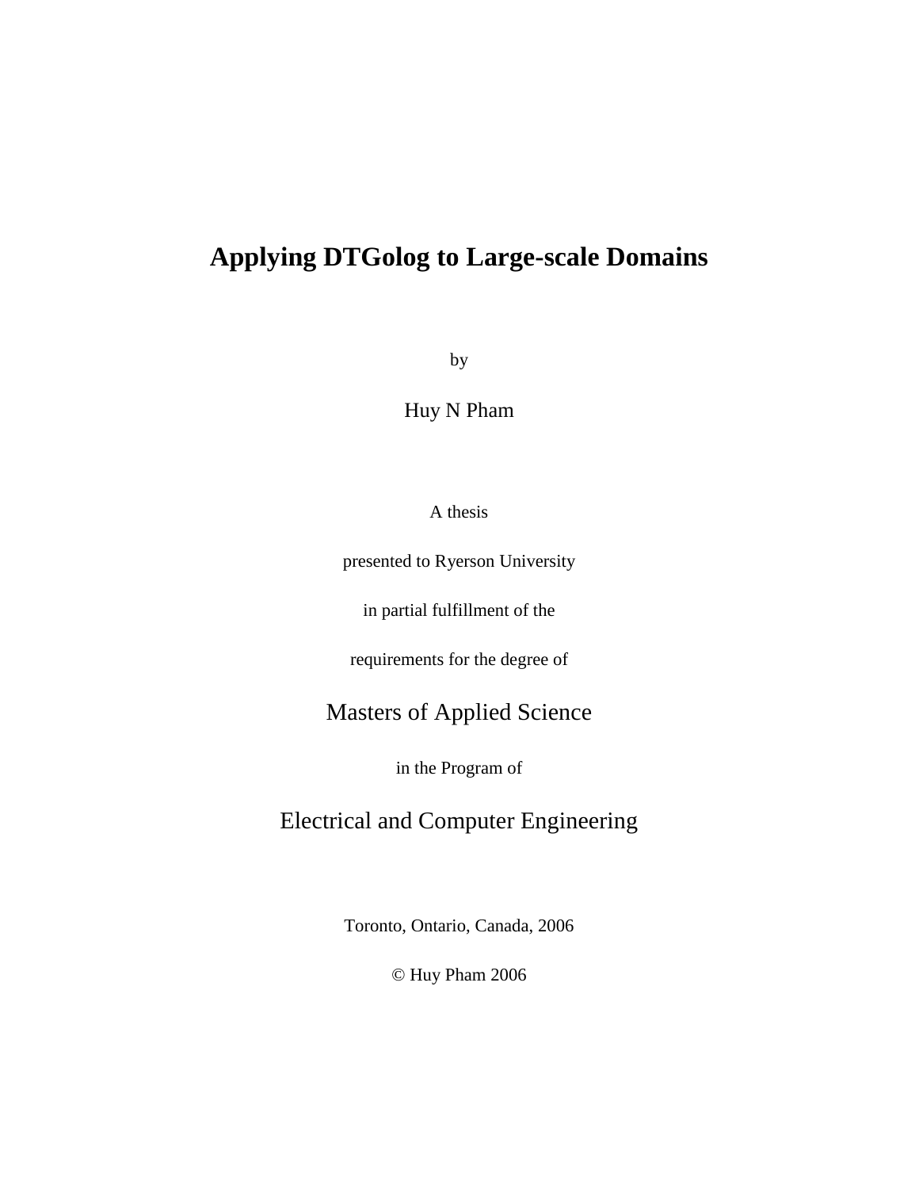# Applying DTGolog to Large-scale Domains

by

Huy N Pham

A thesis

presented to Ryerson University

in partial fulfillment of the

requirements for the degree of

Masters of Applied Science

in the Program of

Electrical and Computer Engineering

Toronto, Ontario, Canada, 2006

© Huy Pham 2006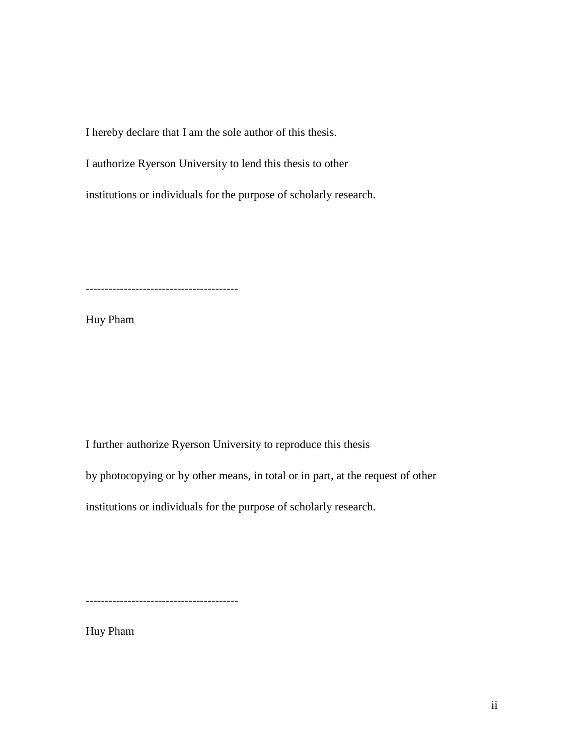I hereby declare that I am the sole author of this thesis.

I authorize Ryerson University to lend this thesis to other

institutions or individuals for the purpose of scholarly research.

---------------------------------------

Huy Pham

I further authorize Ryerson University to reproduce this thesis

by photocopying or by other means, in total or in part, at the request of other

institutions or individuals for the purpose of scholarly research.

---------------------------------------

Huy Pham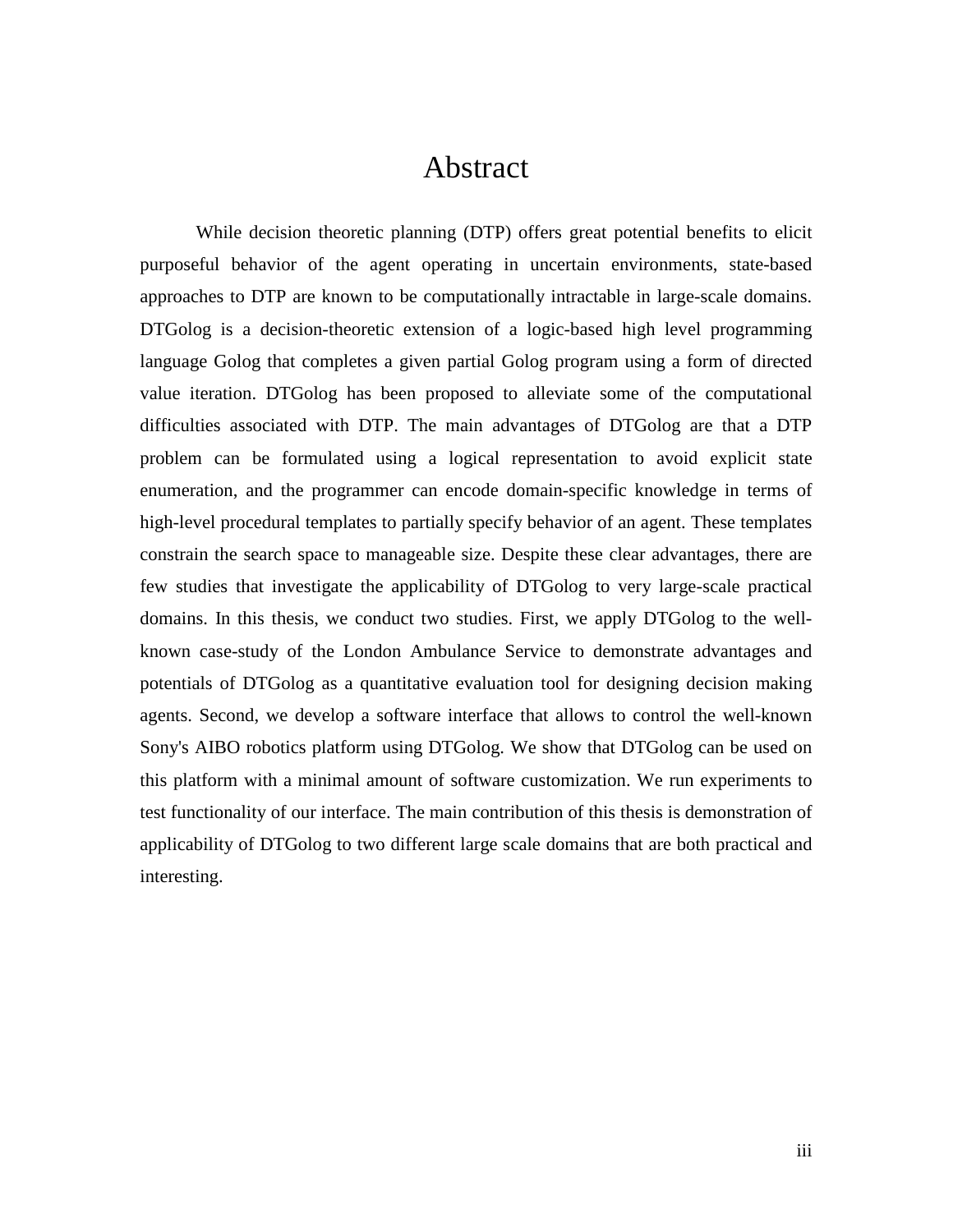# Abstract

While decision theoretic planning (DTP) offers great potential benefits to elicit purposeful behavior of the agent operating in uncertain environments, state-based approaches to DTP are known to be computationally intractable in large-scale domains. DTGolog is a decision-theoretic extension of a logic-based high level programming language Golog that completes a given partial Golog program using a form of directed value iteration. DTGolog has been proposed to alleviate some of the computational difficulties associated with DTP. The main advantages of DTGolog are that a DTP problem can be formulated using a logical representation to avoid explicit state enumeration, and the programmer can encode domain-specific knowledge in terms of high-level procedural templates to partially specify behavior of an agent. These templates constrain the search space to manageable size. Despite these clear advantages, there are few studies that investigate the applicability of DTGolog to very large-scale practical domains. In this thesis, we conduct two studies. First, we apply DTGolog to the well-known case-study of the London Ambulance Service to demonstrate advantages and potentials of DTGolog as a quantitative evaluation tool for designing decision making agents. Second, we develop a software interface that allows to control the well-known Sony's AIBO robotics platform using DTGolog. We show that DTGolog can be used on this platform with a minimal amount of software customization. We run experiments to test functionality of our interface. The main contribution of this thesis is demonstration of applicability of DTGolog to two different large scale domains that are both practical and interesting.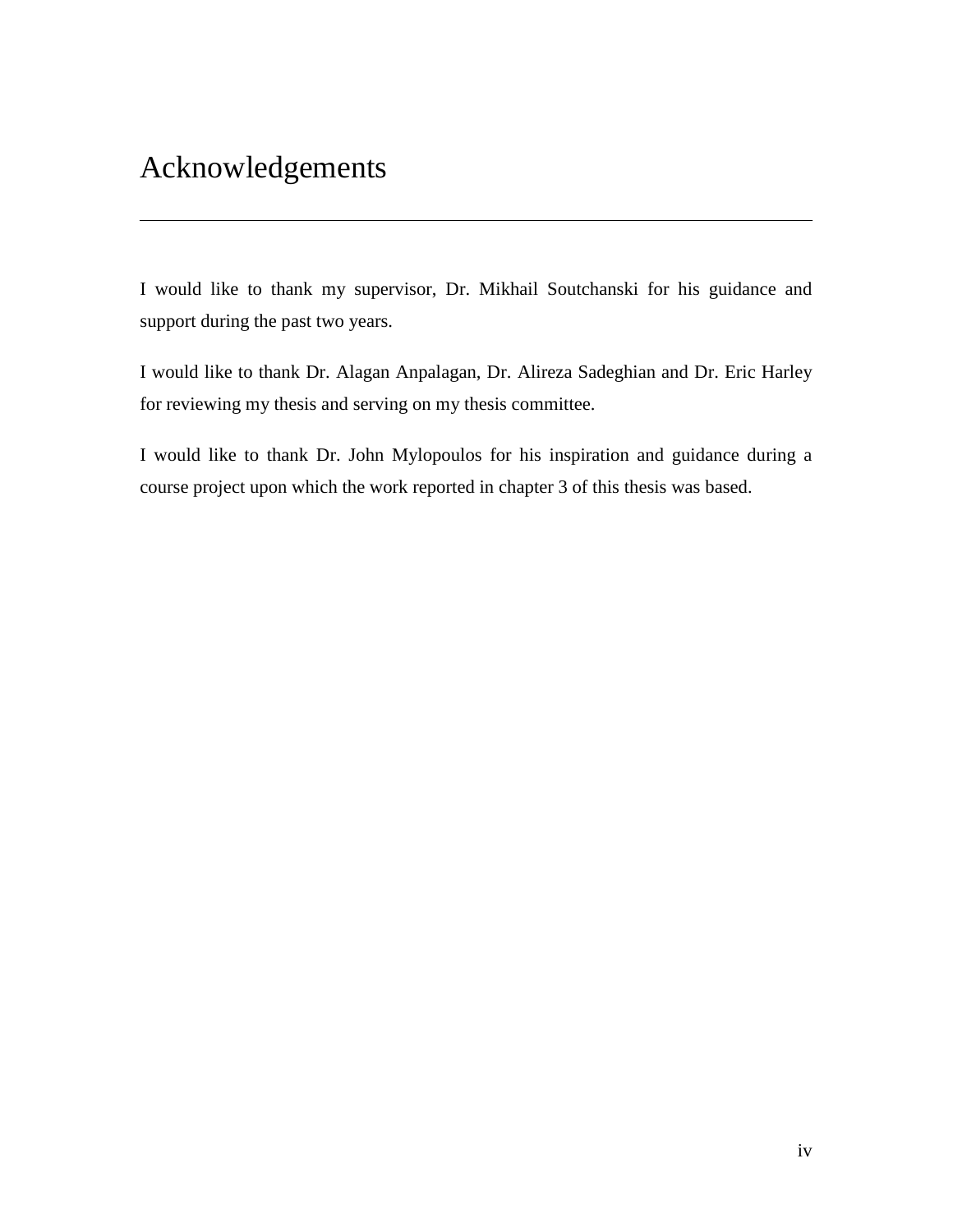# Acknowledgements

I would like to thank my supervisor, Dr. Mikhail Soutchanski for his guidance and support during the past two years.

I would like to thank Dr. Alagan Anpalagan, Dr. Alireza Sadeghian and Dr. Eric Harley for reviewing my thesis and serving on my thesis committee.

I would like to thank Dr. John Mylopoulos for his inspiration and guidance during a course project upon which the work reported in chapter 3 of this thesis was based.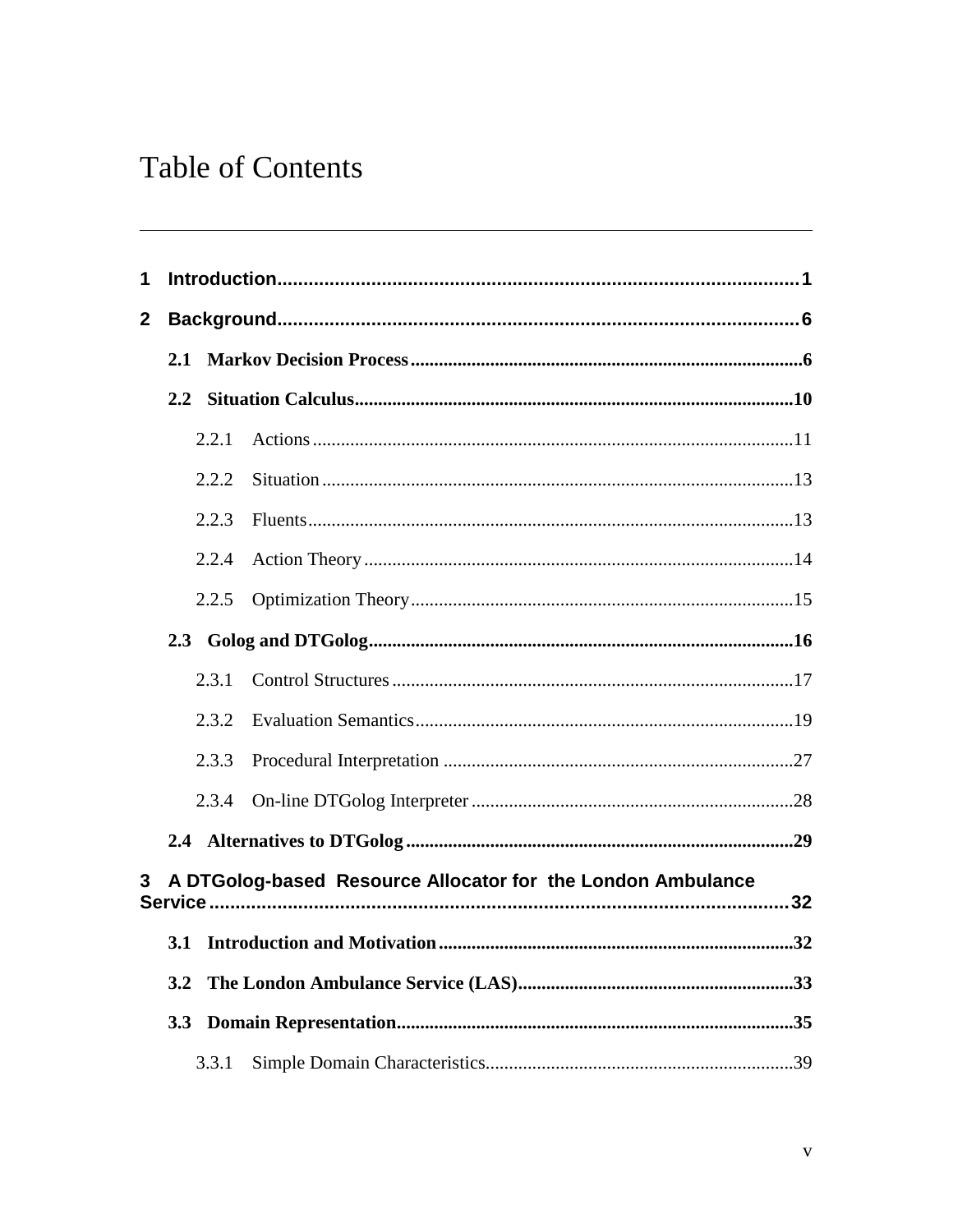# Table of Contents

1 Introduction ........................................................................................ 1

2 Background ........................................................................................ 6

- 2.1 Markov Decision Process ........................................................................ 6
- 2.2 Situation Calculus ........................................................................ 10
  - 2.2.1 Actions ........................................................................ 11
  - 2.2.2 Situation ........................................................................ 13
  - 2.2.3 Fluents ........................................................................ 13
  - 2.2.4 Action Theory ........................................................................ 14
  - 2.2.5 Optimization Theory ........................................................................ 15
- 2.3 Golog and DTGolog ........................................................................ 16
  - 2.3.1 Control Structures ........................................................................ 17
  - 2.3.2 Evaluation Semantics ........................................................................ 19
  - 2.3.3 Procedural Interpretation ........................................................................ 27
  - 2.3.4 On-line DTGolog Interpreter ........................................................................ 28
- 2.4 Alternatives to DTGolog ........................................................................ 29

3 A DTGolog-based Resource Allocator for the London Ambulance Service ........................................................................ 32

- 3.1 Introduction and Motivation ........................................................................ 32
- 3.2 The London Ambulance Service (LAS) ........................................................................ 33
- 3.3 Domain Representation ........................................................................ 35
  - 3.3.1 Simple Domain Characteristics ........................................................................ 39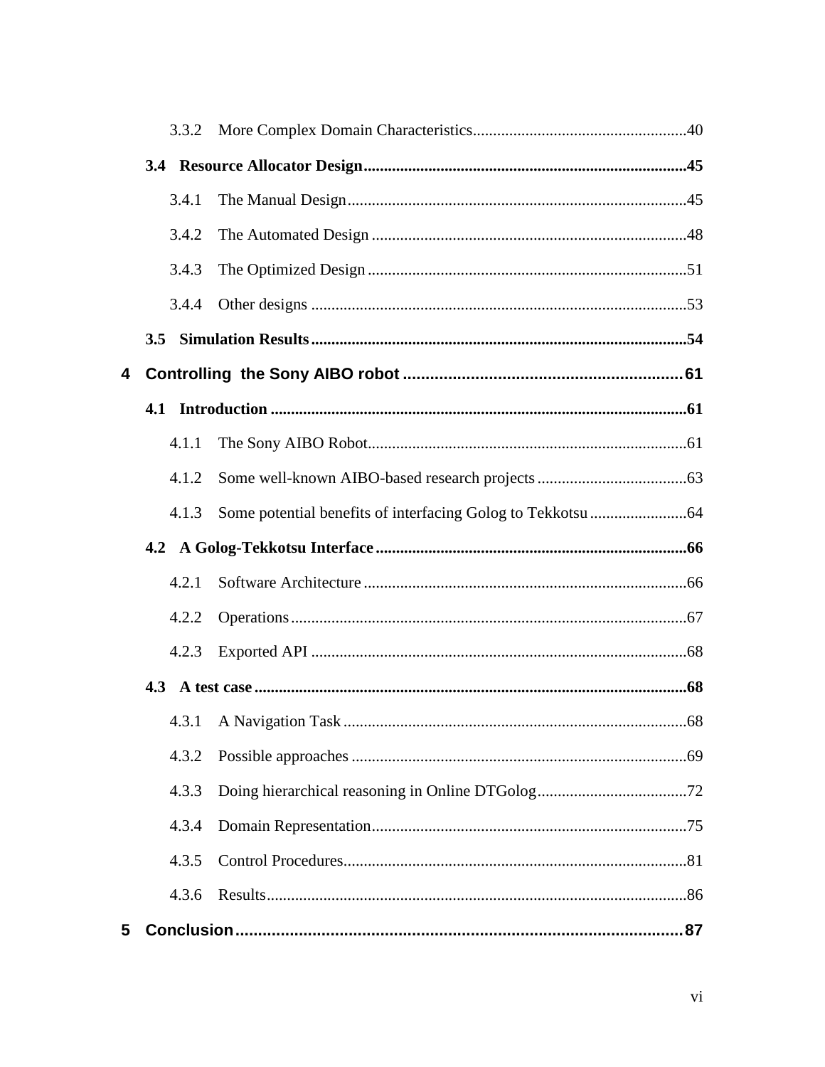3.3.2 More Complex Domain Characteristics....................................................40

**3.4 Resource Allocator Design................................................................................45**

3.4.1 The Manual Design....................................................................................45

3.4.2 The Automated Design ..............................................................................48

3.4.3 The Optimized Design ...............................................................................51

3.4.4 Other designs .............................................................................................53

**3.5 Simulation Results.............................................................................................54**

**4 Controlling the Sony AIBO robot .............................................................61**

**4.1 Introduction .......................................................................................................61**

4.1.1 The Sony AIBO Robot...............................................................................61

4.1.2 Some well-known AIBO-based research projects .....................................63

4.1.3 Some potential benefits of interfacing Golog to Tekkotsu........................64

**4.2 A Golog-Tekkotsu Interface .............................................................................66**

4.2.1 Software Architecture ................................................................................66

4.2.2 Operations..................................................................................................67

4.2.3 Exported API .............................................................................................68

**4.3 A test case ..........................................................................................................68**

4.3.1 A Navigation Task .....................................................................................68

4.3.2 Possible approaches ...................................................................................69

4.3.3 Doing hierarchical reasoning in Online DTGolog.....................................72

4.3.4 Domain Representation..............................................................................75

4.3.5 Control Procedures.....................................................................................81

4.3.6 Results........................................................................................................86

**5 Conclusion...................................................................................................87**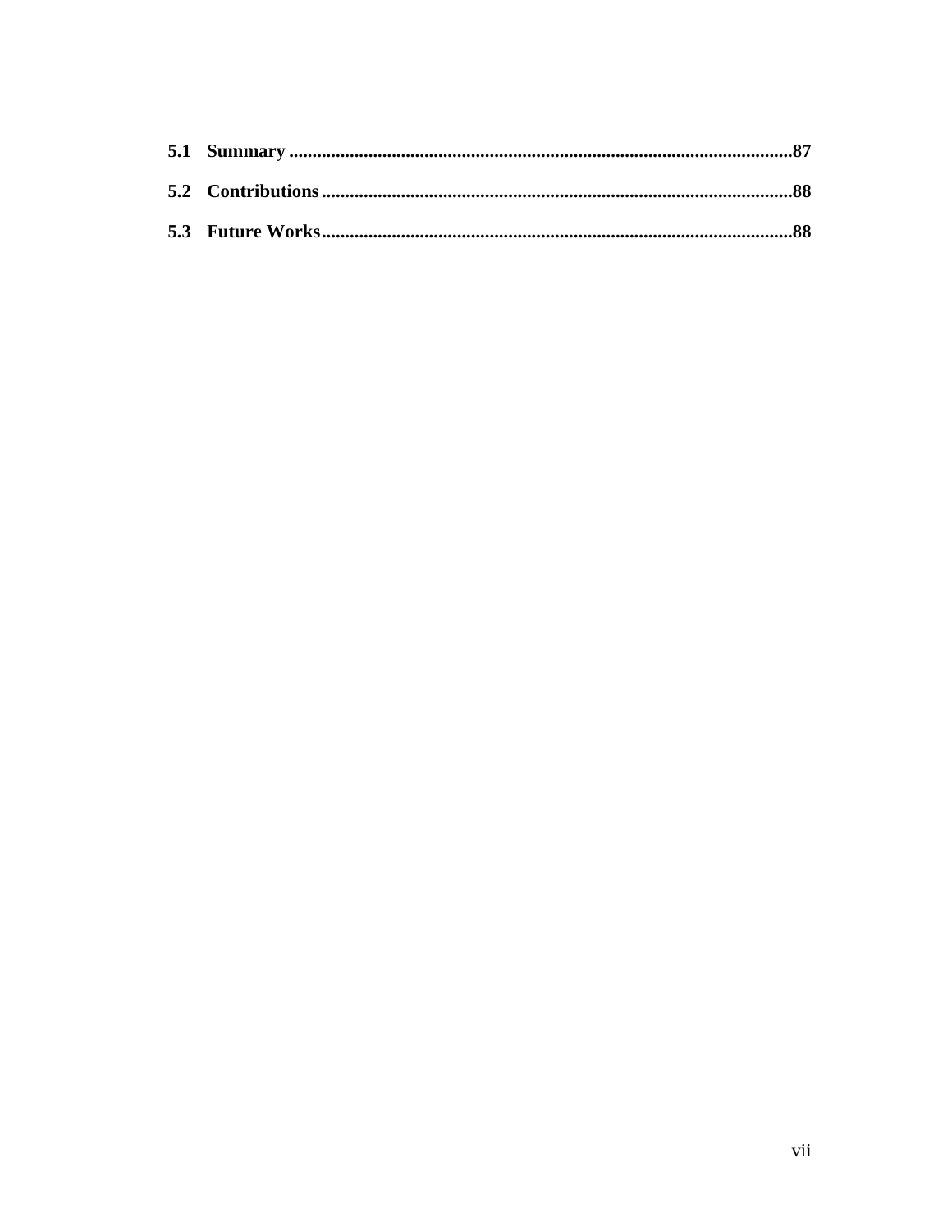**5.1 Summary** ........................................................................................................ **87**

**5.2 Contributions** .................................................................................................. **88**

**5.3 Future Works** .................................................................................................. **88**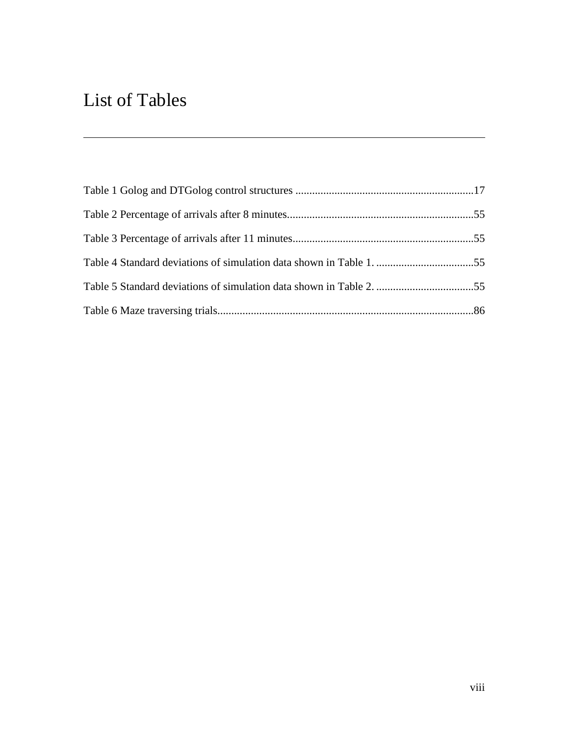# List of Tables

Table 1 Golog and DTGolog control structures ...............................................................17

Table 2 Percentage of arrivals after 8 minutes..................................................................55

Table 3 Percentage of arrivals after 11 minutes................................................................55

Table 4 Standard deviations of simulation data shown in Table 1. ...................................55

Table 5 Standard deviations of simulation data shown in Table 2. ...................................55

Table 6 Maze traversing trials...........................................................................................86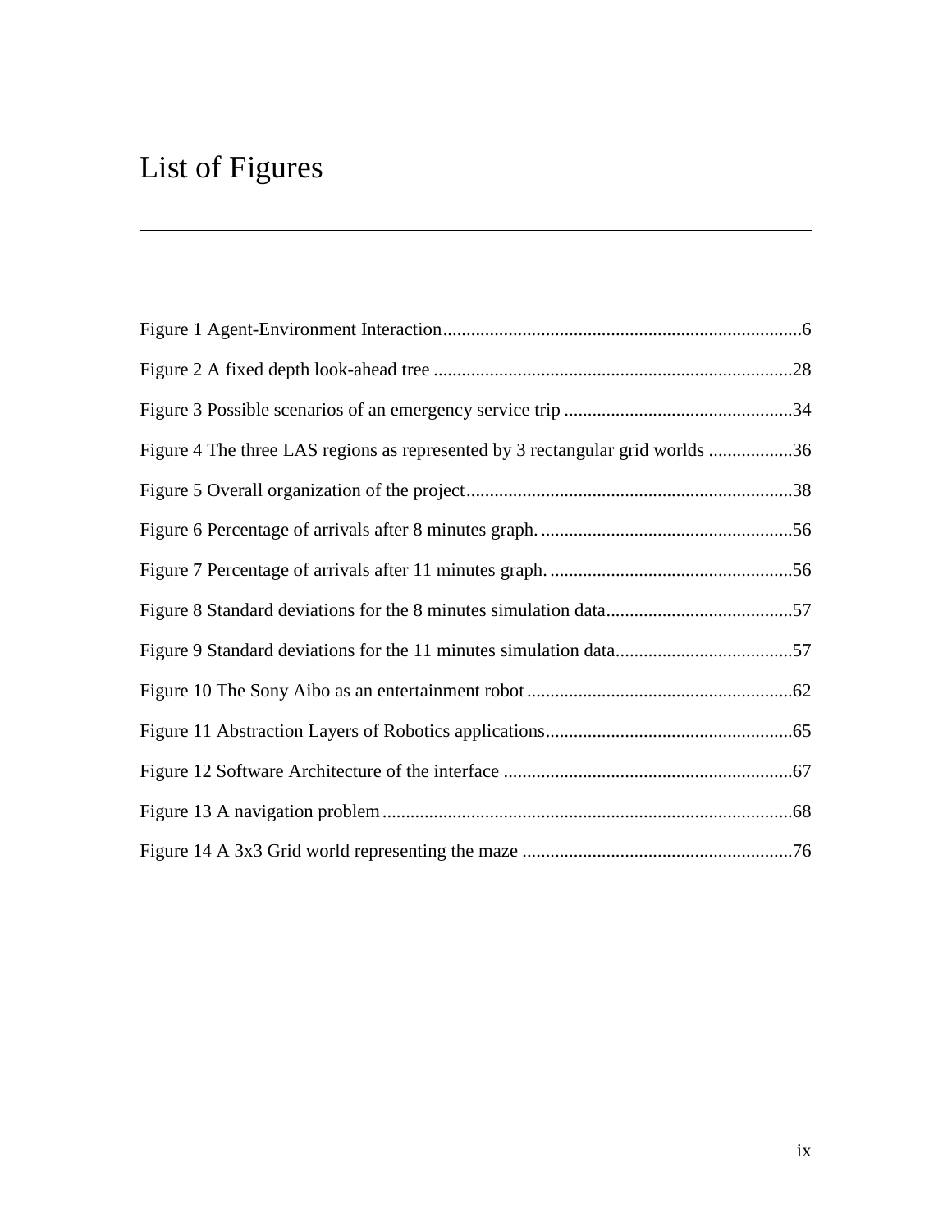# List of Figures

Figure 1 Agent-Environment Interaction............................................................................6

Figure 2 A fixed depth look-ahead tree ............................................................................28

Figure 3 Possible scenarios of an emergency service trip .................................................34

Figure 4 The three LAS regions as represented by 3 rectangular grid worlds ..................36

Figure 5 Overall organization of the project......................................................................38

Figure 6 Percentage of arrivals after 8 minutes graph. ......................................................56

Figure 7 Percentage of arrivals after 11 minutes graph. ....................................................56

Figure 8 Standard deviations for the 8 minutes simulation data........................................57

Figure 9 Standard deviations for the 11 minutes simulation data......................................57

Figure 10 The Sony Aibo as an entertainment robot .........................................................62

Figure 11 Abstraction Layers of Robotics applications.....................................................65

Figure 12 Software Architecture of the interface .............................................................67

Figure 13 A navigation problem........................................................................................68

Figure 14 A 3x3 Grid world representing the maze ..........................................................76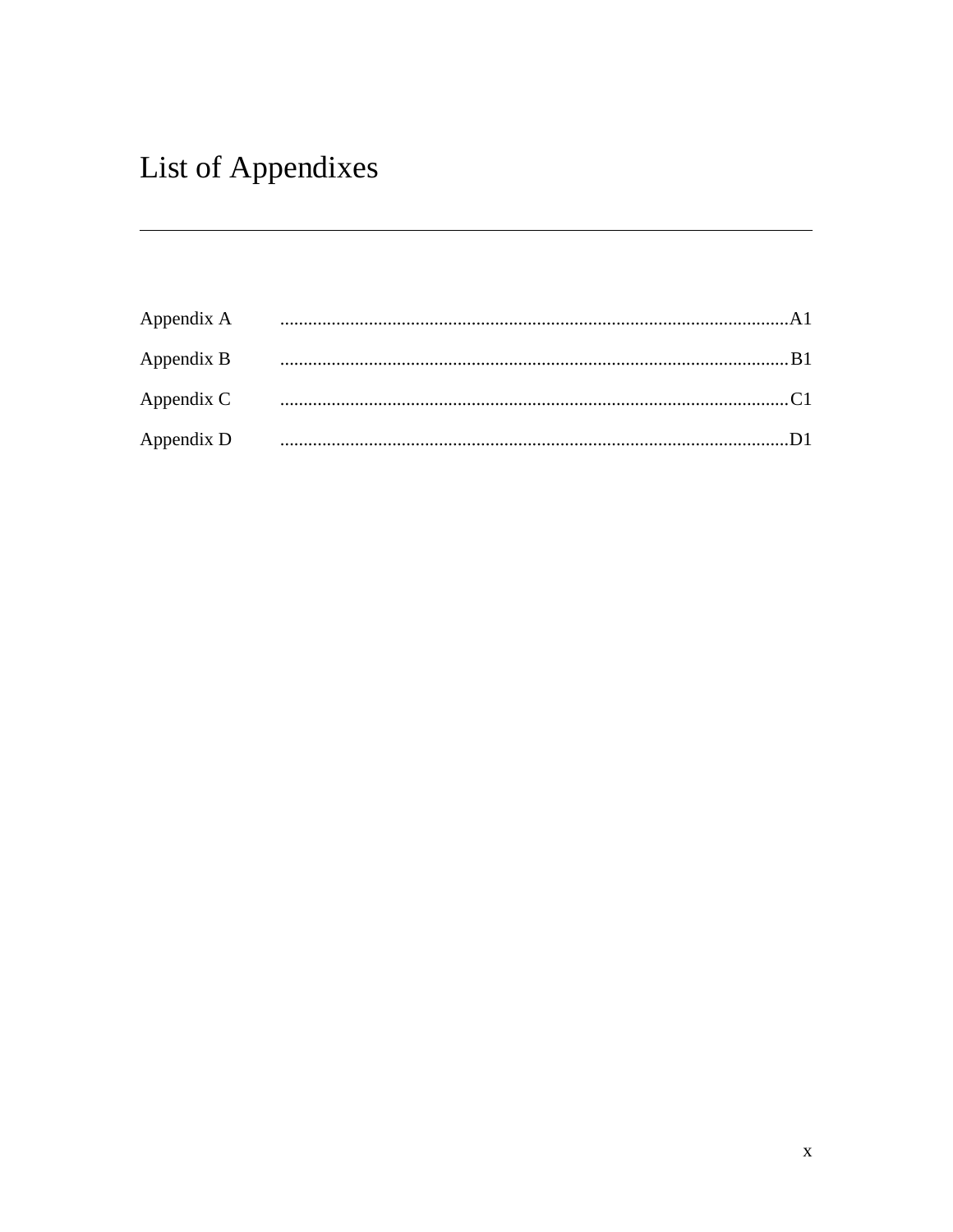# List of Appendixes

---

Appendix A ............................................................................................................A1

Appendix B ............................................................................................................B1

Appendix C ............................................................................................................C1

Appendix D ............................................................................................................D1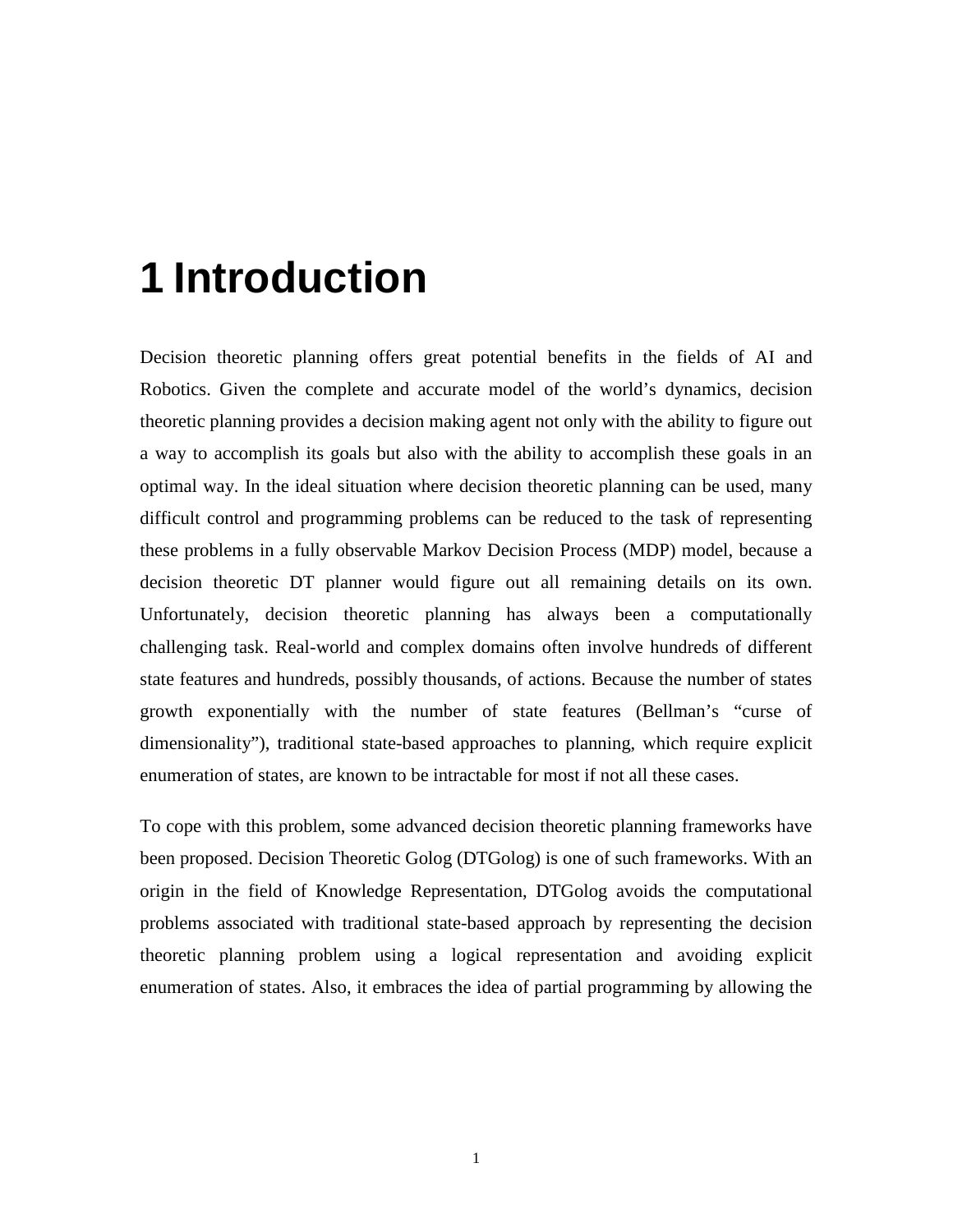# 1 Introduction

Decision theoretic planning offers great potential benefits in the fields of AI and Robotics. Given the complete and accurate model of the world's dynamics, decision theoretic planning provides a decision making agent not only with the ability to figure out a way to accomplish its goals but also with the ability to accomplish these goals in an optimal way. In the ideal situation where decision theoretic planning can be used, many difficult control and programming problems can be reduced to the task of representing these problems in a fully observable Markov Decision Process (MDP) model, because a decision theoretic DT planner would figure out all remaining details on its own. Unfortunately, decision theoretic planning has always been a computationally challenging task. Real-world and complex domains often involve hundreds of different state features and hundreds, possibly thousands, of actions. Because the number of states growth exponentially with the number of state features (Bellman's "curse of dimensionality"), traditional state-based approaches to planning, which require explicit enumeration of states, are known to be intractable for most if not all these cases.

To cope with this problem, some advanced decision theoretic planning frameworks have been proposed. Decision Theoretic Golog (DTGolog) is one of such frameworks. With an origin in the field of Knowledge Representation, DTGolog avoids the computational problems associated with traditional state-based approach by representing the decision theoretic planning problem using a logical representation and avoiding explicit enumeration of states. Also, it embraces the idea of partial programming by allowing the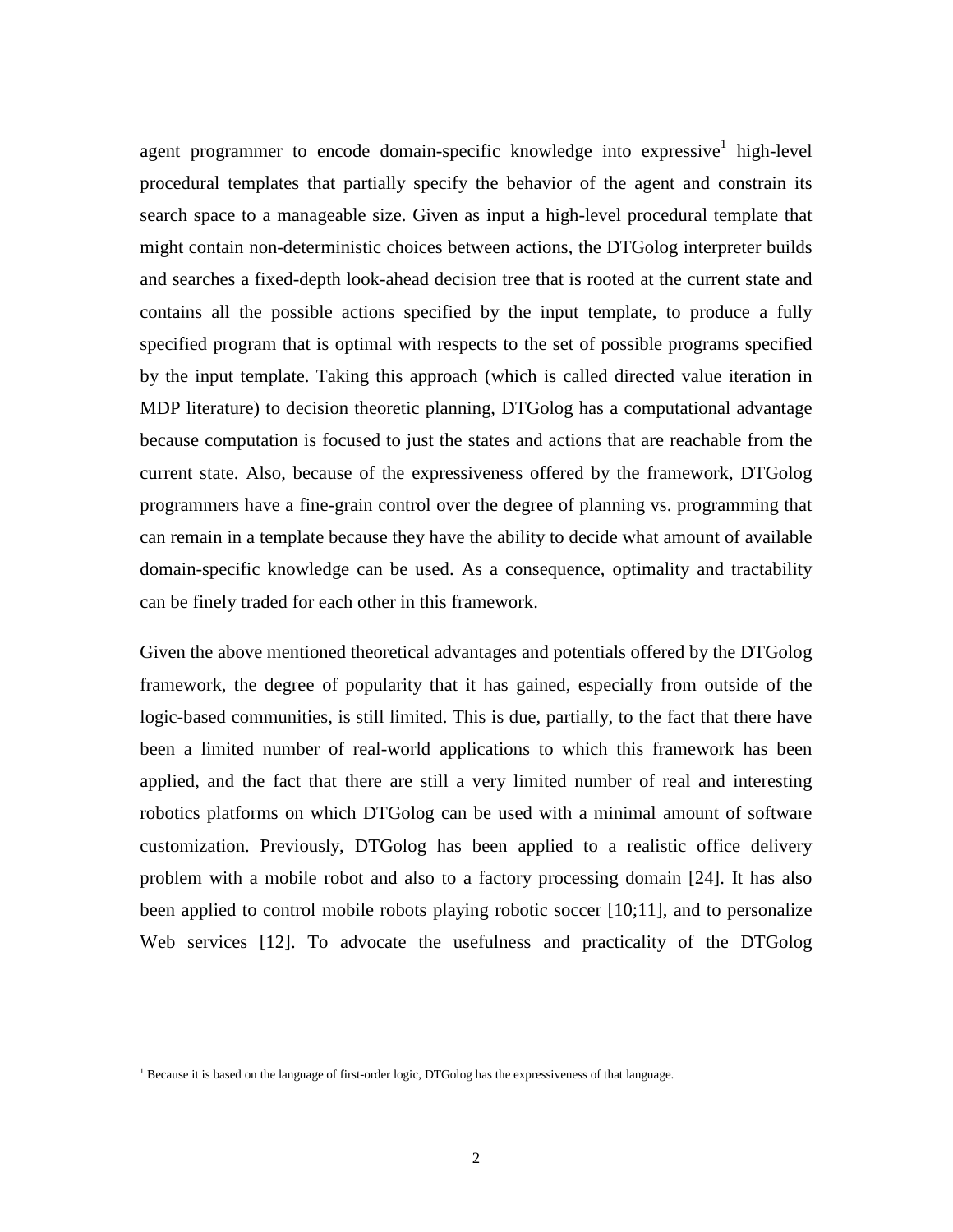agent programmer to encode domain-specific knowledge into expressive[1] high-level procedural templates that partially specify the behavior of the agent and constrain its search space to a manageable size. Given as input a high-level procedural template that might contain non-deterministic choices between actions, the DTGolog interpreter builds and searches a fixed-depth look-ahead decision tree that is rooted at the current state and contains all the possible actions specified by the input template, to produce a fully specified program that is optimal with respects to the set of possible programs specified by the input template. Taking this approach (which is called directed value iteration in MDP literature) to decision theoretic planning, DTGolog has a computational advantage because computation is focused to just the states and actions that are reachable from the current state. Also, because of the expressiveness offered by the framework, DTGolog programmers have a fine-grain control over the degree of planning vs. programming that can remain in a template because they have the ability to decide what amount of available domain-specific knowledge can be used. As a consequence, optimality and tractability can be finely traded for each other in this framework.

Given the above mentioned theoretical advantages and potentials offered by the DTGolog framework, the degree of popularity that it has gained, especially from outside of the logic-based communities, is still limited. This is due, partially, to the fact that there have been a limited number of real-world applications to which this framework has been applied, and the fact that there are still a very limited number of real and interesting robotics platforms on which DTGolog can be used with a minimal amount of software customization. Previously, DTGolog has been applied to a realistic office delivery problem with a mobile robot and also to a factory processing domain [24]. It has also been applied to control mobile robots playing robotic soccer [10;11], and to personalize Web services [12]. To advocate the usefulness and practicality of the DTGolog

[1] Because it is based on the language of first-order logic, DTGolog has the expressiveness of that language.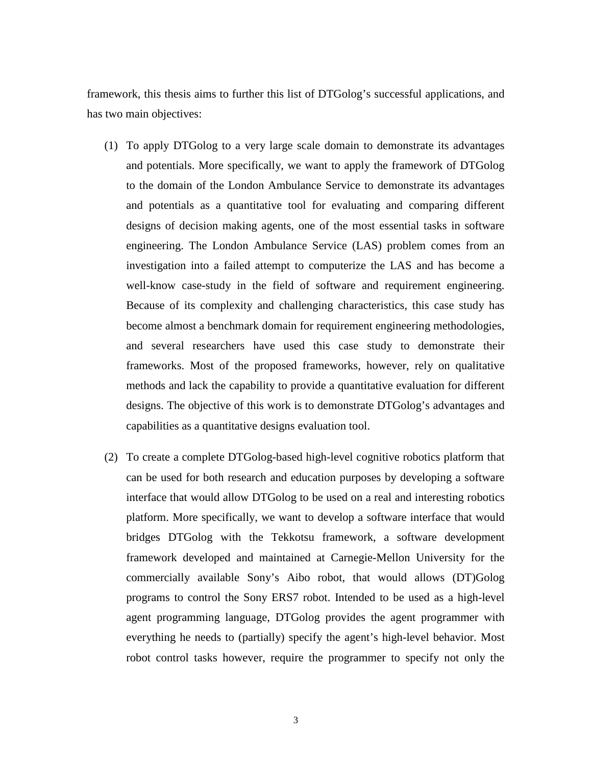framework, this thesis aims to further this list of DTGolog's successful applications, and has two main objectives:

(1) To apply DTGolog to a very large scale domain to demonstrate its advantages and potentials. More specifically, we want to apply the framework of DTGolog to the domain of the London Ambulance Service to demonstrate its advantages and potentials as a quantitative tool for evaluating and comparing different designs of decision making agents, one of the most essential tasks in software engineering. The London Ambulance Service (LAS) problem comes from an investigation into a failed attempt to computerize the LAS and has become a well-know case-study in the field of software and requirement engineering. Because of its complexity and challenging characteristics, this case study has become almost a benchmark domain for requirement engineering methodologies, and several researchers have used this case study to demonstrate their frameworks. Most of the proposed frameworks, however, rely on qualitative methods and lack the capability to provide a quantitative evaluation for different designs. The objective of this work is to demonstrate DTGolog's advantages and capabilities as a quantitative designs evaluation tool.

(2) To create a complete DTGolog-based high-level cognitive robotics platform that can be used for both research and education purposes by developing a software interface that would allow DTGolog to be used on a real and interesting robotics platform. More specifically, we want to develop a software interface that would bridges DTGolog with the Tekkotsu framework, a software development framework developed and maintained at Carnegie-Mellon University for the commercially available Sony's Aibo robot, that would allows (DT)Golog programs to control the Sony ERS7 robot. Intended to be used as a high-level agent programming language, DTGolog provides the agent programmer with everything he needs to (partially) specify the agent's high-level behavior. Most robot control tasks however, require the programmer to specify not only the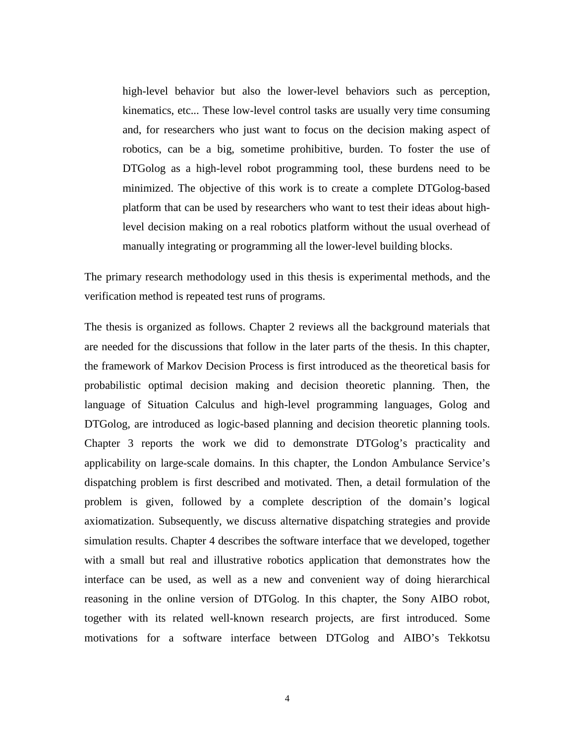high-level behavior but also the lower-level behaviors such as perception, kinematics, etc... These low-level control tasks are usually very time consuming and, for researchers who just want to focus on the decision making aspect of robotics, can be a big, sometime prohibitive, burden. To foster the use of DTGolog as a high-level robot programming tool, these burdens need to be minimized. The objective of this work is to create a complete DTGolog-based platform that can be used by researchers who want to test their ideas about high-level decision making on a real robotics platform without the usual overhead of manually integrating or programming all the lower-level building blocks.

The primary research methodology used in this thesis is experimental methods, and the verification method is repeated test runs of programs.

The thesis is organized as follows. Chapter 2 reviews all the background materials that are needed for the discussions that follow in the later parts of the thesis. In this chapter, the framework of Markov Decision Process is first introduced as the theoretical basis for probabilistic optimal decision making and decision theoretic planning. Then, the language of Situation Calculus and high-level programming languages, Golog and DTGolog, are introduced as logic-based planning and decision theoretic planning tools. Chapter 3 reports the work we did to demonstrate DTGolog's practicality and applicability on large-scale domains. In this chapter, the London Ambulance Service's dispatching problem is first described and motivated. Then, a detail formulation of the problem is given, followed by a complete description of the domain's logical axiomatization. Subsequently, we discuss alternative dispatching strategies and provide simulation results. Chapter 4 describes the software interface that we developed, together with a small but real and illustrative robotics application that demonstrates how the interface can be used, as well as a new and convenient way of doing hierarchical reasoning in the online version of DTGolog. In this chapter, the Sony AIBO robot, together with its related well-known research projects, are first introduced. Some motivations for a software interface between DTGolog and AIBO's Tekkotsu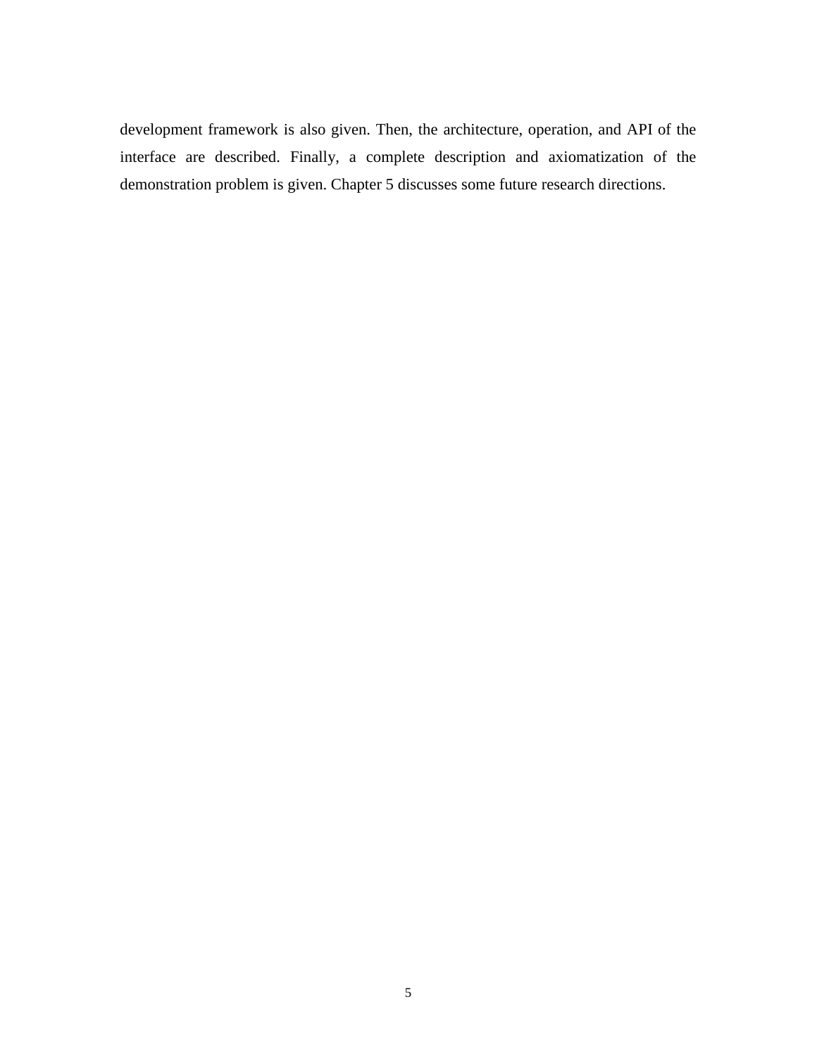development framework is also given. Then, the architecture, operation, and API of the interface are described. Finally, a complete description and axiomatization of the demonstration problem is given. Chapter 5 discusses some future research directions.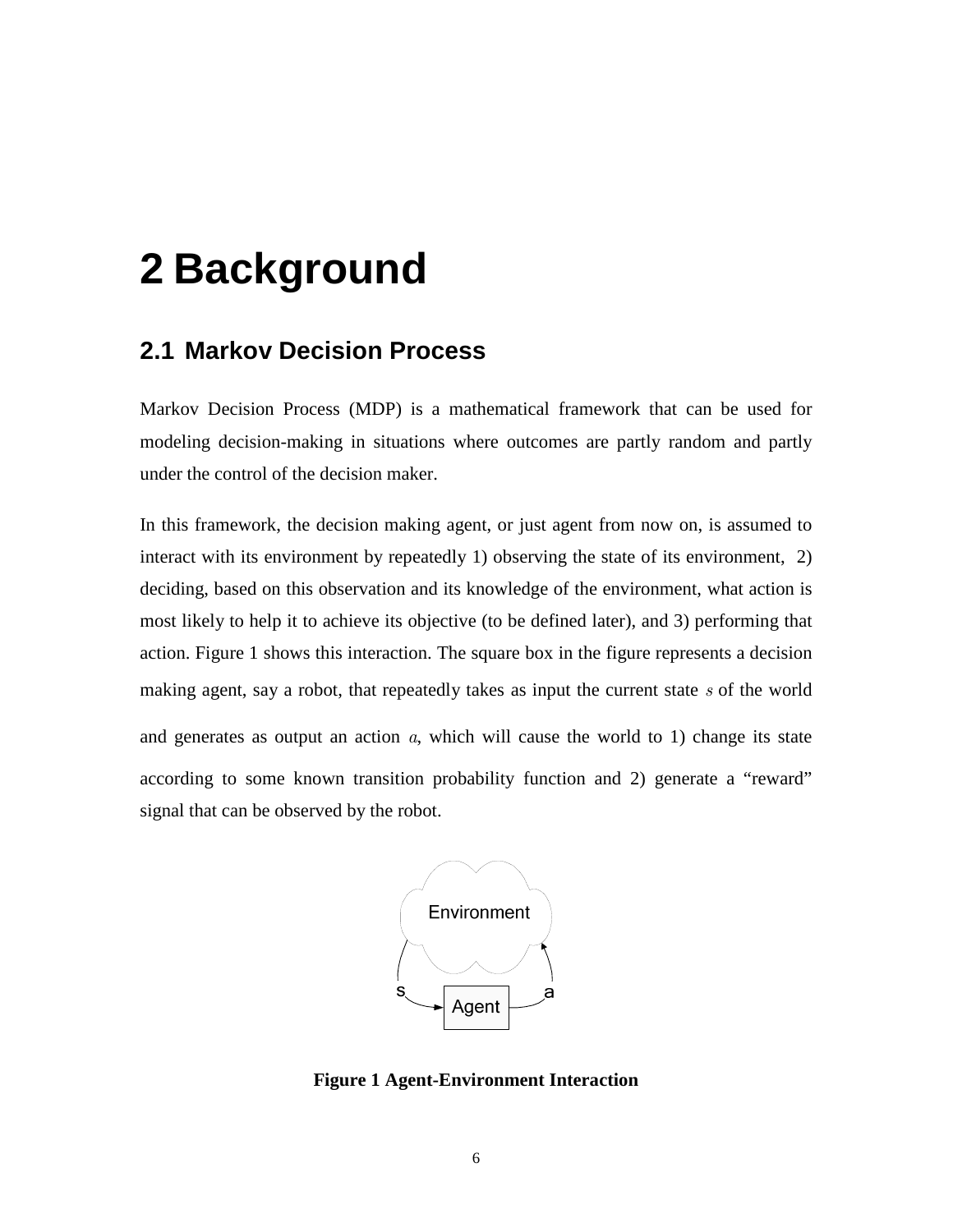# 2 Background

## 2.1 Markov Decision Process

Markov Decision Process (MDP) is a mathematical framework that can be used for modeling decision-making in situations where outcomes are partly random and partly under the control of the decision maker.

In this framework, the decision making agent, or just agent from now on, is assumed to interact with its environment by repeatedly 1) observing the state of its environment, 2) deciding, based on this observation and its knowledge of the environment, what action is most likely to help it to achieve its objective (to be defined later), and 3) performing that action. Figure 1 shows this interaction. The square box in the figure represents a decision making agent, say a robot, that repeatedly takes as input the current state $s$ of the world and generates as output an action $a$, which will cause the world to 1) change its state according to some known transition probability function and 2) generate a "reward" signal that can be observed by the robot.

**Figure 1 Agent-Environment Interaction**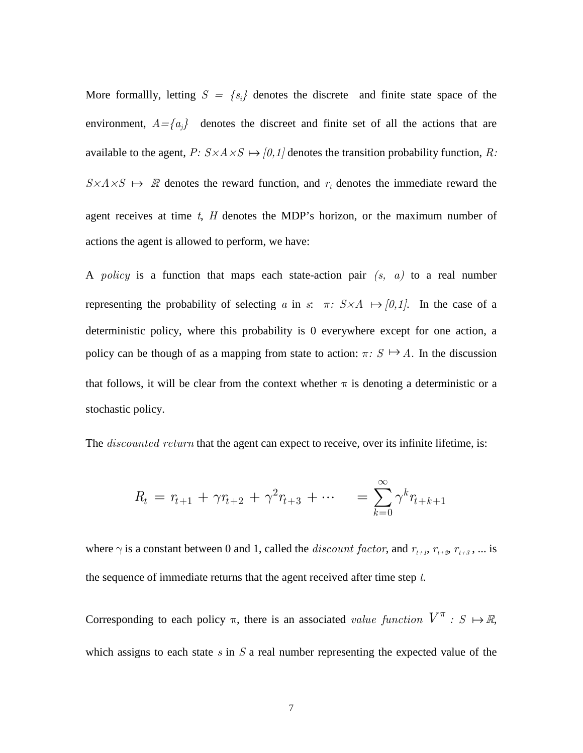More formallly, letting $S = \{s_i\}$ denotes the discrete and finite state space of the environment, $A=\{a_j\}$ denotes the discreet and finite set of all the actions that are available to the agent, $P: S\times A\times S \mapsto [0,1]$ denotes the transition probability function, $R: S\times A\times S \mapsto \mathbb{R}$ denotes the reward function, and $r_t$ denotes the immediate reward the agent receives at time $t$, $H$ denotes the MDP's horizon, or the maximum number of actions the agent is allowed to perform, we have:

A *policy* is a function that maps each state-action pair $(s, a)$ to a real number representing the probability of selecting $a$ in $s$: $\pi: S\times A \mapsto [0,1]$. In the case of a deterministic policy, where this probability is 0 everywhere except for one action, a policy can be though of as a mapping from state to action: $\pi: S \mapsto A$. In the discussion that follows, it will be clear from the context whether $\pi$ is denoting a deterministic or a stochastic policy.

The *discounted return* that the agent can expect to receive, over its infinite lifetime, is:

$$R_t = r_{t+1} + \gamma r_{t+2} + \gamma^2 r_{t+3} + \cdots \quad = \sum_{k=0}^{\infty} \gamma^k r_{t+k+1}$$

where $\gamma$ is a constant between 0 and 1, called the *discount factor*, and $r_{t+1}$, $r_{t+2}$, $r_{t+3}$, ... is the sequence of immediate returns that the agent received after time step $t$.

Corresponding to each policy $\pi$, there is an associated *value function* $V^\pi : S \mapsto \mathbb{R}$, which assigns to each state $s$ in $S$ a real number representing the expected value of the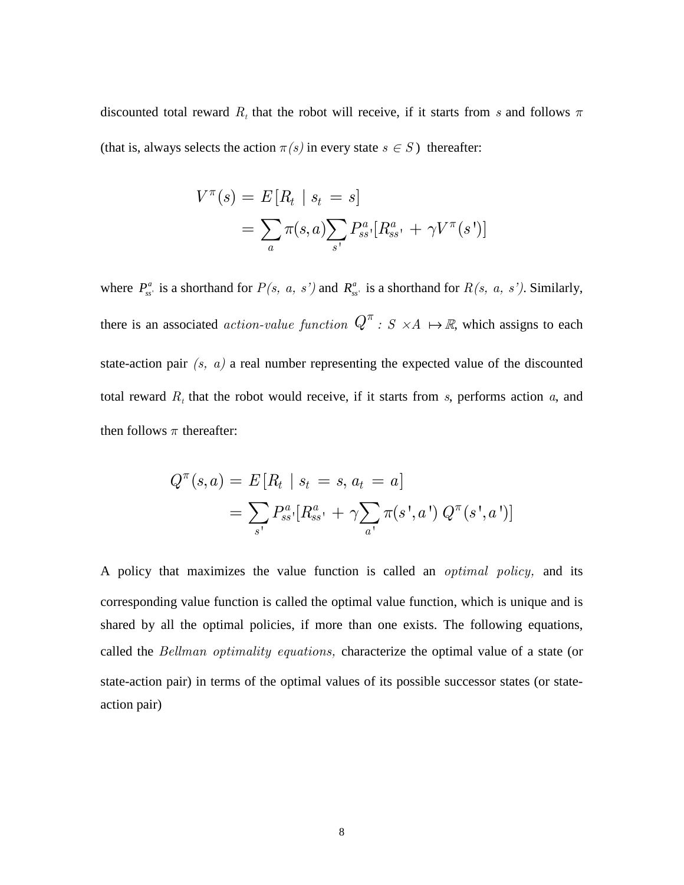discounted total reward $R_t$ that the robot will receive, if it starts from $s$ and follows $\pi$ (that is, always selects the action $\pi(s)$ in every state $s \in S$) thereafter:

$$
\begin{aligned}
V^{\pi}(s) &= E[R_t \mid s_t = s] \\
&= \sum_{a} \pi(s,a) \sum_{s'} P_{ss'}^{a} [R_{ss'}^{a} + \gamma V^{\pi}(s')]
\end{aligned}
$$

where $P_{ss'}^{a}$ is a shorthand for $P(s, a, s')$ and $R_{ss'}^{a}$ is a shorthand for $R(s, a, s')$. Similarly, there is an associated *action-value function* $Q^{\pi} : S \times A \mapsto \mathbb{R}$, which assigns to each state-action pair $(s, a)$ a real number representing the expected value of the discounted total reward $R_t$ that the robot would receive, if it starts from $s$, performs action $a$, and then follows $\pi$ thereafter:

$$
\begin{aligned}
Q^{\pi}(s,a) &= E[R_t \mid s_t = s, a_t = a] \\
&= \sum_{s'} P_{ss'}^{a} [R_{ss'}^{a} + \gamma \sum_{a'} \pi(s',a') \, Q^{\pi}(s',a')]
\end{aligned}
$$

A policy that maximizes the value function is called an *optimal policy,* and its corresponding value function is called the optimal value function, which is unique and is shared by all the optimal policies, if more than one exists. The following equations, called the *Bellman optimality equations,* characterize the optimal value of a state (or state-action pair) in terms of the optimal values of its possible successor states (or state-action pair)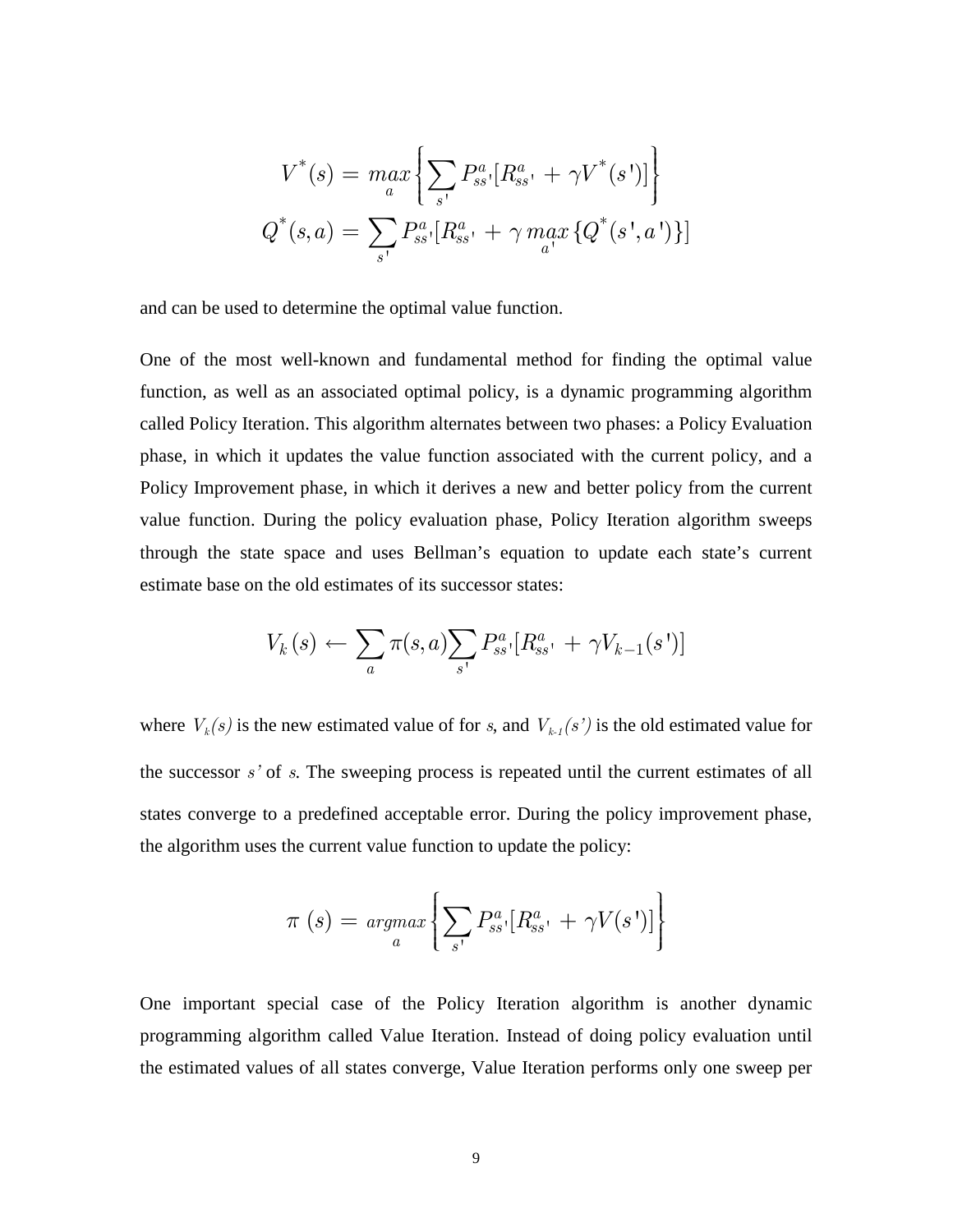$$V^*(s) = \max_a \left\{ \sum_{s'} P^a_{ss'}[R^a_{ss'} + \gamma V^*(s')] \right\}$$

$$Q^*(s,a) = \sum_{s'} P^a_{ss'}[R^a_{ss'} + \gamma \max_{a'} \{Q^*(s',a')\}]$$

and can be used to determine the optimal value function.

One of the most well-known and fundamental method for finding the optimal value function, as well as an associated optimal policy, is a dynamic programming algorithm called Policy Iteration. This algorithm alternates between two phases: a Policy Evaluation phase, in which it updates the value function associated with the current policy, and a Policy Improvement phase, in which it derives a new and better policy from the current value function. During the policy evaluation phase, Policy Iteration algorithm sweeps through the state space and uses Bellman's equation to update each state's current estimate base on the old estimates of its successor states:

$$V_k(s) \leftarrow \sum_a \pi(s,a) \sum_{s'} P^a_{ss'}[R^a_{ss'} + \gamma V_{k-1}(s')]$$

where $V_k(s)$ is the new estimated value of for $s$, and $V_{k-1}(s')$ is the old estimated value for the successor $s'$ of $s$. The sweeping process is repeated until the current estimates of all states converge to a predefined acceptable error. During the policy improvement phase, the algorithm uses the current value function to update the policy:

$$\pi(s) = \underset{a}{argmax} \left\{ \sum_{s'} P^a_{ss'}[R^a_{ss'} + \gamma V(s')] \right\}$$

One important special case of the Policy Iteration algorithm is another dynamic programming algorithm called Value Iteration. Instead of doing policy evaluation until the estimated values of all states converge, Value Iteration performs only one sweep per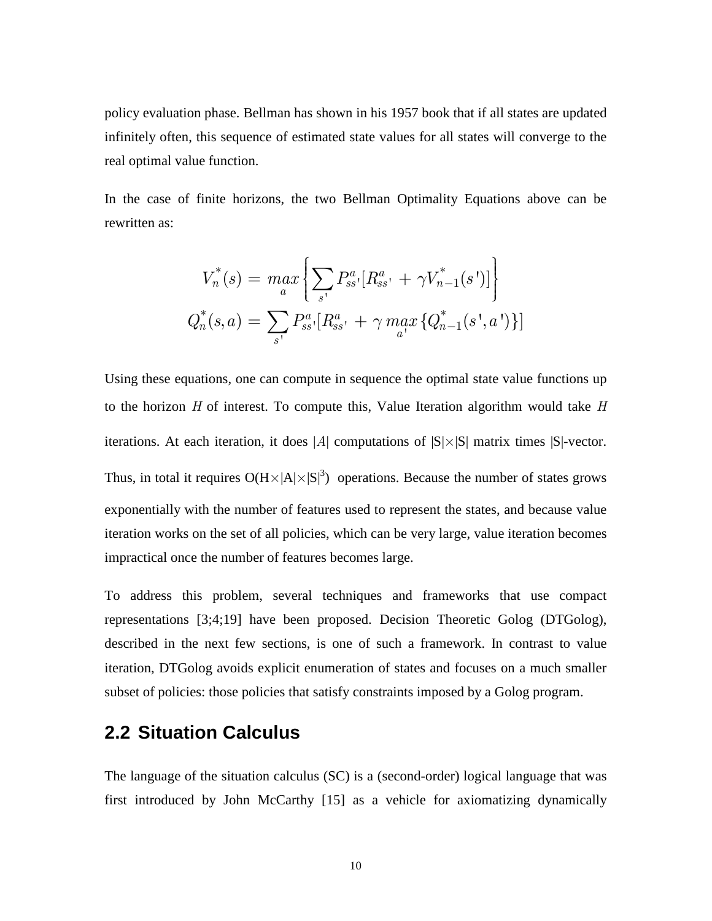policy evaluation phase. Bellman has shown in his 1957 book that if all states are updated infinitely often, this sequence of estimated state values for all states will converge to the real optimal value function.

In the case of finite horizons, the two Bellman Optimality Equations above can be rewritten as:

$$V_n^*(s) = \max_a \left\{ \sum_{s'} P_{ss'}^a [R_{ss'}^a + \gamma V_{n-1}^*(s')] \right\}$$

$$Q_n^*(s,a) = \sum_{s'} P_{ss'}^a [R_{ss'}^a + \gamma \max_{a'} \{Q_{n-1}^*(s',a')\}]$$

Using these equations, one can compute in sequence the optimal state value functions up to the horizon $H$ of interest. To compute this, Value Iteration algorithm would take $H$ iterations. At each iteration, it does $|A|$ computations of $|S| \times |S|$ matrix times $|S|$-vector. Thus, in total it requires $O(H \times |A| \times |S|^3)$ operations. Because the number of states grows exponentially with the number of features used to represent the states, and because value iteration works on the set of all policies, which can be very large, value iteration becomes impractical once the number of features becomes large.

To address this problem, several techniques and frameworks that use compact representations [3;4;19] have been proposed. Decision Theoretic Golog (DTGolog), described in the next few sections, is one of such a framework. In contrast to value iteration, DTGolog avoids explicit enumeration of states and focuses on a much smaller subset of policies: those policies that satisfy constraints imposed by a Golog program.

## 2.2 Situation Calculus

The language of the situation calculus (SC) is a (second-order) logical language that was first introduced by John McCarthy [15] as a vehicle for axiomatizing dynamically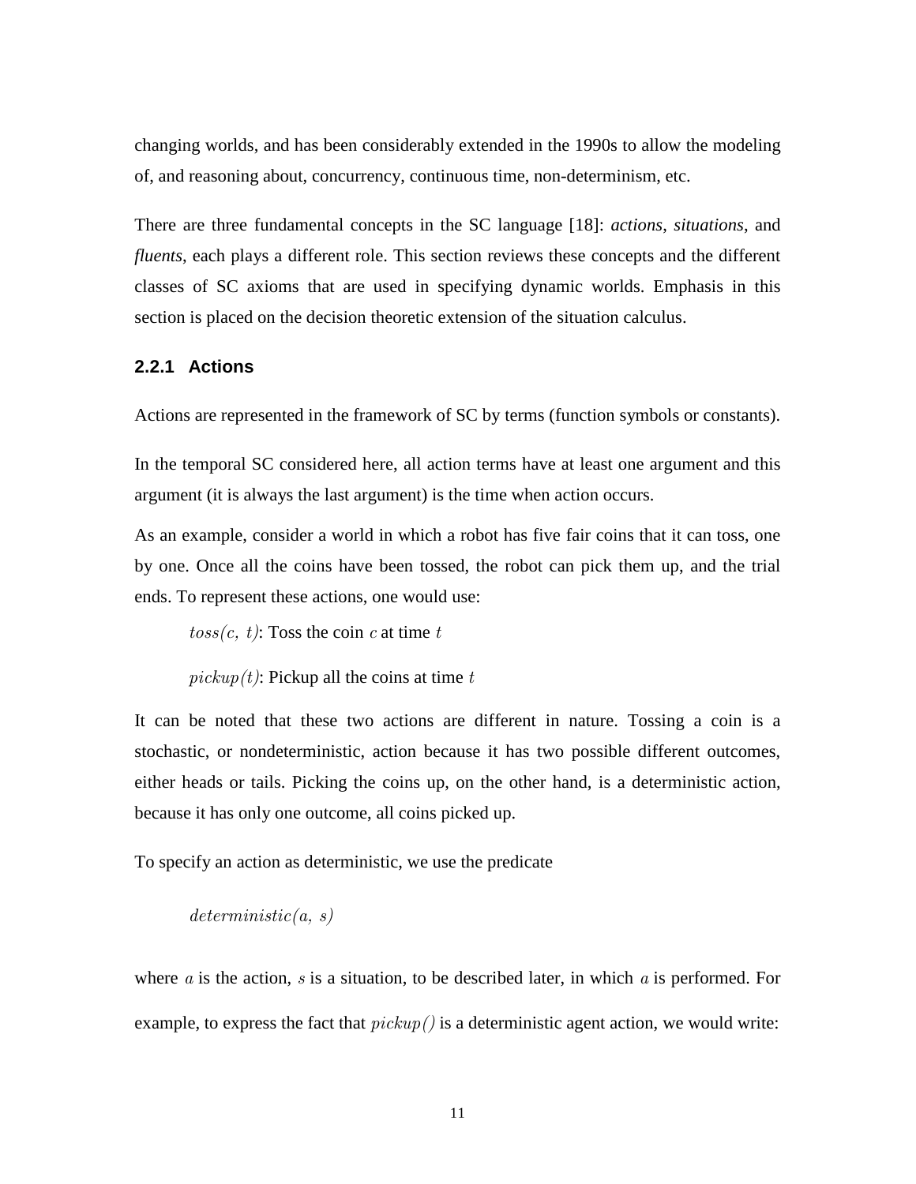changing worlds, and has been considerably extended in the 1990s to allow the modeling of, and reasoning about, concurrency, continuous time, non-determinism, etc.

There are three fundamental concepts in the SC language [18]: *actions*, *situations*, and *fluents*, each plays a different role. This section reviews these concepts and the different classes of SC axioms that are used in specifying dynamic worlds. Emphasis in this section is placed on the decision theoretic extension of the situation calculus.

### 2.2.1 Actions

Actions are represented in the framework of SC by terms (function symbols or constants).

In the temporal SC considered here, all action terms have at least one argument and this argument (it is always the last argument) is the time when action occurs.

As an example, consider a world in which a robot has five fair coins that it can toss, one by one. Once all the coins have been tossed, the robot can pick them up, and the trial ends. To represent these actions, one would use:

$toss(c,\ t)$: Toss the coin $c$ at time $t$

$pickup(t)$: Pickup all the coins at time $t$

It can be noted that these two actions are different in nature. Tossing a coin is a stochastic, or nondeterministic, action because it has two possible different outcomes, either heads or tails. Picking the coins up, on the other hand, is a deterministic action, because it has only one outcome, all coins picked up.

To specify an action as deterministic, we use the predicate

$$deterministic(a,\ s)$$

where $a$ is the action, $s$ is a situation, to be described later, in which $a$ is performed. For example, to express the fact that $pickup()$ is a deterministic agent action, we would write: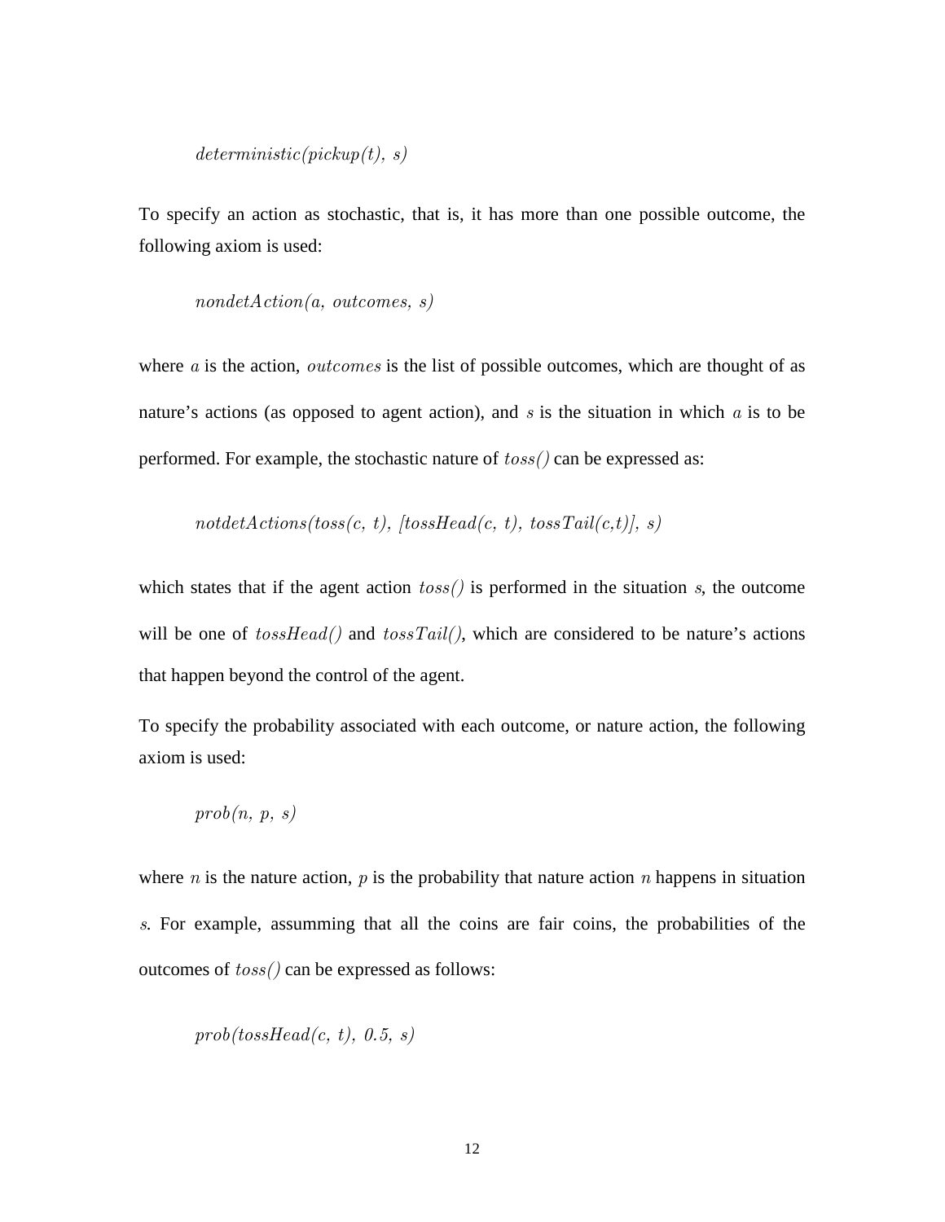$deterministic(pickup(t),\ s)$

To specify an action as stochastic, that is, it has more than one possible outcome, the following axiom is used:

$nondetAction(a,\ outcomes,\ s)$

where $a$ is the action, $outcomes$ is the list of possible outcomes, which are thought of as nature's actions (as opposed to agent action), and $s$ is the situation in which $a$ is to be performed. For example, the stochastic nature of $toss()$ can be expressed as:

$notdetActions(toss(c,\ t),\ [tossHead(c,\ t),\ tossTail(c,t)],\ s)$

which states that if the agent action $toss()$ is performed in the situation $s$, the outcome will be one of $tossHead()$ and $tossTail()$, which are considered to be nature's actions that happen beyond the control of the agent.

To specify the probability associated with each outcome, or nature action, the following axiom is used:

$prob(n,\ p,\ s)$

where $n$ is the nature action, $p$ is the probability that nature action $n$ happens in situation $s$. For example, assumming that all the coins are fair coins, the probabilities of the outcomes of $toss()$ can be expressed as follows:

$prob(tossHead(c,\ t),\ 0.5,\ s)$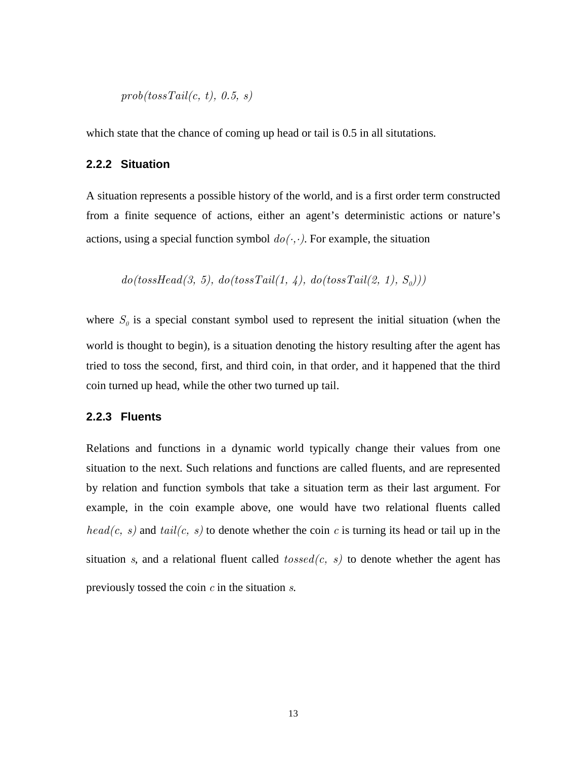$$prob(tossTail(c, t), 0.5, s)$$

which state that the chance of coming up head or tail is 0.5 in all situtations.

### 2.2.2 Situation

A situation represents a possible history of the world, and is a first order term constructed from a finite sequence of actions, either an agent's deterministic actions or nature's actions, using a special function symbol $do(\cdot,\cdot)$. For example, the situation

$$do(tossHead(3, 5), do(tossTail(1, 4), do(tossTail(2, 1), S_0)))$$

where $S_0$ is a special constant symbol used to represent the initial situation (when the world is thought to begin), is a situation denoting the history resulting after the agent has tried to toss the second, first, and third coin, in that order, and it happened that the third coin turned up head, while the other two turned up tail.

### 2.2.3 Fluents

Relations and functions in a dynamic world typically change their values from one situation to the next. Such relations and functions are called fluents, and are represented by relation and function symbols that take a situation term as their last argument. For example, in the coin example above, one would have two relational fluents called $head(c, s)$ and $tail(c, s)$ to denote whether the coin $c$ is turning its head or tail up in the situation $s$, and a relational fluent called $tossed(c, s)$ to denote whether the agent has previously tossed the coin $c$ in the situation $s$.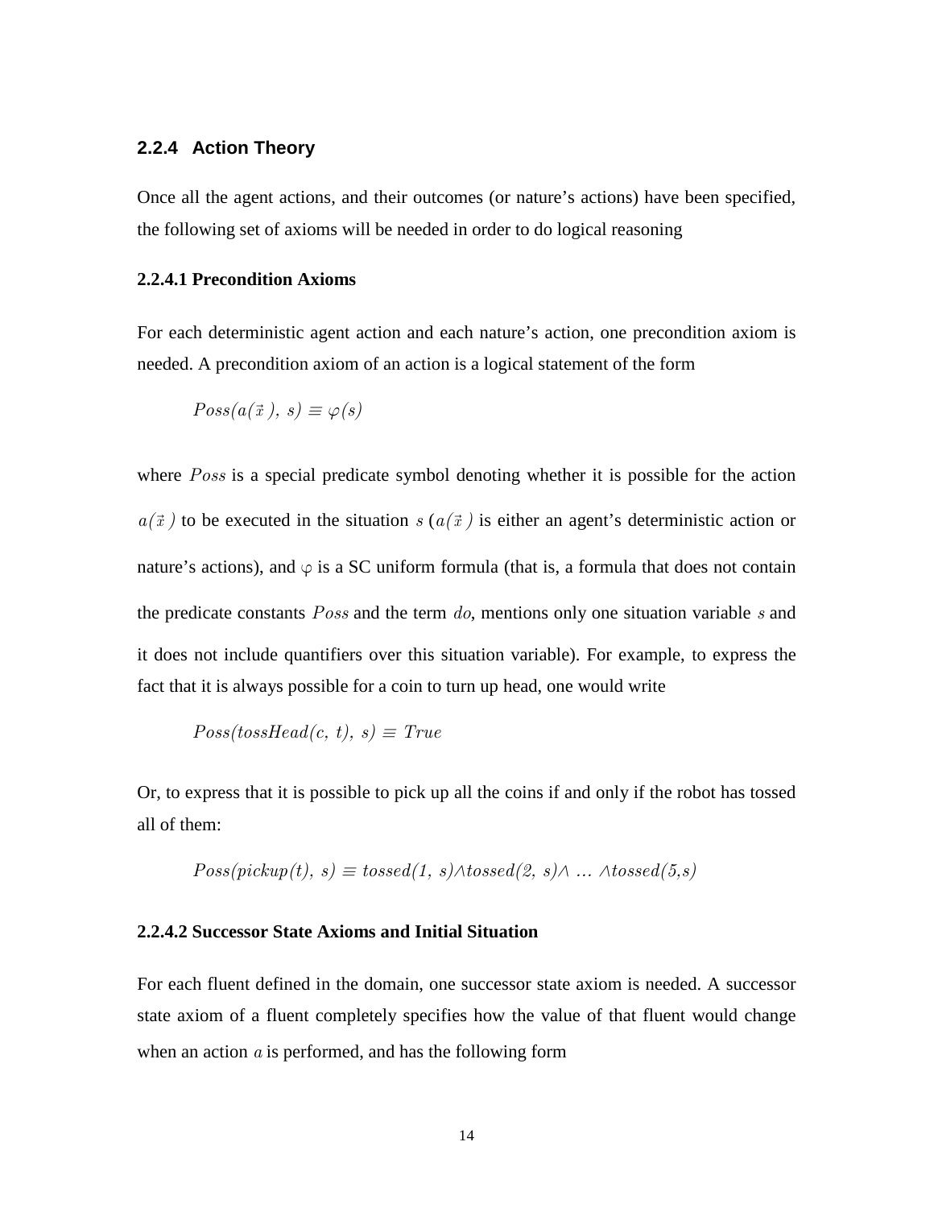### 2.2.4 Action Theory

Once all the agent actions, and their outcomes (or nature's actions) have been specified, the following set of axioms will be needed in order to do logical reasoning

#### 2.2.4.1 Precondition Axioms

For each deterministic agent action and each nature's action, one precondition axiom is needed. A precondition axiom of an action is a logical statement of the form

$$Poss(a(\vec{x}\,),\ s) \equiv \varphi(s)$$

where $Poss$ is a special predicate symbol denoting whether it is possible for the action $a(\vec{x}\,)$ to be executed in the situation $s$ ($a(\vec{x}\,)$ is either an agent's deterministic action or nature's actions), and $\varphi$ is a SC uniform formula (that is, a formula that does not contain the predicate constants $Poss$ and the term $do$, mentions only one situation variable $s$ and it does not include quantifiers over this situation variable). For example, to express the fact that it is always possible for a coin to turn up head, one would write

$$Poss(tossHead(c,\ t),\ s) \equiv True$$

Or, to express that it is possible to pick up all the coins if and only if the robot has tossed all of them:

$$Poss(pickup(t),\ s) \equiv tossed(1,\ s) \wedge tossed(2,\ s) \wedge\ \ldots\ \wedge tossed(5,s)$$

#### 2.2.4.2 Successor State Axioms and Initial Situation

For each fluent defined in the domain, one successor state axiom is needed. A successor state axiom of a fluent completely specifies how the value of that fluent would change when an action $a$ is performed, and has the following form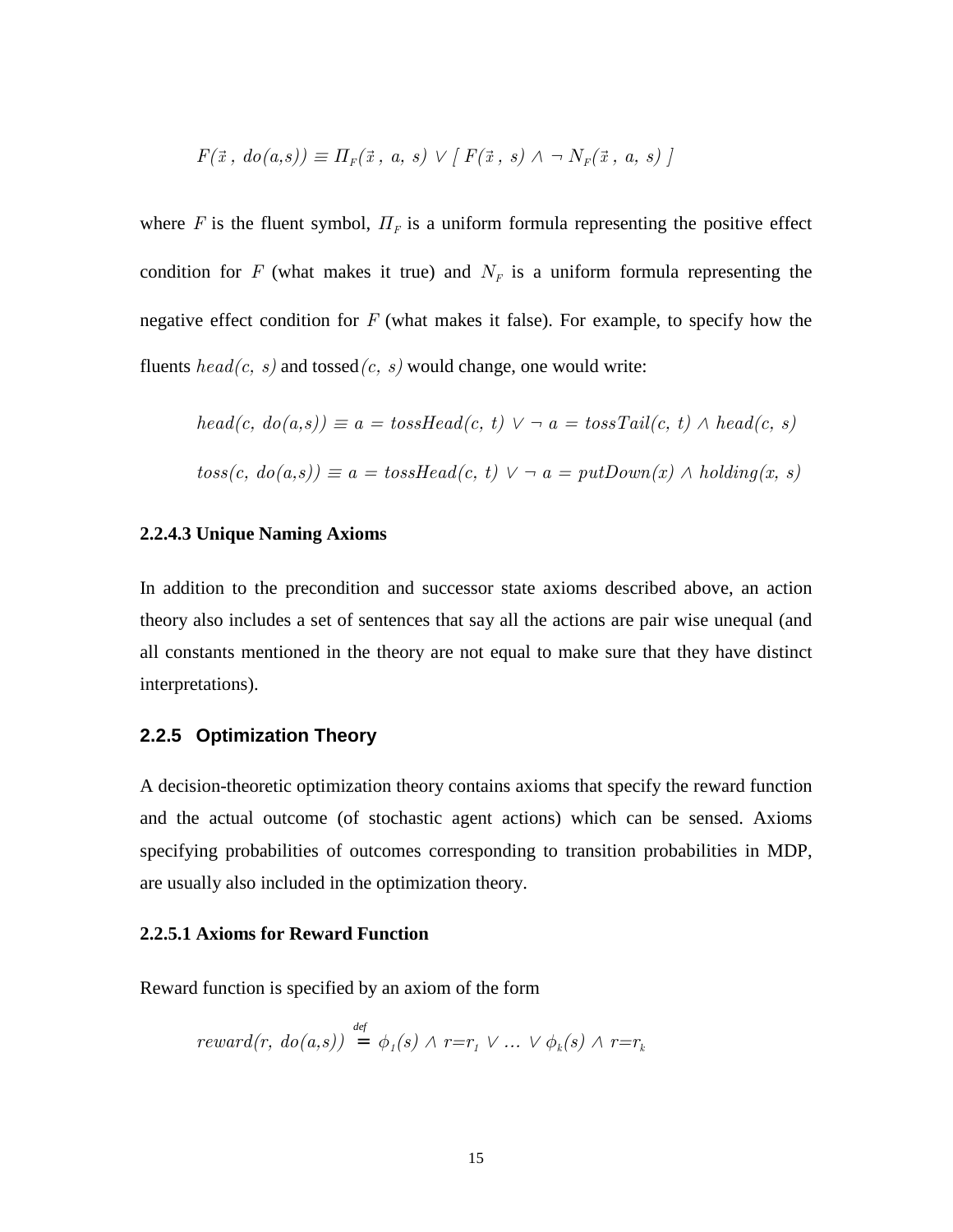$$F(\vec{x}\,,\ do(a,s)) \equiv \Pi_F(\vec{x}\,,\ a,\ s) \vee [\ F(\vec{x}\,,\ s) \wedge \neg\ N_F(\vec{x}\,,\ a,\ s)\ ]$$

where $F$ is the fluent symbol, $\Pi_F$ is a uniform formula representing the positive effect condition for $F$ (what makes it true) and $N_F$ is a uniform formula representing the negative effect condition for $F$ (what makes it false). For example, to specify how the fluents $head(c,\ s)$ and tossed$(c,\ s)$ would change, one would write:

$$head(c,\ do(a,s)) \equiv a = tossHead(c,\ t) \vee \neg\ a = tossTail(c,\ t) \wedge head(c,\ s)$$

$$toss(c,\ do(a,s)) \equiv a = tossHead(c,\ t) \vee \neg\ a = putDown(x) \wedge holding(x,\ s)$$

**2.2.4.3 Unique Naming Axioms**

In addition to the precondition and successor state axioms described above, an action theory also includes a set of sentences that say all the actions are pair wise unequal (and all constants mentioned in the theory are not equal to make sure that they have distinct interpretations).

### 2.2.5 Optimization Theory

A decision-theoretic optimization theory contains axioms that specify the reward function and the actual outcome (of stochastic agent actions) which can be sensed. Axioms specifying probabilities of outcomes corresponding to transition probabilities in MDP, are usually also included in the optimization theory.

**2.2.5.1 Axioms for Reward Function**

Reward function is specified by an axiom of the form

$$reward(r,\ do(a,s)) \stackrel{def}{=} \phi_1(s) \wedge r{=}r_1 \vee \ldots \vee \phi_k(s) \wedge r{=}r_k$$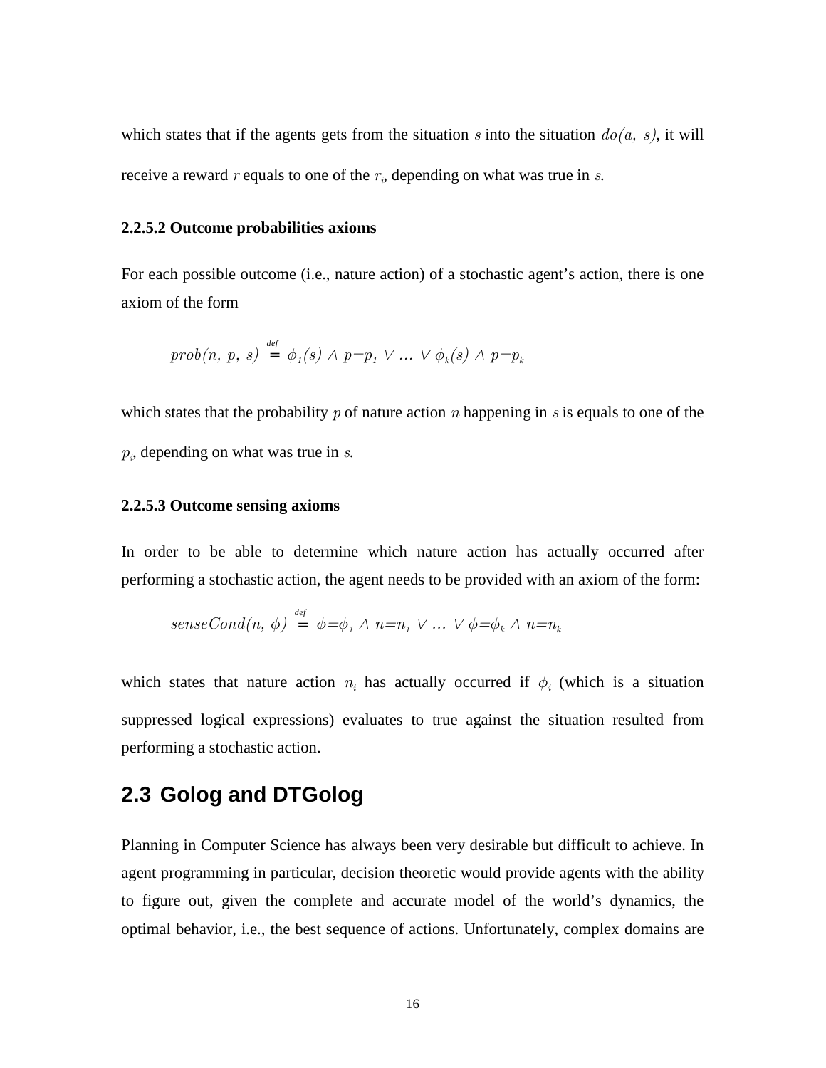which states that if the agents gets from the situation $s$ into the situation $do(a,\ s)$, it will receive a reward $r$ equals to one of the $r_i$, depending on what was true in $s$.

#### 2.2.5.2 Outcome probabilities axioms

For each possible outcome (i.e., nature action) of a stochastic agent's action, there is one axiom of the form

$$prob(n,\ p,\ s) \stackrel{def}{=} \phi_1(s) \wedge p{=}p_1 \vee \ldots \vee \phi_k(s) \wedge p{=}p_k$$

which states that the probability $p$ of nature action $n$ happening in $s$ is equals to one of the $p_i$, depending on what was true in $s$.

#### 2.2.5.3 Outcome sensing axioms

In order to be able to determine which nature action has actually occurred after performing a stochastic action, the agent needs to be provided with an axiom of the form:

$$senseCond(n,\ \phi) \stackrel{def}{=} \phi{=}\phi_1 \wedge n{=}n_1 \vee \ldots \vee \phi{=}\phi_k \wedge n{=}n_k$$

which states that nature action $n_i$ has actually occurred if $\phi_i$ (which is a situation suppressed logical expressions) evaluates to true against the situation resulted from performing a stochastic action.

## 2.3 Golog and DTGolog

Planning in Computer Science has always been very desirable but difficult to achieve. In agent programming in particular, decision theoretic would provide agents with the ability to figure out, given the complete and accurate model of the world's dynamics, the optimal behavior, i.e., the best sequence of actions. Unfortunately, complex domains are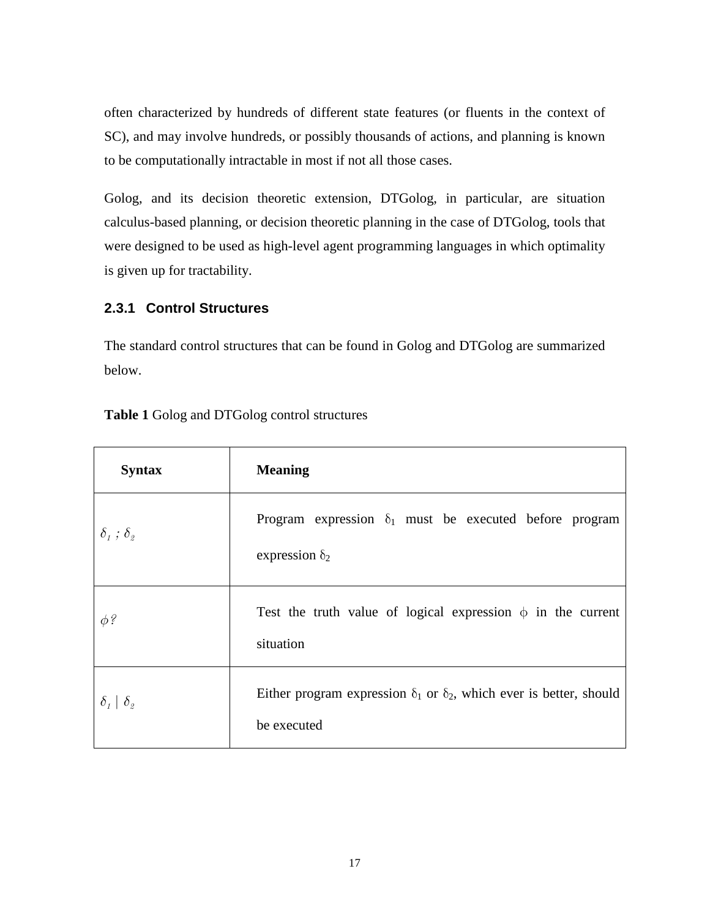often characterized by hundreds of different state features (or fluents in the context of SC), and may involve hundreds, or possibly thousands of actions, and planning is known to be computationally intractable in most if not all those cases.

Golog, and its decision theoretic extension, DTGolog, in particular, are situation calculus-based planning, or decision theoretic planning in the case of DTGolog, tools that were designed to be used as high-level agent programming languages in which optimality is given up for tractability.

### 2.3.1 Control Structures

The standard control structures that can be found in Golog and DTGolog are summarized below.

**Table 1** Golog and DTGolog control structures

| Syntax | Meaning |
| --- | --- |
| $\delta_1 ; \delta_2$ | Program expression $\delta_1$ must be executed before program expression $\delta_2$ |
| $\phi?$ | Test the truth value of logical expression $\phi$ in the current situation |
| $\delta_1 \mid \delta_2$ | Either program expression $\delta_1$ or $\delta_2$, which ever is better, should be executed |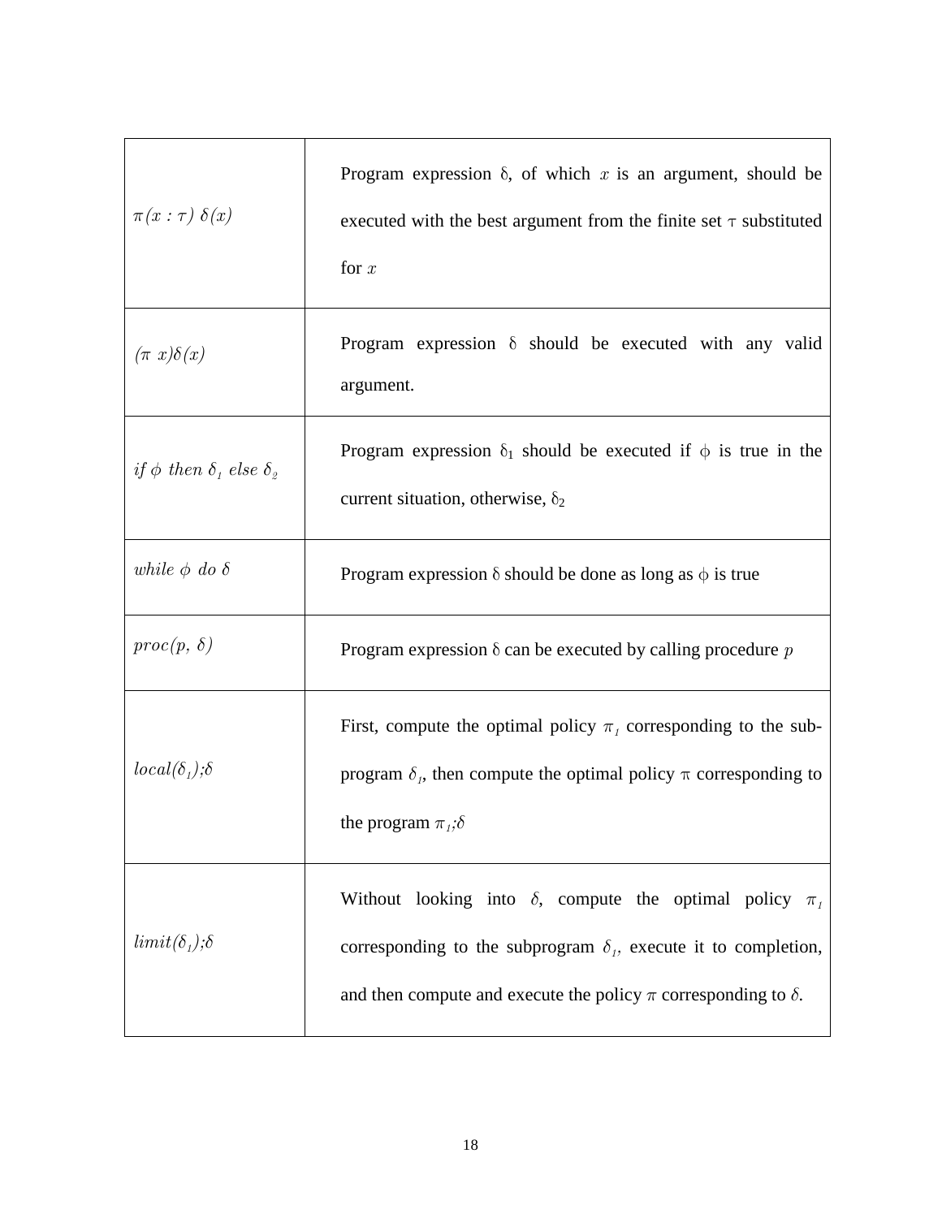| | |
|---|---|
| $\pi(x : \tau)\ \delta(x)$ | Program expression $\delta$, of which $x$ is an argument, should be executed with the best argument from the finite set $\tau$ substituted for $x$ |
| $(\pi\ x)\delta(x)$ | Program expression $\delta$ should be executed with any valid argument. |
| $if\ \phi\ then\ \delta_1\ else\ \delta_2$ | Program expression $\delta_1$ should be executed if $\phi$ is true in the current situation, otherwise, $\delta_2$ |
| $while\ \phi\ do\ \delta$ | Program expression $\delta$ should be done as long as $\phi$ is true |
| $proc(p,\ \delta)$ | Program expression $\delta$ can be executed by calling procedure $p$ |
| $local(\delta_1);\delta$ | First, compute the optimal policy $\pi_1$ corresponding to the sub-program $\delta_1$, then compute the optimal policy $\pi$ corresponding to the program $\pi_1;\delta$ |
| $limit(\delta_1);\delta$ | Without looking into $\delta$, compute the optimal policy $\pi_1$ corresponding to the subprogram $\delta_1$, execute it to completion, and then compute and execute the policy $\pi$ corresponding to $\delta$. |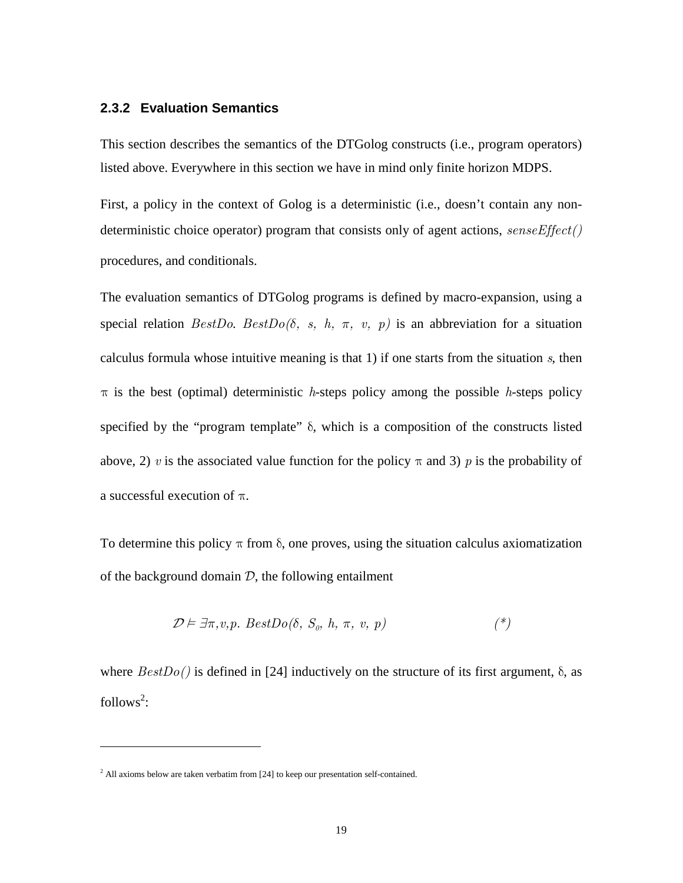### 2.3.2 Evaluation Semantics

This section describes the semantics of the DTGolog constructs (i.e., program operators) listed above. Everywhere in this section we have in mind only finite horizon MDPS.

First, a policy in the context of Golog is a deterministic (i.e., doesn't contain any non-deterministic choice operator) program that consists only of agent actions, $senseEffect()$ procedures, and conditionals.

The evaluation semantics of DTGolog programs is defined by macro-expansion, using a special relation $BestDo$. $BestDo(\delta,\ s,\ h,\ \pi,\ v,\ p)$ is an abbreviation for a situation calculus formula whose intuitive meaning is that 1) if one starts from the situation $s$, then $\pi$ is the best (optimal) deterministic $h$-steps policy among the possible $h$-steps policy specified by the "program template" $\delta$, which is a composition of the constructs listed above, 2) $v$ is the associated value function for the policy $\pi$ and 3) $p$ is the probability of a successful execution of $\pi$.

To determine this policy $\pi$ from $\delta$, one proves, using the situation calculus axiomatization of the background domain $\mathcal{D}$, the following entailment

$$\mathcal{D} \models \exists \pi, v, p.\ BestDo(\delta,\ S_0,\ h,\ \pi,\ v,\ p) \qquad (*)$$

where $BestDo()$ is defined in [24] inductively on the structure of its first argument, $\delta$, as follows[2]:

[2] All axioms below are taken verbatim from [24] to keep our presentation self-contained.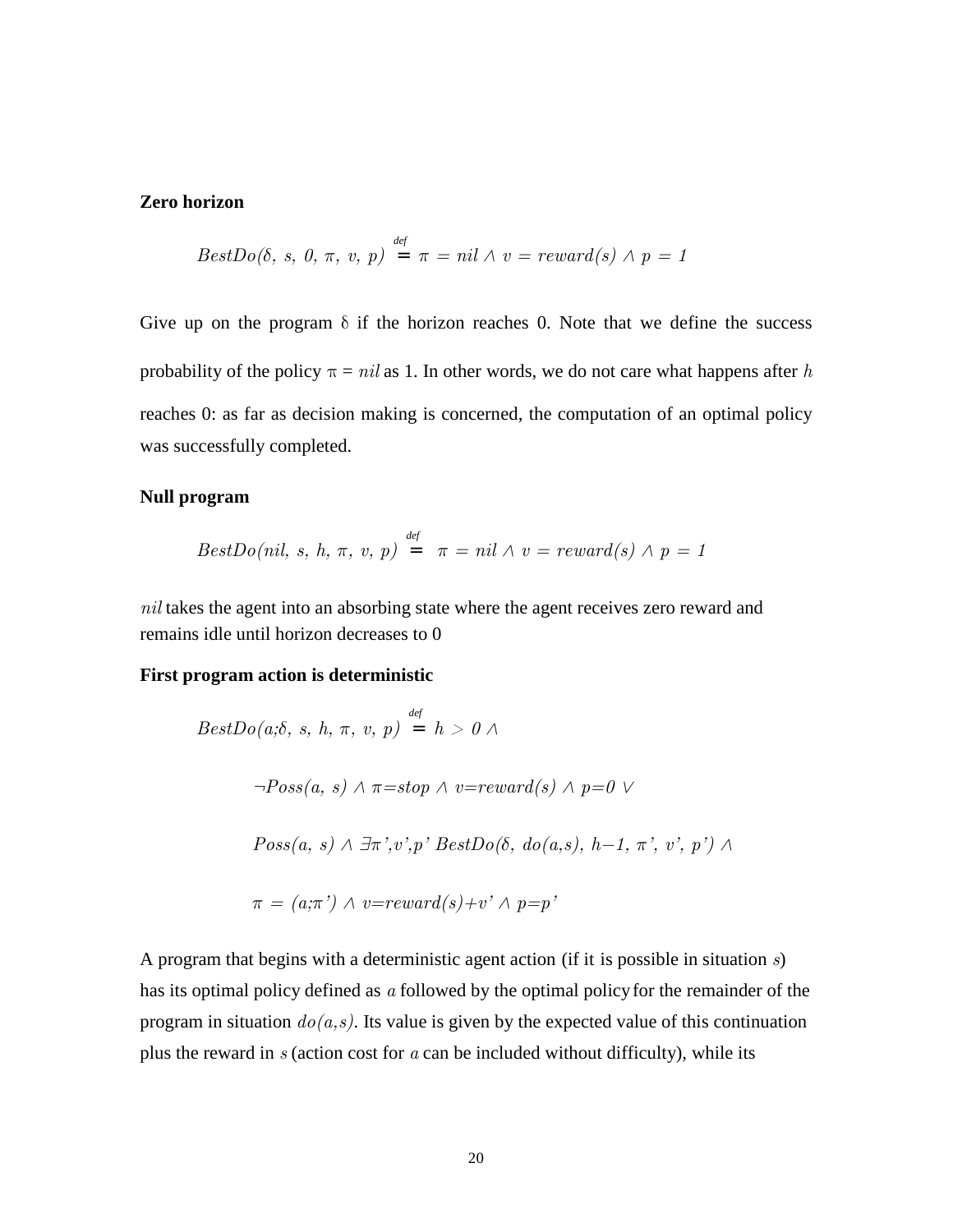**Zero horizon**

$$BestDo(\delta,\ s,\ 0,\ \pi,\ v,\ p) \stackrel{def}{=} \pi = nil \wedge v = reward(s) \wedge p = 1$$

Give up on the program $\delta$ if the horizon reaches 0. Note that we define the success probability of the policy $\pi = nil$ as 1. In other words, we do not care what happens after $h$ reaches 0: as far as decision making is concerned, the computation of an optimal policy was successfully completed.

**Null program**

$$BestDo(nil,\ s,\ h,\ \pi,\ v,\ p) \stackrel{def}{=} \pi = nil \wedge v = reward(s) \wedge p = 1$$

$nil$ takes the agent into an absorbing state where the agent receives zero reward and remains idle until horizon decreases to 0

**First program action is deterministic**

$$BestDo(a;\delta,\ s,\ h,\ \pi,\ v,\ p) \stackrel{def}{=} h > 0 \wedge$$

$$\neg Poss(a,\ s) \wedge \pi = stop \wedge v = reward(s) \wedge p = 0 \vee$$

$$Poss(a,\ s) \wedge \exists \pi', v', p'\ BestDo(\delta,\ do(a,s),\ h-1,\ \pi',\ v',\ p') \wedge$$

$$\pi = (a;\pi') \wedge v = reward(s) + v' \wedge p = p'$$

A program that begins with a deterministic agent action (if it is possible in situation $s$) has its optimal policy defined as $a$ followed by the optimal policy for the remainder of the program in situation $do(a,s)$. Its value is given by the expected value of this continuation plus the reward in $s$ (action cost for $a$ can be included without difficulty), while its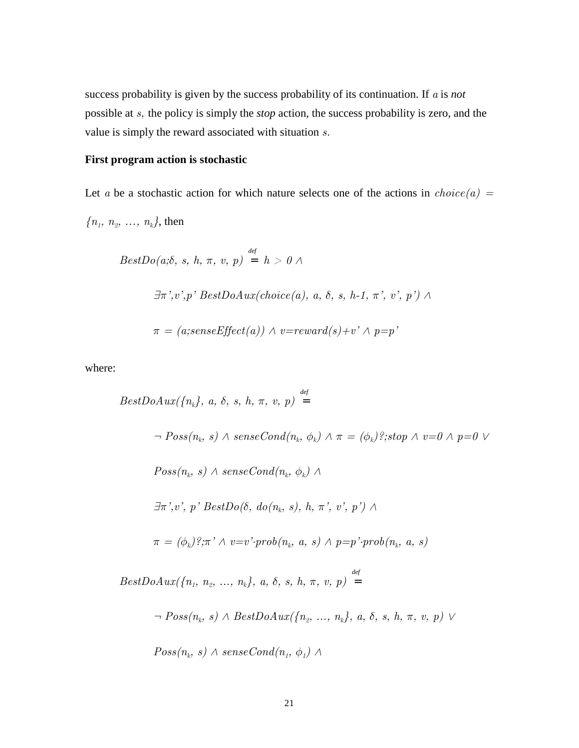success probability is given by the success probability of its continuation. If $a$ is *not* possible at $s$, the policy is simply the *stop* action, the success probability is zero, and the value is simply the reward associated with situation $s$.

**First program action is stochastic**

Let $a$ be a stochastic action for which nature selects one of the actions in $choice(a) = \{n_1, n_2, \ldots, n_k\}$, then

$$BestDo(a;\delta, s, h, \pi, v, p) \overset{def}{=} h > 0 \wedge$$

$$\exists \pi', v', p' \; BestDoAux(choice(a), a, \delta, s, h\text{-}1, \pi', v', p') \wedge$$

$$\pi = (a; senseEffect(a)) \wedge v = reward(s) + v' \wedge p = p'$$

where:

$$BestDoAux(\{n_k\}, a, \delta, s, h, \pi, v, p) \overset{def}{=}$$

$$\neg Poss(n_k, s) \wedge senseCond(n_k, \phi_k) \wedge \pi = (\phi_k)?; stop \wedge v = 0 \wedge p = 0 \vee$$

$$Poss(n_k, s) \wedge senseCond(n_k, \phi_k) \wedge$$

$$\exists \pi', v', p' \; BestDo(\delta, do(n_k, s), h, \pi', v', p') \wedge$$

$$\pi = (\phi_k)?; \pi' \wedge v = v' \cdot prob(n_k, a, s) \wedge p = p' \cdot prob(n_k, a, s)$$

$$BestDoAux(\{n_1, n_2, \ldots, n_k\}, a, \delta, s, h, \pi, v, p) \overset{def}{=}$$

$$\neg Poss(n_k, s) \wedge BestDoAux(\{n_2, \ldots, n_k\}, a, \delta, s, h, \pi, v, p) \vee$$

$$Poss(n_k, s) \wedge senseCond(n_1, \phi_1) \wedge$$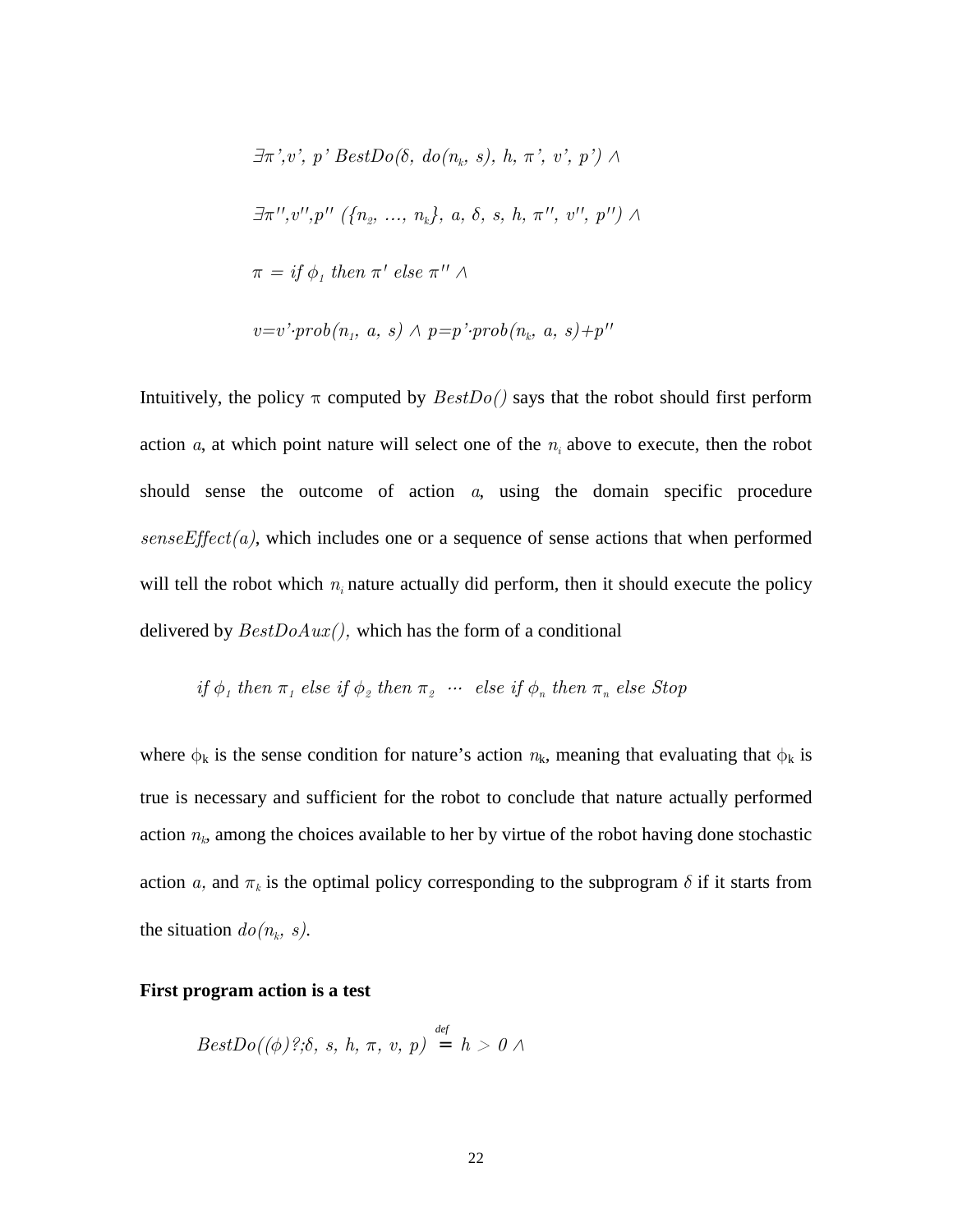$$\exists \pi', v', p' \; BestDo(\delta, \; do(n_k, s), \; h, \; \pi', \; v', \; p') \wedge$$

$$\exists \pi'', v'', p'' \; (\{n_2, \; ..., \; n_k\}, \; a, \; \delta, \; s, \; h, \; \pi'', \; v'', \; p'') \wedge$$

$$\pi = if \; \phi_1 \; then \; \pi' \; else \; \pi'' \wedge$$

$$v = v' \cdot prob(n_1, \; a, \; s) \wedge p = p' \cdot prob(n_k, \; a, \; s) + p''$$

Intuitively, the policy $\pi$ computed by $BestDo()$ says that the robot should first perform action $a$, at which point nature will select one of the $n_i$ above to execute, then the robot should sense the outcome of action $a$, using the domain specific procedure $senseEffect(a)$, which includes one or a sequence of sense actions that when performed will tell the robot which $n_i$ nature actually did perform, then it should execute the policy delivered by $BestDoAux()$, which has the form of a conditional

$$if \; \phi_1 \; then \; \pi_1 \; else \; if \; \phi_2 \; then \; \pi_2 \; \cdots \; else \; if \; \phi_n \; then \; \pi_n \; else \; Stop$$

where $\phi_k$ is the sense condition for nature's action $n_k$, meaning that evaluating that $\phi_k$ is true is necessary and sufficient for the robot to conclude that nature actually performed action $n_k$, among the choices available to her by virtue of the robot having done stochastic action $a$, and $\pi_k$ is the optimal policy corresponding to the subprogram $\delta$ if it starts from the situation $do(n_k, s)$.

**First program action is a test**

$$BestDo((\phi)?;\delta, \; s, \; h, \; \pi, \; v, \; p) \stackrel{def}{=} h > 0 \wedge$$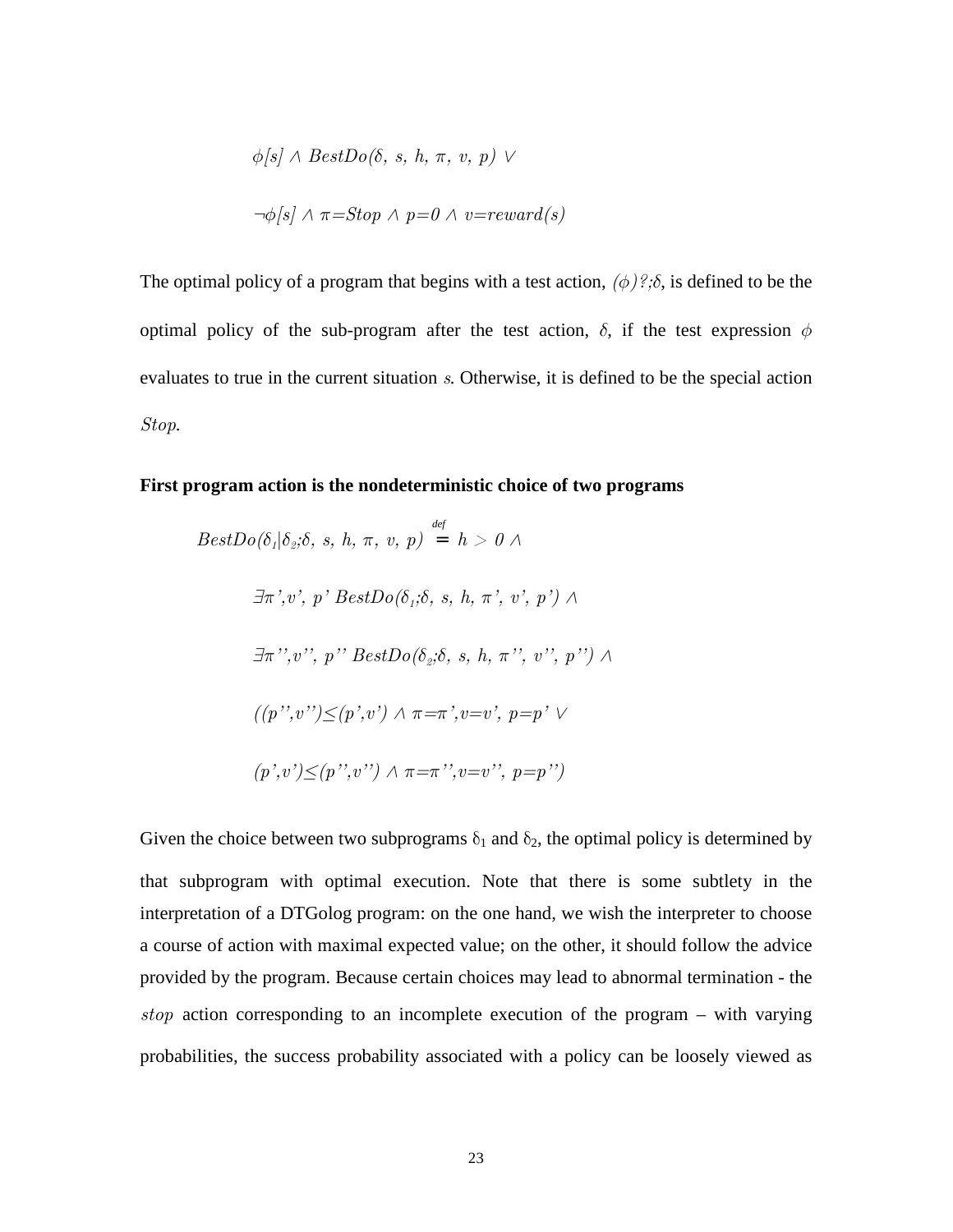$$\phi[s] \wedge BestDo(\delta,\ s,\ h,\ \pi,\ v,\ p) \vee$$

$$\neg\phi[s] \wedge \pi{=}Stop \wedge p{=}0 \wedge v{=}reward(s)$$

The optimal policy of a program that begins with a test action, $(\phi)?;\delta$, is defined to be the optimal policy of the sub-program after the test action, $\delta$, if the test expression $\phi$ evaluates to true in the current situation $s$. Otherwise, it is defined to be the special action $Stop$.

**First program action is the nondeterministic choice of two programs**

$$BestDo(\delta_1|\delta_2;\delta,\ s,\ h,\ \pi,\ v,\ p) \stackrel{def}{=} h > 0 \wedge$$

$$\exists\pi',v',\ p'\ BestDo(\delta_1;\delta,\ s,\ h,\ \pi',\ v',\ p') \wedge$$

$$\exists\pi'',v'',\ p''\ BestDo(\delta_2;\delta,\ s,\ h,\ \pi'',\ v'',\ p'') \wedge$$

$$((p'',v'') \leq (p',v') \wedge \pi{=}\pi', v{=}v',\ p{=}p' \vee$$

$$(p',v') \leq (p'',v'') \wedge \pi{=}\pi'', v{=}v'',\ p{=}p'')$$

Given the choice between two subprograms $\delta_1$ and $\delta_2$, the optimal policy is determined by that subprogram with optimal execution. Note that there is some subtlety in the interpretation of a DTGolog program: on the one hand, we wish the interpreter to choose a course of action with maximal expected value; on the other, it should follow the advice provided by the program. Because certain choices may lead to abnormal termination - the $stop$ action corresponding to an incomplete execution of the program – with varying probabilities, the success probability associated with a policy can be loosely viewed as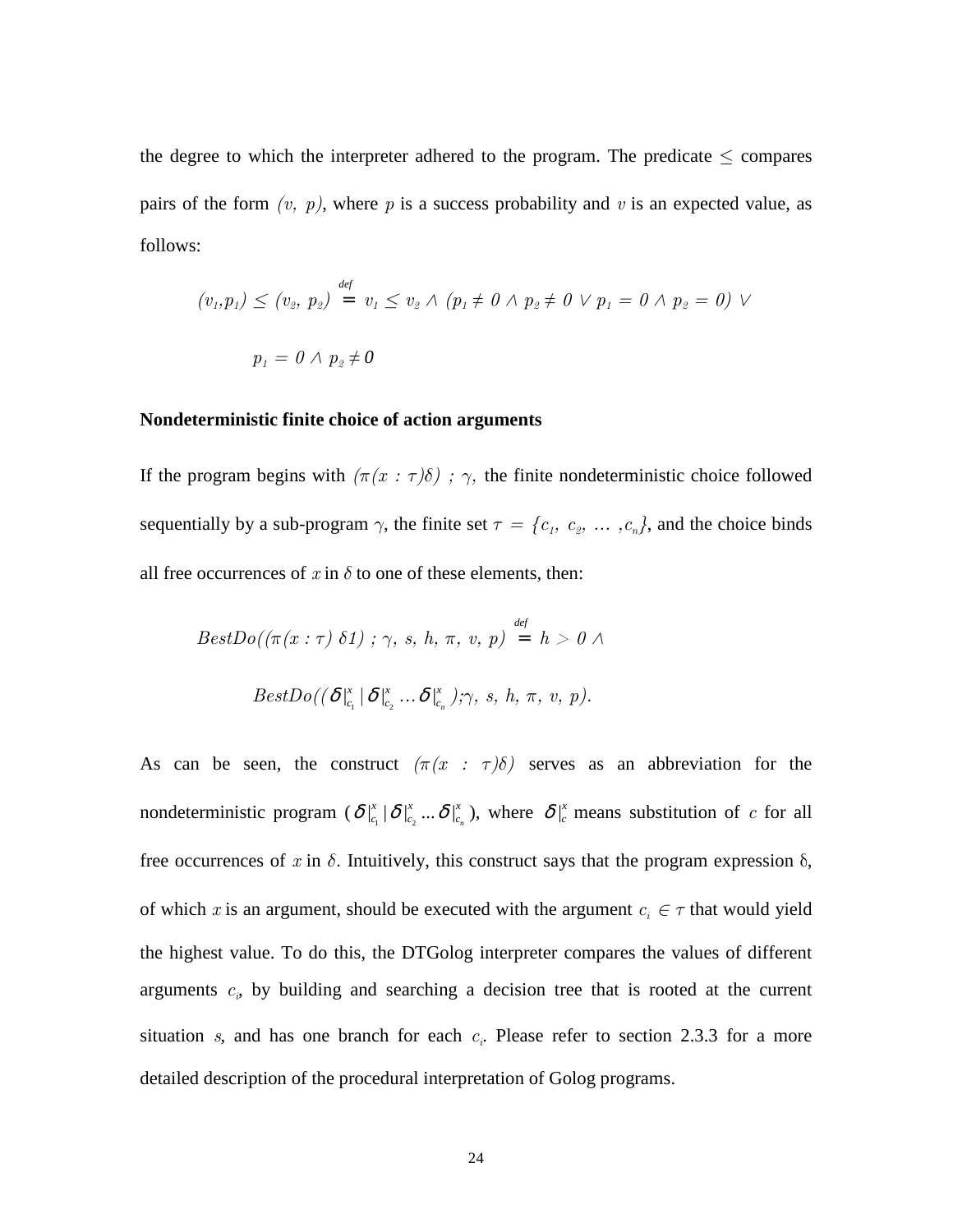the degree to which the interpreter adhered to the program. The predicate $\leq$ compares pairs of the form $(v,\ p)$, where $p$ is a success probability and $v$ is an expected value, as follows:

$$(v_1,p_1) \leq (v_2,\ p_2) \stackrel{def}{=} v_1 \leq v_2 \wedge (p_1 \neq 0 \wedge p_2 \neq 0 \vee p_1 = 0 \wedge p_2 = 0) \vee$$

$$p_1 = 0 \wedge p_2 \neq 0$$

**Nondeterministic finite choice of action arguments**

If the program begins with $(\pi(x : \tau)\delta)\ ;\ \gamma$, the finite nondeterministic choice followed sequentially by a sub-program $\gamma$, the finite set $\tau = \{c_1,\ c_2,\ \ldots\ ,c_n\}$, and the choice binds all free occurrences of $x$ in $\delta$ to one of these elements, then:

$$BestDo((\pi(x : \tau)\ \delta 1)\ ;\ \gamma,\ s,\ h,\ \pi,\ v,\ p) \stackrel{def}{=} h > 0 \wedge$$

$$BestDo((\delta|^x_{c_1} \mid \delta|^x_{c_2} \ldots \delta|^x_{c_n});\gamma,\ s,\ h,\ \pi,\ v,\ p).$$

As can be seen, the construct $(\pi(x : \tau)\delta)$ serves as an abbreviation for the nondeterministic program ($\delta|^x_{c_1} \mid \delta|^x_{c_2} \ldots \delta|^x_{c_n}$), where $\delta|^x_c$ means substitution of $c$ for all free occurrences of $x$ in $\delta$. Intuitively, this construct says that the program expression $\delta$, of which $x$ is an argument, should be executed with the argument $c_i \in \tau$ that would yield the highest value. To do this, the DTGolog interpreter compares the values of different arguments $c_i$, by building and searching a decision tree that is rooted at the current situation $s$, and has one branch for each $c_i$. Please refer to section 2.3.3 for a more detailed description of the procedural interpretation of Golog programs.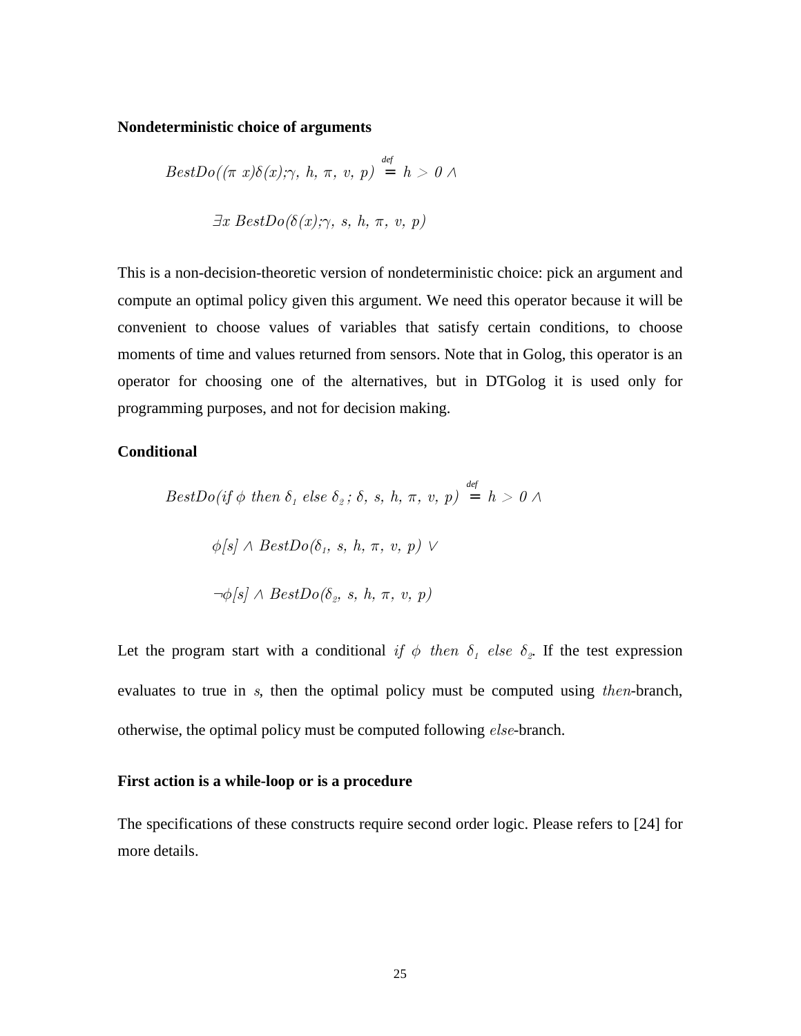**Nondeterministic choice of arguments**

$$BestDo((\pi\ x)\delta(x);\gamma,\ h,\ \pi,\ v,\ p) \stackrel{def}{=} h > 0 \wedge$$

$$\exists x\ BestDo(\delta(x);\gamma,\ s,\ h,\ \pi,\ v,\ p)$$

This is a non-decision-theoretic version of nondeterministic choice: pick an argument and compute an optimal policy given this argument. We need this operator because it will be convenient to choose values of variables that satisfy certain conditions, to choose moments of time and values returned from sensors. Note that in Golog, this operator is an operator for choosing one of the alternatives, but in DTGolog it is used only for programming purposes, and not for decision making.

**Conditional**

$$BestDo(if\ \phi\ then\ \delta_1\ else\ \delta_2\ ;\ \delta,\ s,\ h,\ \pi,\ v,\ p) \stackrel{def}{=} h > 0 \wedge$$

$$\phi[s] \wedge BestDo(\delta_1,\ s,\ h,\ \pi,\ v,\ p) \vee$$

$$\neg\phi[s] \wedge BestDo(\delta_2,\ s,\ h,\ \pi,\ v,\ p)$$

Let the program start with a conditional $if\ \phi\ then\ \delta_1\ else\ \delta_2$. If the test expression evaluates to true in $s$, then the optimal policy must be computed using $then$-branch, otherwise, the optimal policy must be computed following $else$-branch.

**First action is a while-loop or is a procedure**

The specifications of these constructs require second order logic. Please refers to [24] for more details.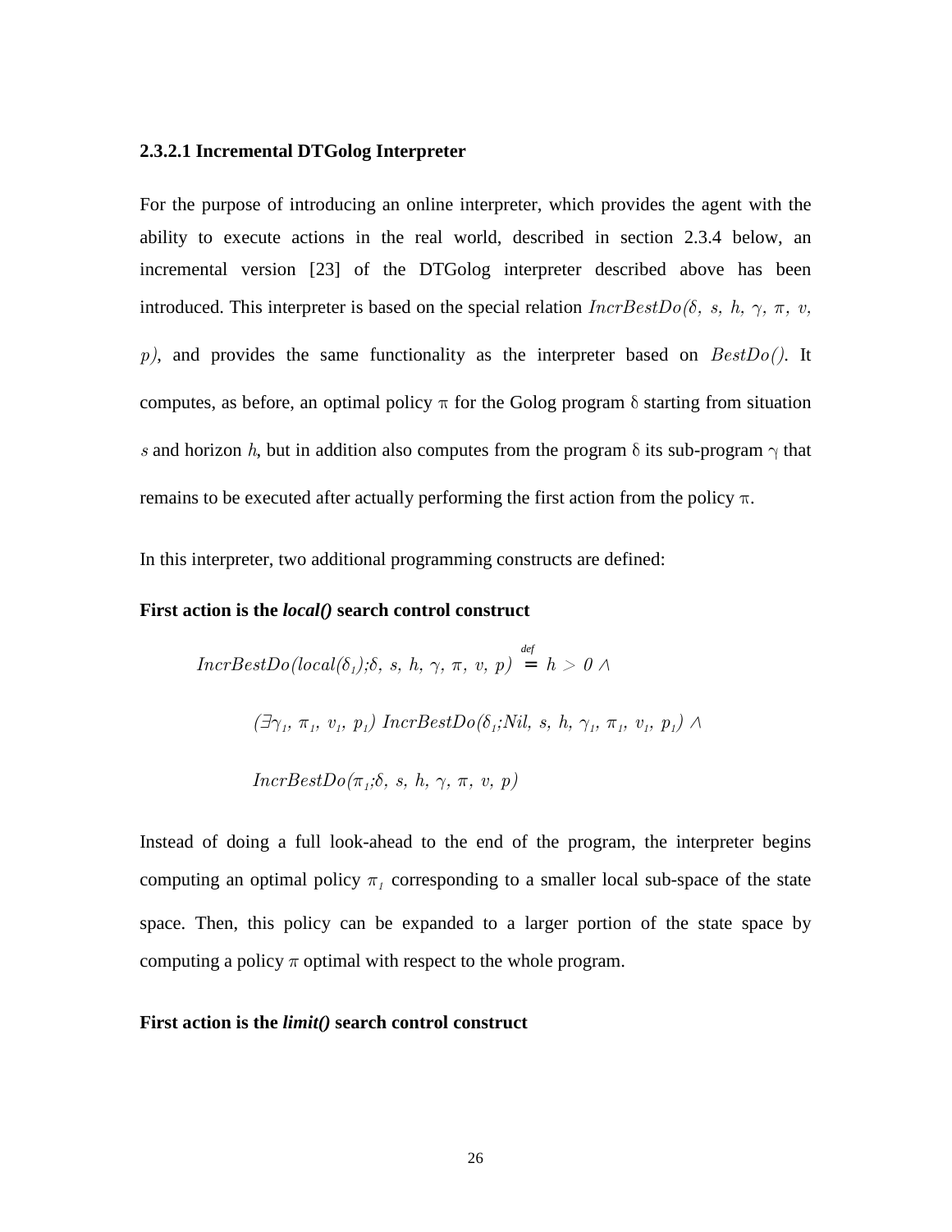#### 2.3.2.1 Incremental DTGolog Interpreter

For the purpose of introducing an online interpreter, which provides the agent with the ability to execute actions in the real world, described in section 2.3.4 below, an incremental version [23] of the DTGolog interpreter described above has been introduced. This interpreter is based on the special relation $IncrBestDo(\delta, s, h, \gamma, \pi, v, p)$, and provides the same functionality as the interpreter based on $BestDo()$. It computes, as before, an optimal policy $\pi$ for the Golog program $\delta$ starting from situation $s$ and horizon $h$, but in addition also computes from the program $\delta$ its sub-program $\gamma$ that remains to be executed after actually performing the first action from the policy $\pi$.

In this interpreter, two additional programming constructs are defined:

**First action is the *local()* search control construct**

$$
\begin{aligned}
IncrBestDo(local(\delta_1);\delta, s, h, \gamma, \pi, v, p) \stackrel{def}{=} \; & h > 0 \wedge \\
& (\exists \gamma_1, \pi_1, v_1, p_1)\; IncrBestDo(\delta_1;Nil, s, h, \gamma_1, \pi_1, v_1, p_1) \wedge \\
& IncrBestDo(\pi_1;\delta, s, h, \gamma, \pi, v, p)
\end{aligned}
$$

Instead of doing a full look-ahead to the end of the program, the interpreter begins computing an optimal policy $\pi_1$ corresponding to a smaller local sub-space of the state space. Then, this policy can be expanded to a larger portion of the state space by computing a policy $\pi$ optimal with respect to the whole program.

**First action is the *limit()* search control construct**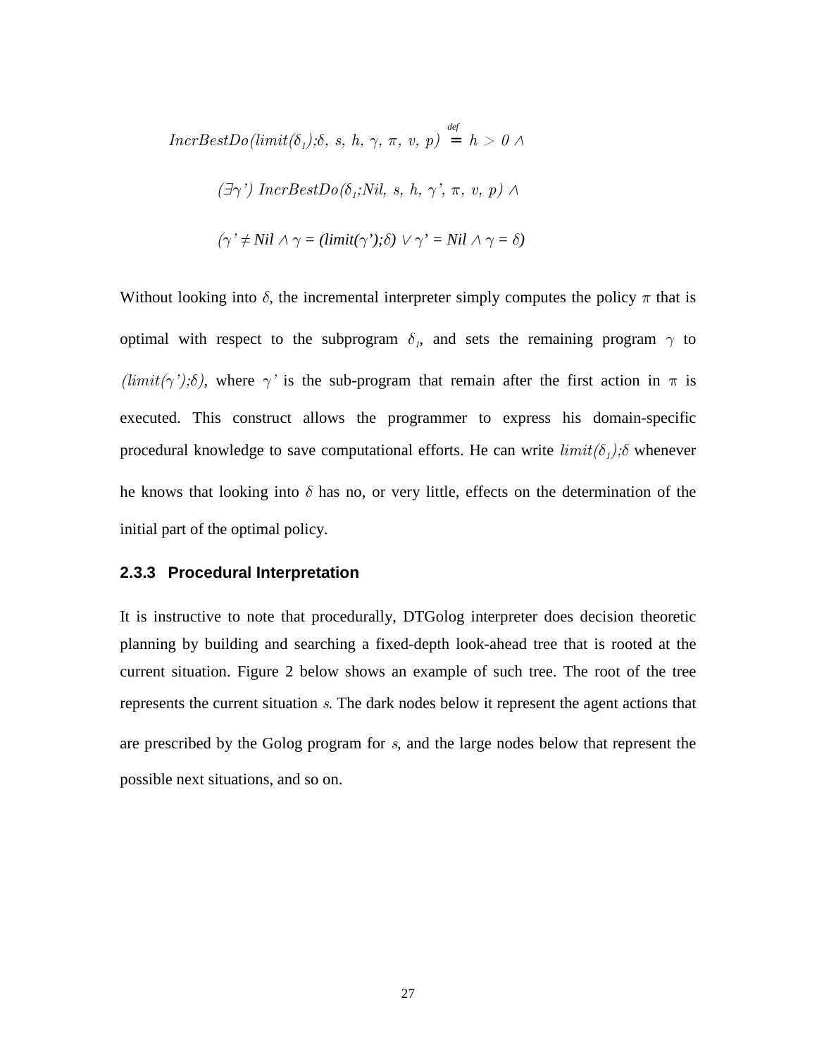$$IncrBestDo(limit(\delta_1);\delta,\ s,\ h,\ \gamma,\ \pi,\ v,\ p) \stackrel{def}{=} h > 0 \wedge$$

$$(\exists\gamma')\ IncrBestDo(\delta_1;Nil,\ s,\ h,\ \gamma',\ \pi,\ v,\ p) \wedge$$

$$(\gamma' \neq Nil \wedge \gamma = (limit(\gamma');\delta) \vee \gamma' = Nil \wedge \gamma = \delta)$$

Without looking into $\delta$, the incremental interpreter simply computes the policy $\pi$ that is optimal with respect to the subprogram $\delta_1$, and sets the remaining program $\gamma$ to $(limit(\gamma');\delta)$, where $\gamma'$ is the sub-program that remain after the first action in $\pi$ is executed. This construct allows the programmer to express his domain-specific procedural knowledge to save computational efforts. He can write $limit(\delta_1);\delta$ whenever he knows that looking into $\delta$ has no, or very little, effects on the determination of the initial part of the optimal policy.

### 2.3.3 Procedural Interpretation

It is instructive to note that procedurally, DTGolog interpreter does decision theoretic planning by building and searching a fixed-depth look-ahead tree that is rooted at the current situation. Figure 2 below shows an example of such tree. The root of the tree represents the current situation $s$. The dark nodes below it represent the agent actions that are prescribed by the Golog program for $s$, and the large nodes below that represent the possible next situations, and so on.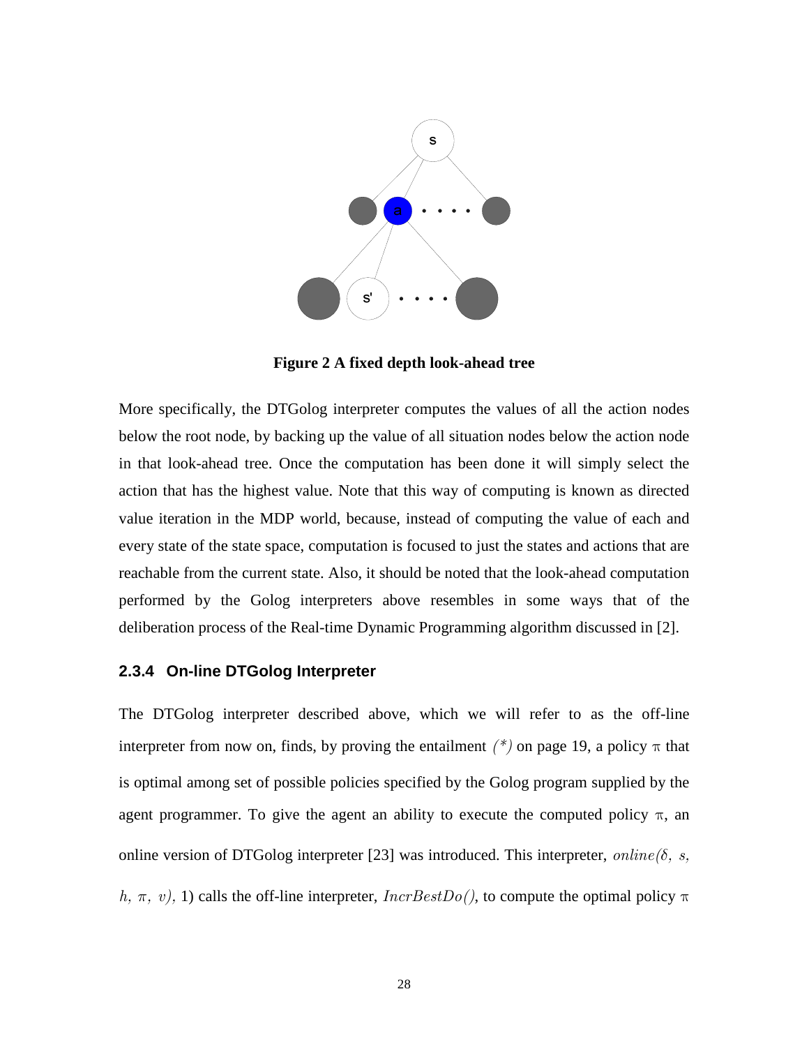**Figure 2 A fixed depth look-ahead tree**

More specifically, the DTGolog interpreter computes the values of all the action nodes below the root node, by backing up the value of all situation nodes below the action node in that look-ahead tree. Once the computation has been done it will simply select the action that has the highest value. Note that this way of computing is known as directed value iteration in the MDP world, because, instead of computing the value of each and every state of the state space, computation is focused to just the states and actions that are reachable from the current state. Also, it should be noted that the look-ahead computation performed by the Golog interpreters above resembles in some ways that of the deliberation process of the Real-time Dynamic Programming algorithm discussed in [2].

### 2.3.4 On-line DTGolog Interpreter

The DTGolog interpreter described above, which we will refer to as the off-line interpreter from now on, finds, by proving the entailment *(\*)* on page 19, a policy $\pi$ that is optimal among set of possible policies specified by the Golog program supplied by the agent programmer. To give the agent an ability to execute the computed policy $\pi$, an online version of DTGolog interpreter [23] was introduced. This interpreter, $online(\delta,\ s,\ h,\ \pi,\ v)$, 1) calls the off-line interpreter, $IncrBestDo()$, to compute the optimal policy $\pi$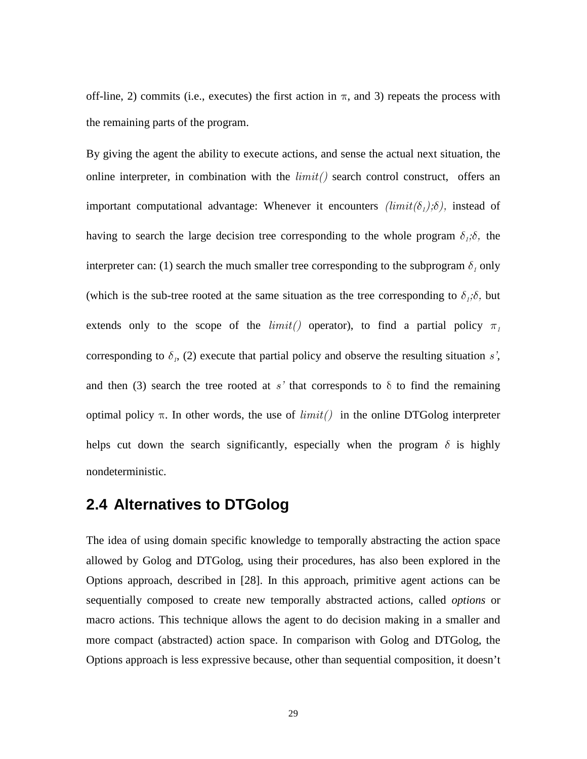off-line, 2) commits (i.e., executes) the first action in $\pi$, and 3) repeats the process with the remaining parts of the program.

By giving the agent the ability to execute actions, and sense the actual next situation, the online interpreter, in combination with the *limit()* search control construct, offers an important computational advantage: Whenever it encounters $(limit(\delta_1);\delta)$, instead of having to search the large decision tree corresponding to the whole program $\delta_1;\delta$, the interpreter can: (1) search the much smaller tree corresponding to the subprogram $\delta_1$ only (which is the sub-tree rooted at the same situation as the tree corresponding to $\delta_1;\delta$, but extends only to the scope of the *limit()* operator), to find a partial policy $\pi_1$ corresponding to $\delta_1$, (2) execute that partial policy and observe the resulting situation $s'$, and then (3) search the tree rooted at $s'$ that corresponds to $\delta$ to find the remaining optimal policy $\pi$. In other words, the use of *limit()* in the online DTGolog interpreter helps cut down the search significantly, especially when the program $\delta$ is highly nondeterministic.

## 2.4 Alternatives to DTGolog

The idea of using domain specific knowledge to temporally abstracting the action space allowed by Golog and DTGolog, using their procedures, has also been explored in the Options approach, described in [28]. In this approach, primitive agent actions can be sequentially composed to create new temporally abstracted actions, called *options* or macro actions. This technique allows the agent to do decision making in a smaller and more compact (abstracted) action space. In comparison with Golog and DTGolog, the Options approach is less expressive because, other than sequential composition, it doesn't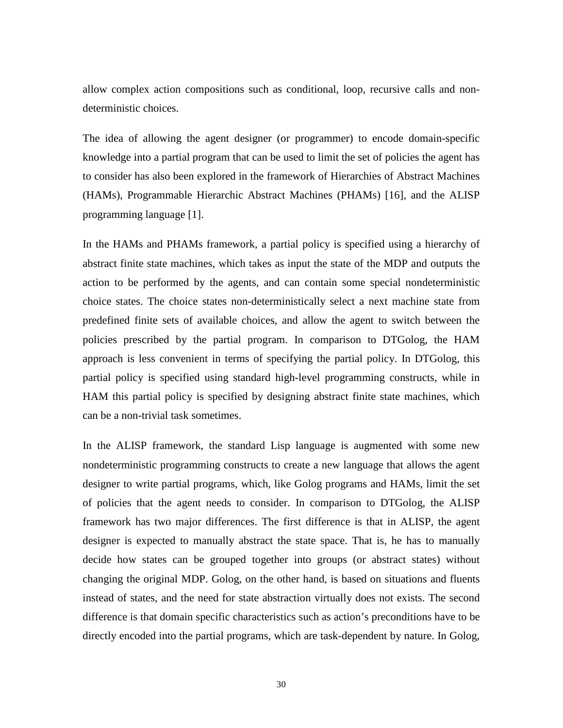allow complex action compositions such as conditional, loop, recursive calls and non-deterministic choices.

The idea of allowing the agent designer (or programmer) to encode domain-specific knowledge into a partial program that can be used to limit the set of policies the agent has to consider has also been explored in the framework of Hierarchies of Abstract Machines (HAMs), Programmable Hierarchic Abstract Machines (PHAMs) [16], and the ALISP programming language [1].

In the HAMs and PHAMs framework, a partial policy is specified using a hierarchy of abstract finite state machines, which takes as input the state of the MDP and outputs the action to be performed by the agents, and can contain some special nondeterministic choice states. The choice states non-deterministically select a next machine state from predefined finite sets of available choices, and allow the agent to switch between the policies prescribed by the partial program. In comparison to DTGolog, the HAM approach is less convenient in terms of specifying the partial policy. In DTGolog, this partial policy is specified using standard high-level programming constructs, while in HAM this partial policy is specified by designing abstract finite state machines, which can be a non-trivial task sometimes.

In the ALISP framework, the standard Lisp language is augmented with some new nondeterministic programming constructs to create a new language that allows the agent designer to write partial programs, which, like Golog programs and HAMs, limit the set of policies that the agent needs to consider. In comparison to DTGolog, the ALISP framework has two major differences. The first difference is that in ALISP, the agent designer is expected to manually abstract the state space. That is, he has to manually decide how states can be grouped together into groups (or abstract states) without changing the original MDP. Golog, on the other hand, is based on situations and fluents instead of states, and the need for state abstraction virtually does not exists. The second difference is that domain specific characteristics such as action's preconditions have to be directly encoded into the partial programs, which are task-dependent by nature. In Golog,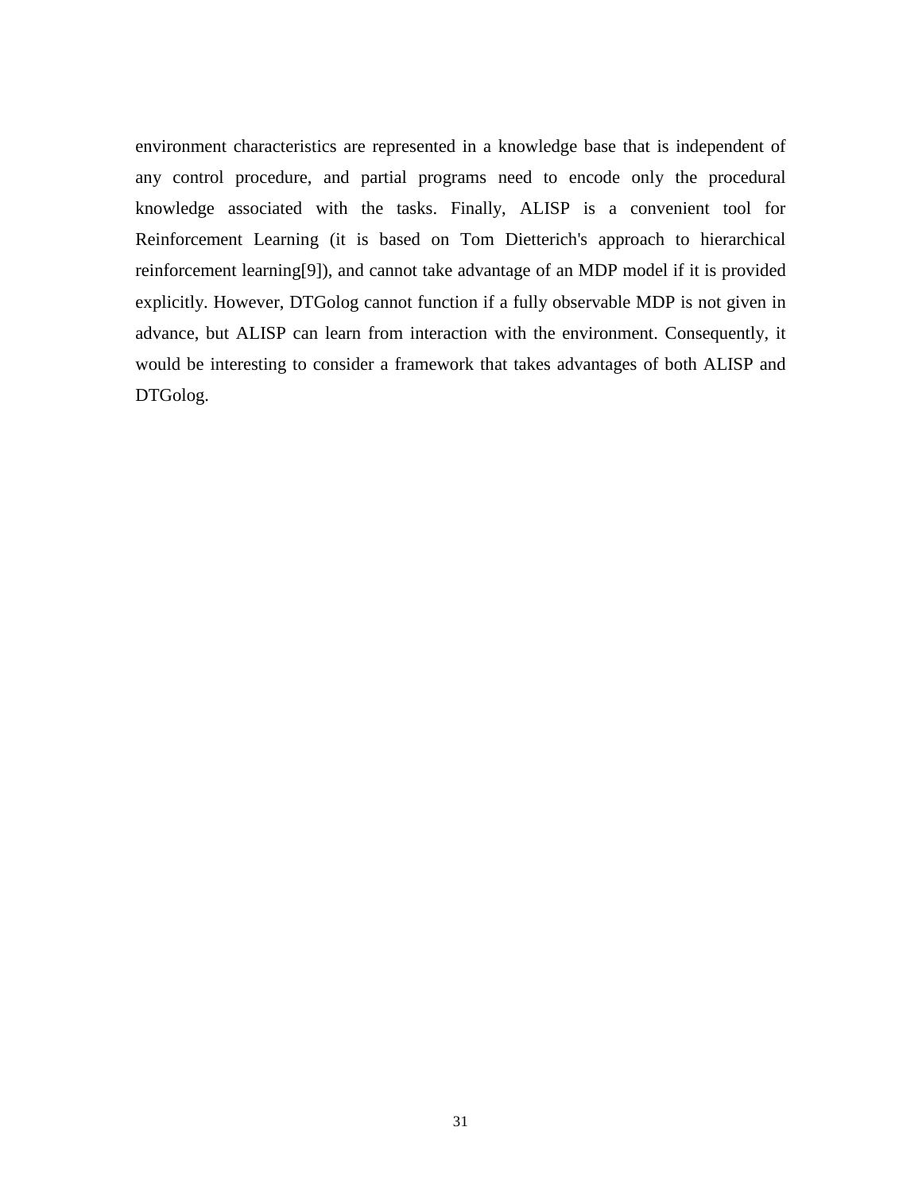environment characteristics are represented in a knowledge base that is independent of any control procedure, and partial programs need to encode only the procedural knowledge associated with the tasks. Finally, ALISP is a convenient tool for Reinforcement Learning (it is based on Tom Dietterich's approach to hierarchical reinforcement learning[9]), and cannot take advantage of an MDP model if it is provided explicitly. However, DTGolog cannot function if a fully observable MDP is not given in advance, but ALISP can learn from interaction with the environment. Consequently, it would be interesting to consider a framework that takes advantages of both ALISP and DTGolog.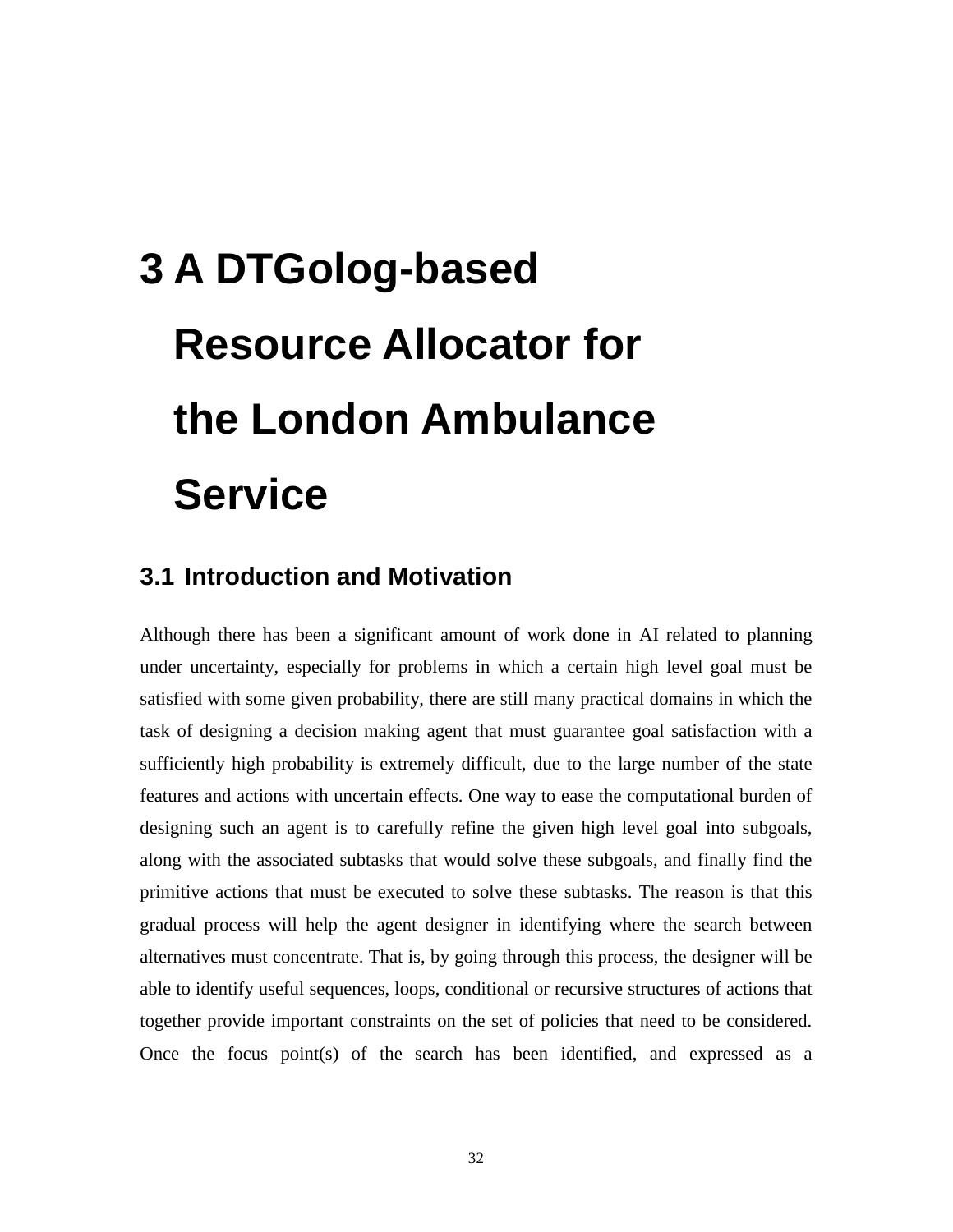# 3 A DTGolog-based Resource Allocator for the London Ambulance Service

## 3.1 Introduction and Motivation

Although there has been a significant amount of work done in AI related to planning under uncertainty, especially for problems in which a certain high level goal must be satisfied with some given probability, there are still many practical domains in which the task of designing a decision making agent that must guarantee goal satisfaction with a sufficiently high probability is extremely difficult, due to the large number of the state features and actions with uncertain effects. One way to ease the computational burden of designing such an agent is to carefully refine the given high level goal into subgoals, along with the associated subtasks that would solve these subgoals, and finally find the primitive actions that must be executed to solve these subtasks. The reason is that this gradual process will help the agent designer in identifying where the search between alternatives must concentrate. That is, by going through this process, the designer will be able to identify useful sequences, loops, conditional or recursive structures of actions that together provide important constraints on the set of policies that need to be considered. Once the focus point(s) of the search has been identified, and expressed as a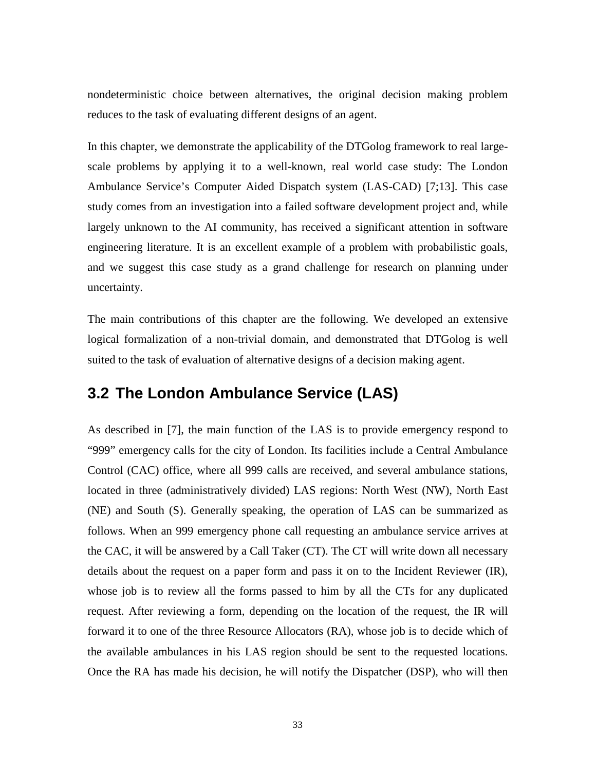nondeterministic choice between alternatives, the original decision making problem reduces to the task of evaluating different designs of an agent.

In this chapter, we demonstrate the applicability of the DTGolog framework to real large-scale problems by applying it to a well-known, real world case study: The London Ambulance Service's Computer Aided Dispatch system (LAS-CAD) [7;13]. This case study comes from an investigation into a failed software development project and, while largely unknown to the AI community, has received a significant attention in software engineering literature. It is an excellent example of a problem with probabilistic goals, and we suggest this case study as a grand challenge for research on planning under uncertainty.

The main contributions of this chapter are the following. We developed an extensive logical formalization of a non-trivial domain, and demonstrated that DTGolog is well suited to the task of evaluation of alternative designs of a decision making agent.

## 3.2 The London Ambulance Service (LAS)

As described in [7], the main function of the LAS is to provide emergency respond to "999" emergency calls for the city of London. Its facilities include a Central Ambulance Control (CAC) office, where all 999 calls are received, and several ambulance stations, located in three (administratively divided) LAS regions: North West (NW), North East (NE) and South (S). Generally speaking, the operation of LAS can be summarized as follows. When an 999 emergency phone call requesting an ambulance service arrives at the CAC, it will be answered by a Call Taker (CT). The CT will write down all necessary details about the request on a paper form and pass it on to the Incident Reviewer (IR), whose job is to review all the forms passed to him by all the CTs for any duplicated request. After reviewing a form, depending on the location of the request, the IR will forward it to one of the three Resource Allocators (RA), whose job is to decide which of the available ambulances in his LAS region should be sent to the requested locations. Once the RA has made his decision, he will notify the Dispatcher (DSP), who will then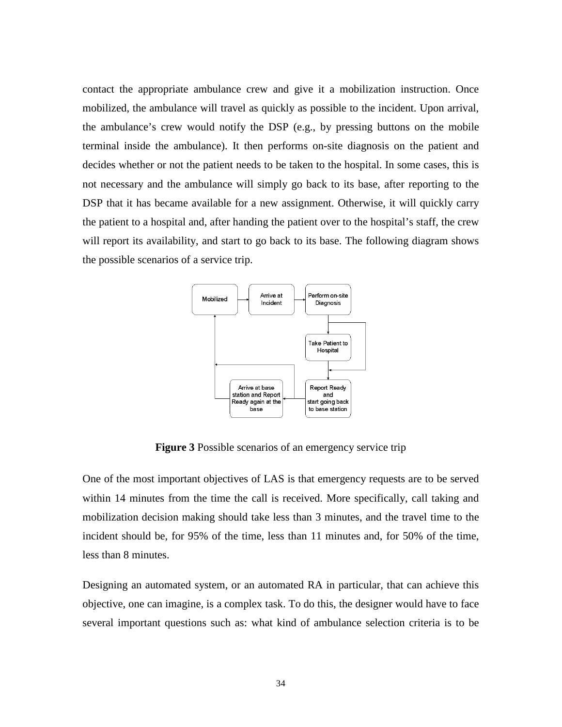contact the appropriate ambulance crew and give it a mobilization instruction. Once mobilized, the ambulance will travel as quickly as possible to the incident. Upon arrival, the ambulance's crew would notify the DSP (e.g., by pressing buttons on the mobile terminal inside the ambulance). It then performs on-site diagnosis on the patient and decides whether or not the patient needs to be taken to the hospital. In some cases, this is not necessary and the ambulance will simply go back to its base, after reporting to the DSP that it has became available for a new assignment. Otherwise, it will quickly carry the patient to a hospital and, after handing the patient over to the hospital's staff, the crew will report its availability, and start to go back to its base. The following diagram shows the possible scenarios of a service trip.

**Figure 3** Possible scenarios of an emergency service trip

One of the most important objectives of LAS is that emergency requests are to be served within 14 minutes from the time the call is received. More specifically, call taking and mobilization decision making should take less than 3 minutes, and the travel time to the incident should be, for 95% of the time, less than 11 minutes and, for 50% of the time, less than 8 minutes.

Designing an automated system, or an automated RA in particular, that can achieve this objective, one can imagine, is a complex task. To do this, the designer would have to face several important questions such as: what kind of ambulance selection criteria is to be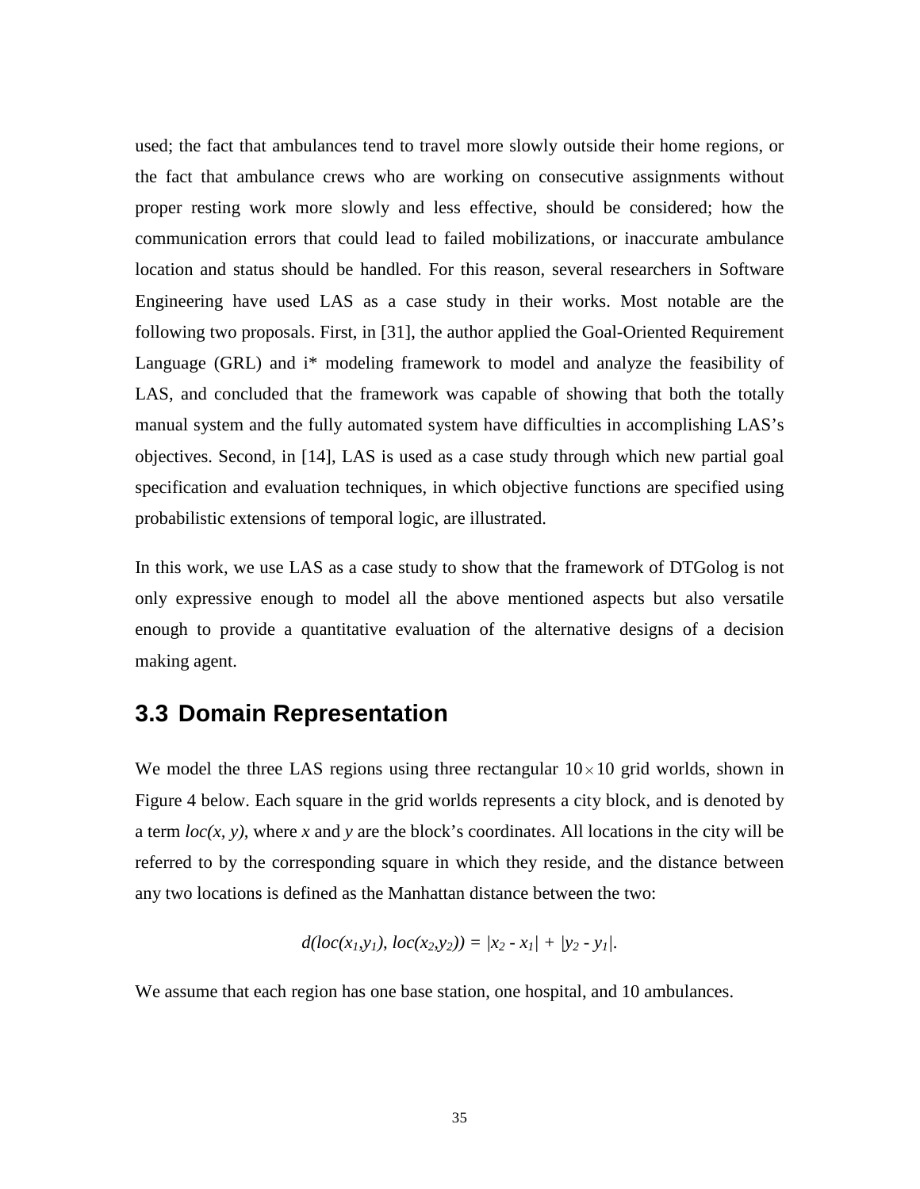used; the fact that ambulances tend to travel more slowly outside their home regions, or the fact that ambulance crews who are working on consecutive assignments without proper resting work more slowly and less effective, should be considered; how the communication errors that could lead to failed mobilizations, or inaccurate ambulance location and status should be handled. For this reason, several researchers in Software Engineering have used LAS as a case study in their works. Most notable are the following two proposals. First, in [31], the author applied the Goal-Oriented Requirement Language (GRL) and i* modeling framework to model and analyze the feasibility of LAS, and concluded that the framework was capable of showing that both the totally manual system and the fully automated system have difficulties in accomplishing LAS's objectives. Second, in [14], LAS is used as a case study through which new partial goal specification and evaluation techniques, in which objective functions are specified using probabilistic extensions of temporal logic, are illustrated.

In this work, we use LAS as a case study to show that the framework of DTGolog is not only expressive enough to model all the above mentioned aspects but also versatile enough to provide a quantitative evaluation of the alternative designs of a decision making agent.

## 3.3 Domain Representation

We model the three LAS regions using three rectangular $10 \times 10$ grid worlds, shown in Figure 4 below. Each square in the grid worlds represents a city block, and is denoted by a term $loc(x, y)$, where $x$ and $y$ are the block's coordinates. All locations in the city will be referred to by the corresponding square in which they reside, and the distance between any two locations is defined as the Manhattan distance between the two:

$$d(loc(x_1,y_1), loc(x_2,y_2)) = |x_2 - x_1| + |y_2 - y_1|.$$

We assume that each region has one base station, one hospital, and 10 ambulances.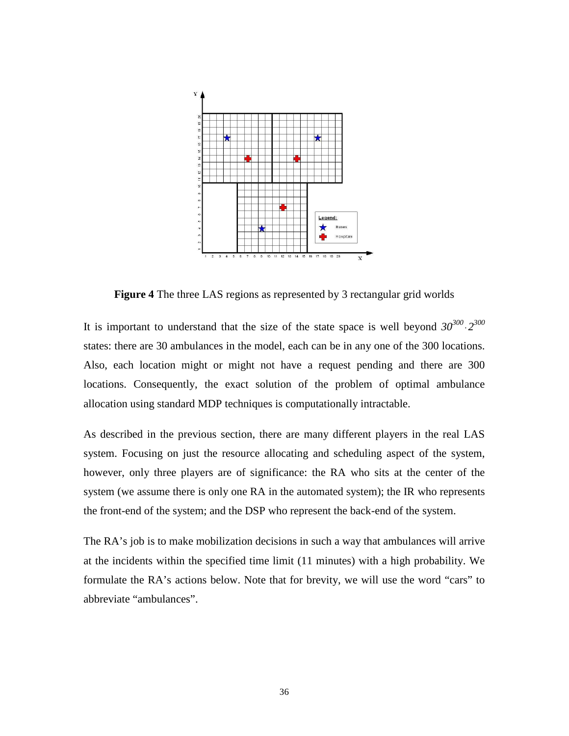**Figure 4** The three LAS regions as represented by 3 rectangular grid worlds

It is important to understand that the size of the state space is well beyond $30^{300} \cdot 2^{300}$ states: there are 30 ambulances in the model, each can be in any one of the 300 locations. Also, each location might or might not have a request pending and there are 300 locations. Consequently, the exact solution of the problem of optimal ambulance allocation using standard MDP techniques is computationally intractable.

As described in the previous section, there are many different players in the real LAS system. Focusing on just the resource allocating and scheduling aspect of the system, however, only three players are of significance: the RA who sits at the center of the system (we assume there is only one RA in the automated system); the IR who represents the front-end of the system; and the DSP who represent the back-end of the system.

The RA's job is to make mobilization decisions in such a way that ambulances will arrive at the incidents within the specified time limit (11 minutes) with a high probability. We formulate the RA's actions below. Note that for brevity, we will use the word "cars" to abbreviate "ambulances".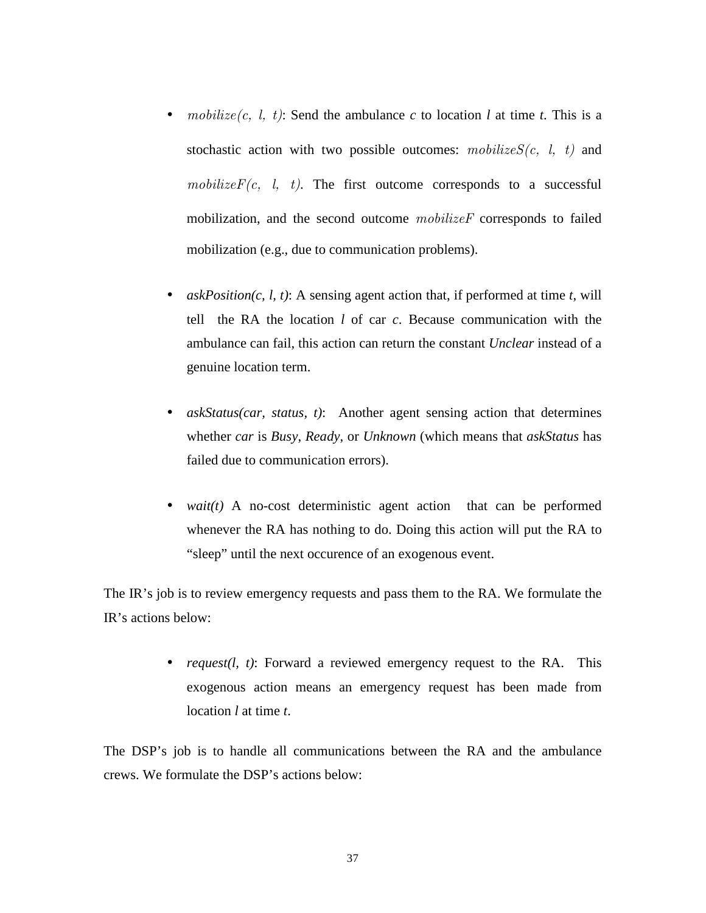- $mobilize(c,\ l,\ t)$: Send the ambulance *c* to location *l* at time *t*. This is a stochastic action with two possible outcomes: $mobilizeS(c,\ l,\ t)$ and $mobilizeF(c,\ l,\ t)$. The first outcome corresponds to a successful mobilization, and the second outcome $mobilizeF$ corresponds to failed mobilization (e.g., due to communication problems).

- *askPosition(c, l, t)*: A sensing agent action that, if performed at time *t*, will tell the RA the location *l* of car *c*. Because communication with the ambulance can fail, this action can return the constant *Unclear* instead of a genuine location term.

- *askStatus(car, status, t)*: Another agent sensing action that determines whether *car* is *Busy*, *Ready*, or *Unknown* (which means that *askStatus* has failed due to communication errors).

- *wait(t)* A no-cost deterministic agent action that can be performed whenever the RA has nothing to do. Doing this action will put the RA to "sleep" until the next occurence of an exogenous event.

The IR's job is to review emergency requests and pass them to the RA. We formulate the IR's actions below:

- *request(l, t)*: Forward a reviewed emergency request to the RA. This exogenous action means an emergency request has been made from location *l* at time *t*.

The DSP's job is to handle all communications between the RA and the ambulance crews. We formulate the DSP's actions below: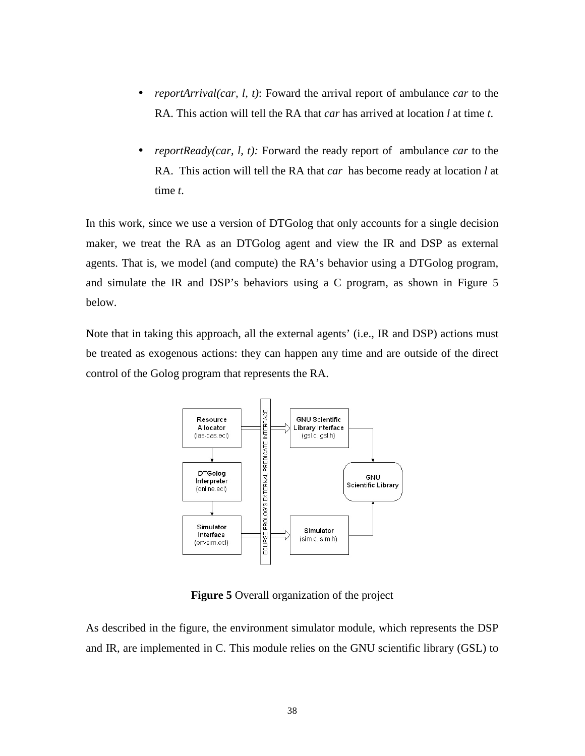- *reportArrival(car, l, t)*: Foward the arrival report of ambulance *car* to the RA. This action will tell the RA that *car* has arrived at location *l* at time *t*.

- *reportReady(car, l, t):* Forward the ready report of ambulance *car* to the RA. This action will tell the RA that *car* has become ready at location *l* at time *t*.

In this work, since we use a version of DTGolog that only accounts for a single decision maker, we treat the RA as an DTGolog agent and view the IR and DSP as external agents. That is, we model (and compute) the RA's behavior using a DTGolog program, and simulate the IR and DSP's behaviors using a C program, as shown in Figure 5 below.

Note that in taking this approach, all the external agents' (i.e., IR and DSP) actions must be treated as exogenous actions: they can happen any time and are outside of the direct control of the Golog program that represents the RA.

**Figure 5** Overall organization of the project

As described in the figure, the environment simulator module, which represents the DSP and IR, are implemented in C. This module relies on the GNU scientific library (GSL) to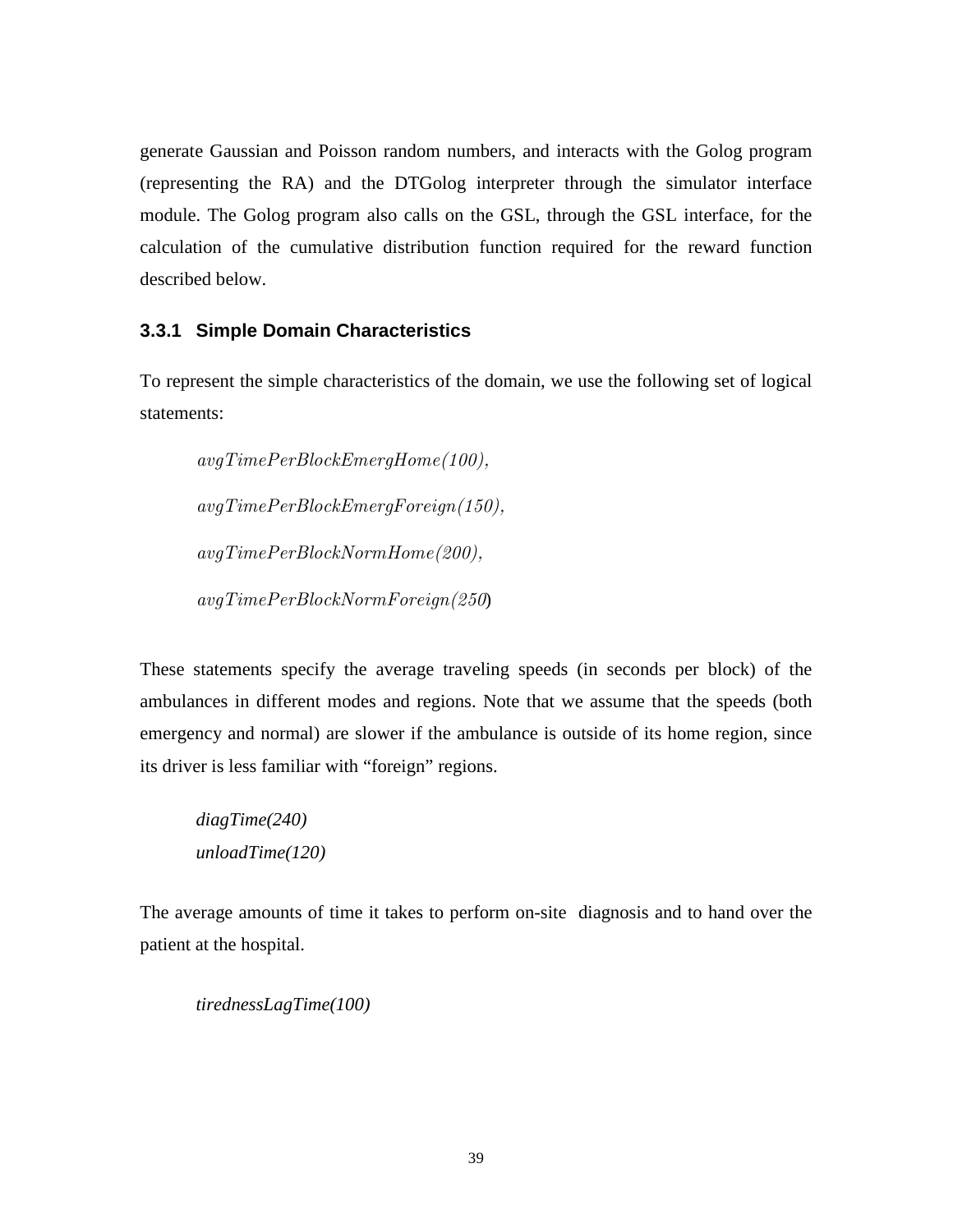generate Gaussian and Poisson random numbers, and interacts with the Golog program (representing the RA) and the DTGolog interpreter through the simulator interface module. The Golog program also calls on the GSL, through the GSL interface, for the calculation of the cumulative distribution function required for the reward function described below.

### 3.3.1 Simple Domain Characteristics

To represent the simple characteristics of the domain, we use the following set of logical statements:

> *avgTimePerBlockEmergHome(100),*
>
> *avgTimePerBlockEmergForeign(150),*
>
> *avgTimePerBlockNormHome(200),*
>
> *avgTimePerBlockNormForeign(250)*)

These statements specify the average traveling speeds (in seconds per block) of the ambulances in different modes and regions. Note that we assume that the speeds (both emergency and normal) are slower if the ambulance is outside of its home region, since its driver is less familiar with "foreign" regions.

> *diagTime(240)*
> *unloadTime(120)*

The average amounts of time it takes to perform on-site diagnosis and to hand over the patient at the hospital.

> *tirednessLagTime(100)*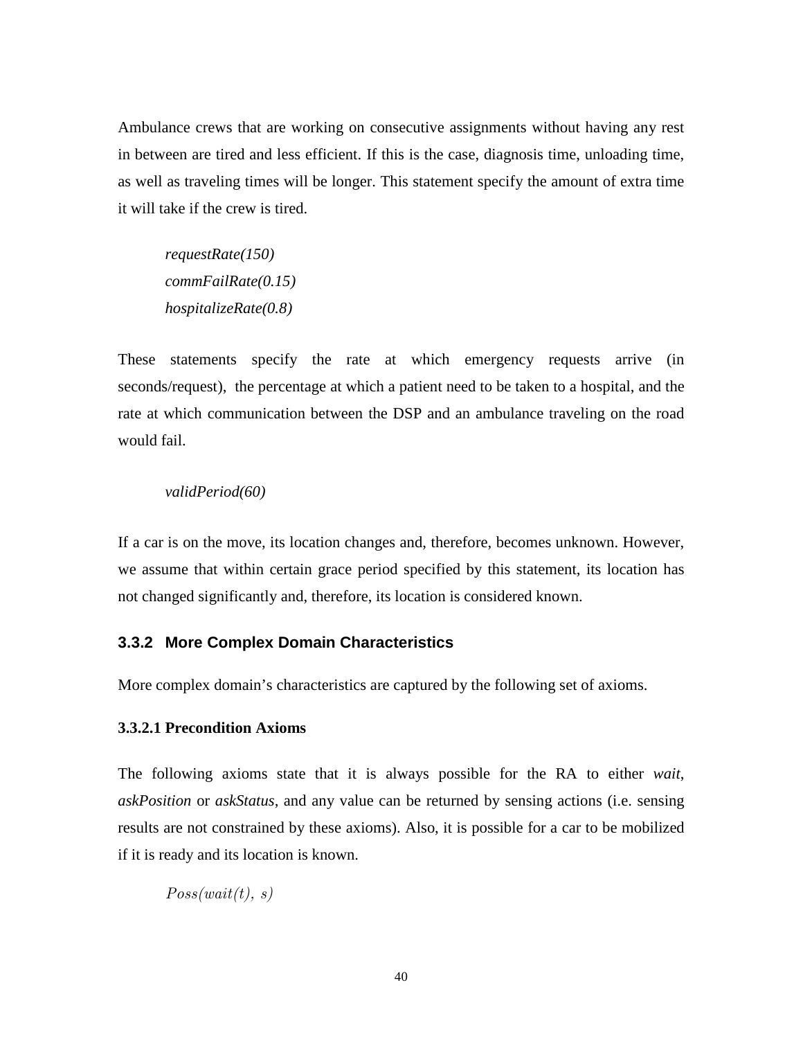Ambulance crews that are working on consecutive assignments without having any rest in between are tired and less efficient. If this is the case, diagnosis time, unloading time, as well as traveling times will be longer. This statement specify the amount of extra time it will take if the crew is tired.

> *requestRate(150)*
> *commFailRate(0.15)*
> *hospitalizeRate(0.8)*

These statements specify the rate at which emergency requests arrive (in seconds/request), the percentage at which a patient need to be taken to a hospital, and the rate at which communication between the DSP and an ambulance traveling on the road would fail.

> *validPeriod(60)*

If a car is on the move, its location changes and, therefore, becomes unknown. However, we assume that within certain grace period specified by this statement, its location has not changed significantly and, therefore, its location is considered known.

### 3.3.2 More Complex Domain Characteristics

More complex domain's characteristics are captured by the following set of axioms.

#### 3.3.2.1 Precondition Axioms

The following axioms state that it is always possible for the RA to either *wait*, *askPosition* or *askStatus*, and any value can be returned by sensing actions (i.e. sensing results are not constrained by these axioms). Also, it is possible for a car to be mobilized if it is ready and its location is known.

$$Poss(wait(t),\ s)$$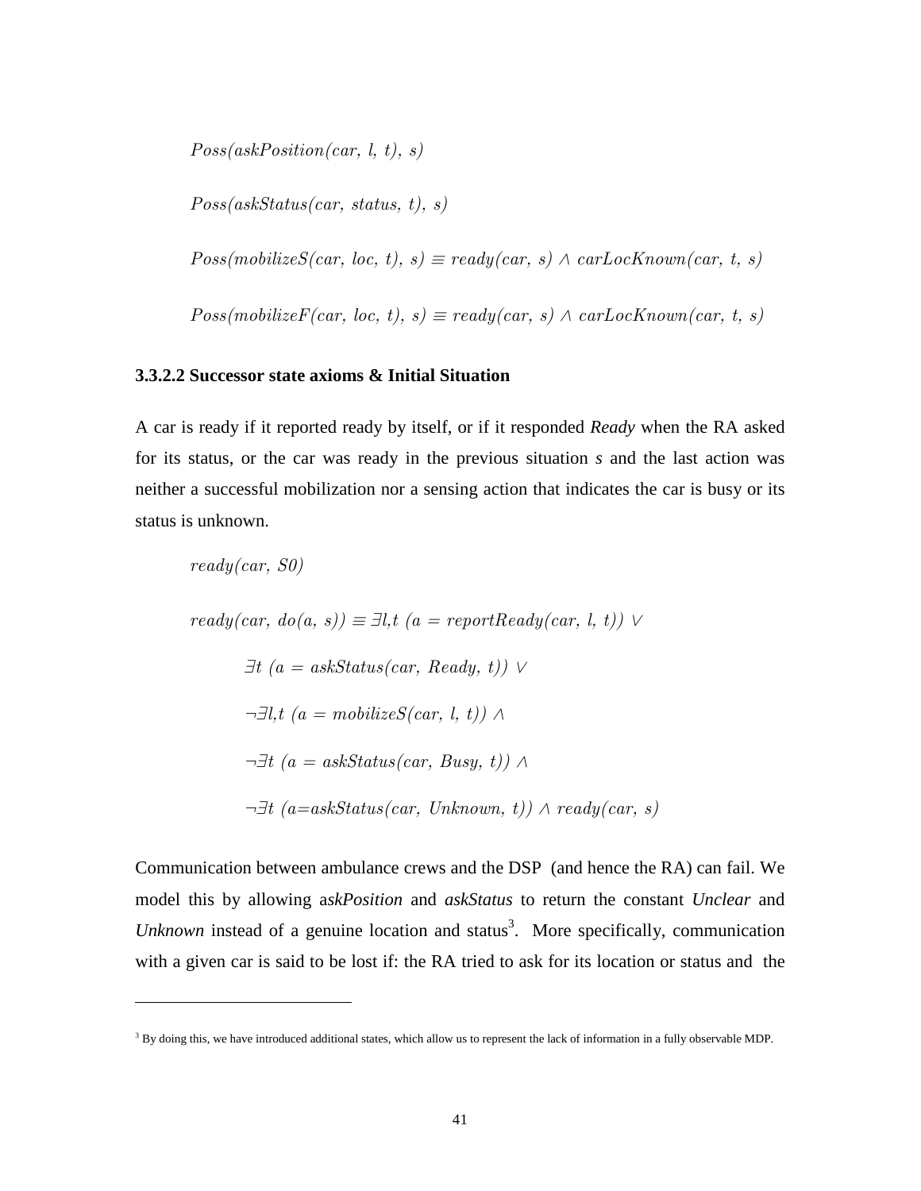$Poss(askPosition(car, l, t), s)$

$Poss(askStatus(car, status, t), s)$

$Poss(mobilizeS(car, loc, t), s) \equiv ready(car, s) \wedge carLocKnown(car, t, s)$

$Poss(mobilizeF(car, loc, t), s) \equiv ready(car, s) \wedge carLocKnown(car, t, s)$

#### 3.3.2.2 Successor state axioms & Initial Situation

A car is ready if it reported ready by itself, or if it responded *Ready* when the RA asked for its status, or the car was ready in the previous situation ***s*** and the last action was neither a successful mobilization nor a sensing action that indicates the car is busy or its status is unknown.

$ready(car, S0)$

$$
\begin{aligned}
ready(car, do(a, s)) \equiv\ & \exists l,t\ (a = reportReady(car, l, t)) \vee \\
& \exists t\ (a = askStatus(car, Ready, t)) \vee \\
& \neg\exists l,t\ (a = mobilizeS(car, l, t)) \wedge \\
& \neg\exists t\ (a = askStatus(car, Busy, t)) \wedge \\
& \neg\exists t\ (a{=}askStatus(car, Unknown, t)) \wedge ready(car, s)
\end{aligned}
$$

Communication between ambulance crews and the DSP (and hence the RA) can fail. We model this by allowing a*skPosition* and *askStatus* to return the constant *Unclear* and *Unknown* instead of a genuine location and status[3]. More specifically, communication with a given car is said to be lost if: the RA tried to ask for its location or status and the

[3] By doing this, we have introduced additional states, which allow us to represent the lack of information in a fully observable MDP.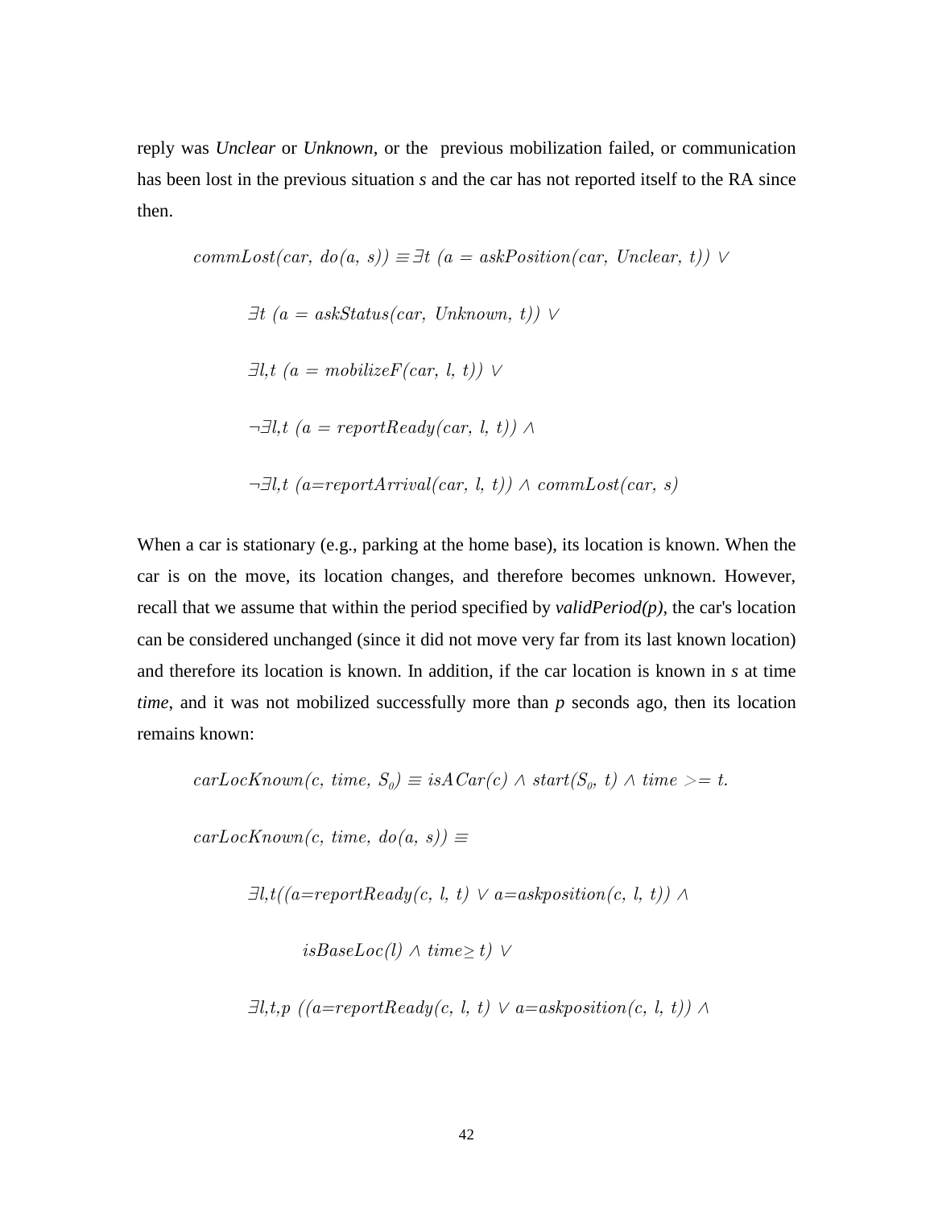reply was *Unclear* or *Unknown*, or the previous mobilization failed, or communication has been lost in the previous situation **s** and the car has not reported itself to the RA since then.

$$commLost(car,\ do(a,\ s)) \equiv \exists t\ (a = askPosition(car,\ Unclear,\ t)) \lor$$

$$\exists t\ (a = askStatus(car,\ Unknown,\ t)) \lor$$

$$\exists l,t\ (a = mobilizeF(car,\ l,\ t)) \lor$$

$$\neg \exists l,t\ (a = reportReady(car,\ l,\ t)) \land$$

$$\neg \exists l,t\ (a{=}reportArrival(car,\ l,\ t)) \land commLost(car,\ s)$$

When a car is stationary (e.g., parking at the home base), its location is known. When the car is on the move, its location changes, and therefore becomes unknown. However, recall that we assume that within the period specified by ***validPeriod(p)***, the car's location can be considered unchanged (since it did not move very far from its last known location) and therefore its location is known. In addition, if the car location is known in **s** at time ***time***, and it was not mobilized successfully more than ***p*** seconds ago, then its location remains known:

$$carLocKnown(c,\ time,\ S_0) \equiv isACar(c) \land start(S_0,\ t) \land time >= t.$$

$$carLocKnown(c,\ time,\ do(a,\ s)) \equiv$$

$$\exists l,t((a{=}reportReady(c,\ l,\ t) \lor a{=}askposition(c,\ l,\ t)) \land$$

$$isBaseLoc(l) \land time \geq t) \lor$$

$$\exists l,t,p\ ((a{=}reportReady(c,\ l,\ t) \lor a{=}askposition(c,\ l,\ t)) \land$$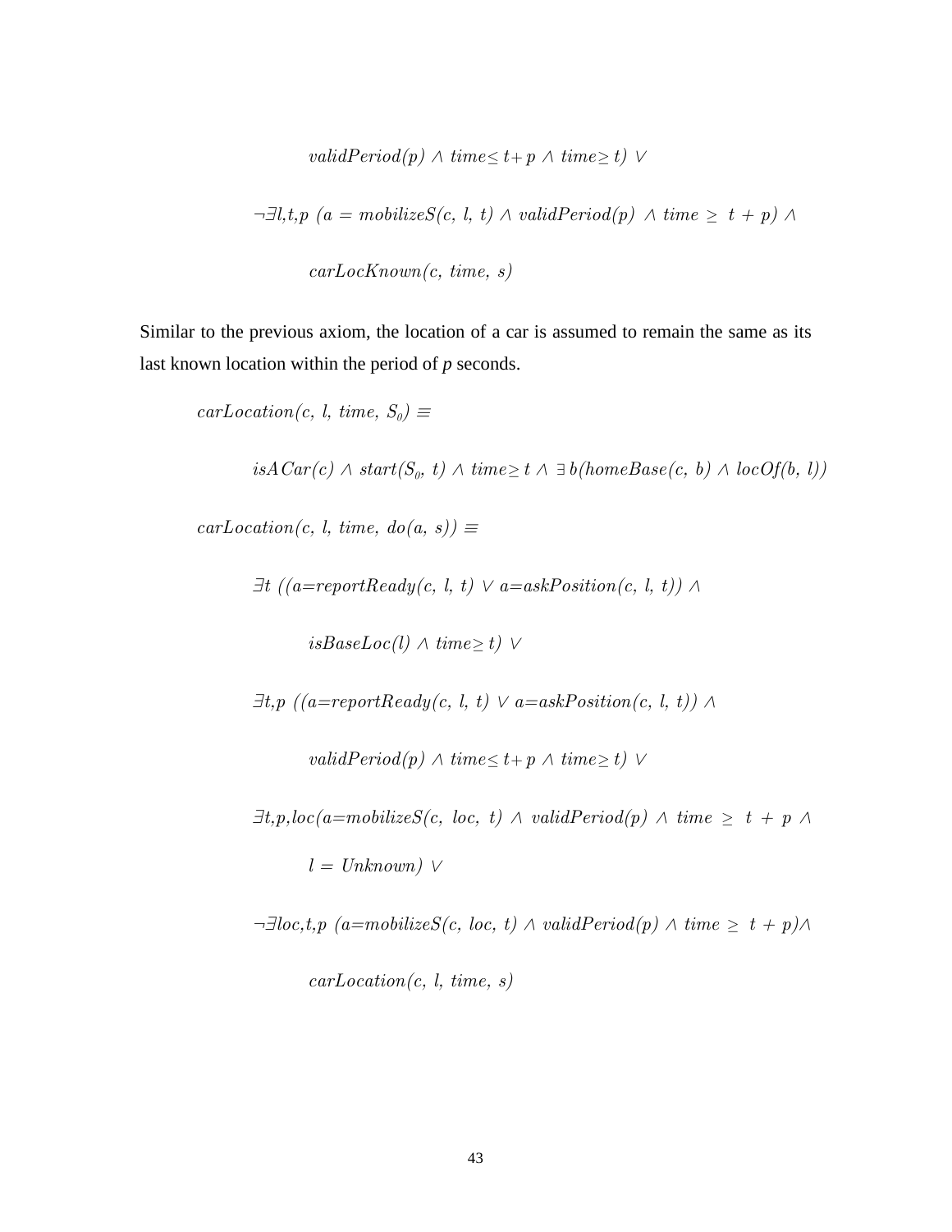$validPeriod(p) \wedge time \leq t + p \wedge time \geq t) \vee$

$\neg\exists l,t,p\ (a = mobilizeS(c,\ l,\ t) \wedge validPeriod(p) \wedge time \geq t + p) \wedge$

$carLocKnown(c,\ time,\ s)$

Similar to the previous axiom, the location of a car is assumed to remain the same as its last known location within the period of *p* seconds.

$carLocation(c,\ l,\ time,\ S_0) \equiv$

$isACar(c) \wedge start(S_0,\ t) \wedge time \geq t \wedge \exists b(homeBase(c,\ b) \wedge locOf(b,\ l))$

$carLocation(c,\ l,\ time,\ do(a,\ s)) \equiv$

$\exists t\ ((a = reportReady(c,\ l,\ t) \vee a = askPosition(c,\ l,\ t)) \wedge$

$isBaseLoc(l) \wedge time \geq t) \vee$

$\exists t,p\ ((a = reportReady(c,\ l,\ t) \vee a = askPosition(c,\ l,\ t)) \wedge$

$validPeriod(p) \wedge time \leq t + p \wedge time \geq t) \vee$

$\exists t,p,loc(a = mobilizeS(c,\ loc,\ t) \wedge validPeriod(p) \wedge time \geq t + p \wedge$

$l = Unknown) \vee$

$\neg\exists loc,t,p\ (a = mobilizeS(c,\ loc,\ t) \wedge validPeriod(p) \wedge time \geq t + p) \wedge$

$carLocation(c,\ l,\ time,\ s)$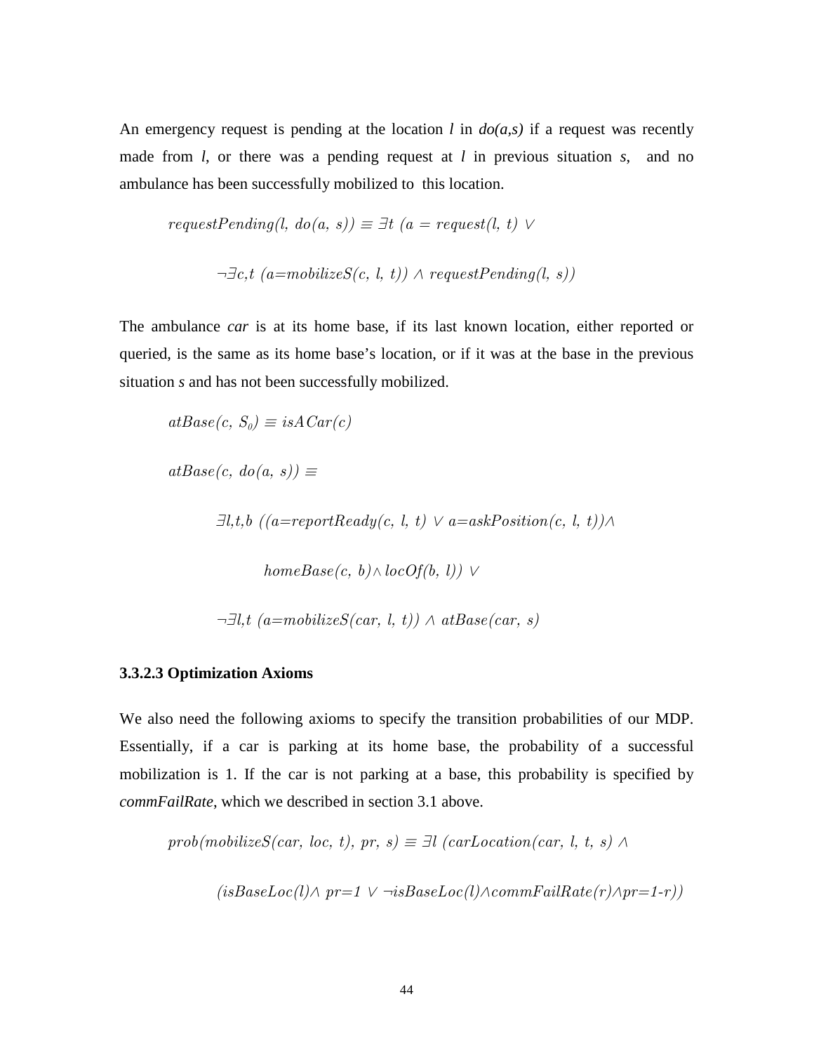An emergency request is pending at the location *l* in *do(a,s)* if a request was recently made from *l*, or there was a pending request at *l* in previous situation *s*, and no ambulance has been successfully mobilized to this location.

$$requestPending(l,\ do(a,\ s)) \equiv \exists t\ (a = request(l,\ t) \vee$$

$$\neg\exists c,t\ (a{=}mobilizeS(c,\ l,\ t)) \wedge requestPending(l,\ s))$$

The ambulance *car* is at its home base, if its last known location, either reported or queried, is the same as its home base's location, or if it was at the base in the previous situation *s* and has not been successfully mobilized.

$$atBase(c,\ S_0) \equiv isACar(c)$$

$$atBase(c,\ do(a,\ s)) \equiv$$

$$\exists l,t,b\ ((a{=}reportReady(c,\ l,\ t) \vee a{=}askPosition(c,\ l,\ t)) \wedge$$

$$homeBase(c,\ b) \wedge locOf(b,\ l)) \vee$$

$$\neg\exists l,t\ (a{=}mobilizeS(car,\ l,\ t)) \wedge atBase(car,\ s)$$

**3.3.2.3 Optimization Axioms**

We also need the following axioms to specify the transition probabilities of our MDP. Essentially, if a car is parking at its home base, the probability of a successful mobilization is 1. If the car is not parking at a base, this probability is specified by *commFailRate*, which we described in section 3.1 above.

$$prob(mobilizeS(car,\ loc,\ t),\ pr,\ s) \equiv \exists l\ (carLocation(car,\ l,\ t,\ s) \wedge$$

$$(isBaseLoc(l) \wedge pr{=}1 \vee \neg isBaseLoc(l) \wedge commFailRate(r) \wedge pr{=}1{-}r))$$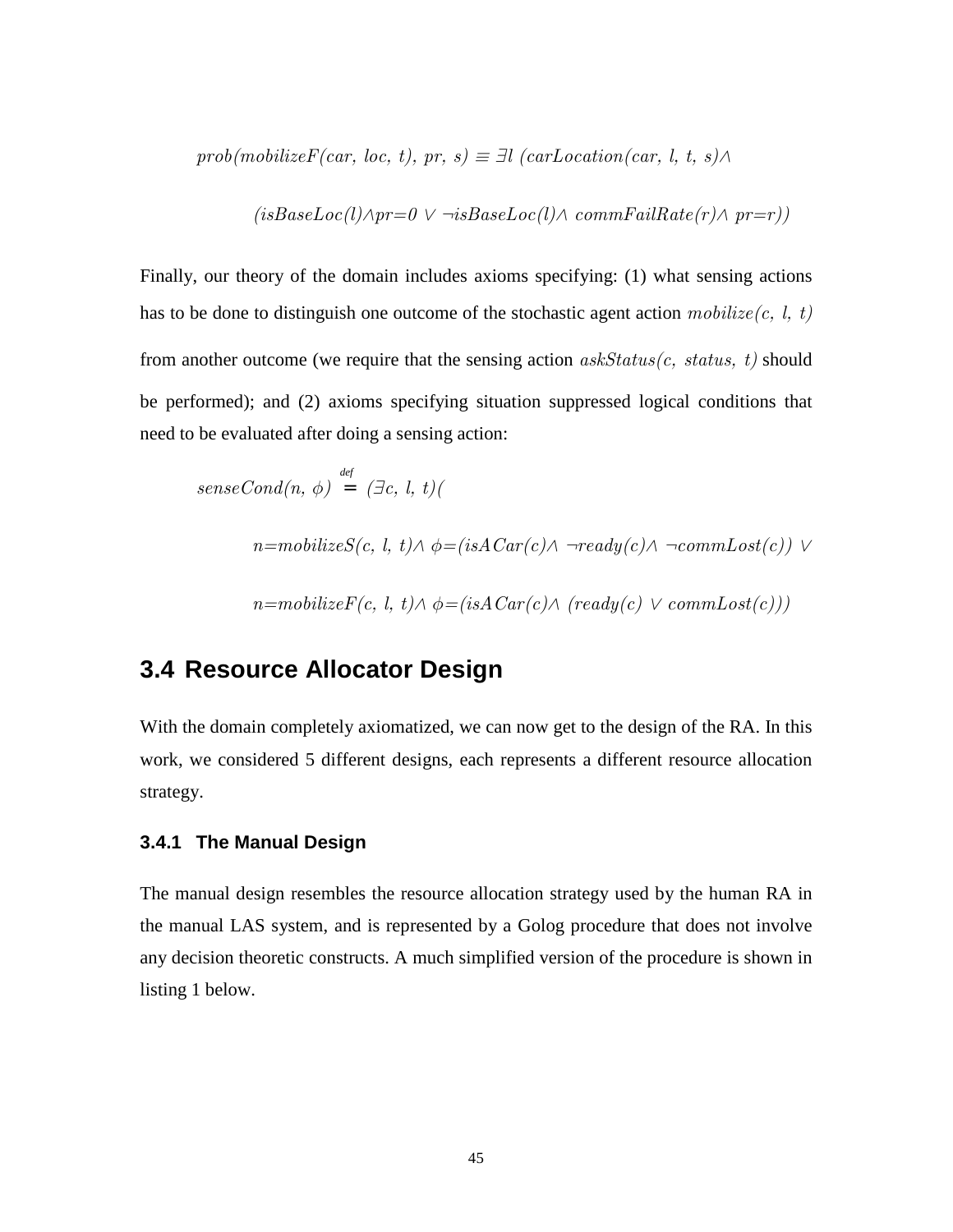$$prob(mobilizeF(car,\ loc,\ t),\ pr,\ s) \equiv \exists l\ (carLocation(car,\ l,\ t,\ s) \wedge$$

$$(isBaseLoc(l) \wedge pr{=}0 \vee \neg isBaseLoc(l) \wedge\ commFailRate(r) \wedge\ pr{=}r))$$

Finally, our theory of the domain includes axioms specifying: (1) what sensing actions has to be done to distinguish one outcome of the stochastic agent action $mobilize(c,\ l,\ t)$ from another outcome (we require that the sensing action $askStatus(c,\ status,\ t)$ should be performed); and (2) axioms specifying situation suppressed logical conditions that need to be evaluated after doing a sensing action:

$$senseCond(n,\ \phi) \stackrel{def}{=} (\exists c,\ l,\ t)($$

$$n{=}mobilizeS(c,\ l,\ t) \wedge\ \phi{=}(isACar(c) \wedge\ \neg ready(c) \wedge\ \neg commLost(c))\ \vee$$

$$n{=}mobilizeF(c,\ l,\ t) \wedge\ \phi{=}(isACar(c) \wedge\ (ready(c)\ \vee commLost(c)))$$

## 3.4 Resource Allocator Design

With the domain completely axiomatized, we can now get to the design of the RA. In this work, we considered 5 different designs, each represents a different resource allocation strategy.

### 3.4.1 The Manual Design

The manual design resembles the resource allocation strategy used by the human RA in the manual LAS system, and is represented by a Golog procedure that does not involve any decision theoretic constructs. A much simplified version of the procedure is shown in listing 1 below.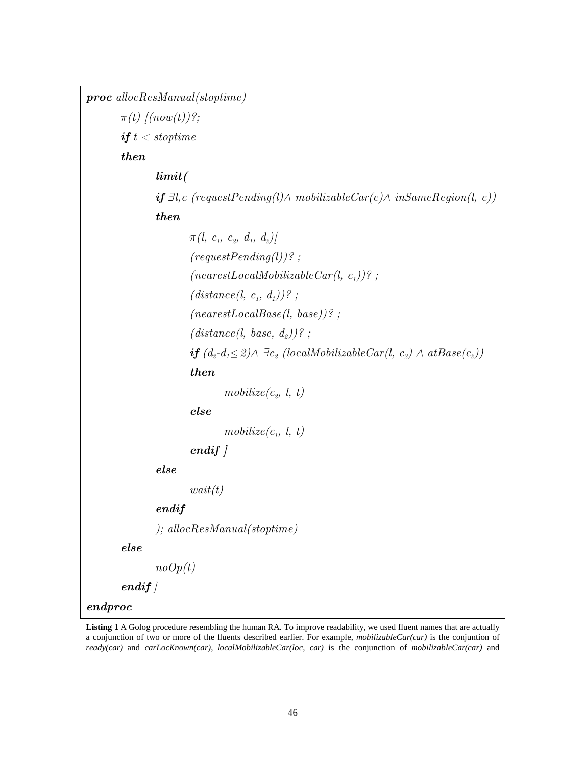```
proc allocResManual(stoptime)
        π(t) [(now(t))?;
        if t < stoptime
        then
                limit(
                if ∃l,c (requestPending(l)∧ mobilizableCar(c)∧ inSameRegion(l, c))
                then
                        π(l, c1, c2, d1, d2)[
                        (requestPending(l))? ;
                        (nearestLocalMobilizableCar(l, c1))? ;
                        (distance(l, c1, d1))? ;
                        (nearestLocalBase(l, base))? ;
                        (distance(l, base, d2))? ;
                        if (d2-d1≤ 2)∧ ∃c2 (localMobilizableCar(l, c2) ∧ atBase(c2))
                        then
                                mobilize(c2, l, t)
                        else
                                mobilize(c1, l, t)
                        endif ]
                else
                        wait(t)
                endif
                ); allocResManual(stoptime)
        else
                noOp(t)
        endif ]
endproc
```

**Listing 1** A Golog procedure resembling the human RA. To improve readability, we used fluent names that are actually a conjunction of two or more of the fluents described earlier. For example, *mobilizableCar(car)* is the conjuntion of *ready(car)* and *carLocKnown(car)*, *localMobilizableCar(loc, car)* is the conjunction of *mobilizableCar(car)* and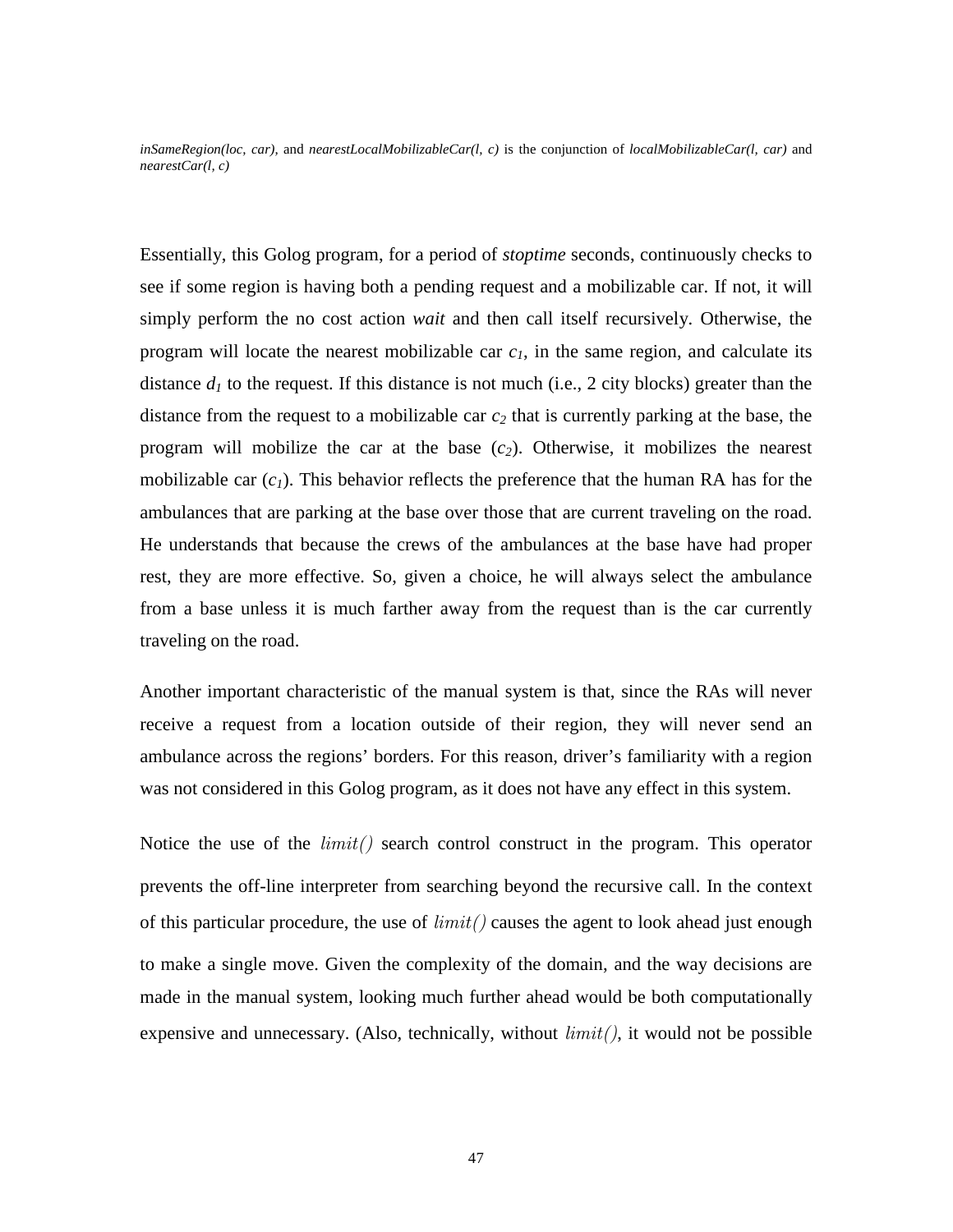*inSameRegion(loc, car),* and *nearestLocalMobilizableCar(l, c)* is the conjunction of *localMobilizableCar(l, car)* and *nearestCar(l, c)*

Essentially, this Golog program, for a period of *stoptime* seconds, continuously checks to see if some region is having both a pending request and a mobilizable car. If not, it will simply perform the no cost action *wait* and then call itself recursively. Otherwise, the program will locate the nearest mobilizable car $c_1$, in the same region, and calculate its distance $d_1$ to the request. If this distance is not much (i.e., 2 city blocks) greater than the distance from the request to a mobilizable car $c_2$ that is currently parking at the base, the program will mobilize the car at the base ($c_2$). Otherwise, it mobilizes the nearest mobilizable car ($c_1$). This behavior reflects the preference that the human RA has for the ambulances that are parking at the base over those that are current traveling on the road. He understands that because the crews of the ambulances at the base have had proper rest, they are more effective. So, given a choice, he will always select the ambulance from a base unless it is much farther away from the request than is the car currently traveling on the road.

Another important characteristic of the manual system is that, since the RAs will never receive a request from a location outside of their region, they will never send an ambulance across the regions' borders. For this reason, driver's familiarity with a region was not considered in this Golog program, as it does not have any effect in this system.

Notice the use of the *limit()* search control construct in the program. This operator prevents the off-line interpreter from searching beyond the recursive call. In the context of this particular procedure, the use of *limit()* causes the agent to look ahead just enough to make a single move. Given the complexity of the domain, and the way decisions are made in the manual system, looking much further ahead would be both computationally expensive and unnecessary. (Also, technically, without *limit()*, it would not be possible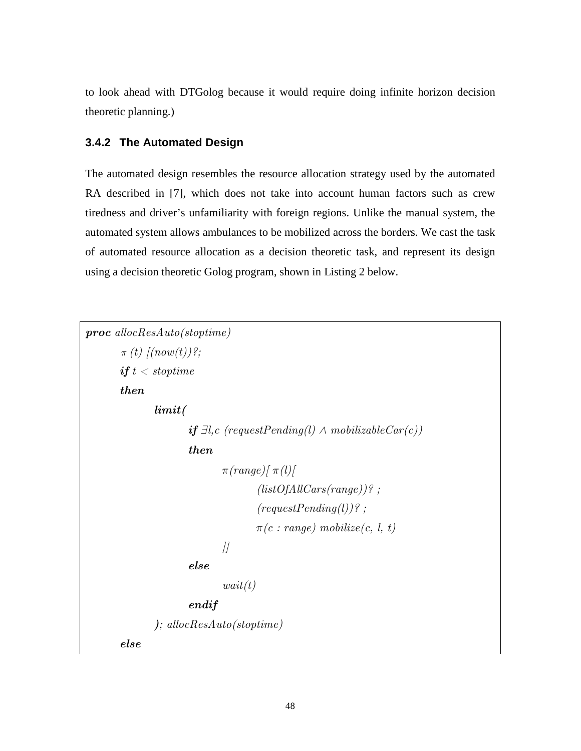to look ahead with DTGolog because it would require doing infinite horizon decision theoretic planning.)

### 3.4.2 The Automated Design

The automated design resembles the resource allocation strategy used by the automated RA described in [7], which does not take into account human factors such as crew tiredness and driver's unfamiliarity with foreign regions. Unlike the manual system, the automated system allows ambulances to be mobilized across the borders. We cast the task of automated resource allocation as a decision theoretic task, and represent its design using a decision theoretic Golog program, shown in Listing 2 below.

```
proc allocResAuto(stoptime)
        π (t) [(now(t))?;
        if t < stoptime
        then
                limit(
                        if ∃l,c (requestPending(l) ∧ mobilizableCar(c))
                        then
                                π(range)[ π(l)[
                                        (listOfAllCars(range))? ;
                                        (requestPending(l))? ;
                                        π(c : range) mobilize(c, l, t)
                                ]]
                        else
                                wait(t)
                        endif
                ); allocResAuto(stoptime)
        else
```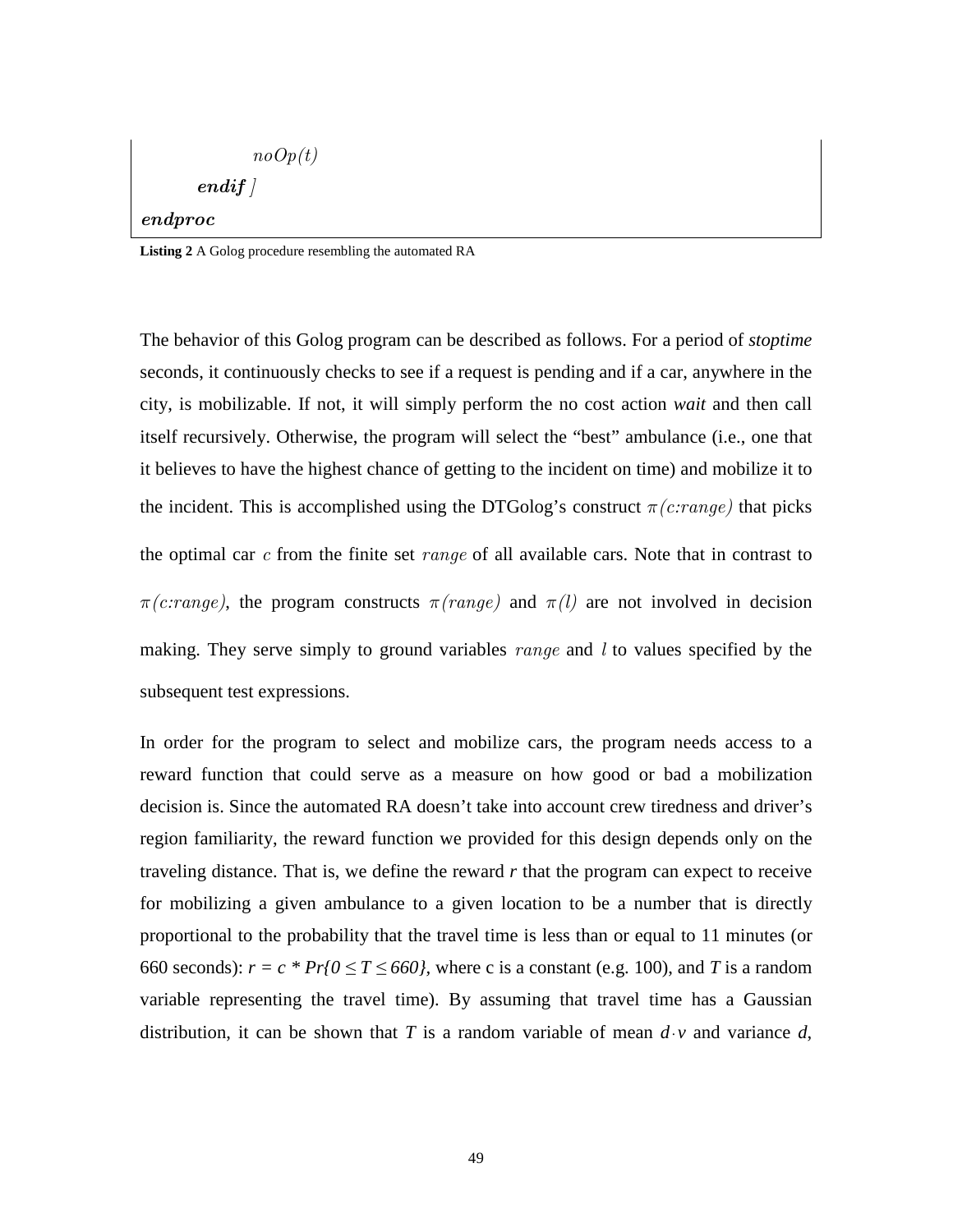```
            noOp(t)
        endif ]
endproc
```

**Listing 2** A Golog procedure resembling the automated RA

The behavior of this Golog program can be described as follows. For a period of *stoptime* seconds, it continuously checks to see if a request is pending and if a car, anywhere in the city, is mobilizable. If not, it will simply perform the no cost action *wait* and then call itself recursively. Otherwise, the program will select the "best" ambulance (i.e., one that it believes to have the highest chance of getting to the incident on time) and mobilize it to the incident. This is accomplished using the DTGolog's construct $\pi(c{:}range)$ that picks the optimal car $c$ from the finite set $range$ of all available cars. Note that in contrast to $\pi(c{:}range)$, the program constructs $\pi(range)$ and $\pi(l)$ are not involved in decision making. They serve simply to ground variables $range$ and $l$ to values specified by the subsequent test expressions.

In order for the program to select and mobilize cars, the program needs access to a reward function that could serve as a measure on how good or bad a mobilization decision is. Since the automated RA doesn't take into account crew tiredness and driver's region familiarity, the reward function we provided for this design depends only on the traveling distance. That is, we define the reward *r* that the program can expect to receive for mobilizing a given ambulance to a given location to be a number that is directly proportional to the probability that the travel time is less than or equal to 11 minutes (or 660 seconds): $r = c * Pr\{0 \leq T \leq 660\}$, where c is a constant (e.g. 100), and *T* is a random variable representing the travel time). By assuming that travel time has a Gaussian distribution, it can be shown that *T* is a random variable of mean $d \cdot v$ and variance *d*,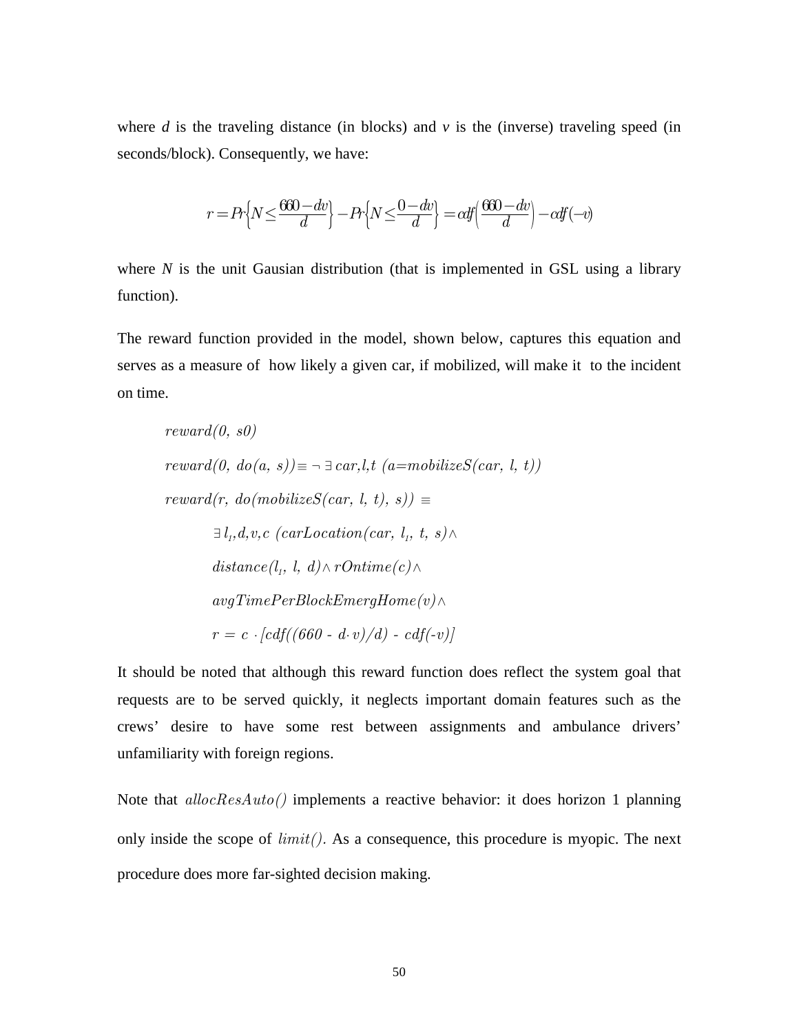where *d* is the traveling distance (in blocks) and *v* is the (inverse) traveling speed (in seconds/block). Consequently, we have:

$$r = Pr\left\{N \leq \frac{660 - dv}{d}\right\} - Pr\left\{N \leq \frac{0 - dv}{d}\right\} = cdf\left(\frac{660 - dv}{d}\right) - cdf(-v)$$

where *N* is the unit Gausian distribution (that is implemented in GSL using a library function).

The reward function provided in the model, shown below, captures this equation and serves as a measure of how likely a given car, if mobilized, will make it to the incident on time.

$$reward(0,\ s0)$$

$$reward(0,\ do(a,\ s)) \equiv \neg \exists\, car, l, t\ (a{=}mobilizeS(car,\ l,\ t))$$

$$reward(r,\ do(mobilizeS(car,\ l,\ t),\ s))\ \equiv$$

$$\exists\, l_1, d, v, c\ (carLocation(car,\ l_1,\ t,\ s) \wedge$$

$$distance(l_1,\ l,\ d) \wedge rOntime(c) \wedge$$

$$avgTimePerBlockEmergHome(v) \wedge$$

$$r\ =\ c\ \cdot [cdf((660\ -\ d \cdot v)/d)\ -\ cdf(-v)]$$

It should be noted that although this reward function does reflect the system goal that requests are to be served quickly, it neglects important domain features such as the crews' desire to have some rest between assignments and ambulance drivers' unfamiliarity with foreign regions.

Note that *allocResAuto()* implements a reactive behavior: it does horizon 1 planning only inside the scope of *limit()*. As a consequence, this procedure is myopic. The next procedure does more far-sighted decision making.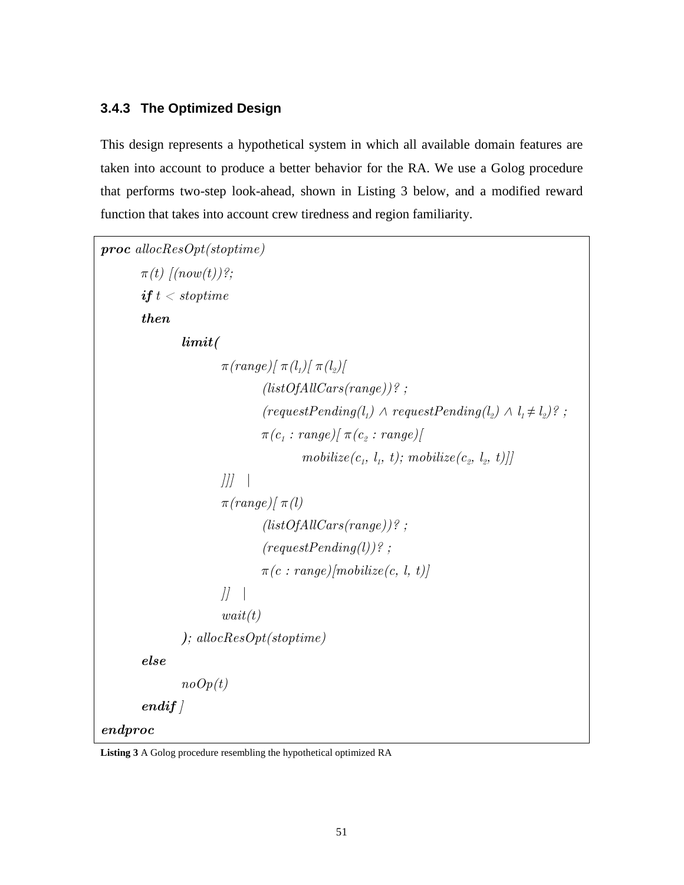### 3.4.3 The Optimized Design

This design represents a hypothetical system in which all available domain features are taken into account to produce a better behavior for the RA. We use a Golog procedure that performs two-step look-ahead, shown in Listing 3 below, and a modified reward function that takes into account crew tiredness and region familiarity.

```
proc allocResOpt(stoptime)
    π(t) [(now(t))?;
    if t < stoptime
    then
        limit(
            π(range)[ π(l1)[ π(l2)[
                (listOfAllCars(range))? ;
                (requestPending(l1) ∧ requestPending(l2) ∧ l1 ≠ l2)? ;
                π(c1 : range)[ π(c2 : range)[
                    mobilize(c1, l1, t); mobilize(c2, l2, t)]]
            ]]]   |
            π(range)[ π(l)
                (listOfAllCars(range))? ;
                (requestPending(l))? ;
                π(c : range)[mobilize(c, l, t)]
            ]]   |
            wait(t)
        ); allocResOpt(stoptime)
    else
        noOp(t)
    endif ]
endproc
```

**Listing 3** A Golog procedure resembling the hypothetical optimized RA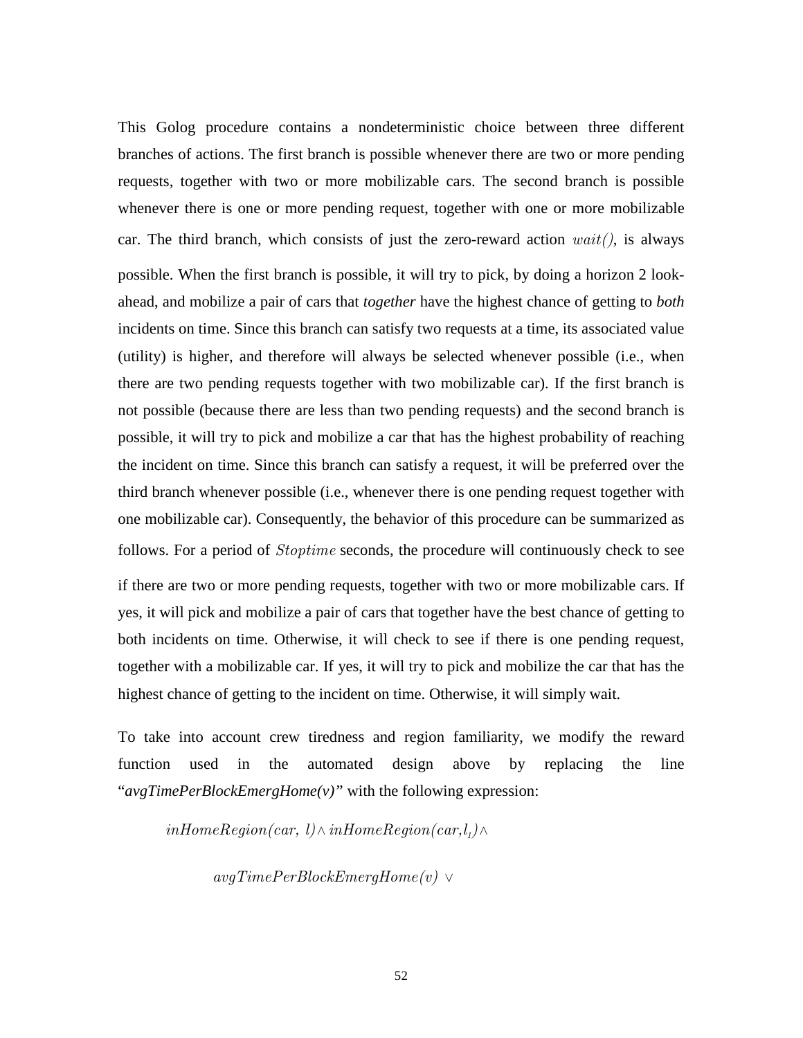This Golog procedure contains a nondeterministic choice between three different branches of actions. The first branch is possible whenever there are two or more pending requests, together with two or more mobilizable cars. The second branch is possible whenever there is one or more pending request, together with one or more mobilizable car. The third branch, which consists of just the zero-reward action $wait()$, is always possible. When the first branch is possible, it will try to pick, by doing a horizon 2 look-ahead, and mobilize a pair of cars that *together* have the highest chance of getting to *both* incidents on time. Since this branch can satisfy two requests at a time, its associated value (utility) is higher, and therefore will always be selected whenever possible (i.e., when there are two pending requests together with two mobilizable car). If the first branch is not possible (because there are less than two pending requests) and the second branch is possible, it will try to pick and mobilize a car that has the highest probability of reaching the incident on time. Since this branch can satisfy a request, it will be preferred over the third branch whenever possible (i.e., whenever there is one pending request together with one mobilizable car). Consequently, the behavior of this procedure can be summarized as follows. For a period of $Stoptime$ seconds, the procedure will continuously check to see if there are two or more pending requests, together with two or more mobilizable cars. If yes, it will pick and mobilize a pair of cars that together have the best chance of getting to both incidents on time. Otherwise, it will check to see if there is one pending request, together with a mobilizable car. If yes, it will try to pick and mobilize the car that has the highest chance of getting to the incident on time. Otherwise, it will simply wait.

To take into account crew tiredness and region familiarity, we modify the reward function used in the automated design above by replacing the line "*avgTimePerBlockEmergHome(v)*" with the following expression:

$$inHomeRegion(car,\ l) \wedge inHomeRegion(car, l_1) \wedge$$

$$avgTimePerBlockEmergHome(v)\ \vee$$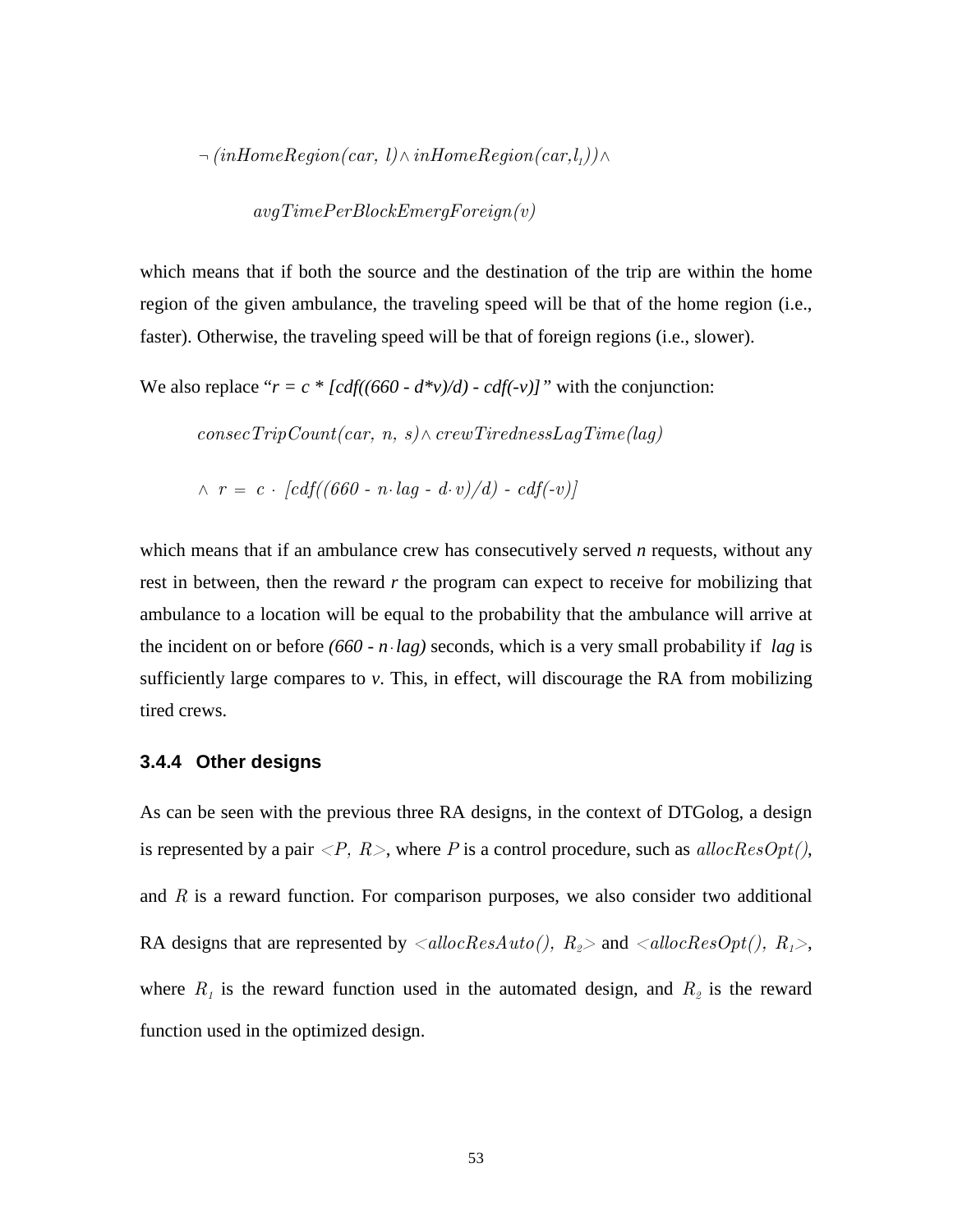$$\neg\,(inHomeRegion(car,\ l) \wedge inHomeRegion(car, l_1)) \wedge$$

$$avgTimePerBlockEmergForeign(v)$$

which means that if both the source and the destination of the trip are within the home region of the given ambulance, the traveling speed will be that of the home region (i.e., faster). Otherwise, the traveling speed will be that of foreign regions (i.e., slower).

We also replace "*r = c * [cdf((660 - d*v)/d) - cdf(-v)]*" with the conjunction:

$$consecTripCount(car,\ n,\ s) \wedge crewTirednessLagTime(lag)$$

$$\wedge\ r\ =\ c\ \cdot\ [cdf((660\ -\ n \cdot lag\ -\ d \cdot v)/d)\ -\ cdf(-v)]$$

which means that if an ambulance crew has consecutively served ***n*** requests, without any rest in between, then the reward ***r*** the program can expect to receive for mobilizing that ambulance to a location will be equal to the probability that the ambulance will arrive at the incident on or before *(660 - n·lag)* seconds, which is a very small probability if *lag* is sufficiently large compares to ***v***. This, in effect, will discourage the RA from mobilizing tired crews.

### 3.4.4 Other designs

As can be seen with the previous three RA designs, in the context of DTGolog, a design is represented by a pair $<P,\ R>$, where $P$ is a control procedure, such as $allocResOpt()$, and $R$ is a reward function. For comparison purposes, we also consider two additional RA designs that are represented by $<allocResAuto(),\ R_2>$ and $<allocResOpt(),\ R_1>$, where $R_1$ is the reward function used in the automated design, and $R_2$ is the reward function used in the optimized design.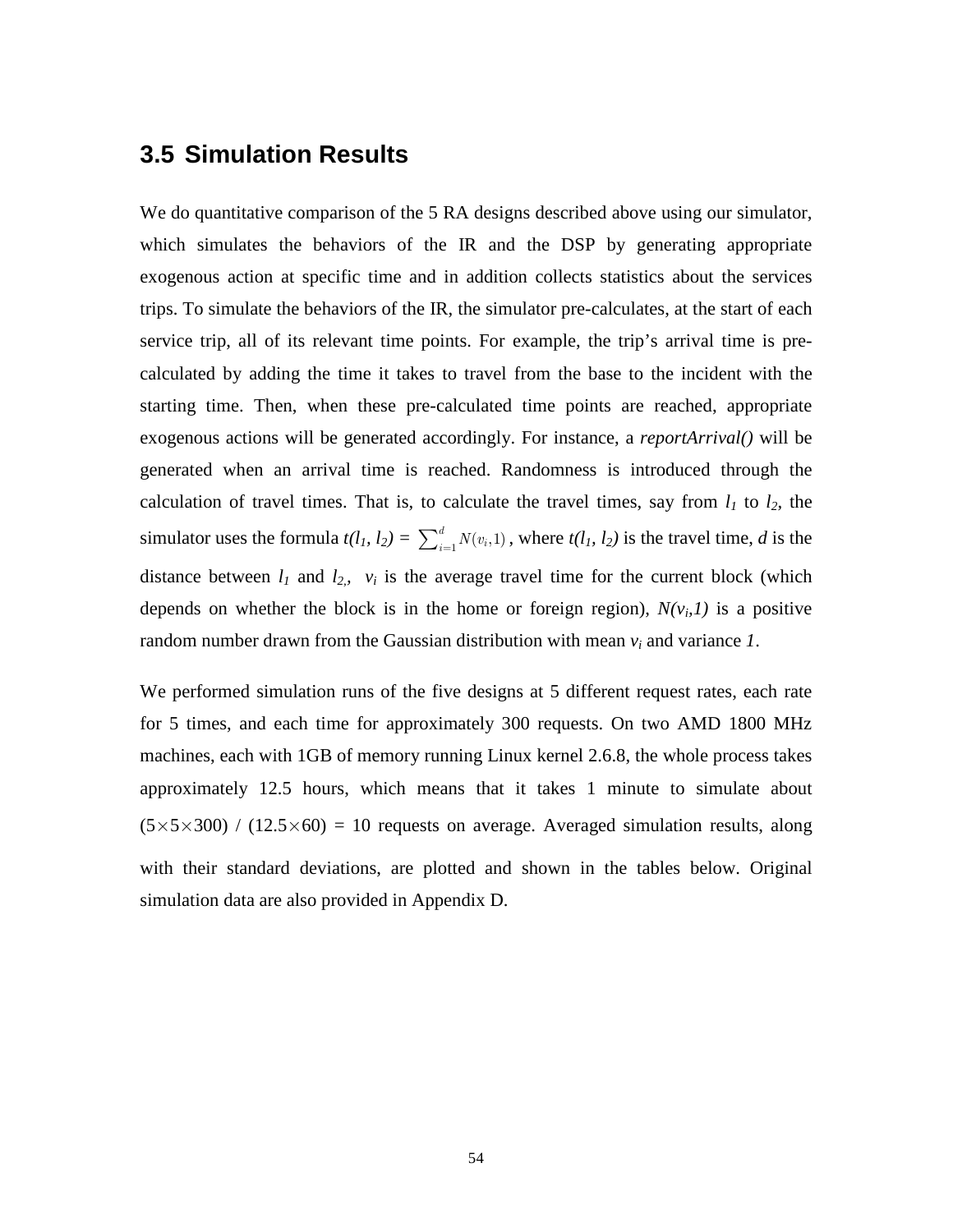## 3.5 Simulation Results

We do quantitative comparison of the 5 RA designs described above using our simulator, which simulates the behaviors of the IR and the DSP by generating appropriate exogenous action at specific time and in addition collects statistics about the services trips. To simulate the behaviors of the IR, the simulator pre-calculates, at the start of each service trip, all of its relevant time points. For example, the trip's arrival time is pre-calculated by adding the time it takes to travel from the base to the incident with the starting time. Then, when these pre-calculated time points are reached, appropriate exogenous actions will be generated accordingly. For instance, a ***reportArrival()*** will be generated when an arrival time is reached. Randomness is introduced through the calculation of travel times. That is, to calculate the travel times, say from $l_1$ to $l_2$, the simulator uses the formula $t(l_1, l_2) = \sum_{i=1}^{d} N(v_i, 1)$, where $t(l_1, l_2)$ is the travel time, $d$ is the distance between $l_1$ and $l_2$, $v_i$ is the average travel time for the current block (which depends on whether the block is in the home or foreign region), $N(v_i,1)$ is a positive random number drawn from the Gaussian distribution with mean $v_i$ and variance $1$.

We performed simulation runs of the five designs at 5 different request rates, each rate for 5 times, and each time for approximately 300 requests. On two AMD 1800 MHz machines, each with 1GB of memory running Linux kernel 2.6.8, the whole process takes approximately 12.5 hours, which means that it takes 1 minute to simulate about $(5\times5\times300)$ / $(12.5\times60)$ = 10 requests on average. Averaged simulation results, along with their standard deviations, are plotted and shown in the tables below. Original simulation data are also provided in Appendix D.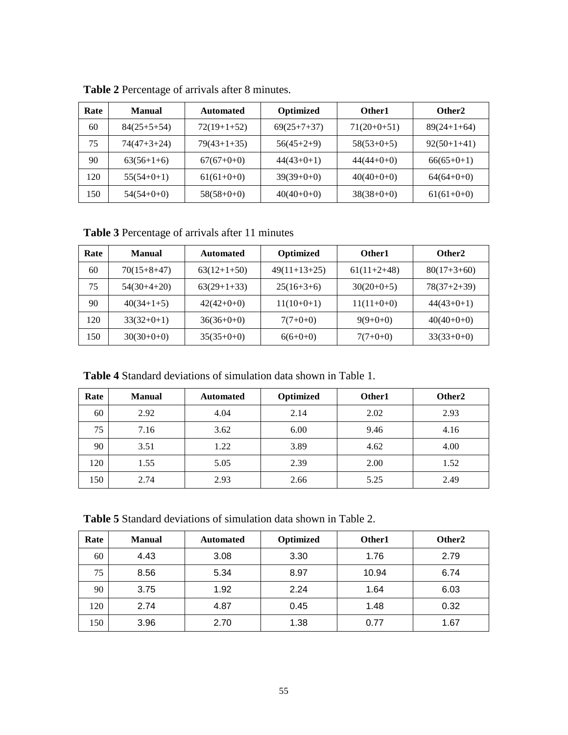**Table 2** Percentage of arrivals after 8 minutes.

| Rate | Manual | Automated | Optimized | Other1 | Other2 |
|---|---|---|---|---|---|
| 60 | 84(25+5+54) | 72(19+1+52) | 69(25+7+37) | 71(20+0+51) | 89(24+1+64) |
| 75 | 74(47+3+24) | 79(43+1+35) | 56(45+2+9) | 58(53+0+5) | 92(50+1+41) |
| 90 | 63(56+1+6) | 67(67+0+0) | 44(43+0+1) | 44(44+0+0) | 66(65+0+1) |
| 120 | 55(54+0+1) | 61(61+0+0) | 39(39+0+0) | 40(40+0+0) | 64(64+0+0) |
| 150 | 54(54+0+0) | 58(58+0+0) | 40(40+0+0) | 38(38+0+0) | 61(61+0+0) |

**Table 3** Percentage of arrivals after 11 minutes

| Rate | Manual | Automated | Optimized | Other1 | Other2 |
|---|---|---|---|---|---|
| 60 | 70(15+8+47) | 63(12+1+50) | 49(11+13+25) | 61(11+2+48) | 80(17+3+60) |
| 75 | 54(30+4+20) | 63(29+1+33) | 25(16+3+6) | 30(20+0+5) | 78(37+2+39) |
| 90 | 40(34+1+5) | 42(42+0+0) | 11(10+0+1) | 11(11+0+0) | 44(43+0+1) |
| 120 | 33(32+0+1) | 36(36+0+0) | 7(7+0+0) | 9(9+0+0) | 40(40+0+0) |
| 150 | 30(30+0+0) | 35(35+0+0) | 6(6+0+0) | 7(7+0+0) | 33(33+0+0) |

**Table 4** Standard deviations of simulation data shown in Table 1.

| Rate | Manual | Automated | Optimized | Other1 | Other2 |
|---|---|---|---|---|---|
| 60 | 2.92 | 4.04 | 2.14 | 2.02 | 2.93 |
| 75 | 7.16 | 3.62 | 6.00 | 9.46 | 4.16 |
| 90 | 3.51 | 1.22 | 3.89 | 4.62 | 4.00 |
| 120 | 1.55 | 5.05 | 2.39 | 2.00 | 1.52 |
| 150 | 2.74 | 2.93 | 2.66 | 5.25 | 2.49 |

**Table 5** Standard deviations of simulation data shown in Table 2.

| Rate | Manual | Automated | Optimized | Other1 | Other2 |
|---|---|---|---|---|---|
| 60 | 4.43 | 3.08 | 3.30 | 1.76 | 2.79 |
| 75 | 8.56 | 5.34 | 8.97 | 10.94 | 6.74 |
| 90 | 3.75 | 1.92 | 2.24 | 1.64 | 6.03 |
| 120 | 2.74 | 4.87 | 0.45 | 1.48 | 0.32 |
| 150 | 3.96 | 2.70 | 1.38 | 0.77 | 1.67 |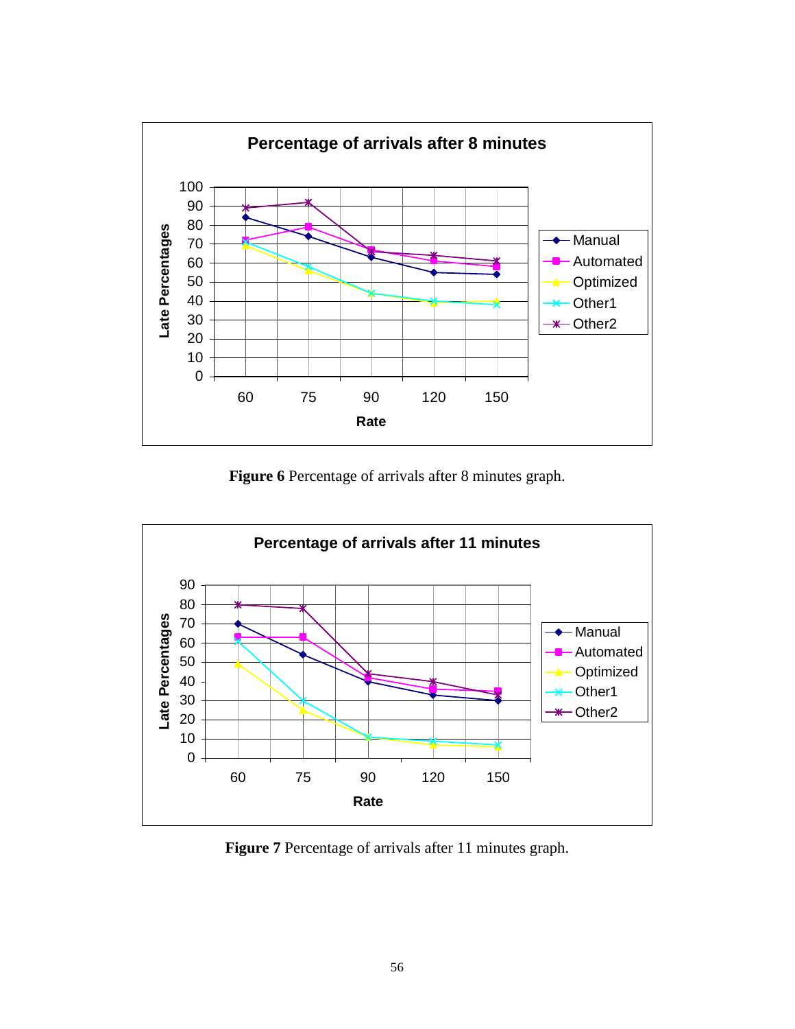Figure 6 Percentage of arrivals after 8 minutes graph.

**Figure 6** Percentage of arrivals after 8 minutes graph.

**Figure 7** Percentage of arrivals after 11 minutes graph.

**Figure 6** Percentage of arrivals after 8 minutes graph.

**Figure 7** Percentage of arrivals after 11 minutes graph.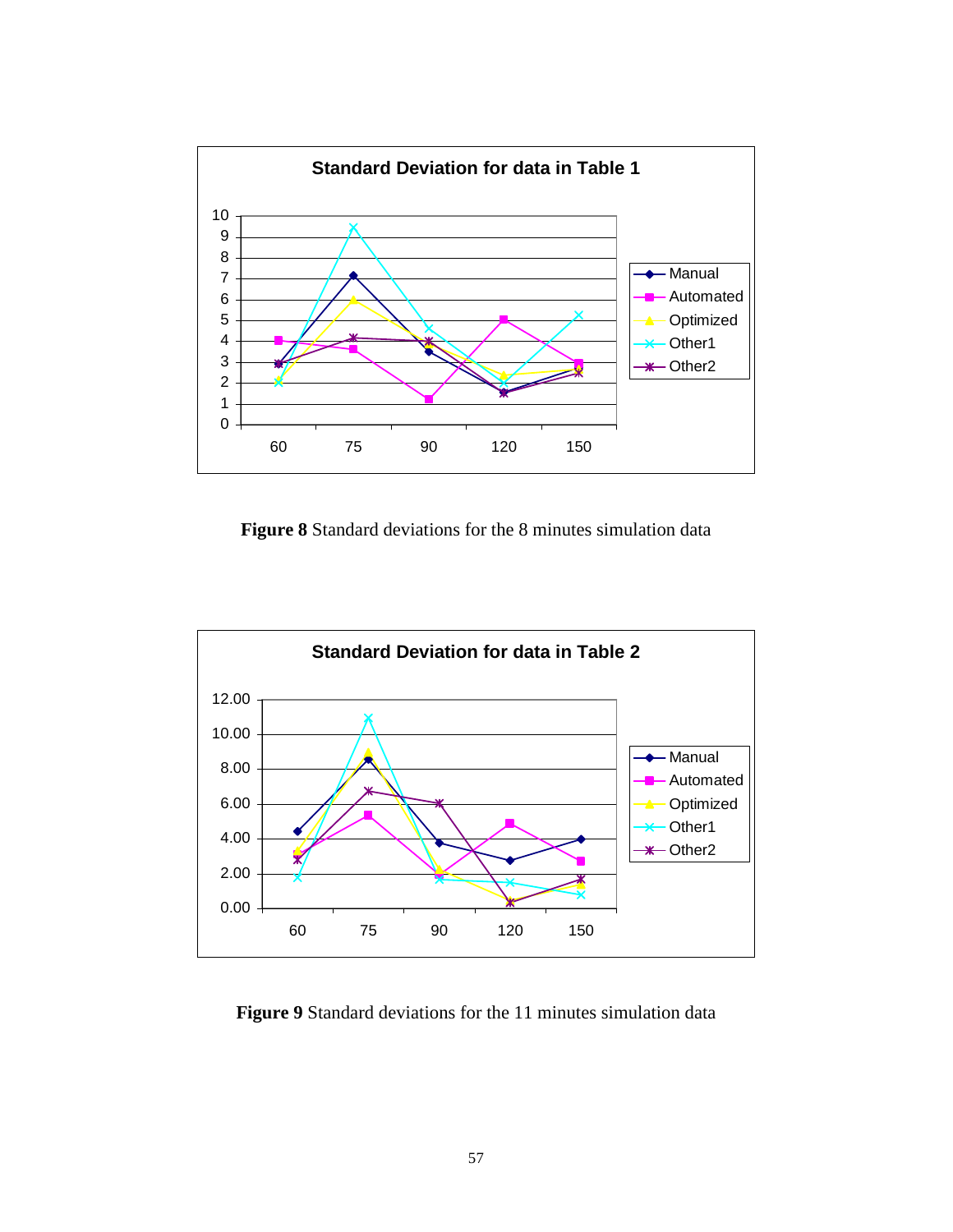**Figure 8** Standard deviations for the 8 minutes simulation data

**Figure 9** Standard deviations for the 11 minutes simulation data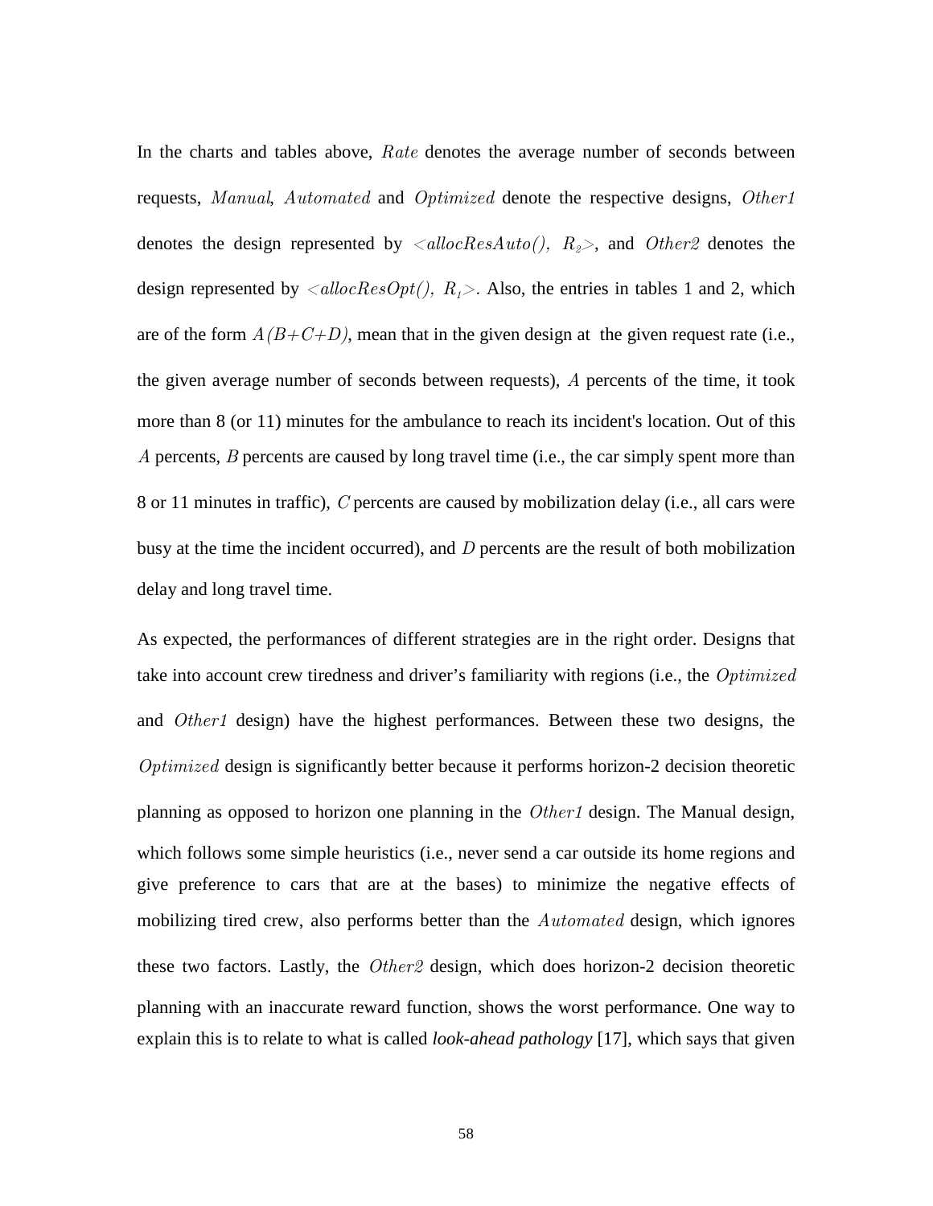In the charts and tables above, $Rate$ denotes the average number of seconds between requests, $Manual$, $Automated$ and $Optimized$ denote the respective designs, $Other1$ denotes the design represented by $<allocResAuto(),\ R_2>$, and $Other2$ denotes the design represented by $<allocResOpt(),\ R_1>$. Also, the entries in tables 1 and 2, which are of the form $A(B+C+D)$, mean that in the given design at the given request rate (i.e., the given average number of seconds between requests), $A$ percents of the time, it took more than 8 (or 11) minutes for the ambulance to reach its incident's location. Out of this $A$ percents, $B$ percents are caused by long travel time (i.e., the car simply spent more than 8 or 11 minutes in traffic), $C$ percents are caused by mobilization delay (i.e., all cars were busy at the time the incident occurred), and $D$ percents are the result of both mobilization delay and long travel time.

As expected, the performances of different strategies are in the right order. Designs that take into account crew tiredness and driver's familiarity with regions (i.e., the $Optimized$ and $Other1$ design) have the highest performances. Between these two designs, the $Optimized$ design is significantly better because it performs horizon-2 decision theoretic planning as opposed to horizon one planning in the $Other1$ design. The Manual design, which follows some simple heuristics (i.e., never send a car outside its home regions and give preference to cars that are at the bases) to minimize the negative effects of mobilizing tired crew, also performs better than the $Automated$ design, which ignores these two factors. Lastly, the $Other2$ design, which does horizon-2 decision theoretic planning with an inaccurate reward function, shows the worst performance. One way to explain this is to relate to what is called *look-ahead pathology* [17], which says that given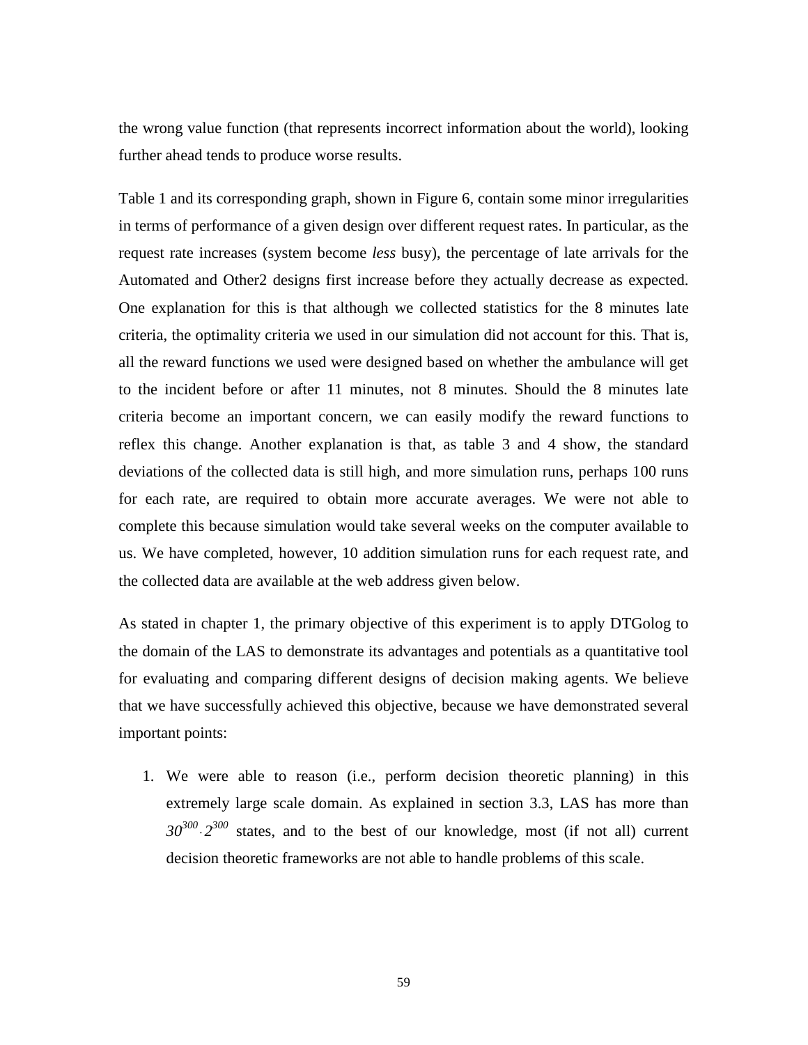the wrong value function (that represents incorrect information about the world), looking further ahead tends to produce worse results.

Table 1 and its corresponding graph, shown in Figure 6, contain some minor irregularities in terms of performance of a given design over different request rates. In particular, as the request rate increases (system become *less* busy), the percentage of late arrivals for the Automated and Other2 designs first increase before they actually decrease as expected. One explanation for this is that although we collected statistics for the 8 minutes late criteria, the optimality criteria we used in our simulation did not account for this. That is, all the reward functions we used were designed based on whether the ambulance will get to the incident before or after 11 minutes, not 8 minutes. Should the 8 minutes late criteria become an important concern, we can easily modify the reward functions to reflex this change. Another explanation is that, as table 3 and 4 show, the standard deviations of the collected data is still high, and more simulation runs, perhaps 100 runs for each rate, are required to obtain more accurate averages. We were not able to complete this because simulation would take several weeks on the computer available to us. We have completed, however, 10 addition simulation runs for each request rate, and the collected data are available at the web address given below.

As stated in chapter 1, the primary objective of this experiment is to apply DTGolog to the domain of the LAS to demonstrate its advantages and potentials as a quantitative tool for evaluating and comparing different designs of decision making agents. We believe that we have successfully achieved this objective, because we have demonstrated several important points:

1. We were able to reason (i.e., perform decision theoretic planning) in this extremely large scale domain. As explained in section 3.3, LAS has more than $30^{300} \cdot 2^{300}$ states, and to the best of our knowledge, most (if not all) current decision theoretic frameworks are not able to handle problems of this scale.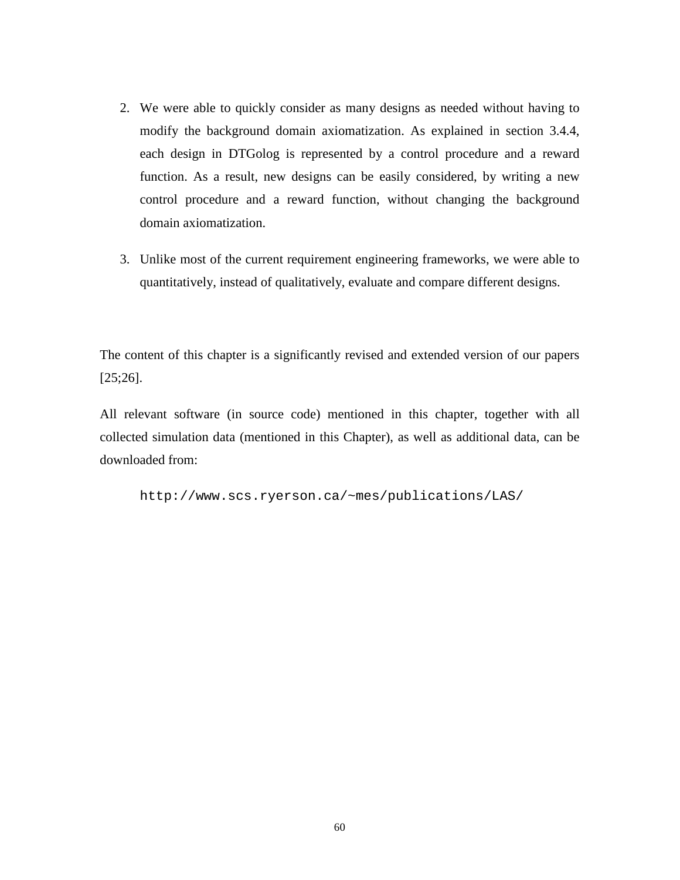2. We were able to quickly consider as many designs as needed without having to modify the background domain axiomatization. As explained in section 3.4.4, each design in DTGolog is represented by a control procedure and a reward function. As a result, new designs can be easily considered, by writing a new control procedure and a reward function, without changing the background domain axiomatization.

3. Unlike most of the current requirement engineering frameworks, we were able to quantitatively, instead of qualitatively, evaluate and compare different designs.

The content of this chapter is a significantly revised and extended version of our papers [25;26].

All relevant software (in source code) mentioned in this chapter, together with all collected simulation data (mentioned in this Chapter), as well as additional data, can be downloaded from:

```
http://www.scs.ryerson.ca/~mes/publications/LAS/
```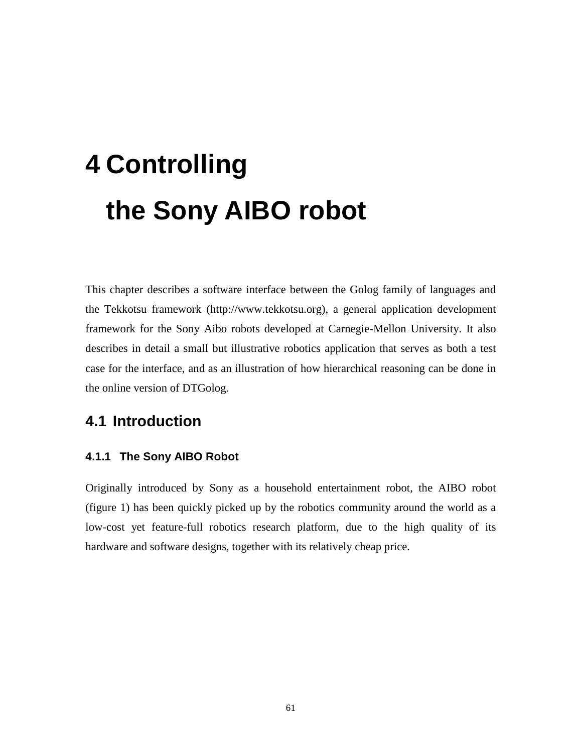# 4 Controlling the Sony AIBO robot

This chapter describes a software interface between the Golog family of languages and the Tekkotsu framework (http://www.tekkotsu.org), a general application development framework for the Sony Aibo robots developed at Carnegie-Mellon University. It also describes in detail a small but illustrative robotics application that serves as both a test case for the interface, and as an illustration of how hierarchical reasoning can be done in the online version of DTGolog.

## 4.1 Introduction

### 4.1.1 The Sony AIBO Robot

Originally introduced by Sony as a household entertainment robot, the AIBO robot (figure 1) has been quickly picked up by the robotics community around the world as a low-cost yet feature-full robotics research platform, due to the high quality of its hardware and software designs, together with its relatively cheap price.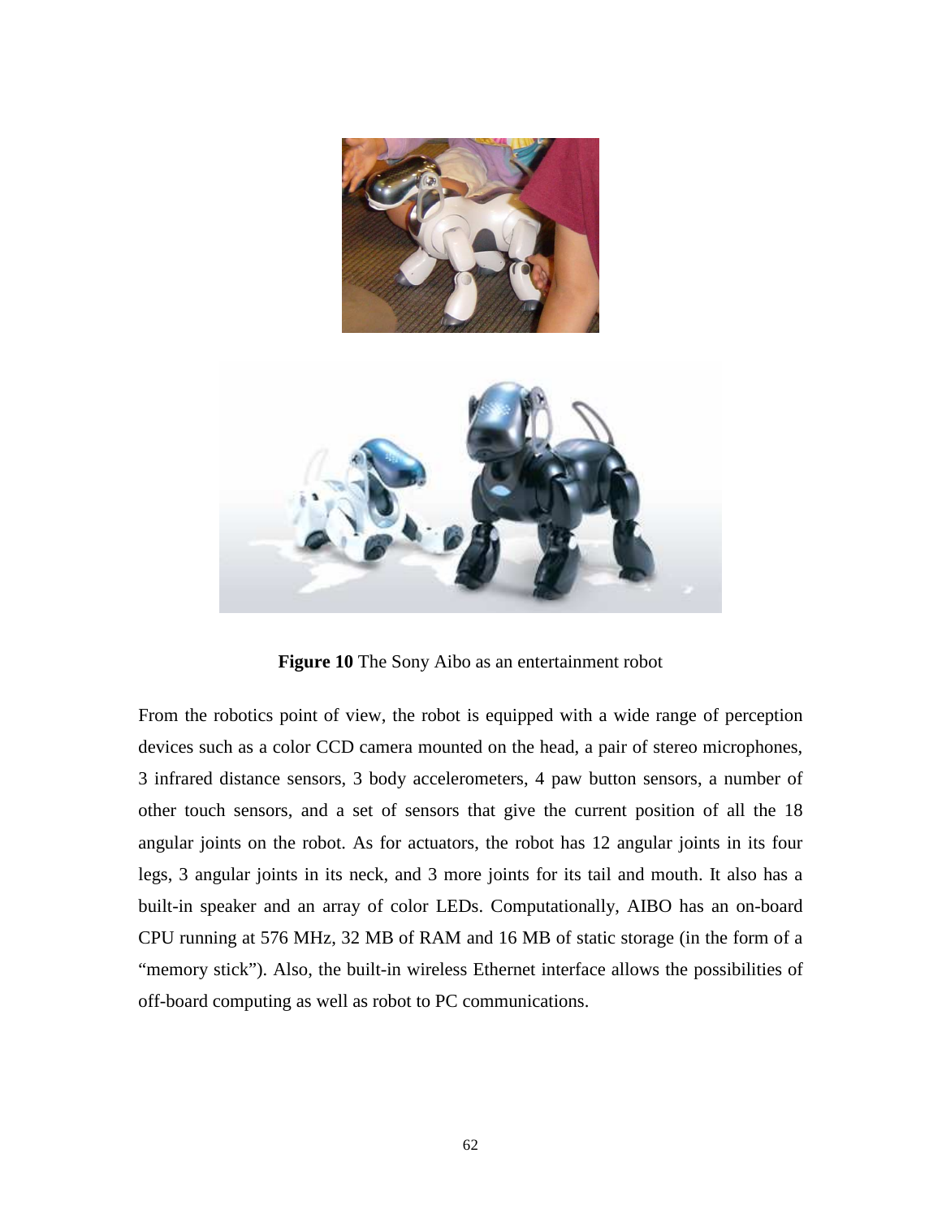**Figure 10** The Sony Aibo as an entertainment robot

From the robotics point of view, the robot is equipped with a wide range of perception devices such as a color CCD camera mounted on the head, a pair of stereo microphones, 3 infrared distance sensors, 3 body accelerometers, 4 paw button sensors, a number of other touch sensors, and a set of sensors that give the current position of all the 18 angular joints on the robot. As for actuators, the robot has 12 angular joints in its four legs, 3 angular joints in its neck, and 3 more joints for its tail and mouth. It also has a built-in speaker and an array of color LEDs. Computationally, AIBO has an on-board CPU running at 576 MHz, 32 MB of RAM and 16 MB of static storage (in the form of a "memory stick"). Also, the built-in wireless Ethernet interface allows the possibilities of off-board computing as well as robot to PC communications.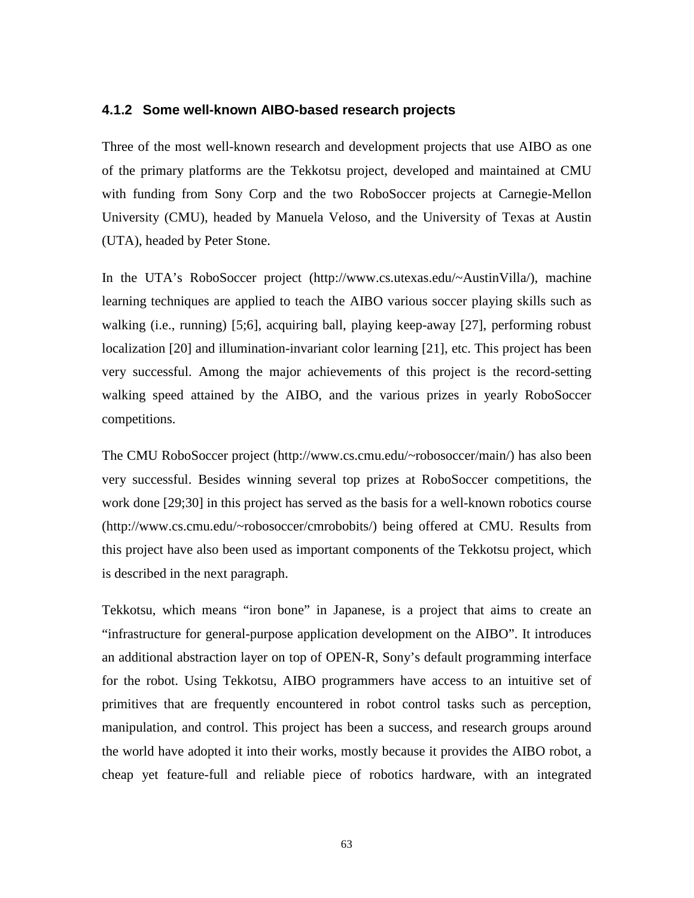### 4.1.2 Some well-known AIBO-based research projects

Three of the most well-known research and development projects that use AIBO as one of the primary platforms are the Tekkotsu project, developed and maintained at CMU with funding from Sony Corp and the two RoboSoccer projects at Carnegie-Mellon University (CMU), headed by Manuela Veloso, and the University of Texas at Austin (UTA), headed by Peter Stone.

In the UTA's RoboSoccer project (http://www.cs.utexas.edu/~AustinVilla/), machine learning techniques are applied to teach the AIBO various soccer playing skills such as walking (i.e., running) [5;6], acquiring ball, playing keep-away [27], performing robust localization [20] and illumination-invariant color learning [21], etc. This project has been very successful. Among the major achievements of this project is the record-setting walking speed attained by the AIBO, and the various prizes in yearly RoboSoccer competitions.

The CMU RoboSoccer project (http://www.cs.cmu.edu/~robosoccer/main/) has also been very successful. Besides winning several top prizes at RoboSoccer competitions, the work done [29;30] in this project has served as the basis for a well-known robotics course (http://www.cs.cmu.edu/~robosoccer/cmrobobits/) being offered at CMU. Results from this project have also been used as important components of the Tekkotsu project, which is described in the next paragraph.

Tekkotsu, which means "iron bone" in Japanese, is a project that aims to create an "infrastructure for general-purpose application development on the AIBO". It introduces an additional abstraction layer on top of OPEN-R, Sony's default programming interface for the robot. Using Tekkotsu, AIBO programmers have access to an intuitive set of primitives that are frequently encountered in robot control tasks such as perception, manipulation, and control. This project has been a success, and research groups around the world have adopted it into their works, mostly because it provides the AIBO robot, a cheap yet feature-full and reliable piece of robotics hardware, with an integrated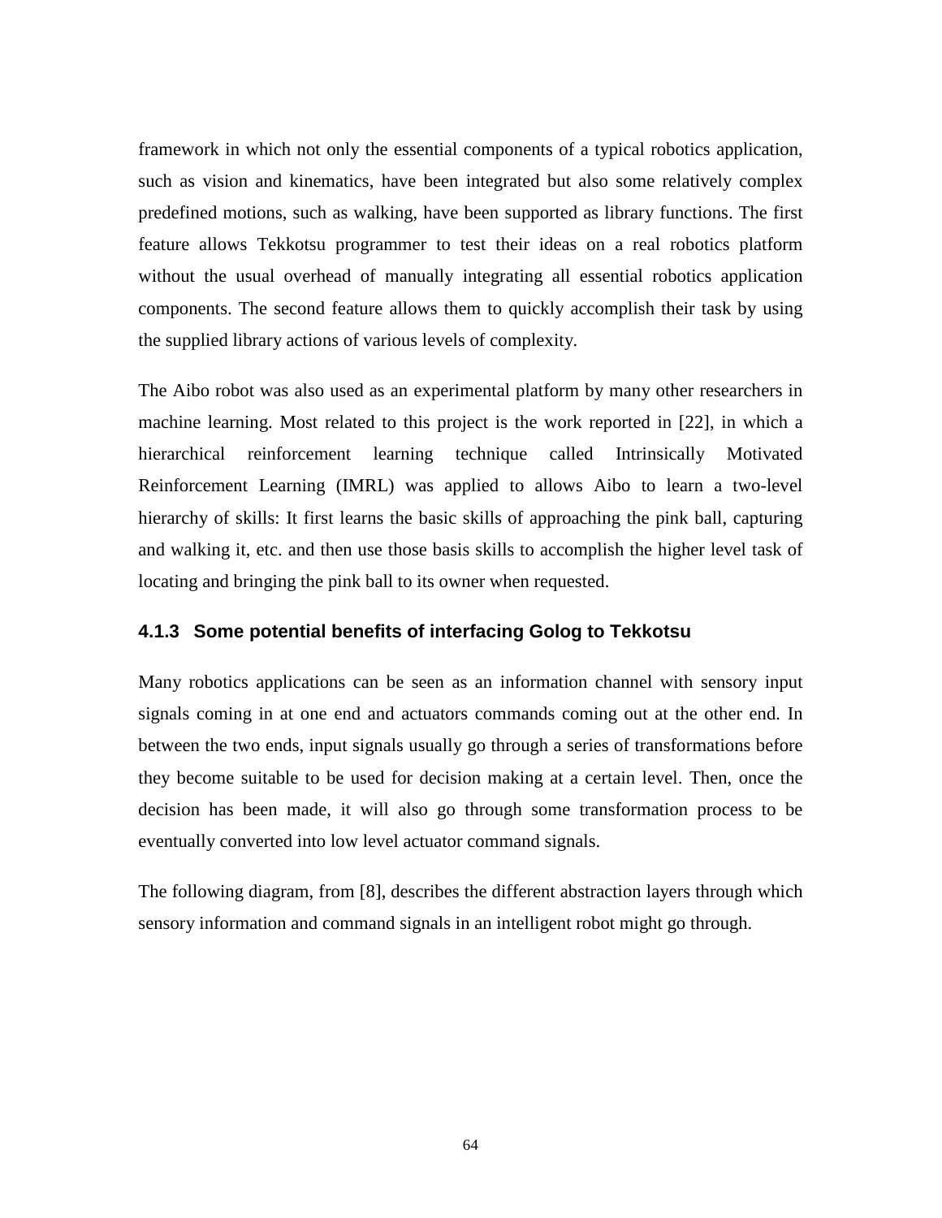framework in which not only the essential components of a typical robotics application, such as vision and kinematics, have been integrated but also some relatively complex predefined motions, such as walking, have been supported as library functions. The first feature allows Tekkotsu programmer to test their ideas on a real robotics platform without the usual overhead of manually integrating all essential robotics application components. The second feature allows them to quickly accomplish their task by using the supplied library actions of various levels of complexity.

The Aibo robot was also used as an experimental platform by many other researchers in machine learning. Most related to this project is the work reported in [22], in which a hierarchical reinforcement learning technique called Intrinsically Motivated Reinforcement Learning (IMRL) was applied to allows Aibo to learn a two-level hierarchy of skills: It first learns the basic skills of approaching the pink ball, capturing and walking it, etc. and then use those basis skills to accomplish the higher level task of locating and bringing the pink ball to its owner when requested.

### 4.1.3 Some potential benefits of interfacing Golog to Tekkotsu

Many robotics applications can be seen as an information channel with sensory input signals coming in at one end and actuators commands coming out at the other end. In between the two ends, input signals usually go through a series of transformations before they become suitable to be used for decision making at a certain level. Then, once the decision has been made, it will also go through some transformation process to be eventually converted into low level actuator command signals.

The following diagram, from [8], describes the different abstraction layers through which sensory information and command signals in an intelligent robot might go through.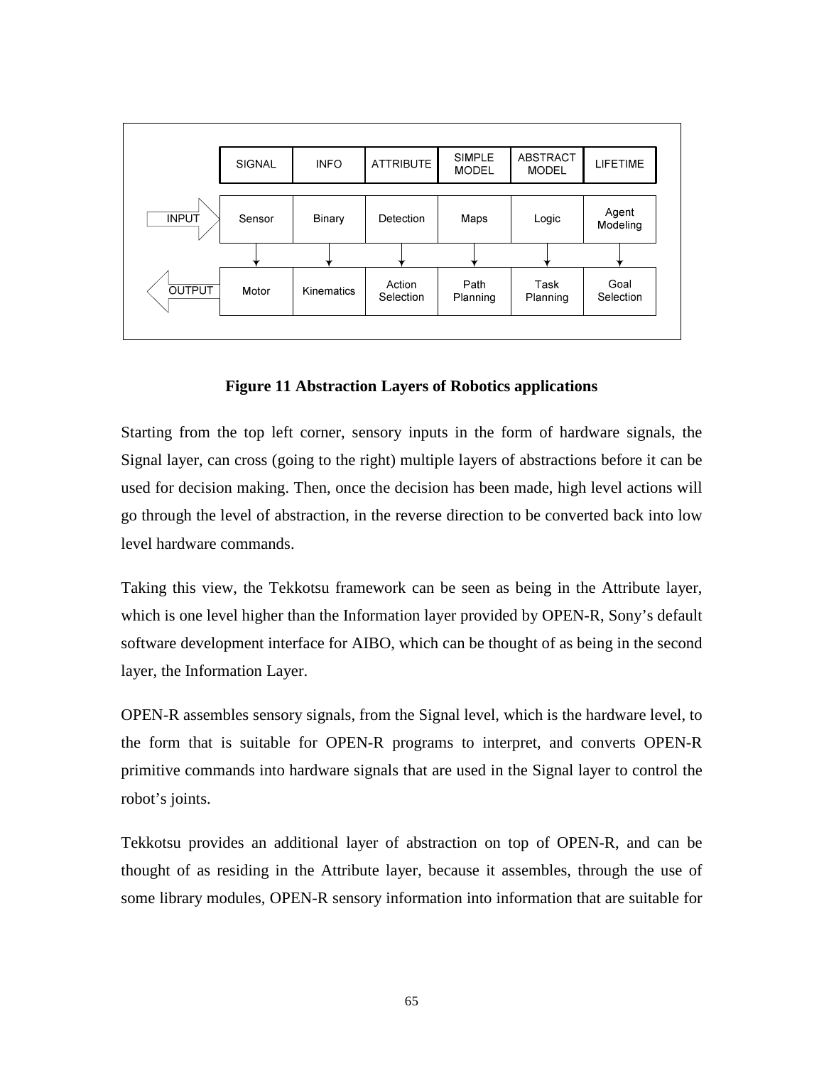| | SIGNAL | INFO | ATTRIBUTE | SIMPLE MODEL | ABSTRACT MODEL | LIFETIME |
|---|---|---|---|---|---|---|
| INPUT | Sensor | Binary | Detection | Maps | Logic | Agent Modeling |
| OUTPUT | Motor | Kinematics | Action Selection | Path Planning | Task Planning | Goal Selection |

**Figure 11 Abstraction Layers of Robotics applications**

Starting from the top left corner, sensory inputs in the form of hardware signals, the Signal layer, can cross (going to the right) multiple layers of abstractions before it can be used for decision making. Then, once the decision has been made, high level actions will go through the level of abstraction, in the reverse direction to be converted back into low level hardware commands.

Taking this view, the Tekkotsu framework can be seen as being in the Attribute layer, which is one level higher than the Information layer provided by OPEN-R, Sony's default software development interface for AIBO, which can be thought of as being in the second layer, the Information Layer.

OPEN-R assembles sensory signals, from the Signal level, which is the hardware level, to the form that is suitable for OPEN-R programs to interpret, and converts OPEN-R primitive commands into hardware signals that are used in the Signal layer to control the robot's joints.

Tekkotsu provides an additional layer of abstraction on top of OPEN-R, and can be thought of as residing in the Attribute layer, because it assembles, through the use of some library modules, OPEN-R sensory information into information that are suitable for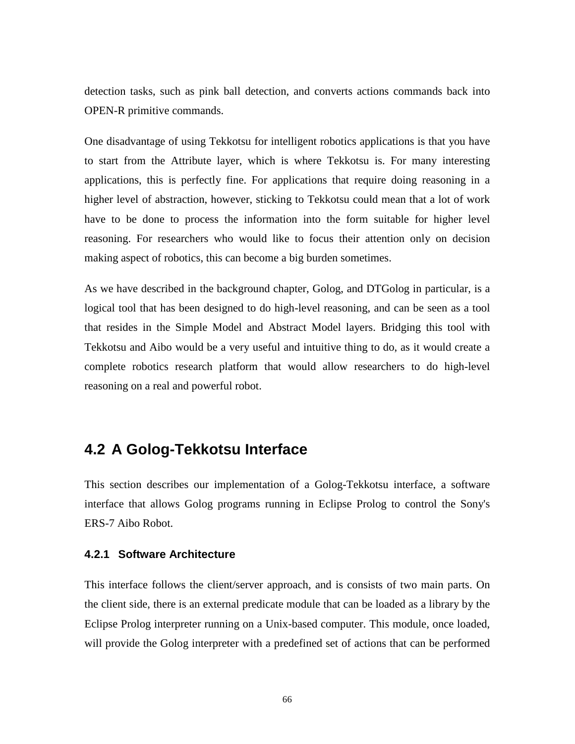detection tasks, such as pink ball detection, and converts actions commands back into OPEN-R primitive commands.

One disadvantage of using Tekkotsu for intelligent robotics applications is that you have to start from the Attribute layer, which is where Tekkotsu is. For many interesting applications, this is perfectly fine. For applications that require doing reasoning in a higher level of abstraction, however, sticking to Tekkotsu could mean that a lot of work have to be done to process the information into the form suitable for higher level reasoning. For researchers who would like to focus their attention only on decision making aspect of robotics, this can become a big burden sometimes.

As we have described in the background chapter, Golog, and DTGolog in particular, is a logical tool that has been designed to do high-level reasoning, and can be seen as a tool that resides in the Simple Model and Abstract Model layers. Bridging this tool with Tekkotsu and Aibo would be a very useful and intuitive thing to do, as it would create a complete robotics research platform that would allow researchers to do high-level reasoning on a real and powerful robot.

## 4.2 A Golog-Tekkotsu Interface

This section describes our implementation of a Golog-Tekkotsu interface, a software interface that allows Golog programs running in Eclipse Prolog to control the Sony's ERS-7 Aibo Robot.

### 4.2.1 Software Architecture

This interface follows the client/server approach, and is consists of two main parts. On the client side, there is an external predicate module that can be loaded as a library by the Eclipse Prolog interpreter running on a Unix-based computer. This module, once loaded, will provide the Golog interpreter with a predefined set of actions that can be performed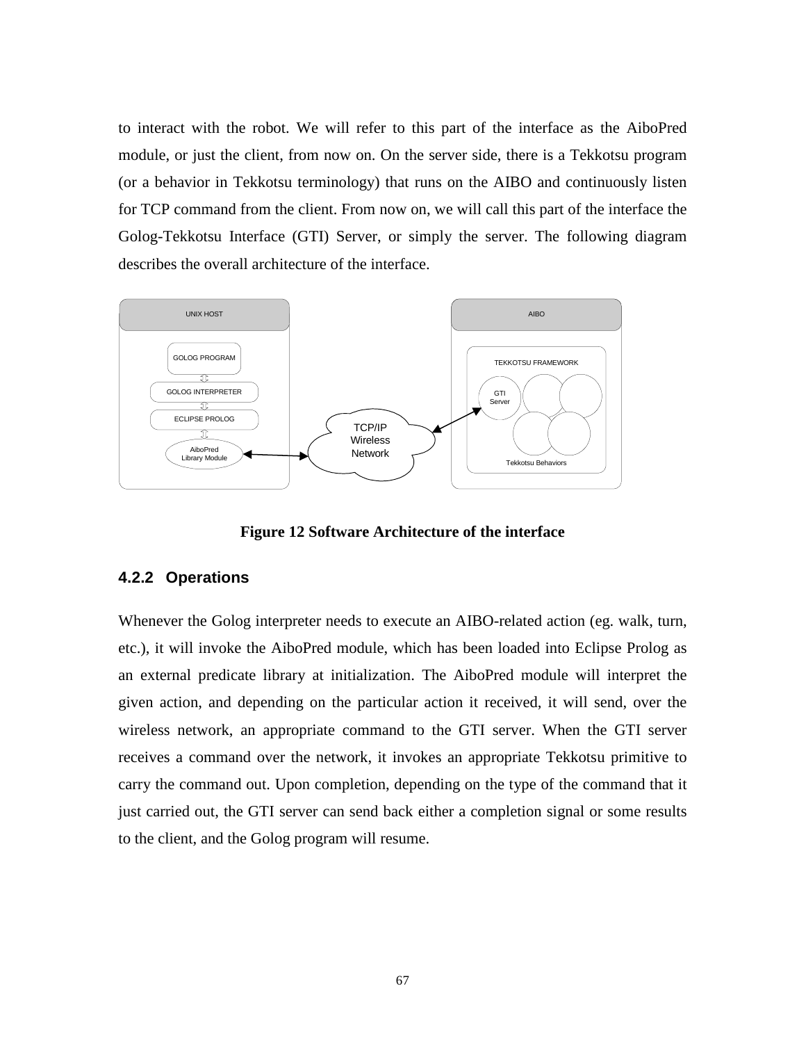to interact with the robot. We will refer to this part of the interface as the AiboPred module, or just the client, from now on. On the server side, there is a Tekkotsu program (or a behavior in Tekkotsu terminology) that runs on the AIBO and continuously listen for TCP command from the client. From now on, we will call this part of the interface the Golog-Tekkotsu Interface (GTI) Server, or simply the server. The following diagram describes the overall architecture of the interface.

**Figure 12 Software Architecture of the interface**

### 4.2.2 Operations

Whenever the Golog interpreter needs to execute an AIBO-related action (eg. walk, turn, etc.), it will invoke the AiboPred module, which has been loaded into Eclipse Prolog as an external predicate library at initialization. The AiboPred module will interpret the given action, and depending on the particular action it received, it will send, over the wireless network, an appropriate command to the GTI server. When the GTI server receives a command over the network, it invokes an appropriate Tekkotsu primitive to carry the command out. Upon completion, depending on the type of the command that it just carried out, the GTI server can send back either a completion signal or some results to the client, and the Golog program will resume.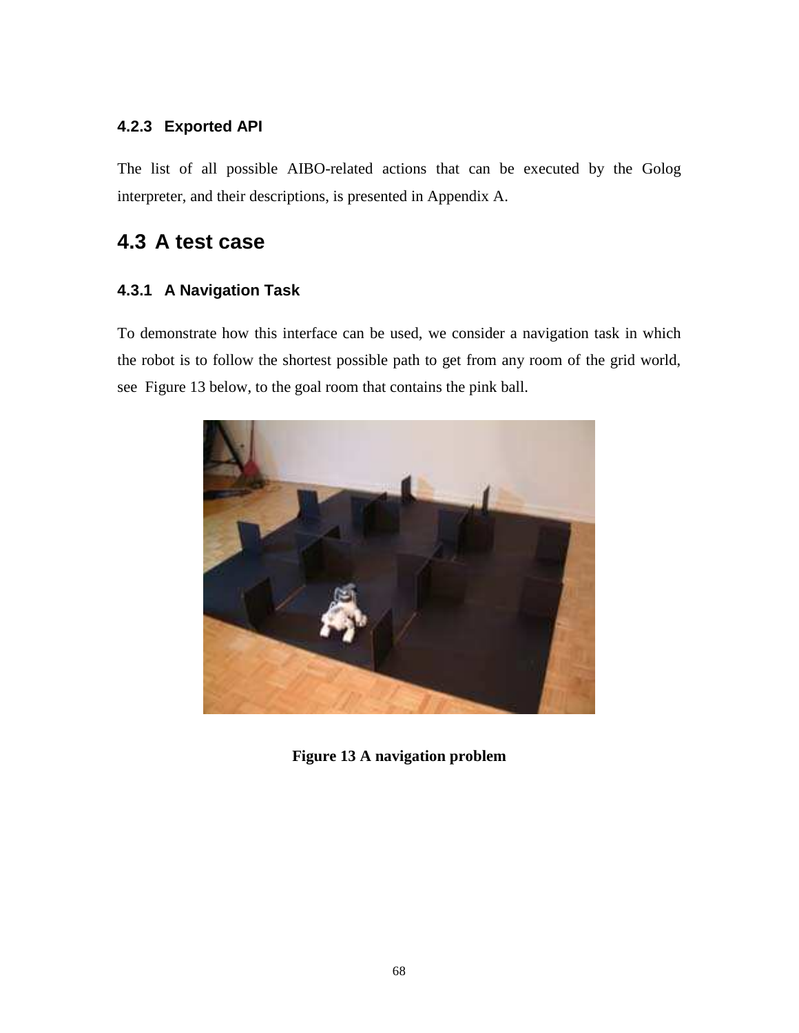### 4.2.3 Exported API

The list of all possible AIBO-related actions that can be executed by the Golog interpreter, and their descriptions, is presented in Appendix A.

## 4.3 A test case

### 4.3.1 A Navigation Task

To demonstrate how this interface can be used, we consider a navigation task in which the robot is to follow the shortest possible path to get from any room of the grid world, see Figure 13 below, to the goal room that contains the pink ball.

**Figure 13 A navigation problem**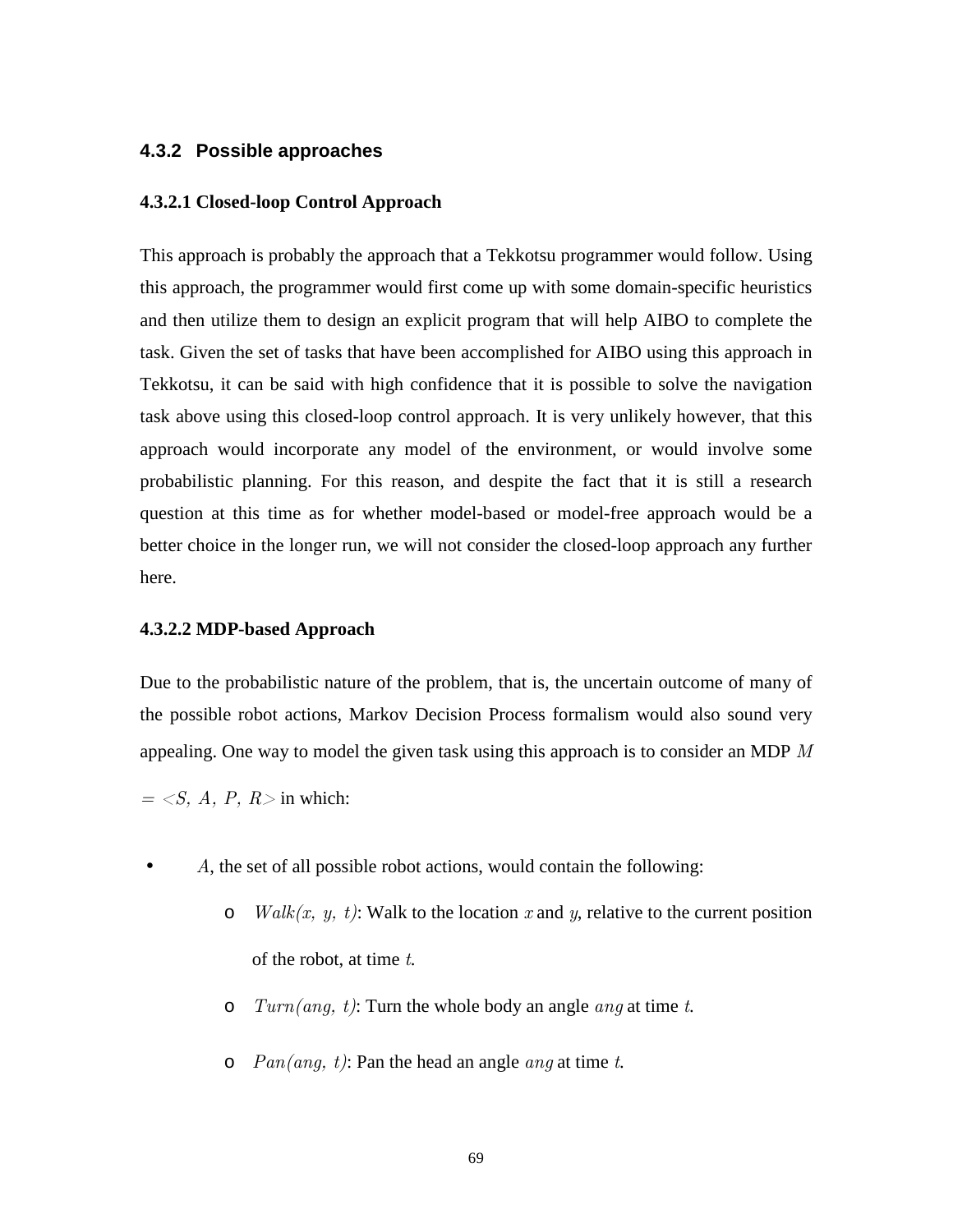### 4.3.2 Possible approaches

#### 4.3.2.1 Closed-loop Control Approach

This approach is probably the approach that a Tekkotsu programmer would follow. Using this approach, the programmer would first come up with some domain-specific heuristics and then utilize them to design an explicit program that will help AIBO to complete the task. Given the set of tasks that have been accomplished for AIBO using this approach in Tekkotsu, it can be said with high confidence that it is possible to solve the navigation task above using this closed-loop control approach. It is very unlikely however, that this approach would incorporate any model of the environment, or would involve some probabilistic planning. For this reason, and despite the fact that it is still a research question at this time as for whether model-based or model-free approach would be a better choice in the longer run, we will not consider the closed-loop approach any further here.

#### 4.3.2.2 MDP-based Approach

Due to the probabilistic nature of the problem, that is, the uncertain outcome of many of the possible robot actions, Markov Decision Process formalism would also sound very appealing. One way to model the given task using this approach is to consider an MDP $M = <S, A, P, R>$ in which:

- $A$, the set of all possible robot actions, would contain the following:
  - $Walk(x, y, t)$: Walk to the location $x$ and $y$, relative to the current position of the robot, at time $t$.
  - $Turn(ang, t)$: Turn the whole body an angle $ang$ at time $t$.
  - $Pan(ang, t)$: Pan the head an angle $ang$ at time $t$.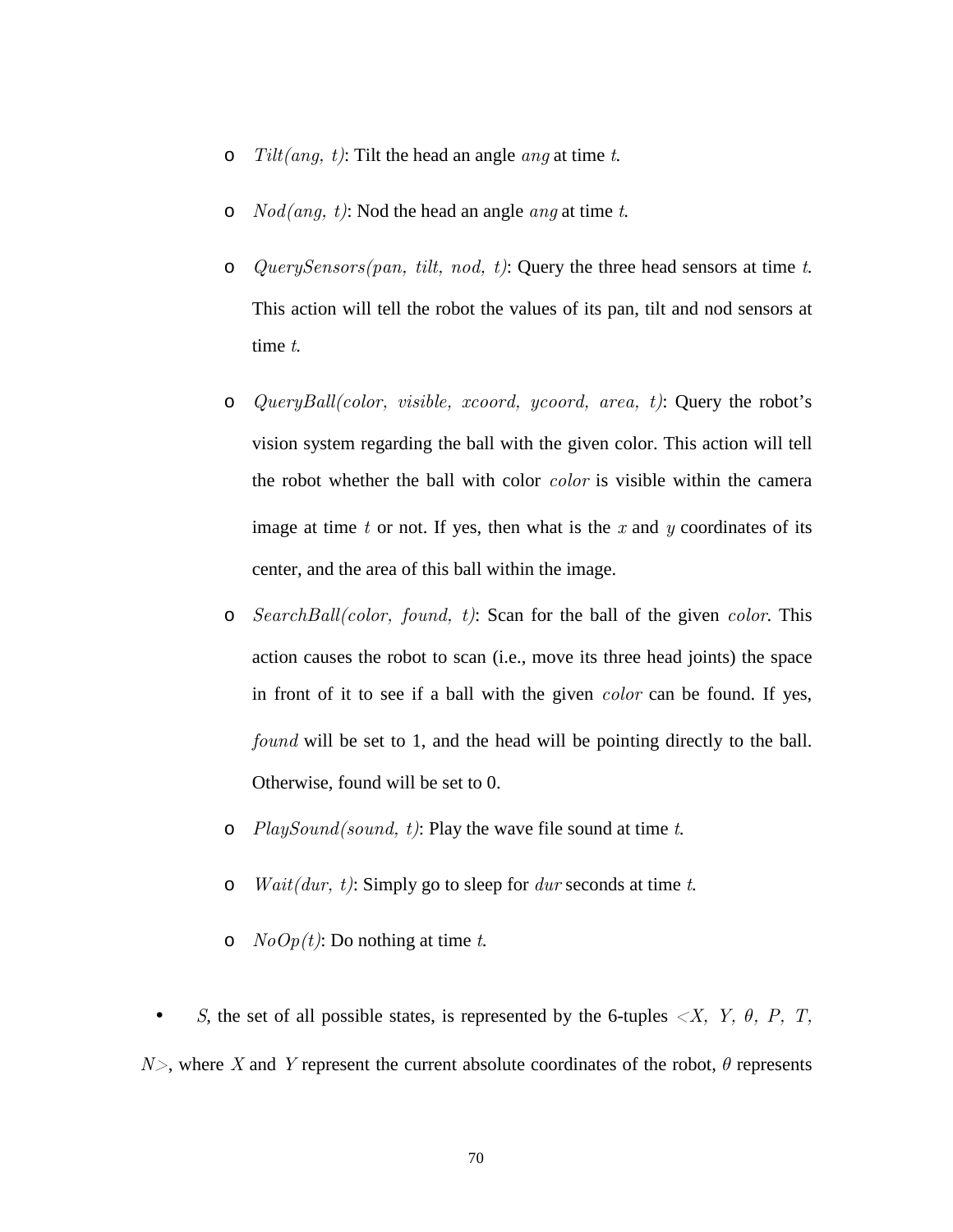- $Tilt(ang,\ t)$: Tilt the head an angle $ang$ at time $t$.
- $Nod(ang,\ t)$: Nod the head an angle $ang$ at time $t$.
- $QuerySensors(pan,\ tilt,\ nod,\ t)$: Query the three head sensors at time $t$. This action will tell the robot the values of its pan, tilt and nod sensors at time $t$.
- $QueryBall(color,\ visible,\ xcoord,\ ycoord,\ area,\ t)$: Query the robot's vision system regarding the ball with the given color. This action will tell the robot whether the ball with color $color$ is visible within the camera image at time $t$ or not. If yes, then what is the $x$ and $y$ coordinates of its center, and the area of this ball within the image.
- $SearchBall(color,\ found,\ t)$: Scan for the ball of the given $color$. This action causes the robot to scan (i.e., move its three head joints) the space in front of it to see if a ball with the given $color$ can be found. If yes, $found$ will be set to 1, and the head will be pointing directly to the ball. Otherwise, found will be set to 0.
- $PlaySound(sound,\ t)$: Play the wave file sound at time $t$.
- $Wait(dur,\ t)$: Simply go to sleep for $dur$ seconds at time $t$.
- $NoOp(t)$: Do nothing at time $t$.

- $S$, the set of all possible states, is represented by the 6-tuples $<X,\ Y,\ \theta,\ P,\ T,\ N>$, where $X$ and $Y$ represent the current absolute coordinates of the robot, $\theta$ represents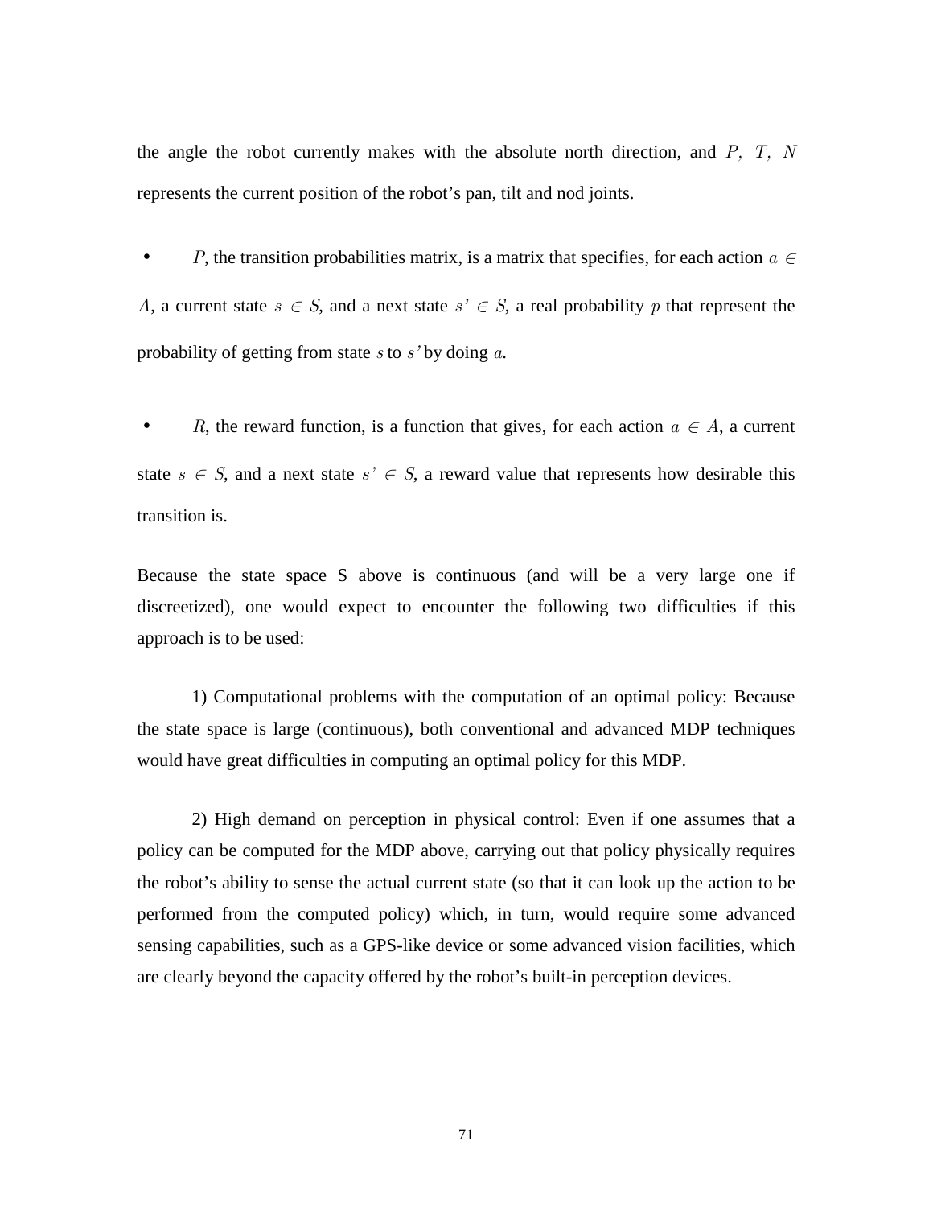the angle the robot currently makes with the absolute north direction, and $P, T, N$ represents the current position of the robot's pan, tilt and nod joints.

- $P$, the transition probabilities matrix, is a matrix that specifies, for each action $a \in A$, a current state $s \in S$, and a next state $s' \in S$, a real probability $p$ that represent the probability of getting from state $s$ to $s'$ by doing $a$.

- $R$, the reward function, is a function that gives, for each action $a \in A$, a current state $s \in S$, and a next state $s' \in S$, a reward value that represents how desirable this transition is.

Because the state space S above is continuous (and will be a very large one if discreetized), one would expect to encounter the following two difficulties if this approach is to be used:

1) Computational problems with the computation of an optimal policy: Because the state space is large (continuous), both conventional and advanced MDP techniques would have great difficulties in computing an optimal policy for this MDP.

2) High demand on perception in physical control: Even if one assumes that a policy can be computed for the MDP above, carrying out that policy physically requires the robot's ability to sense the actual current state (so that it can look up the action to be performed from the computed policy) which, in turn, would require some advanced sensing capabilities, such as a GPS-like device or some advanced vision facilities, which are clearly beyond the capacity offered by the robot's built-in perception devices.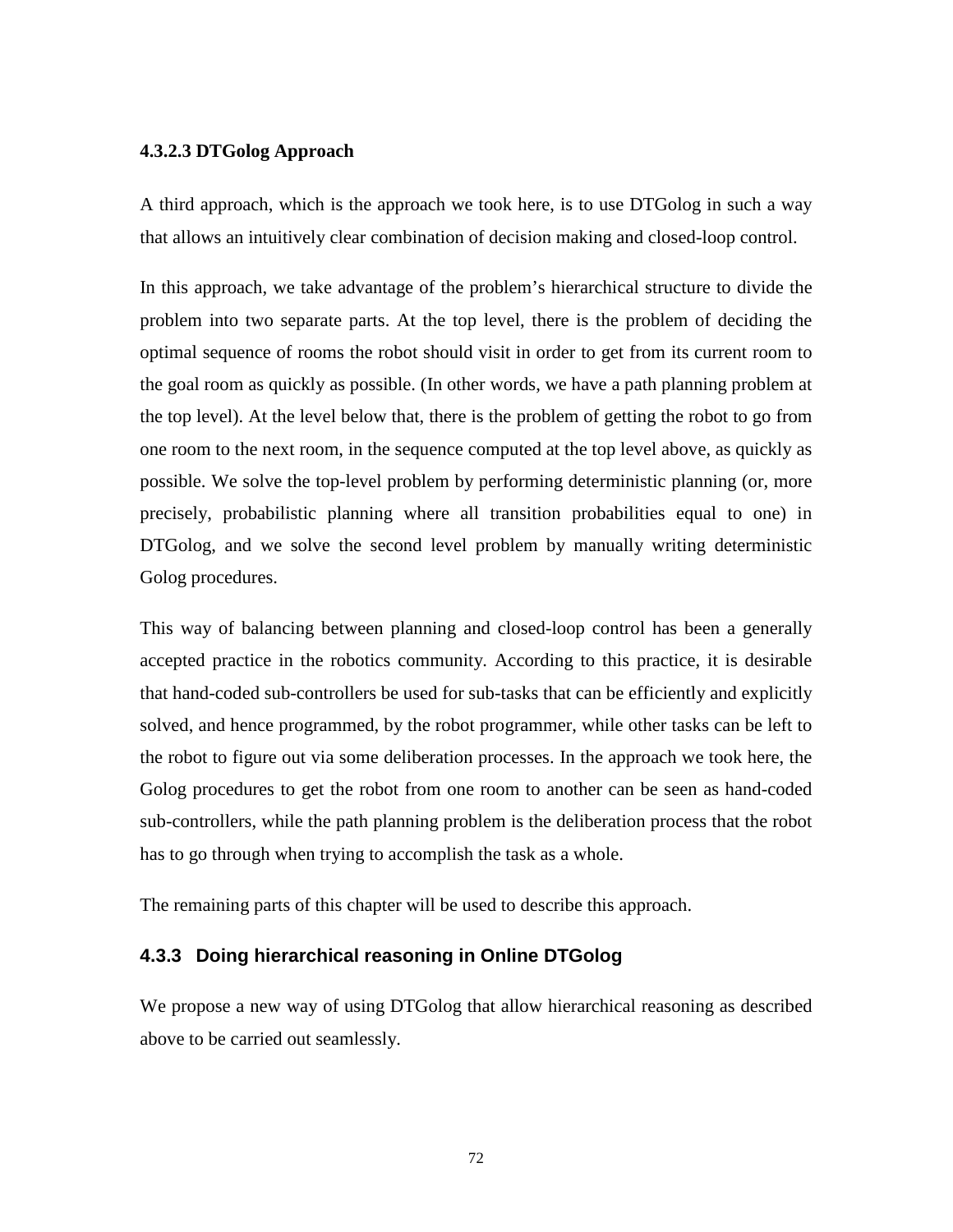#### 4.3.2.3 DTGolog Approach

A third approach, which is the approach we took here, is to use DTGolog in such a way that allows an intuitively clear combination of decision making and closed-loop control.

In this approach, we take advantage of the problem's hierarchical structure to divide the problem into two separate parts. At the top level, there is the problem of deciding the optimal sequence of rooms the robot should visit in order to get from its current room to the goal room as quickly as possible. (In other words, we have a path planning problem at the top level). At the level below that, there is the problem of getting the robot to go from one room to the next room, in the sequence computed at the top level above, as quickly as possible. We solve the top-level problem by performing deterministic planning (or, more precisely, probabilistic planning where all transition probabilities equal to one) in DTGolog, and we solve the second level problem by manually writing deterministic Golog procedures.

This way of balancing between planning and closed-loop control has been a generally accepted practice in the robotics community. According to this practice, it is desirable that hand-coded sub-controllers be used for sub-tasks that can be efficiently and explicitly solved, and hence programmed, by the robot programmer, while other tasks can be left to the robot to figure out via some deliberation processes. In the approach we took here, the Golog procedures to get the robot from one room to another can be seen as hand-coded sub-controllers, while the path planning problem is the deliberation process that the robot has to go through when trying to accomplish the task as a whole.

The remaining parts of this chapter will be used to describe this approach.

### 4.3.3 Doing hierarchical reasoning in Online DTGolog

We propose a new way of using DTGolog that allow hierarchical reasoning as described above to be carried out seamlessly.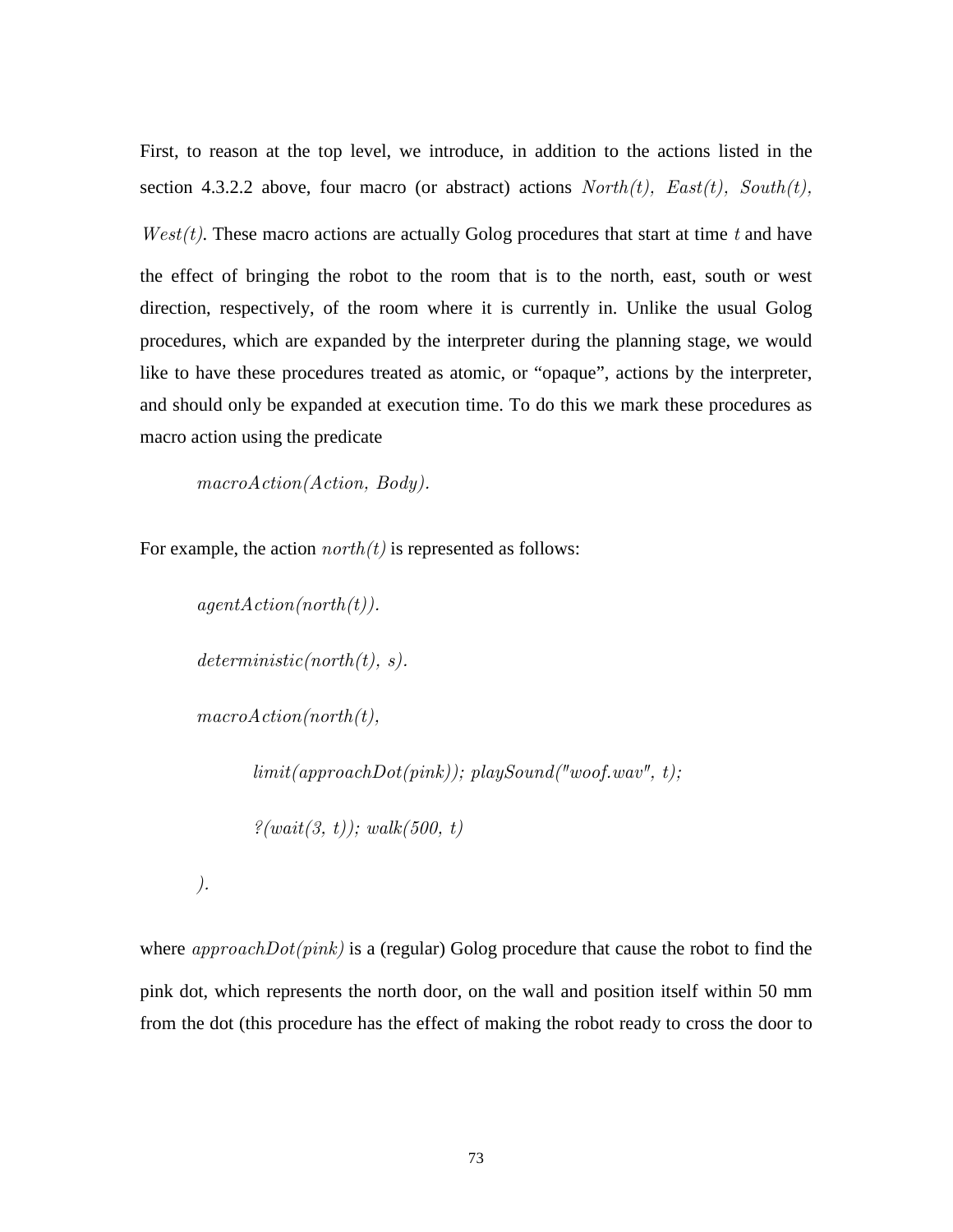First, to reason at the top level, we introduce, in addition to the actions listed in the section 4.3.2.2 above, four macro (or abstract) actions *North(t), East(t), South(t), West(t)*. These macro actions are actually Golog procedures that start at time $t$ and have the effect of bringing the robot to the room that is to the north, east, south or west direction, respectively, of the room where it is currently in. Unlike the usual Golog procedures, which are expanded by the interpreter during the planning stage, we would like to have these procedures treated as atomic, or "opaque", actions by the interpreter, and should only be expanded at execution time. To do this we mark these procedures as macro action using the predicate

*macroAction(Action, Body).*

For example, the action *north(t)* is represented as follows:

```
agentAction(north(t)).

deterministic(north(t), s).

macroAction(north(t),

        limit(approachDot(pink)); playSound("woof.wav", t);

        ?(wait(3, t)); walk(500, t)

).
```

where *approachDot(pink)* is a (regular) Golog procedure that cause the robot to find the pink dot, which represents the north door, on the wall and position itself within 50 mm from the dot (this procedure has the effect of making the robot ready to cross the door to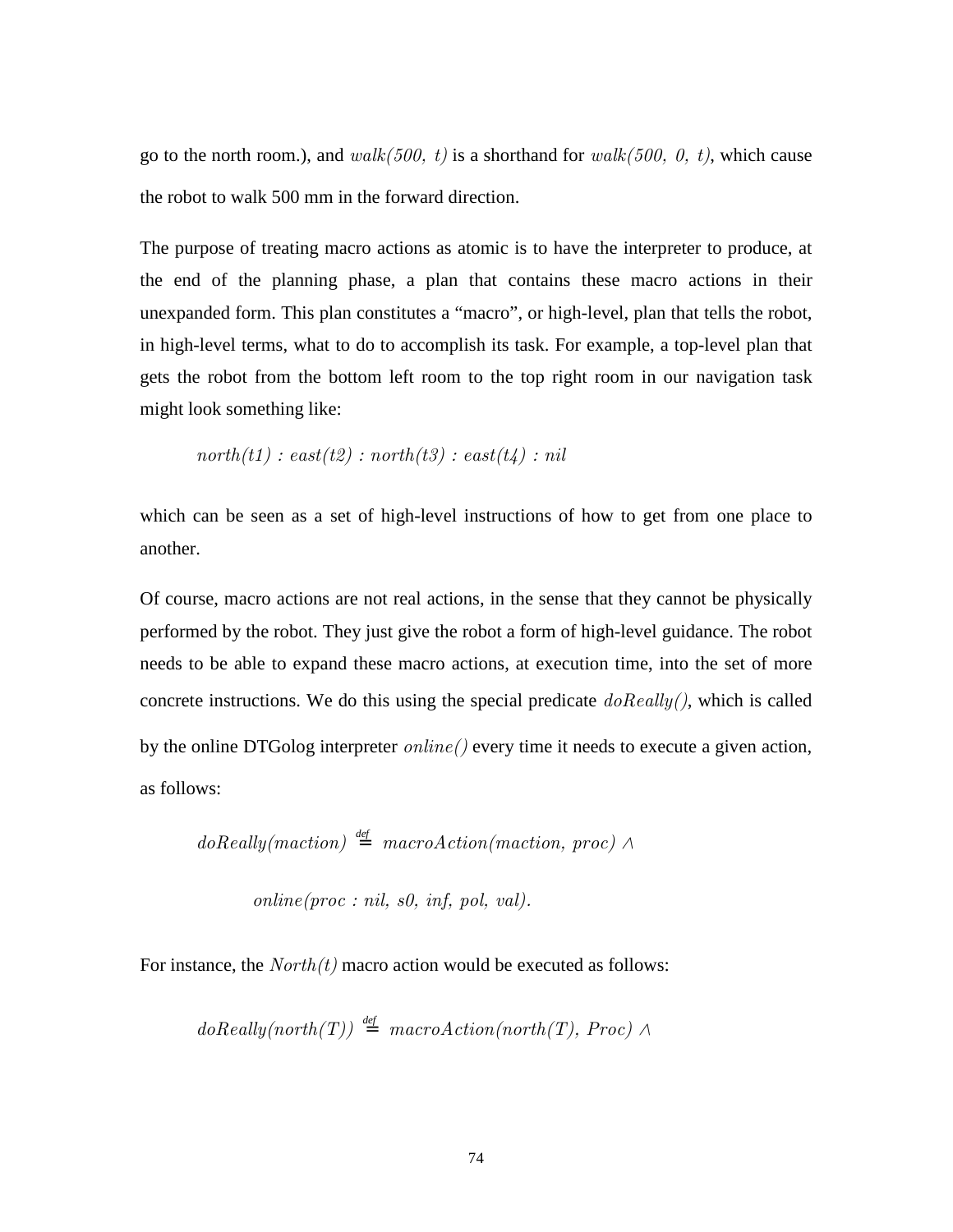go to the north room.), and $walk(500,\ t)$ is a shorthand for $walk(500,\ 0,\ t)$, which cause the robot to walk 500 mm in the forward direction.

The purpose of treating macro actions as atomic is to have the interpreter to produce, at the end of the planning phase, a plan that contains these macro actions in their unexpanded form. This plan constitutes a "macro", or high-level, plan that tells the robot, in high-level terms, what to do to accomplish its task. For example, a top-level plan that gets the robot from the bottom left room to the top right room in our navigation task might look something like:

$$north(t1) : east(t2) : north(t3) : east(t4) : nil$$

which can be seen as a set of high-level instructions of how to get from one place to another.

Of course, macro actions are not real actions, in the sense that they cannot be physically performed by the robot. They just give the robot a form of high-level guidance. The robot needs to be able to expand these macro actions, at execution time, into the set of more concrete instructions. We do this using the special predicate $doReally()$, which is called by the online DTGolog interpreter $online()$ every time it needs to execute a given action, as follows:

$$doReally(maction) \stackrel{def}{=} macroAction(maction,\ proc) \wedge$$

$$online(proc : nil,\ s0,\ inf,\ pol,\ val).$$

For instance, the $North(t)$ macro action would be executed as follows:

$$doReally(north(T)) \stackrel{def}{=} macroAction(north(T),\ Proc) \wedge$$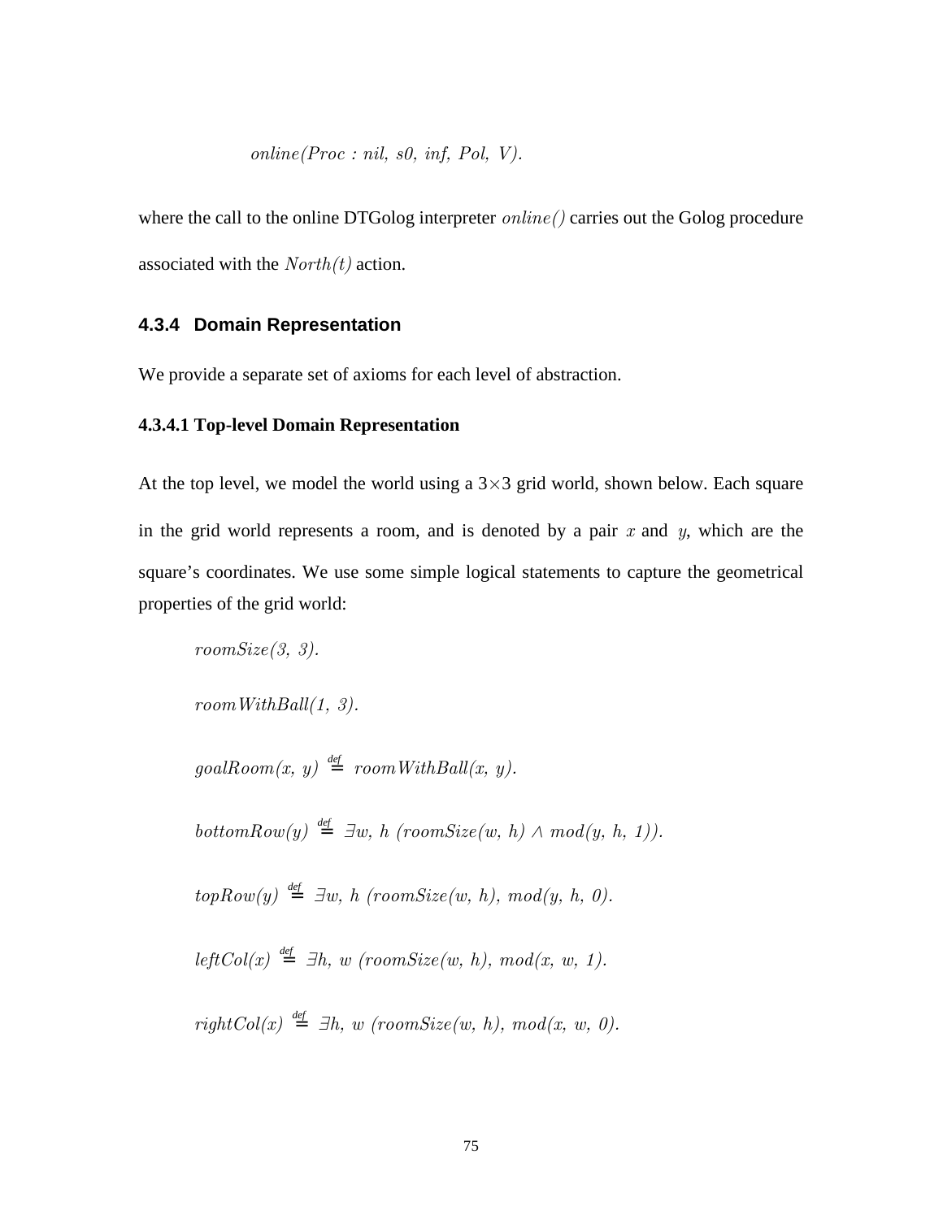$online(Proc : nil, s0, inf, Pol, V).$

where the call to the online DTGolog interpreter $online()$ carries out the Golog procedure associated with the $North(t)$ action.

### 4.3.4 Domain Representation

We provide a separate set of axioms for each level of abstraction.

#### 4.3.4.1 Top-level Domain Representation

At the top level, we model the world using a 3×3 grid world, shown below. Each square in the grid world represents a room, and is denoted by a pair $x$ and $y$, which are the square's coordinates. We use some simple logical statements to capture the geometrical properties of the grid world:

$roomSize(3, 3).$

$roomWithBall(1, 3).$

$goalRoom(x, y) \stackrel{def}{=} roomWithBall(x, y).$

$bottomRow(y) \stackrel{def}{=} \exists w, h\ (roomSize(w, h) \wedge mod(y, h, 1)).$

$topRow(y) \stackrel{def}{=} \exists w, h\ (roomSize(w, h), mod(y, h, 0).$

$leftCol(x) \stackrel{def}{=} \exists h, w\ (roomSize(w, h), mod(x, w, 1).$

$rightCol(x) \stackrel{def}{=} \exists h, w\ (roomSize(w, h), mod(x, w, 0).$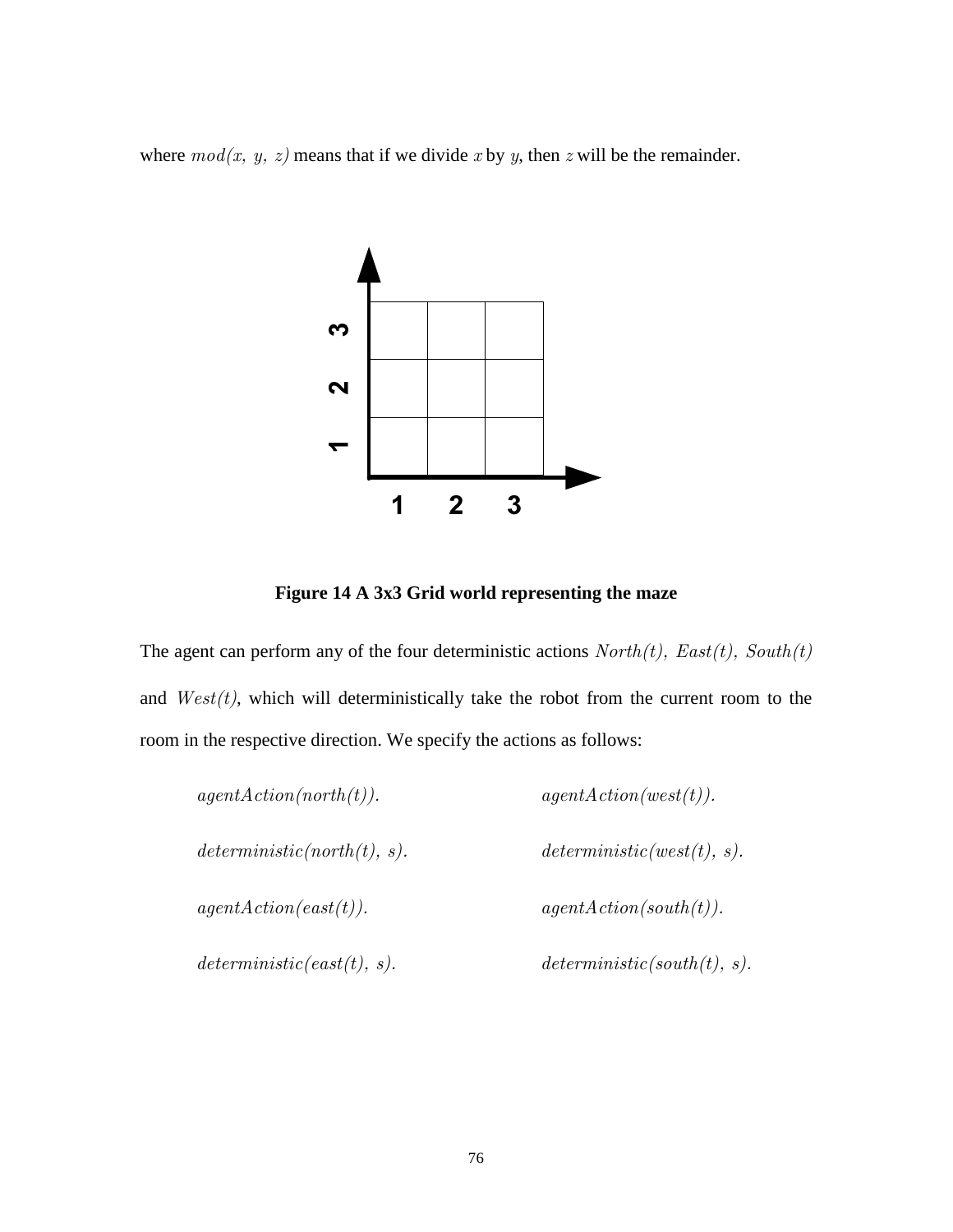where $mod(x, y, z)$ means that if we divide $x$ by $y$, then $z$ will be the remainder.

**Figure 14 A 3x3 Grid world representing the maze**

The agent can perform any of the four deterministic actions $North(t)$, $East(t)$, $South(t)$ and $West(t)$, which will deterministically take the robot from the current room to the room in the respective direction. We specify the actions as follows:

*agentAction(north(t)).*

*deterministic(north(t), s).*

*agentAction(east(t)).*

*deterministic(east(t), s).*

*agentAction(west(t)).*

*deterministic(west(t), s).*

*agentAction(south(t)).*

*deterministic(south(t), s).*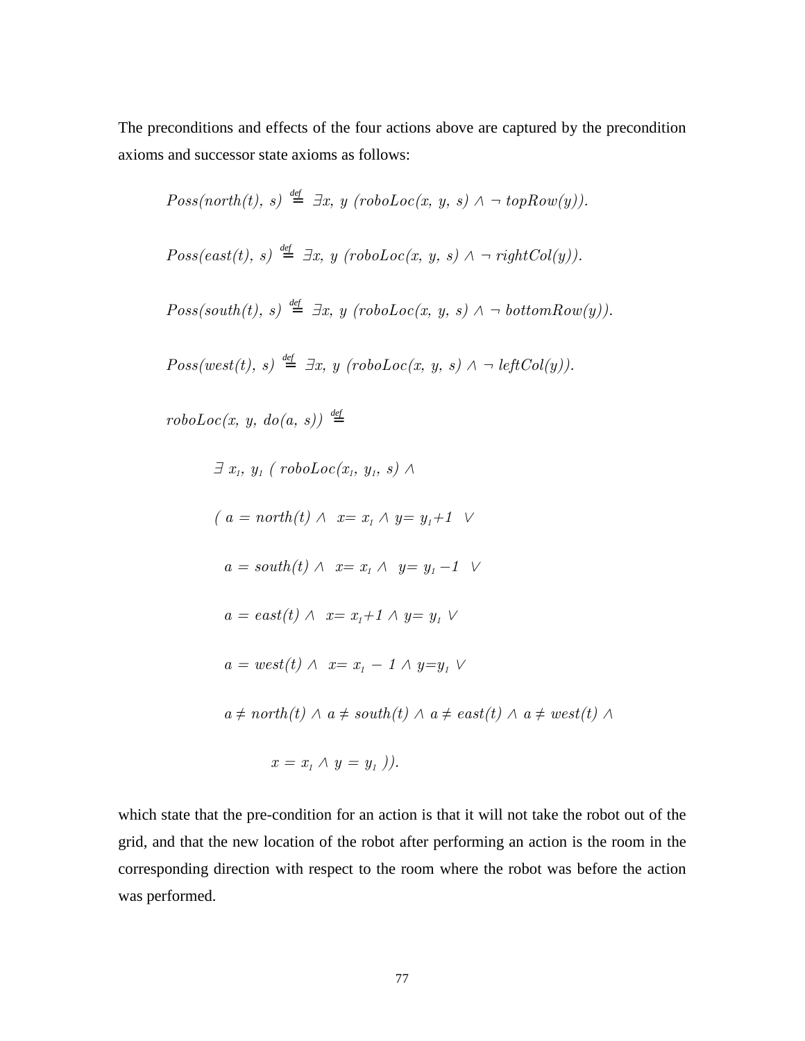The preconditions and effects of the four actions above are captured by the precondition axioms and successor state axioms as follows:

$$Poss(north(t),\ s) \stackrel{def}{=} \exists x,\ y\ (roboLoc(x,\ y,\ s) \wedge \neg\ topRow(y)).$$

$$Poss(east(t),\ s) \stackrel{def}{=} \exists x,\ y\ (roboLoc(x,\ y,\ s) \wedge \neg\ rightCol(y)).$$

$$Poss(south(t),\ s) \stackrel{def}{=} \exists x,\ y\ (roboLoc(x,\ y,\ s) \wedge \neg\ bottomRow(y)).$$

$$Poss(west(t),\ s) \stackrel{def}{=} \exists x,\ y\ (roboLoc(x,\ y,\ s) \wedge \neg\ leftCol(y)).$$

$$
\begin{aligned}
& roboLoc(x,\ y,\ do(a,\ s)) \stackrel{def}{=} \\
& \quad \exists\ x_1,\ y_1\ (\ roboLoc(x_1,\ y_1,\ s) \wedge \\
& \quad (\ a = north(t) \wedge\ x = x_1 \wedge y = y_1 + 1\ \vee \\
& \quad\ \ a = south(t) \wedge\ x = x_1 \wedge\ y = y_1 - 1\ \vee \\
& \quad\ \ a = east(t) \wedge\ x = x_1 + 1 \wedge y = y_1 \vee \\
& \quad\ \ a = west(t) \wedge\ x = x_1 - 1 \wedge y = y_1 \vee \\
& \quad\ \ a \neq north(t) \wedge a \neq south(t) \wedge a \neq east(t) \wedge a \neq west(t) \wedge \\
& \quad\quad\quad x = x_1 \wedge y = y_1\ )).
\end{aligned}
$$

which state that the pre-condition for an action is that it will not take the robot out of the grid, and that the new location of the robot after performing an action is the room in the corresponding direction with respect to the room where the robot was before the action was performed.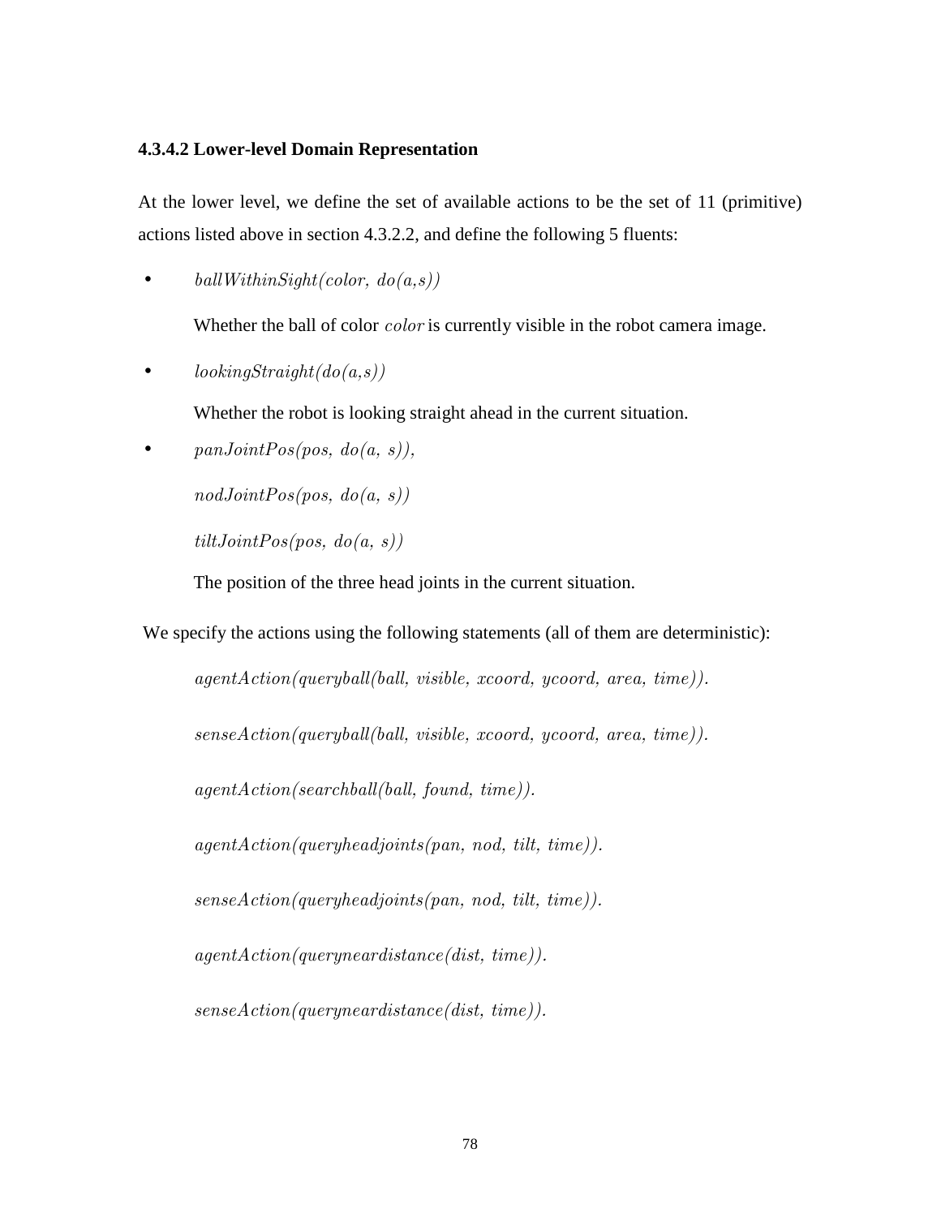#### 4.3.4.2 Lower-level Domain Representation

At the lower level, we define the set of available actions to be the set of 11 (primitive) actions listed above in section 4.3.2.2, and define the following 5 fluents:

- *ballWithinSight(color, do(a,s))*

  Whether the ball of color *color* is currently visible in the robot camera image.

- *lookingStraight(do(a,s))*

  Whether the robot is looking straight ahead in the current situation.

- *panJointPos(pos, do(a, s)),*

  *nodJointPos(pos, do(a, s))*

  *tiltJointPos(pos, do(a, s))*

  The position of the three head joints in the current situation.

We specify the actions using the following statements (all of them are deterministic):

*agentAction(queryball(ball, visible, xcoord, ycoord, area, time)).*

*senseAction(queryball(ball, visible, xcoord, ycoord, area, time)).*

*agentAction(searchball(ball, found, time)).*

*agentAction(queryheadjoints(pan, nod, tilt, time)).*

*senseAction(queryheadjoints(pan, nod, tilt, time)).*

*agentAction(queryneardistance(dist, time)).*

*senseAction(queryneardistance(dist, time)).*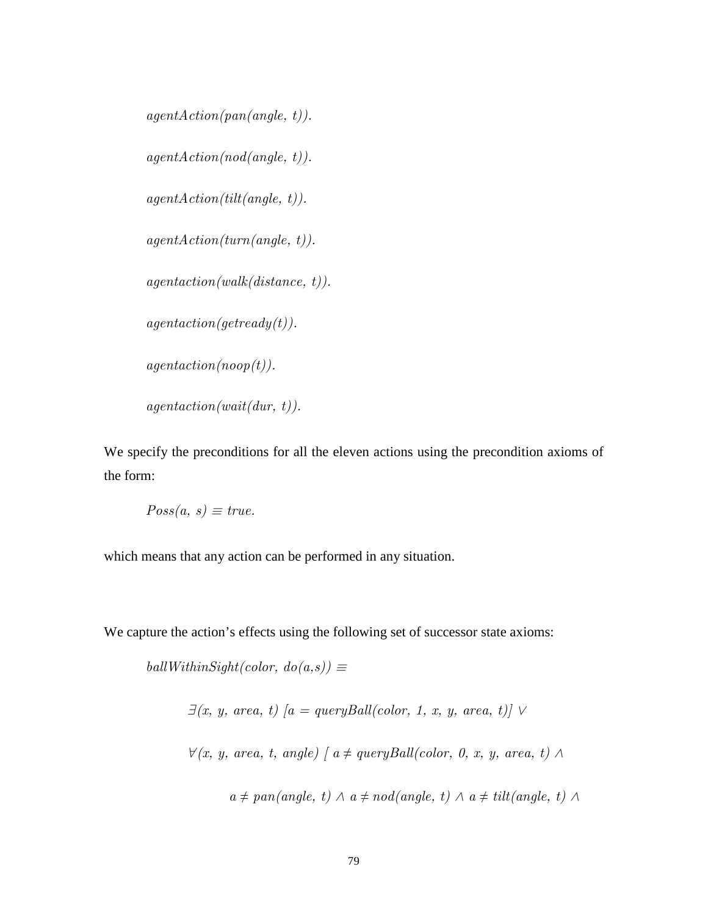$agentAction(pan(angle,\ t)).$

$agentAction(nod(angle,\ t)).$

$agentAction(tilt(angle,\ t)).$

$agentAction(turn(angle,\ t)).$

$agentaction(walk(distance,\ t)).$

$agentaction(getready(t)).$

$agentaction(noop(t)).$

$agentaction(wait(dur,\ t)).$

We specify the preconditions for all the eleven actions using the precondition axioms of the form:

$$Poss(a,\ s) \equiv true.$$

which means that any action can be performed in any situation.

We capture the action's effects using the following set of successor state axioms:

$$ballWithinSight(color,\ do(a,s)) \equiv$$

$$\exists(x,\ y,\ area,\ t)\ [a = queryBall(color,\ 1,\ x,\ y,\ area,\ t)] \vee$$

$$\forall(x,\ y,\ area,\ t,\ angle)\ [\ a \neq queryBall(color,\ 0,\ x,\ y,\ area,\ t) \wedge$$

$$a \neq pan(angle,\ t) \wedge a \neq nod(angle,\ t) \wedge a \neq tilt(angle,\ t) \wedge$$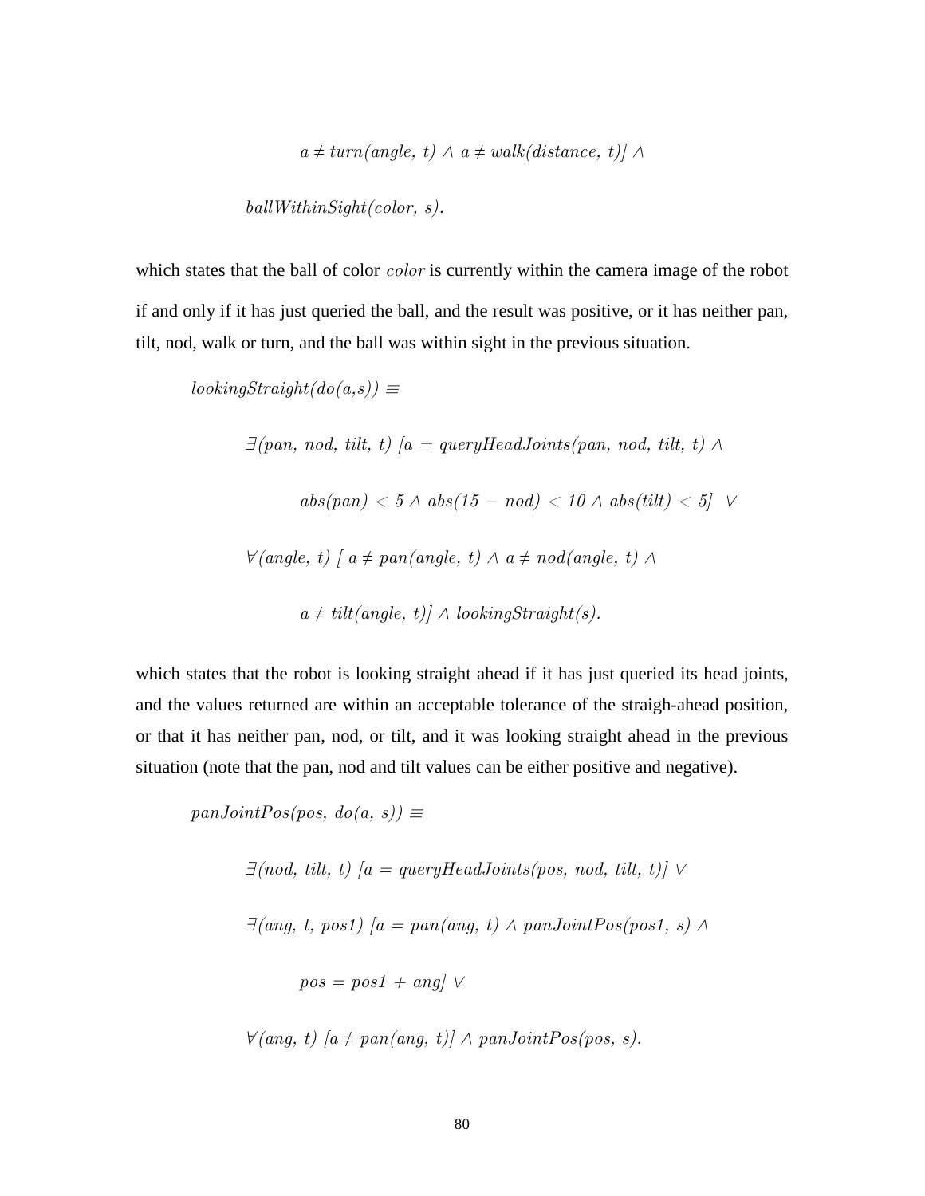$$a \neq turn(angle,\ t) \wedge a \neq walk(distance,\ t)] \wedge$$

$$ballWithinSight(color,\ s).$$

which states that the ball of color $color$ is currently within the camera image of the robot if and only if it has just queried the ball, and the result was positive, or it has neither pan, tilt, nod, walk or turn, and the ball was within sight in the previous situation.

$$lookingStraight(do(a,s)) \equiv$$

$$\exists(pan,\ nod,\ tilt,\ t)\ [a = queryHeadJoints(pan,\ nod,\ tilt,\ t) \wedge$$

$$abs(pan) < 5 \wedge abs(15 - nod) < 10 \wedge abs(tilt) < 5]\ \vee$$

$$\forall(angle,\ t)\ [\ a \neq pan(angle,\ t) \wedge a \neq nod(angle,\ t) \wedge$$

$$a \neq tilt(angle,\ t)] \wedge lookingStraight(s).$$

which states that the robot is looking straight ahead if it has just queried its head joints, and the values returned are within an acceptable tolerance of the straigh-ahead position, or that it has neither pan, nod, or tilt, and it was looking straight ahead in the previous situation (note that the pan, nod and tilt values can be either positive and negative).

$$panJointPos(pos,\ do(a,\ s)) \equiv$$

$$\exists(nod,\ tilt,\ t)\ [a = queryHeadJoints(pos,\ nod,\ tilt,\ t)] \vee$$

$$\exists(ang,\ t,\ pos1)\ [a = pan(ang,\ t) \wedge panJointPos(pos1,\ s) \wedge$$

$$pos = pos1 + ang] \vee$$

$$\forall(ang,\ t)\ [a \neq pan(ang,\ t)] \wedge panJointPos(pos,\ s).$$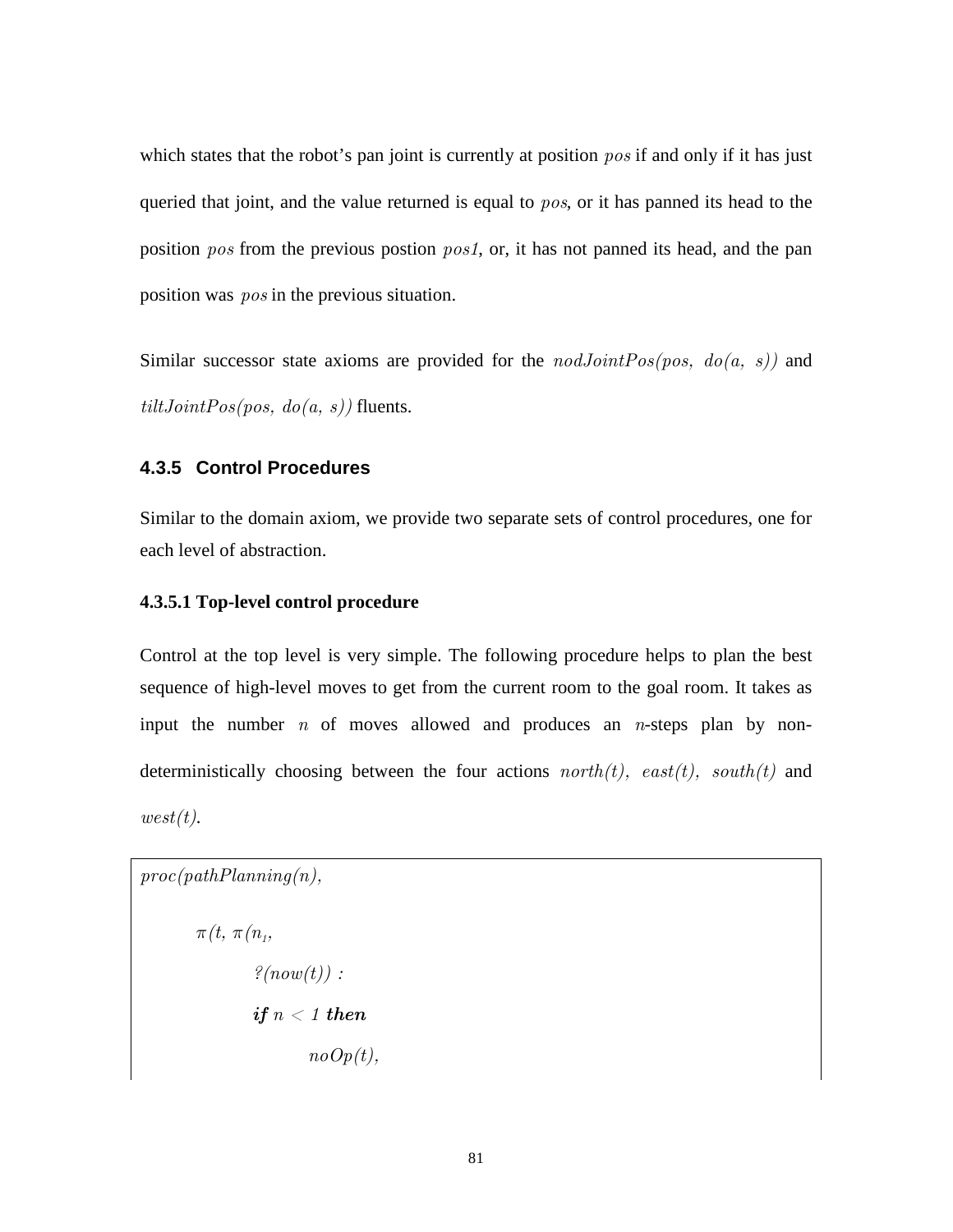which states that the robot's pan joint is currently at position $pos$ if and only if it has just queried that joint, and the value returned is equal to $pos$, or it has panned its head to the position $pos$ from the previous postion $pos1$, or, it has not panned its head, and the pan position was $pos$ in the previous situation.

Similar successor state axioms are provided for the $nodJointPos(pos,\ do(a,\ s))$ and $tiltJointPos(pos,\ do(a,\ s))$ fluents.

### 4.3.5 Control Procedures

Similar to the domain axiom, we provide two separate sets of control procedures, one for each level of abstraction.

#### 4.3.5.1 Top-level control procedure

Control at the top level is very simple. The following procedure helps to plan the best sequence of high-level moves to get from the current room to the goal room. It takes as input the number $n$ of moves allowed and produces an $n$-steps plan by non-deterministically choosing between the four actions $north(t)$, $east(t)$, $south(t)$ and $west(t)$.

```
proc(pathPlanning(n),

        π(t, π(n1,

                ?(now(t)) :

                if n < 1 then

                        noOp(t),
```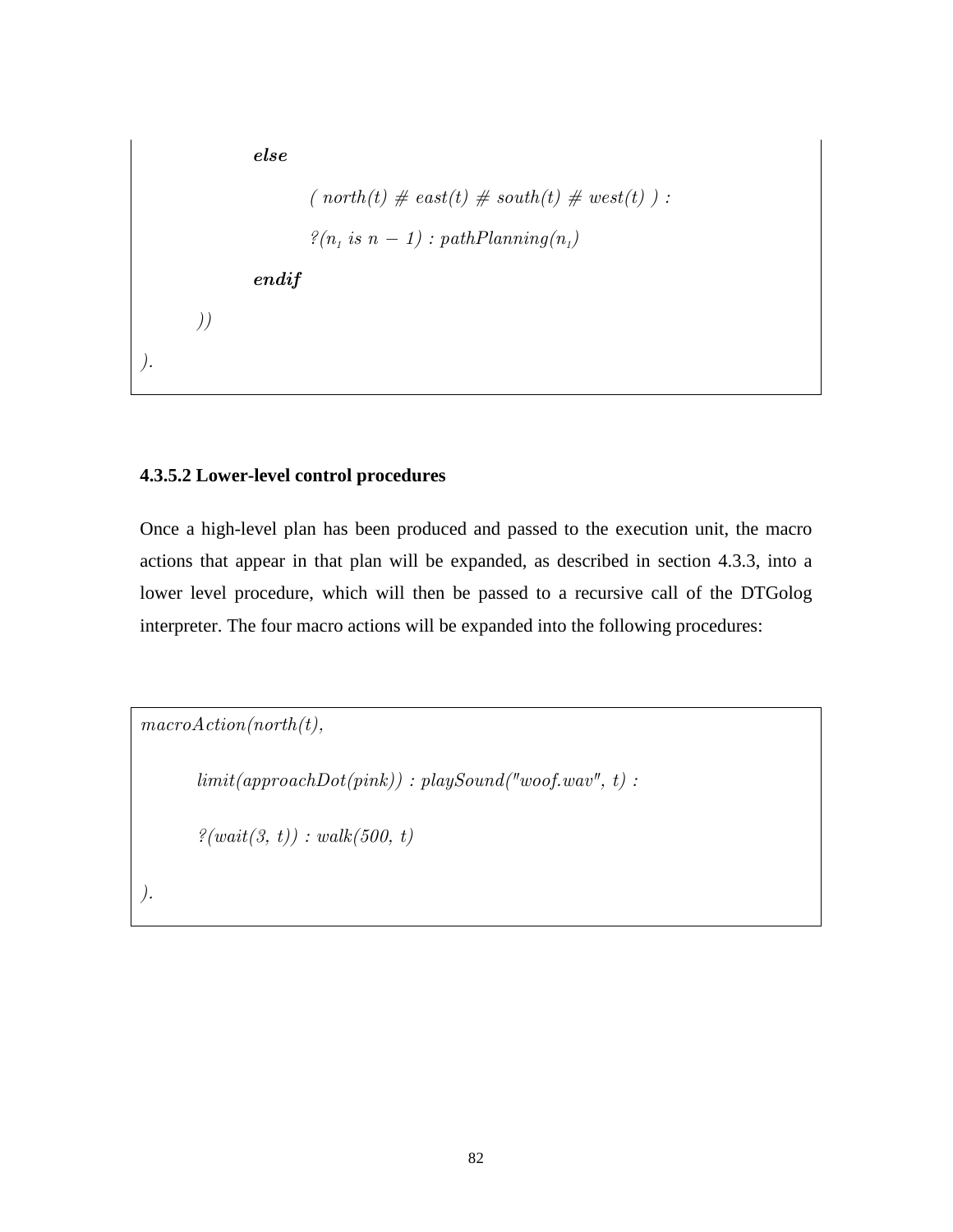```
        else
                ( north(t) # east(t) # south(t) # west(t) ) :
                ?(n1 is n − 1) : pathPlanning(n1)
        endif
    ))
).
```

#### 4.3.5.2 Lower-level control procedures

Once a high-level plan has been produced and passed to the execution unit, the macro actions that appear in that plan will be expanded, as described in section 4.3.3, into a lower level procedure, which will then be passed to a recursive call of the DTGolog interpreter. The four macro actions will be expanded into the following procedures:

```
macroAction(north(t),
    limit(approachDot(pink)) : playSound("woof.wav", t) :
    ?(wait(3, t)) : walk(500, t)
).
```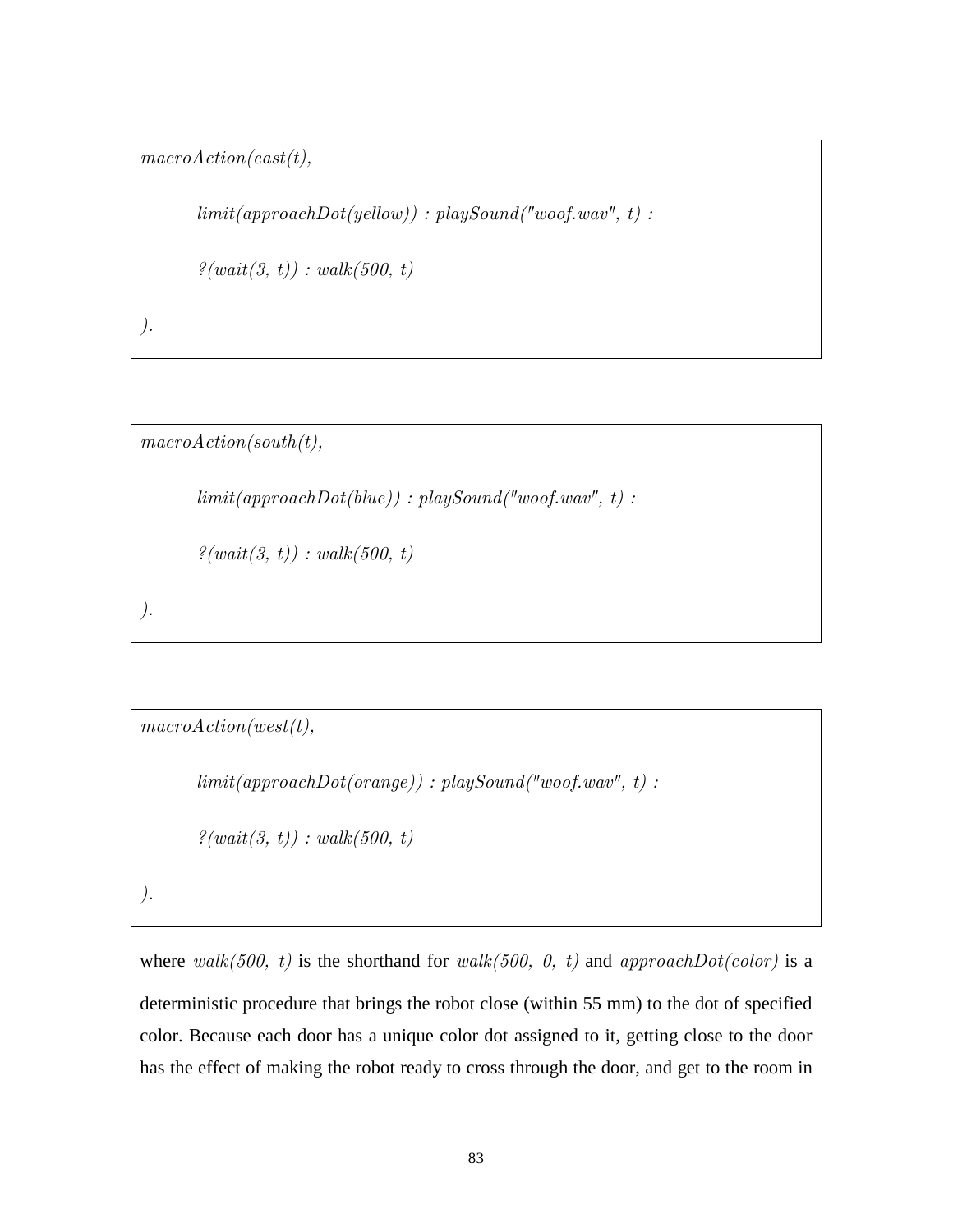```
macroAction(east(t),

        limit(approachDot(yellow)) : playSound("woof.wav", t) :

        ?(wait(3, t)) : walk(500, t)

).
```

```
macroAction(south(t),

        limit(approachDot(blue)) : playSound("woof.wav", t) :

        ?(wait(3, t)) : walk(500, t)

).
```

```
macroAction(west(t),

        limit(approachDot(orange)) : playSound("woof.wav", t) :

        ?(wait(3, t)) : walk(500, t)

).
```

where *walk(500, t)* is the shorthand for *walk(500, 0, t)* and *approachDot(color)* is a deterministic procedure that brings the robot close (within 55 mm) to the dot of specified color. Because each door has a unique color dot assigned to it, getting close to the door has the effect of making the robot ready to cross through the door, and get to the room in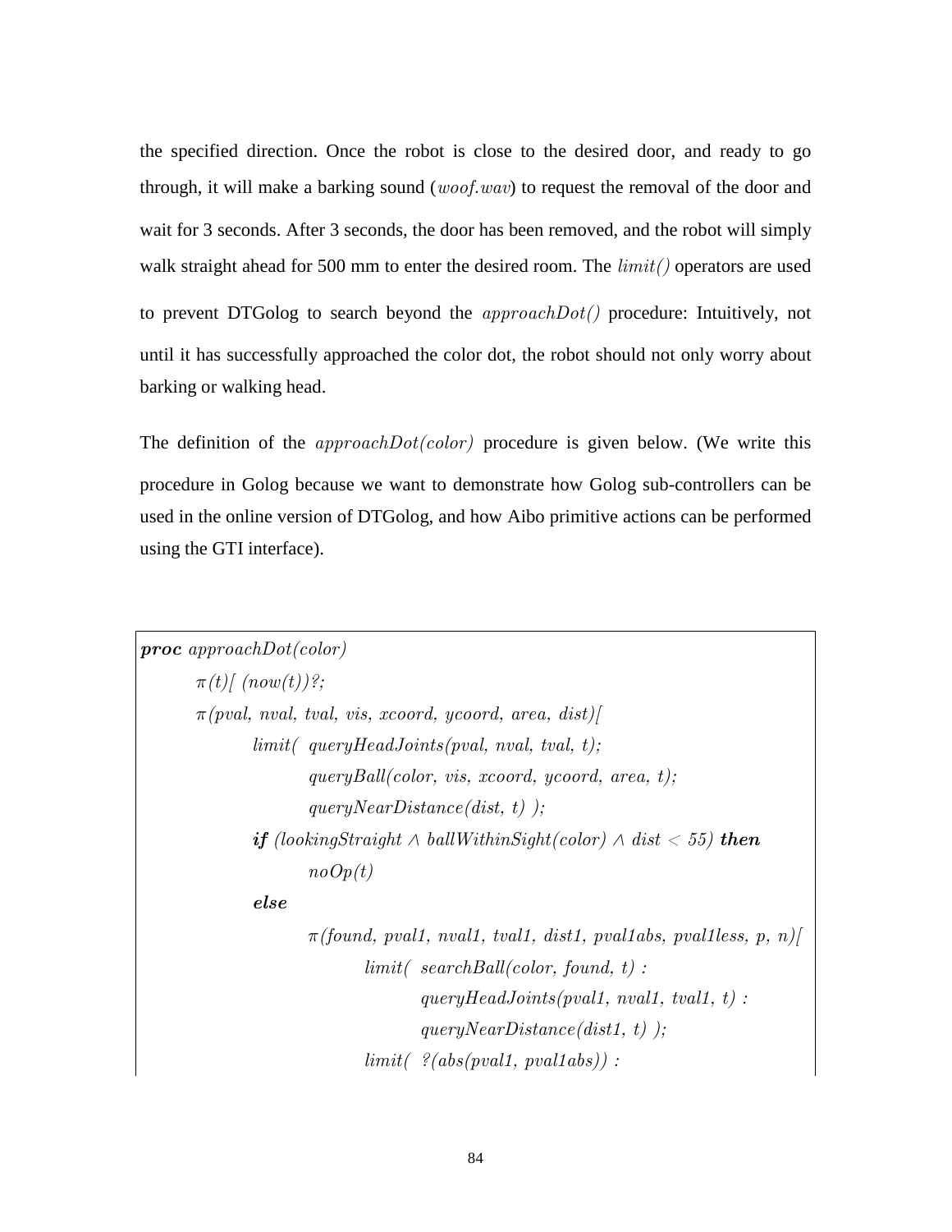the specified direction. Once the robot is close to the desired door, and ready to go through, it will make a barking sound (*woof.wav*) to request the removal of the door and wait for 3 seconds. After 3 seconds, the door has been removed, and the robot will simply walk straight ahead for 500 mm to enter the desired room. The *limit()* operators are used to prevent DTGolog to search beyond the *approachDot()* procedure: Intuitively, not until it has successfully approached the color dot, the robot should not only worry about barking or walking head.

The definition of the *approachDot(color)* procedure is given below. (We write this procedure in Golog because we want to demonstrate how Golog sub-controllers can be used in the online version of DTGolog, and how Aibo primitive actions can be performed using the GTI interface).

```
proc approachDot(color)
        π(t)[ (now(t))?;
        π(pval, nval, tval, vis, xcoord, ycoord, area, dist)[
                limit(  queryHeadJoints(pval, nval, tval, t);
                        queryBall(color, vis, xcoord, ycoord, area, t);
                        queryNearDistance(dist, t) );
                if (lookingStraight ∧ ballWithinSight(color) ∧ dist < 55) then
                        noOp(t)
                else
                        π(found, pval1, nval1, tval1, dist1, pval1abs, pval1less, p, n)[
                                limit(  searchBall(color, found, t) :
                                        queryHeadJoints(pval1, nval1, tval1, t) :
                                        queryNearDistance(dist1, t) );
                                limit(  ?(abs(pval1, pval1abs)) :
```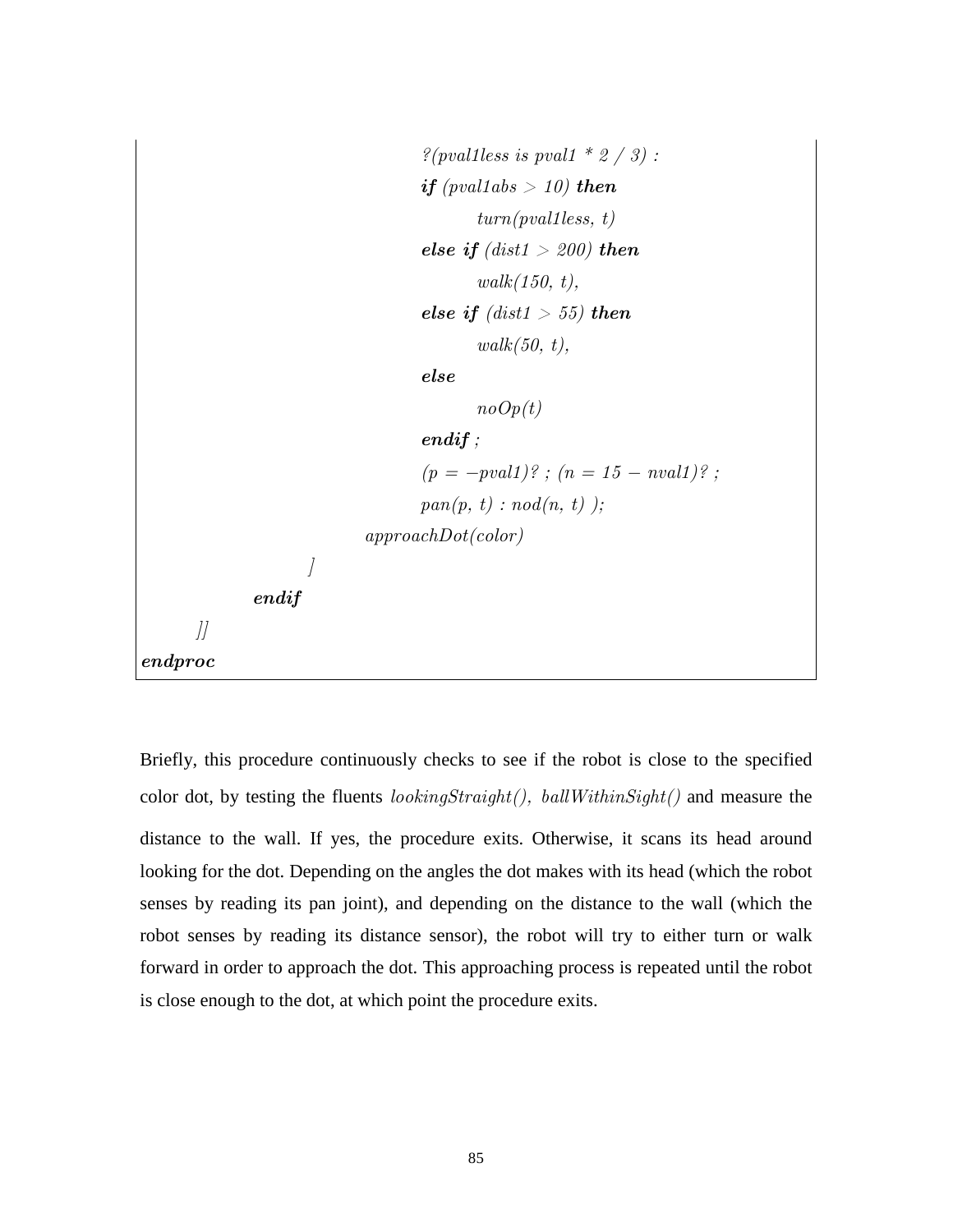```
                              ?(pval1less is pval1 * 2 / 3) :
                              if (pval1abs > 10) then
                                    turn(pval1less, t)
                              else if (dist1 > 200) then
                                    walk(150, t),
                              else if (dist1 > 55) then
                                    walk(50, t),
                              else
                                    noOp(t)
                              endif ;
                              (p = −pval1)? ; (n = 15 − nval1)? ;
                              pan(p, t) : nod(n, t) );
                        approachDot(color)
                  ]
            endif
      ]]
endproc
```

Briefly, this procedure continuously checks to see if the robot is close to the specified color dot, by testing the fluents *lookingStraight(), ballWithinSight()* and measure the distance to the wall. If yes, the procedure exits. Otherwise, it scans its head around looking for the dot. Depending on the angles the dot makes with its head (which the robot senses by reading its pan joint), and depending on the distance to the wall (which the robot senses by reading its distance sensor), the robot will try to either turn or walk forward in order to approach the dot. This approaching process is repeated until the robot is close enough to the dot, at which point the procedure exits.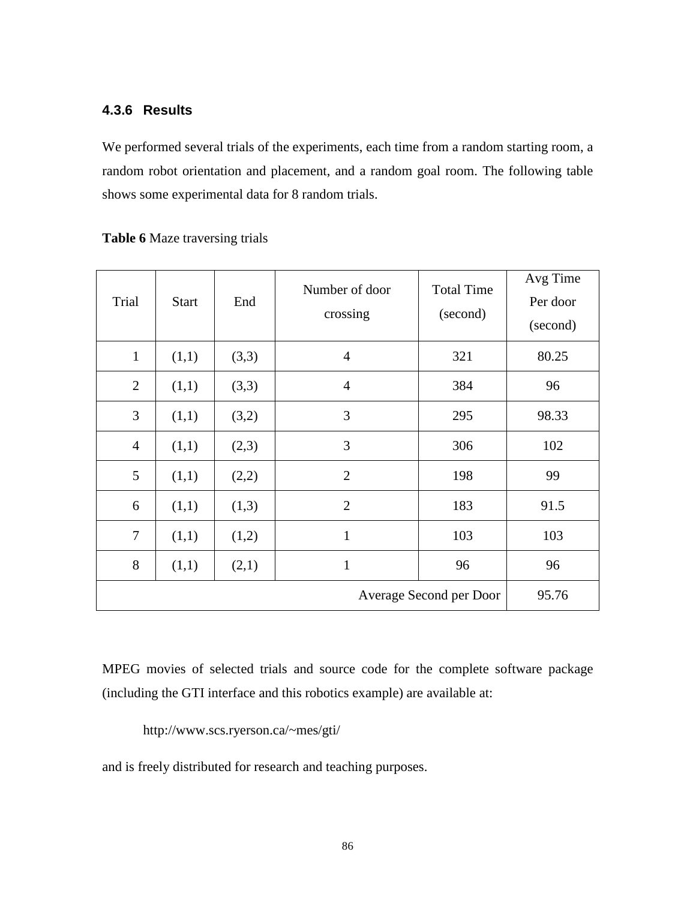### 4.3.6 Results

We performed several trials of the experiments, each time from a random starting room, a random robot orientation and placement, and a random goal room. The following table shows some experimental data for 8 random trials.

**Table 6** Maze traversing trials

| Trial | Start | End | Number of door crossing | Total Time (second) | Avg Time Per door (second) |
|---|---|---|---|---|---|
| 1 | (1,1) | (3,3) | 4 | 321 | 80.25 |
| 2 | (1,1) | (3,3) | 4 | 384 | 96 |
| 3 | (1,1) | (3,2) | 3 | 295 | 98.33 |
| 4 | (1,1) | (2,3) | 3 | 306 | 102 |
| 5 | (1,1) | (2,2) | 2 | 198 | 99 |
| 6 | (1,1) | (1,3) | 2 | 183 | 91.5 |
| 7 | (1,1) | (1,2) | 1 | 103 | 103 |
| 8 | (1,1) | (2,1) | 1 | 96 | 96 |
| | | | | Average Second per Door | 95.76 |

MPEG movies of selected trials and source code for the complete software package (including the GTI interface and this robotics example) are available at:

http://www.scs.ryerson.ca/~mes/gti/

and is freely distributed for research and teaching purposes.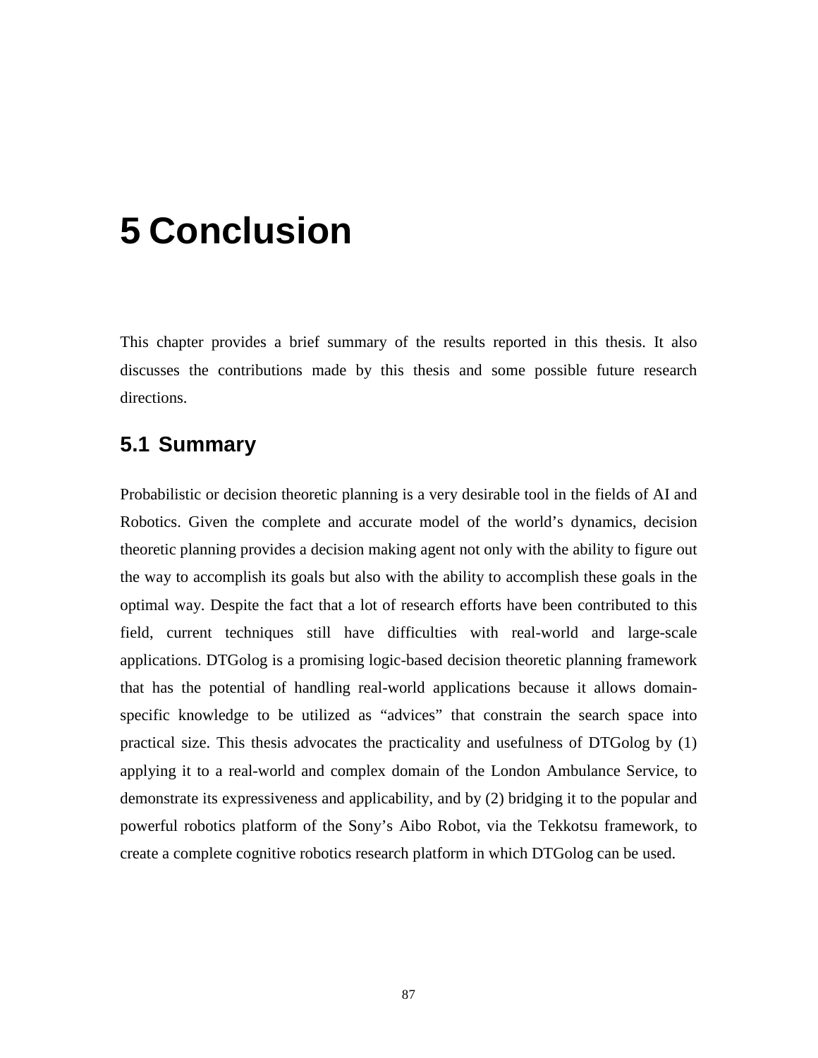# 5 Conclusion

This chapter provides a brief summary of the results reported in this thesis. It also discusses the contributions made by this thesis and some possible future research directions.

## 5.1 Summary

Probabilistic or decision theoretic planning is a very desirable tool in the fields of AI and Robotics. Given the complete and accurate model of the world's dynamics, decision theoretic planning provides a decision making agent not only with the ability to figure out the way to accomplish its goals but also with the ability to accomplish these goals in the optimal way. Despite the fact that a lot of research efforts have been contributed to this field, current techniques still have difficulties with real-world and large-scale applications. DTGolog is a promising logic-based decision theoretic planning framework that has the potential of handling real-world applications because it allows domain-specific knowledge to be utilized as "advices" that constrain the search space into practical size. This thesis advocates the practicality and usefulness of DTGolog by (1) applying it to a real-world and complex domain of the London Ambulance Service, to demonstrate its expressiveness and applicability, and by (2) bridging it to the popular and powerful robotics platform of the Sony's Aibo Robot, via the Tekkotsu framework, to create a complete cognitive robotics research platform in which DTGolog can be used.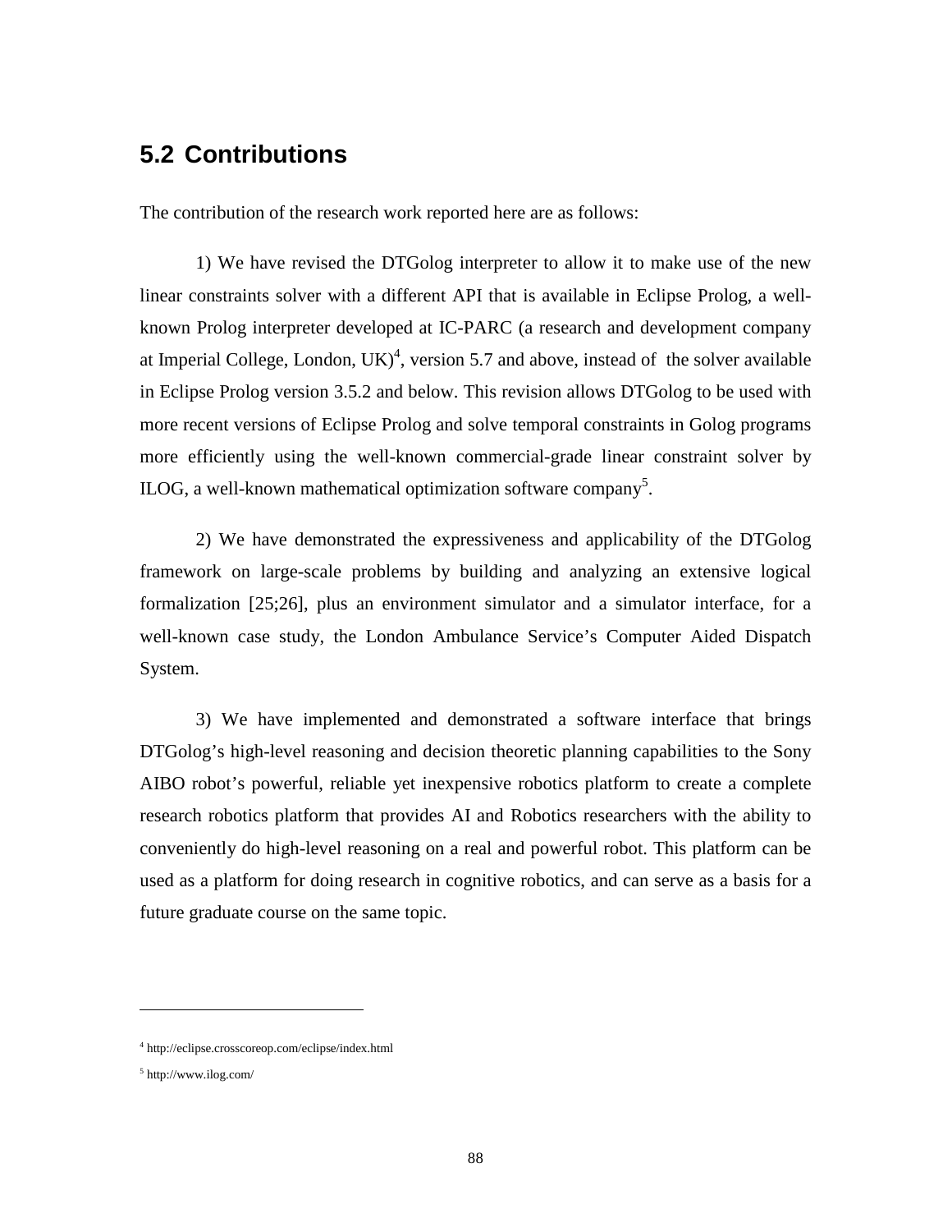## 5.2 Contributions

The contribution of the research work reported here are as follows:

1) We have revised the DTGolog interpreter to allow it to make use of the new linear constraints solver with a different API that is available in Eclipse Prolog, a well-known Prolog interpreter developed at IC-PARC (a research and development company at Imperial College, London, UK)[4], version 5.7 and above, instead of the solver available in Eclipse Prolog version 3.5.2 and below. This revision allows DTGolog to be used with more recent versions of Eclipse Prolog and solve temporal constraints in Golog programs more efficiently using the well-known commercial-grade linear constraint solver by ILOG, a well-known mathematical optimization software company[5].

2) We have demonstrated the expressiveness and applicability of the DTGolog framework on large-scale problems by building and analyzing an extensive logical formalization [25;26], plus an environment simulator and a simulator interface, for a well-known case study, the London Ambulance Service's Computer Aided Dispatch System.

3) We have implemented and demonstrated a software interface that brings DTGolog's high-level reasoning and decision theoretic planning capabilities to the Sony AIBO robot's powerful, reliable yet inexpensive robotics platform to create a complete research robotics platform that provides AI and Robotics researchers with the ability to conveniently do high-level reasoning on a real and powerful robot. This platform can be used as a platform for doing research in cognitive robotics, and can serve as a basis for a future graduate course on the same topic.

---

[4] http://eclipse.crosscoreop.com/eclipse/index.html

[5] http://www.ilog.com/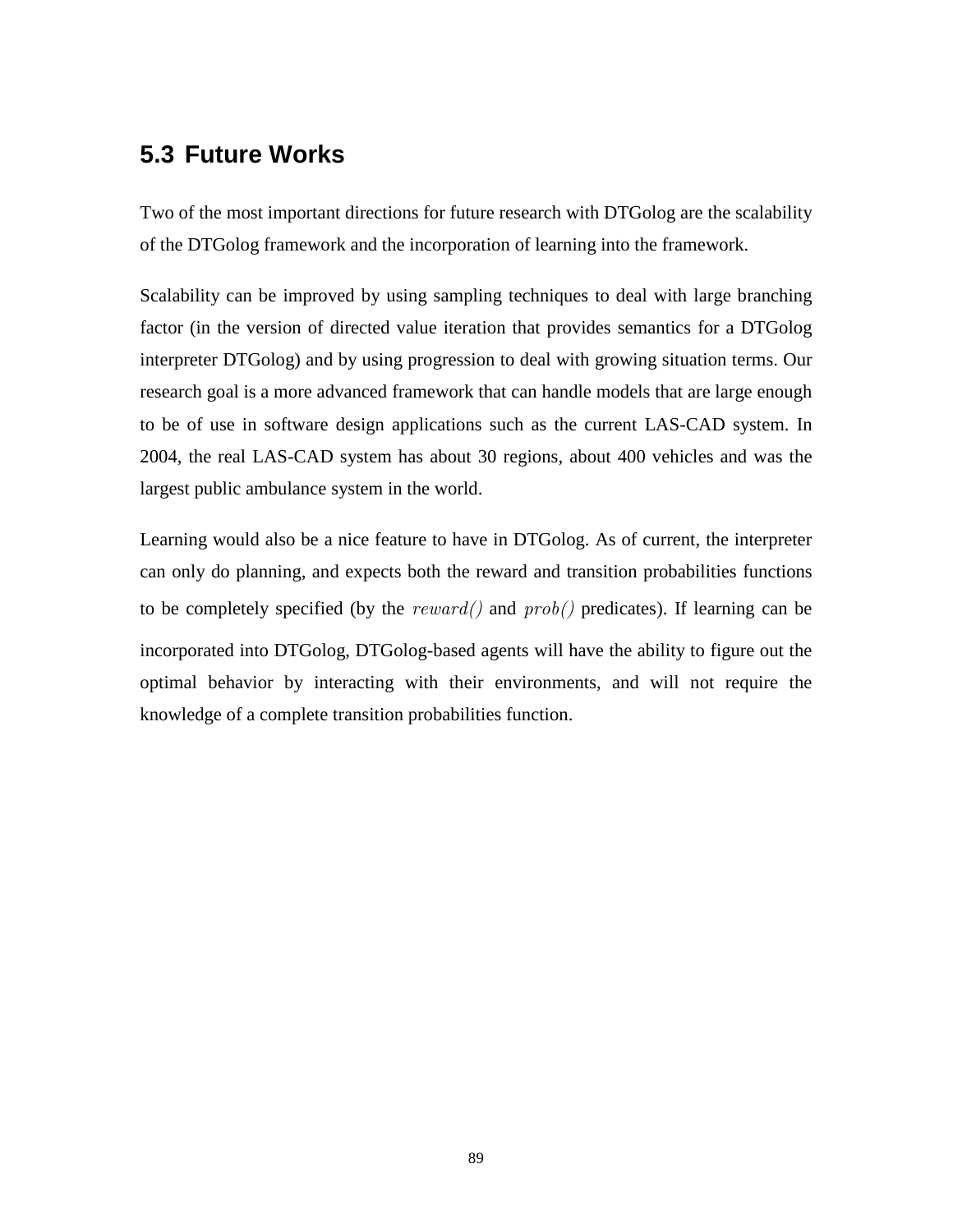## 5.3 Future Works

Two of the most important directions for future research with DTGolog are the scalability of the DTGolog framework and the incorporation of learning into the framework.

Scalability can be improved by using sampling techniques to deal with large branching factor (in the version of directed value iteration that provides semantics for a DTGolog interpreter DTGolog) and by using progression to deal with growing situation terms. Our research goal is a more advanced framework that can handle models that are large enough to be of use in software design applications such as the current LAS-CAD system. In 2004, the real LAS-CAD system has about 30 regions, about 400 vehicles and was the largest public ambulance system in the world.

Learning would also be a nice feature to have in DTGolog. As of current, the interpreter can only do planning, and expects both the reward and transition probabilities functions to be completely specified (by the $reward()$ and $prob()$ predicates). If learning can be incorporated into DTGolog, DTGolog-based agents will have the ability to figure out the optimal behavior by interacting with their environments, and will not require the knowledge of a complete transition probabilities function.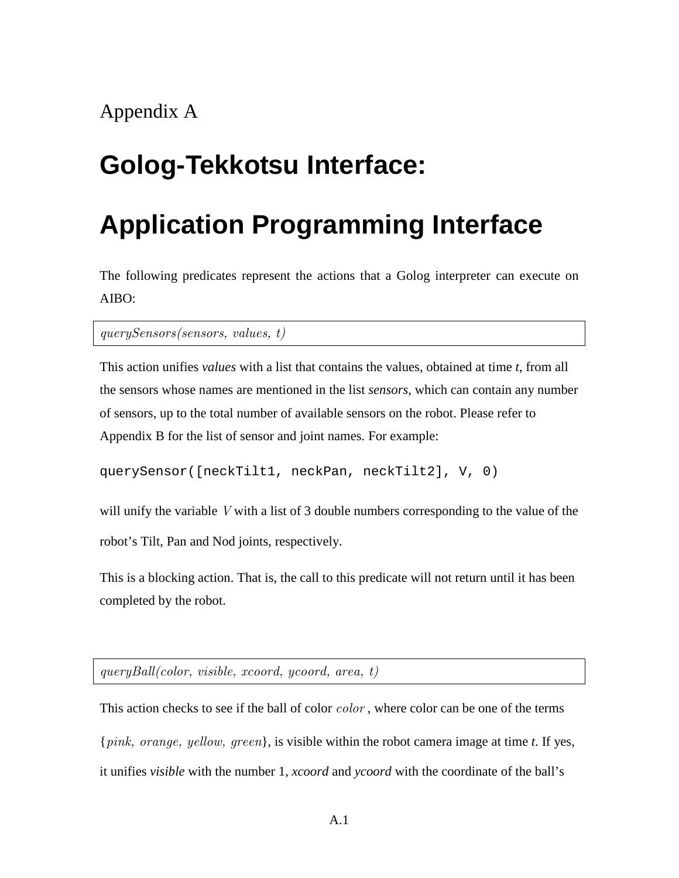Appendix A

# Golog-Tekkotsu Interface:

# Application Programming Interface

The following predicates represent the actions that a Golog interpreter can execute on AIBO:

| $querySensors(sensors,\ values,\ t)$ |
|---|

This action unifies *values* with a list that contains the values, obtained at time *t*, from all the sensors whose names are mentioned in the list *sensors*, which can contain any number of sensors, up to the total number of available sensors on the robot. Please refer to Appendix B for the list of sensor and joint names. For example:

```
querySensor([neckTilt1, neckPan, neckTilt2], V, 0)
```

will unify the variable $V$ with a list of 3 double numbers corresponding to the value of the robot's Tilt, Pan and Nod joints, respectively.

This is a blocking action. That is, the call to this predicate will not return until it has been completed by the robot.

| $queryBall(color,\ visible,\ xcoord,\ ycoord,\ area,\ t)$ |
|---|

This action checks to see if the ball of color $color$, where color can be one of the terms $\{pink,\ orange,\ yellow,\ green\}$, is visible within the robot camera image at time *t*. If yes, it unifies *visible* with the number 1, *xcoord* and *ycoord* with the coordinate of the ball's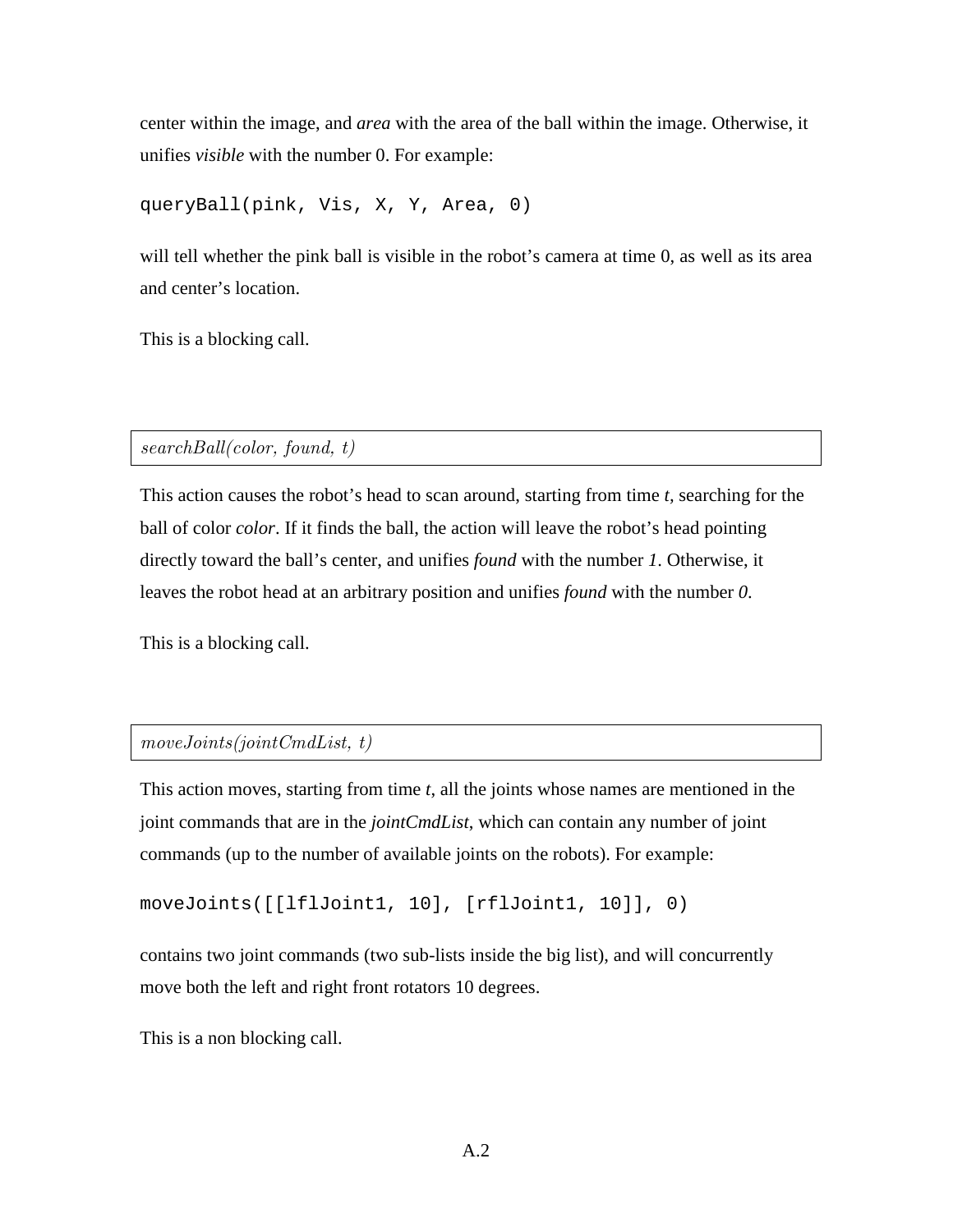center within the image, and *area* with the area of the ball within the image. Otherwise, it unifies *visible* with the number 0. For example:

```
queryBall(pink, Vis, X, Y, Area, 0)
```

will tell whether the pink ball is visible in the robot's camera at time 0, as well as its area and center's location.

This is a blocking call.

| *searchBall(color, found, t)* |
|---|

This action causes the robot's head to scan around, starting from time *t*, searching for the ball of color *color*. If it finds the ball, the action will leave the robot's head pointing directly toward the ball's center, and unifies *found* with the number *1*. Otherwise, it leaves the robot head at an arbitrary position and unifies *found* with the number *0*.

This is a blocking call.

| *moveJoints(jointCmdList, t)* |
|---|

This action moves, starting from time *t*, all the joints whose names are mentioned in the joint commands that are in the *jointCmdList*, which can contain any number of joint commands (up to the number of available joints on the robots). For example:

```
moveJoints([[lflJoint1, 10], [rflJoint1, 10]], 0)
```

contains two joint commands (two sub-lists inside the big list), and will concurrently move both the left and right front rotators 10 degrees.

This is a non blocking call.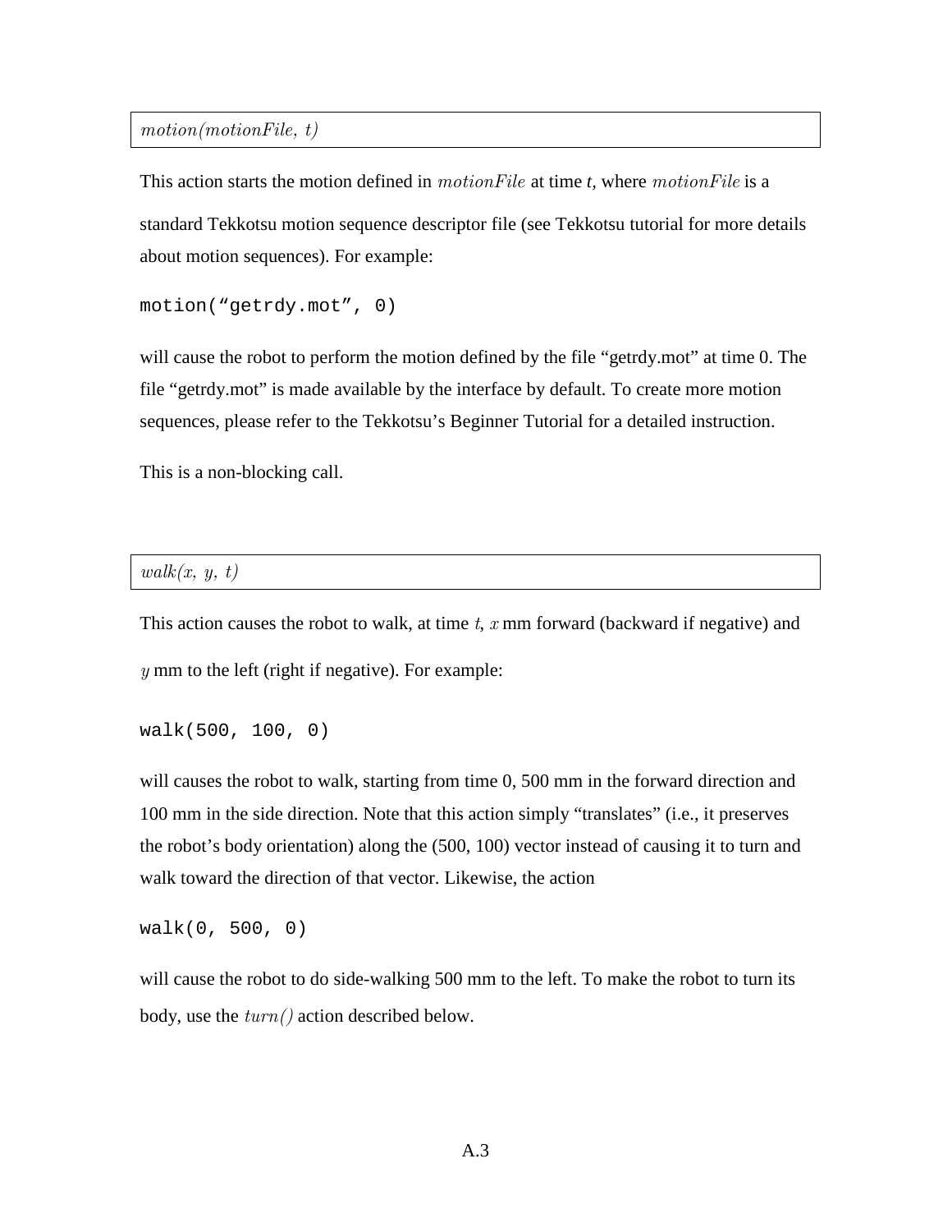$motion(motionFile,\ t)$

This action starts the motion defined in $motionFile$ at time *t*, where $motionFile$ is a standard Tekkotsu motion sequence descriptor file (see Tekkotsu tutorial for more details about motion sequences). For example:

```
motion("getrdy.mot", 0)
```

will cause the robot to perform the motion defined by the file "getrdy.mot" at time 0. The file "getrdy.mot" is made available by the interface by default. To create more motion sequences, please refer to the Tekkotsu's Beginner Tutorial for a detailed instruction.

This is a non-blocking call.

$walk(x,\ y,\ t)$

This action causes the robot to walk, at time $t$, $x$ mm forward (backward if negative) and $y$ mm to the left (right if negative). For example:

```
walk(500, 100, 0)
```

will causes the robot to walk, starting from time 0, 500 mm in the forward direction and 100 mm in the side direction. Note that this action simply "translates" (i.e., it preserves the robot's body orientation) along the (500, 100) vector instead of causing it to turn and walk toward the direction of that vector. Likewise, the action

```
walk(0, 500, 0)
```

will cause the robot to do side-walking 500 mm to the left. To make the robot to turn its body, use the $turn()$ action described below.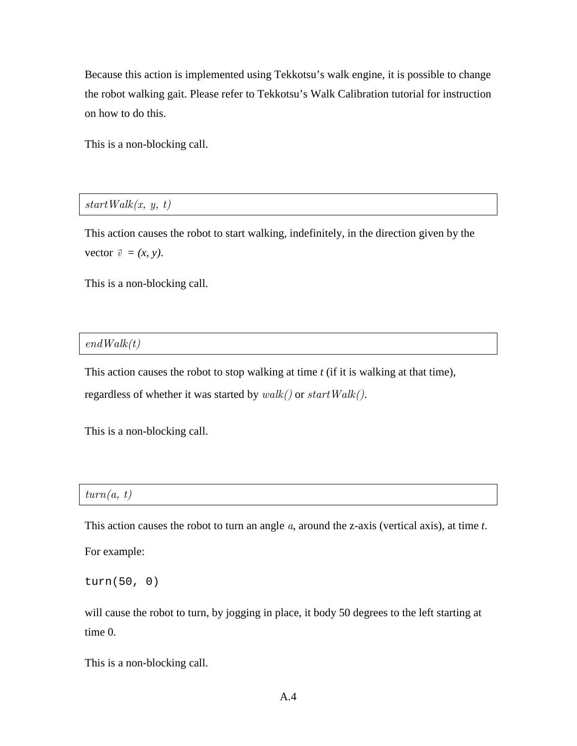Because this action is implemented using Tekkotsu's walk engine, it is possible to change the robot walking gait. Please refer to Tekkotsu's Walk Calibration tutorial for instruction on how to do this.

This is a non-blocking call.

| $startWalk(x,\ y,\ t)$ |
|---|

This action causes the robot to start walking, indefinitely, in the direction given by the vector $\vec{v}$ = *(x, y)*.

This is a non-blocking call.

| $endWalk(t)$ |
|---|

This action causes the robot to stop walking at time *t* (if it is walking at that time), regardless of whether it was started by $walk()$ or $startWalk()$.

This is a non-blocking call.

| $turn(a,\ t)$ |
|---|

This action causes the robot to turn an angle $a$, around the z-axis (vertical axis), at time *t*.

For example:

```
turn(50, 0)
```

will cause the robot to turn, by jogging in place, it body 50 degrees to the left starting at time 0.

This is a non-blocking call.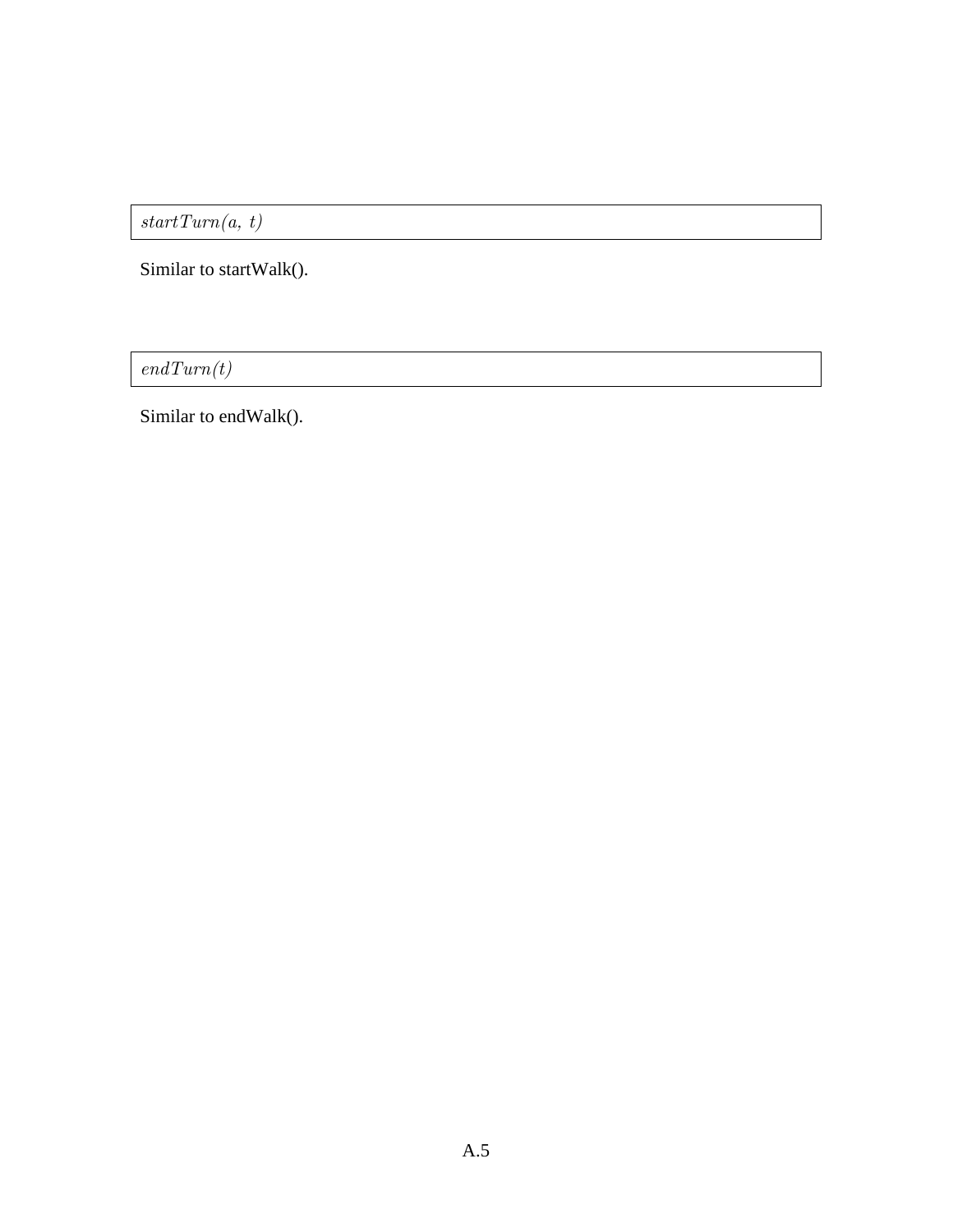*startTurn(a, t)*

Similar to startWalk().

*endTurn(t)*

Similar to endWalk().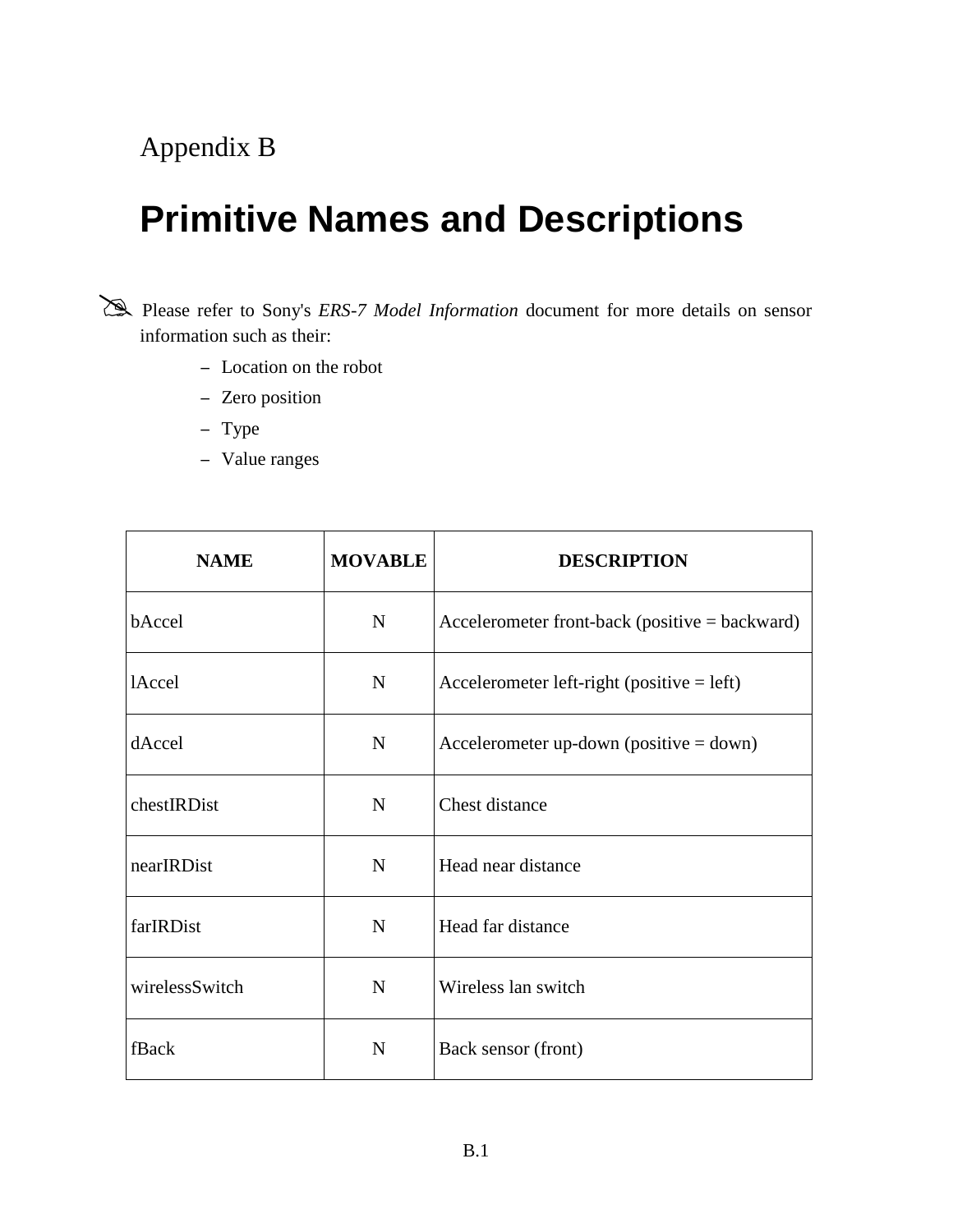Appendix B

# Primitive Names and Descriptions

✍ Please refer to Sony's *ERS-7 Model Information* document for more details on sensor information such as their:

- Location on the robot
- Zero position
- Type
- Value ranges

| NAME | MOVABLE | DESCRIPTION |
|---|---|---|
| bAccel | N | Accelerometer front-back (positive = backward) |
| lAccel | N | Accelerometer left-right (positive = left) |
| dAccel | N | Accelerometer up-down (positive = down) |
| chestIRDist | N | Chest distance |
| nearIRDist | N | Head near distance |
| farIRDist | N | Head far distance |
| wirelessSwitch | N | Wireless lan switch |
| fBack | N | Back sensor (front) |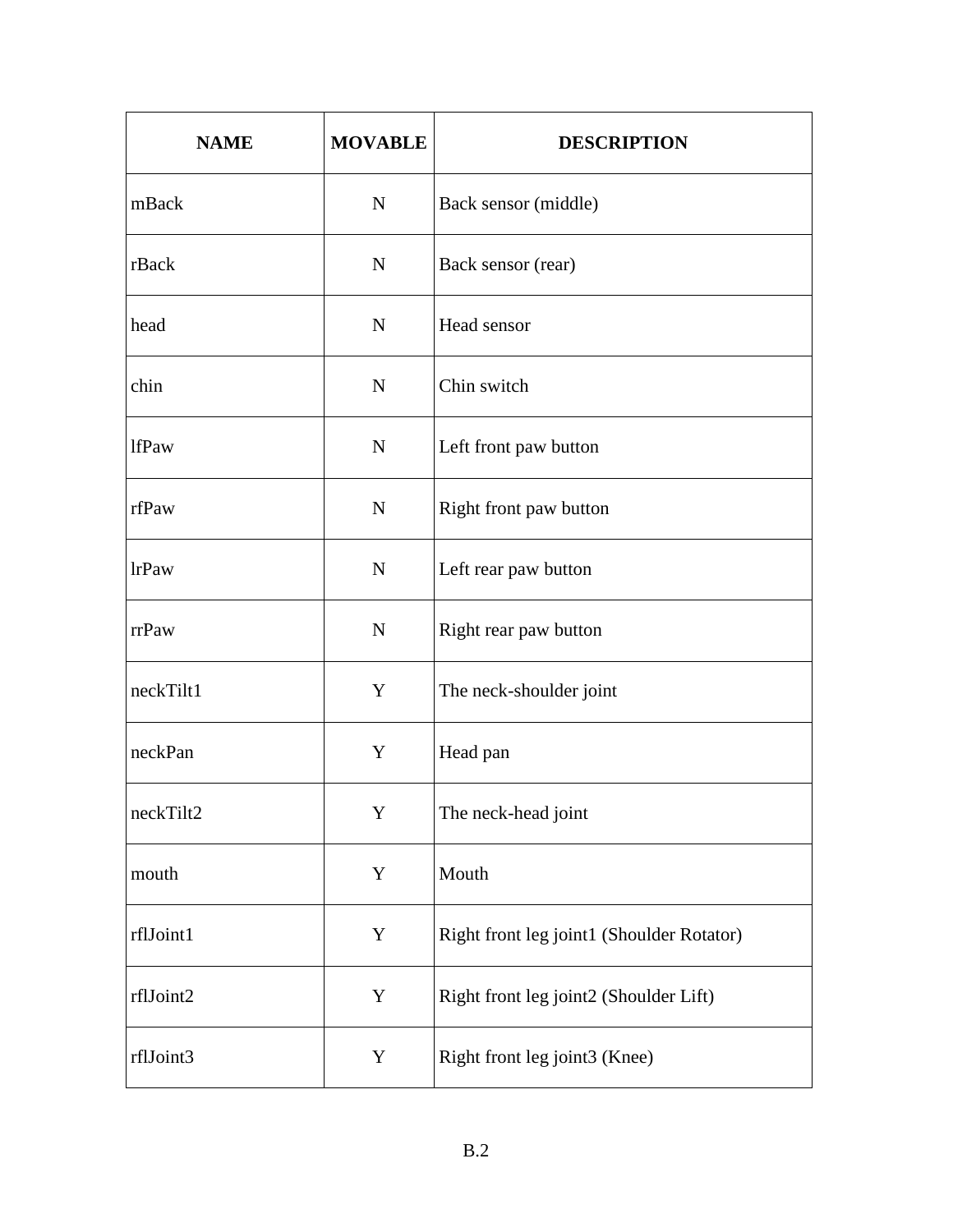| NAME | MOVABLE | DESCRIPTION |
|---|---|---|
| mBack | N | Back sensor (middle) |
| rBack | N | Back sensor (rear) |
| head | N | Head sensor |
| chin | N | Chin switch |
| lfPaw | N | Left front paw button |
| rfPaw | N | Right front paw button |
| lrPaw | N | Left rear paw button |
| rrPaw | N | Right rear paw button |
| neckTilt1 | Y | The neck-shoulder joint |
| neckPan | Y | Head pan |
| neckTilt2 | Y | The neck-head joint |
| mouth | Y | Mouth |
| rflJoint1 | Y | Right front leg joint1 (Shoulder Rotator) |
| rflJoint2 | Y | Right front leg joint2 (Shoulder Lift) |
| rflJoint3 | Y | Right front leg joint3 (Knee) |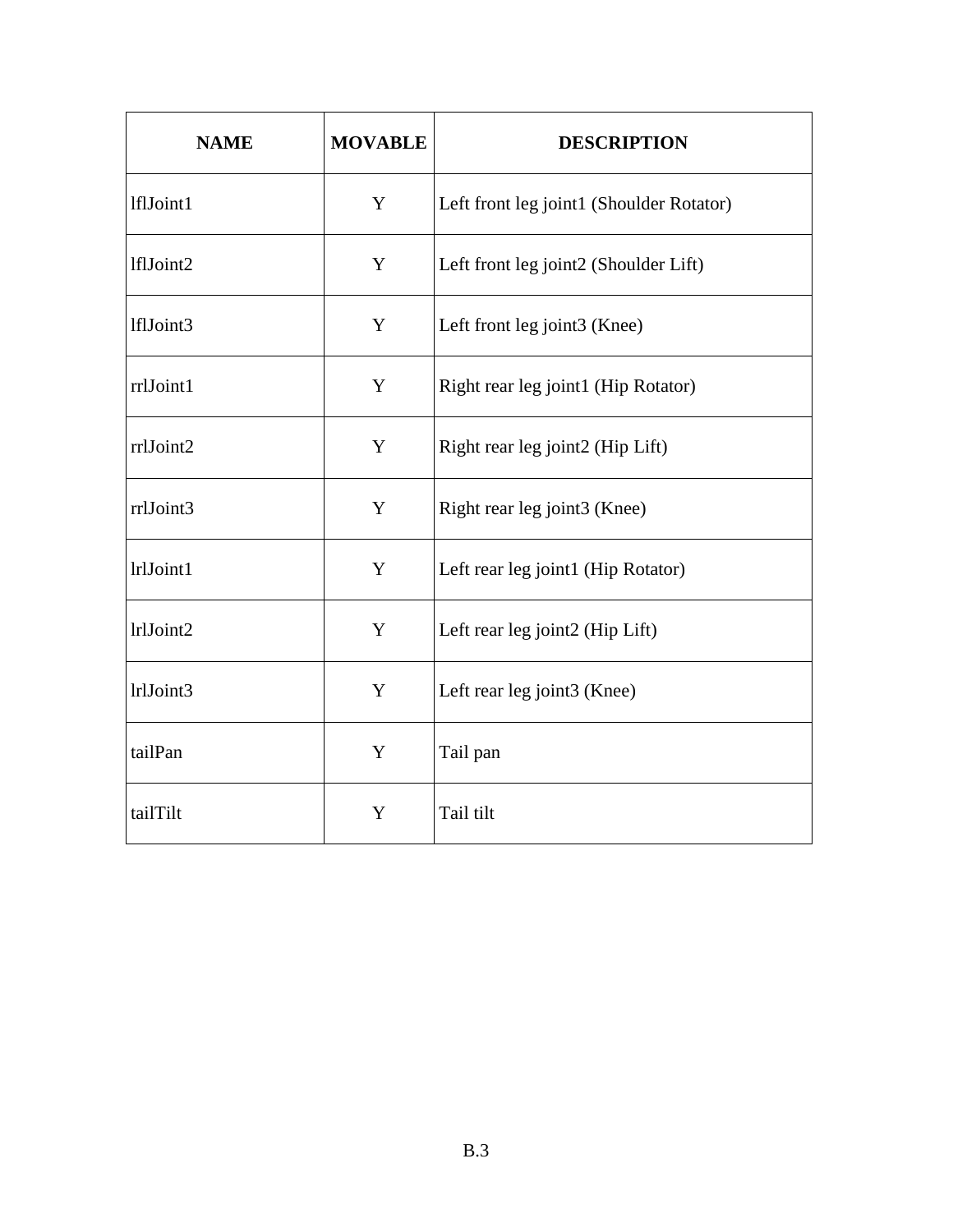| NAME | MOVABLE | DESCRIPTION |
|---|---|---|
| lflJoint1 | Y | Left front leg joint1 (Shoulder Rotator) |
| lflJoint2 | Y | Left front leg joint2 (Shoulder Lift) |
| lflJoint3 | Y | Left front leg joint3 (Knee) |
| rrlJoint1 | Y | Right rear leg joint1 (Hip Rotator) |
| rrlJoint2 | Y | Right rear leg joint2 (Hip Lift) |
| rrlJoint3 | Y | Right rear leg joint3 (Knee) |
| lrlJoint1 | Y | Left rear leg joint1 (Hip Rotator) |
| lrlJoint2 | Y | Left rear leg joint2 (Hip Lift) |
| lrlJoint3 | Y | Left rear leg joint3 (Knee) |
| tailPan | Y | Tail pan |
| tailTilt | Y | Tail tilt |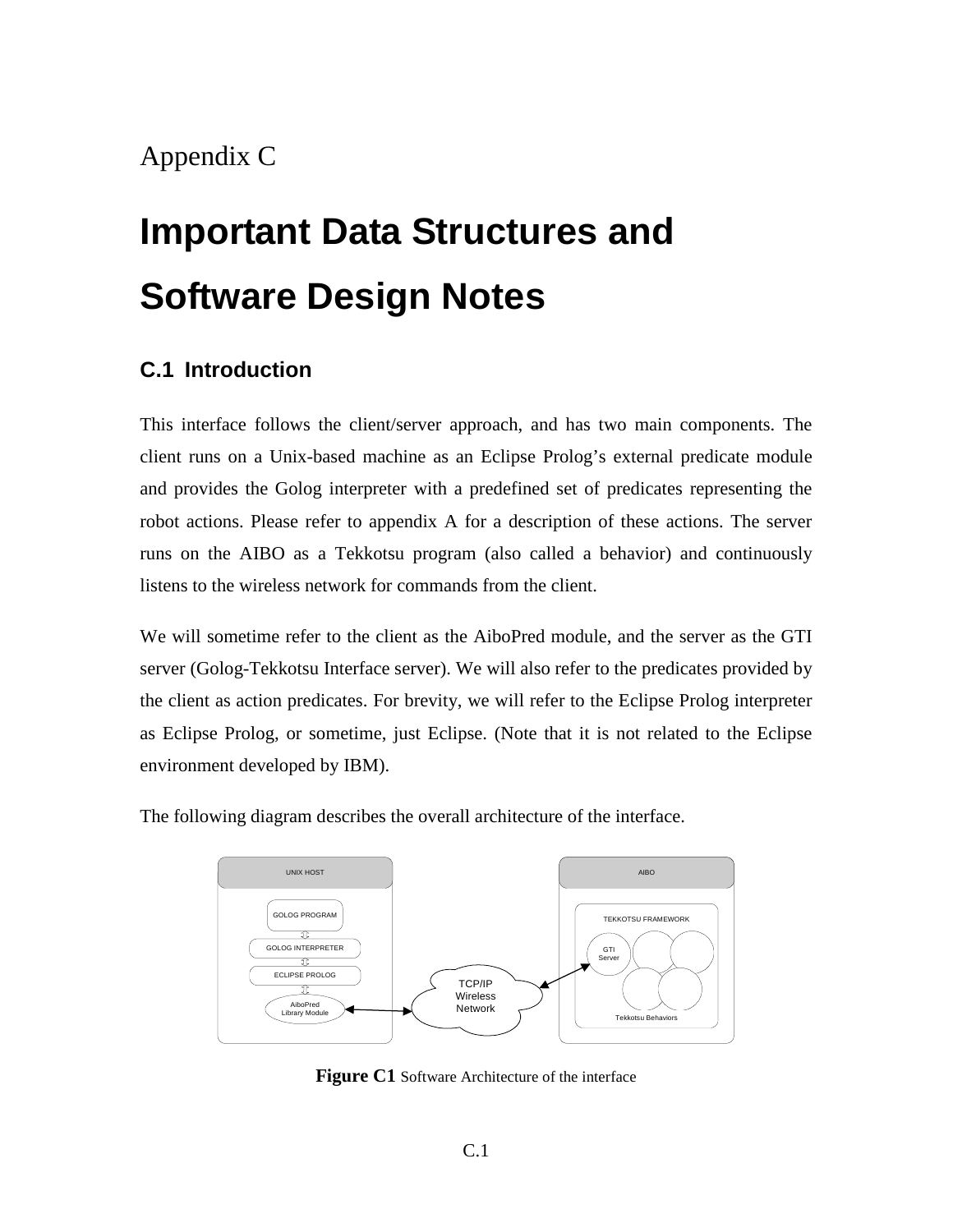Appendix C

# Important Data Structures and Software Design Notes

## C.1 Introduction

This interface follows the client/server approach, and has two main components. The client runs on a Unix-based machine as an Eclipse Prolog's external predicate module and provides the Golog interpreter with a predefined set of predicates representing the robot actions. Please refer to appendix A for a description of these actions. The server runs on the AIBO as a Tekkotsu program (also called a behavior) and continuously listens to the wireless network for commands from the client.

We will sometime refer to the client as the AiboPred module, and the server as the GTI server (Golog-Tekkotsu Interface server). We will also refer to the predicates provided by the client as action predicates. For brevity, we will refer to the Eclipse Prolog interpreter as Eclipse Prolog, or sometime, just Eclipse. (Note that it is not related to the Eclipse environment developed by IBM).

The following diagram describes the overall architecture of the interface.

**Figure C1** Software Architecture of the interface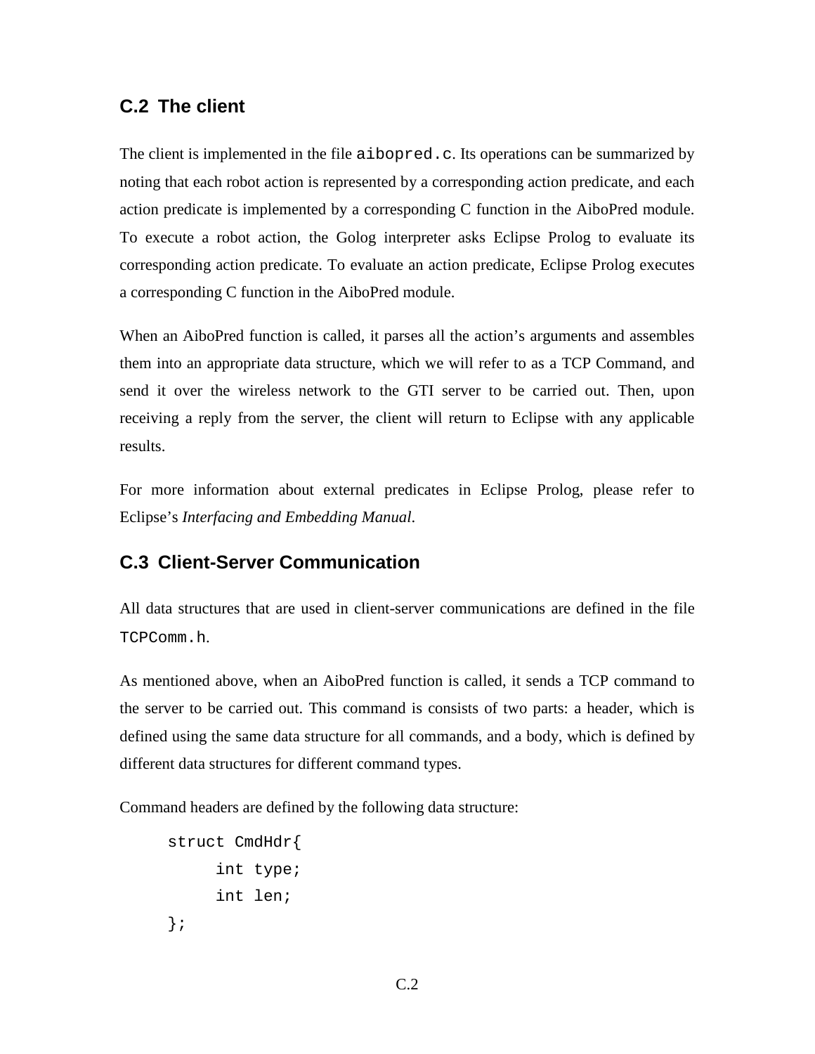## C.2 The client

The client is implemented in the file `aibopred.c`. Its operations can be summarized by noting that each robot action is represented by a corresponding action predicate, and each action predicate is implemented by a corresponding C function in the AiboPred module. To execute a robot action, the Golog interpreter asks Eclipse Prolog to evaluate its corresponding action predicate. To evaluate an action predicate, Eclipse Prolog executes a corresponding C function in the AiboPred module.

When an AiboPred function is called, it parses all the action's arguments and assembles them into an appropriate data structure, which we will refer to as a TCP Command, and send it over the wireless network to the GTI server to be carried out. Then, upon receiving a reply from the server, the client will return to Eclipse with any applicable results.

For more information about external predicates in Eclipse Prolog, please refer to Eclipse's *Interfacing and Embedding Manual*.

## C.3 Client-Server Communication

All data structures that are used in client-server communications are defined in the file `TCPComm.h`.

As mentioned above, when an AiboPred function is called, it sends a TCP command to the server to be carried out. This command is consists of two parts: a header, which is defined using the same data structure for all commands, and a body, which is defined by different data structures for different command types.

Command headers are defined by the following data structure:

```
struct CmdHdr{
     int type;
     int len;
};
```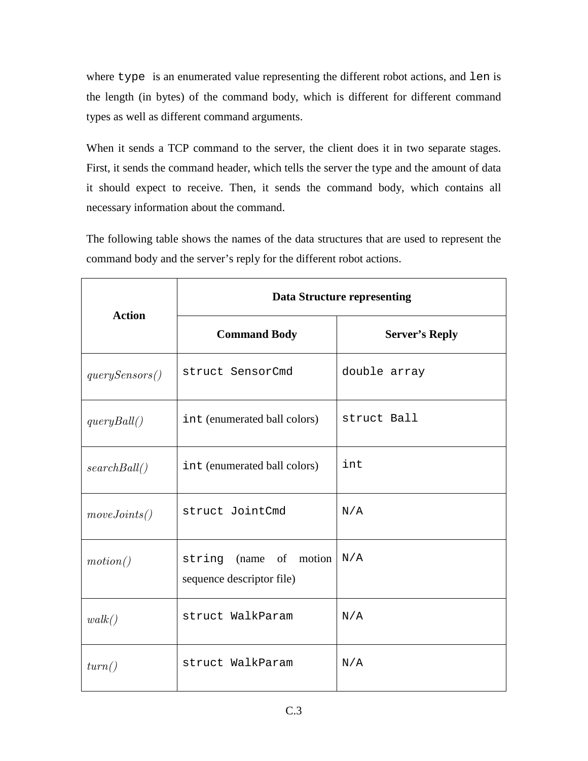where `type` is an enumerated value representing the different robot actions, and `len` is the length (in bytes) of the command body, which is different for different command types as well as different command arguments.

When it sends a TCP command to the server, the client does it in two separate stages. First, it sends the command header, which tells the server the type and the amount of data it should expect to receive. Then, it sends the command body, which contains all necessary information about the command.

The following table shows the names of the data structures that are used to represent the command body and the server's reply for the different robot actions.

| **Action** | **Data Structure representing** | |
|---|---|---|
| | **Command Body** | **Server's Reply** |
| *querySensors()* | `struct SensorCmd` | `double array` |
| *queryBall()* | `int` (enumerated ball colors) | `struct Ball` |
| *searchBall()* | `int` (enumerated ball colors) | `int` |
| *moveJoints()* | `struct JointCmd` | `N/A` |
| *motion()* | `string` (name of motion sequence descriptor file) | `N/A` |
| *walk()* | `struct WalkParam` | `N/A` |
| *turn()* | `struct WalkParam` | `N/A` |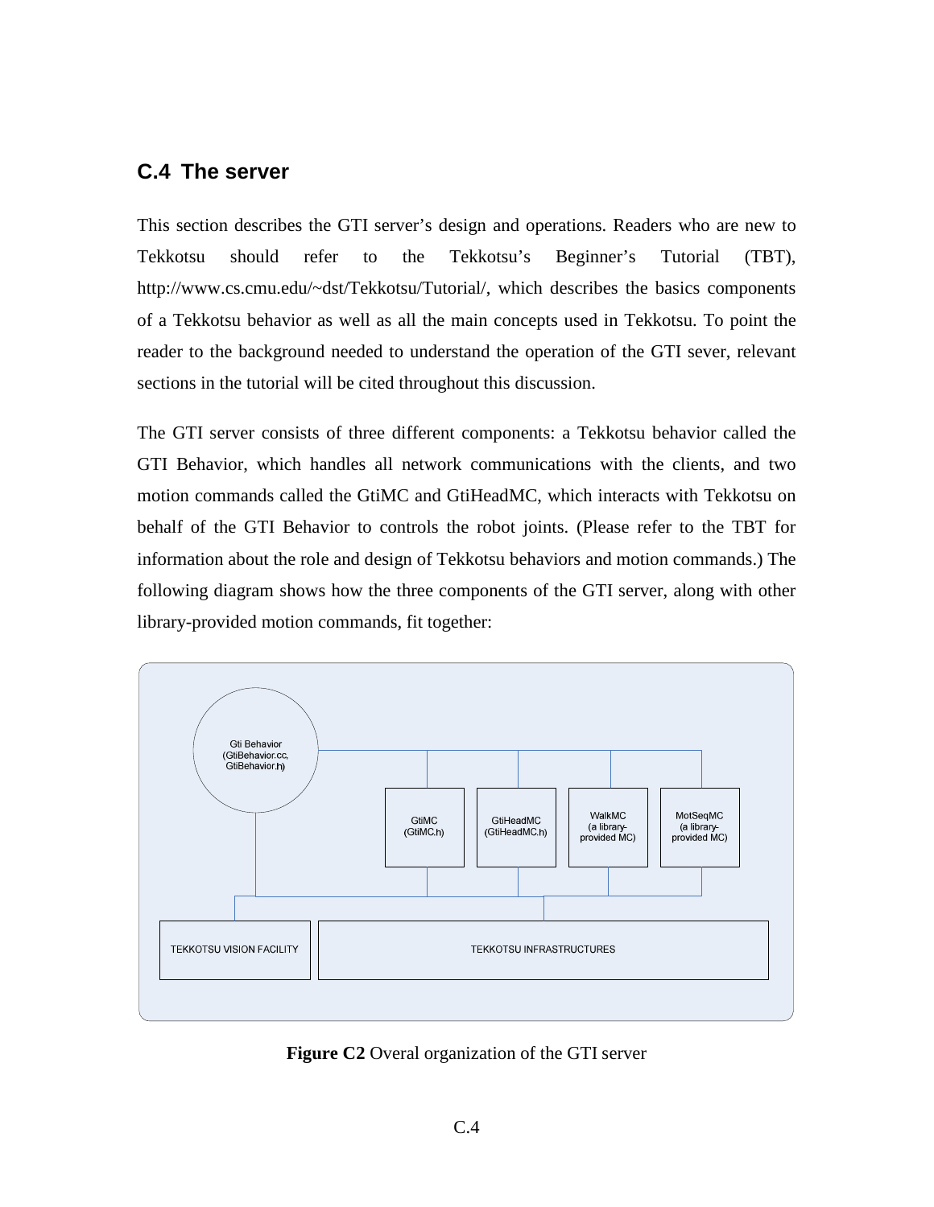## C.4 The server

This section describes the GTI server's design and operations. Readers who are new to Tekkotsu should refer to the Tekkotsu's Beginner's Tutorial (TBT), http://www.cs.cmu.edu/~dst/Tekkotsu/Tutorial/, which describes the basics components of a Tekkotsu behavior as well as all the main concepts used in Tekkotsu. To point the reader to the background needed to understand the operation of the GTI sever, relevant sections in the tutorial will be cited throughout this discussion.

The GTI server consists of three different components: a Tekkotsu behavior called the GTI Behavior, which handles all network communications with the clients, and two motion commands called the GtiMC and GtiHeadMC, which interacts with Tekkotsu on behalf of the GTI Behavior to controls the robot joints. (Please refer to the TBT for information about the role and design of Tekkotsu behaviors and motion commands.) The following diagram shows how the three components of the GTI server, along with other library-provided motion commands, fit together:

**Figure C2** Overal organization of the GTI server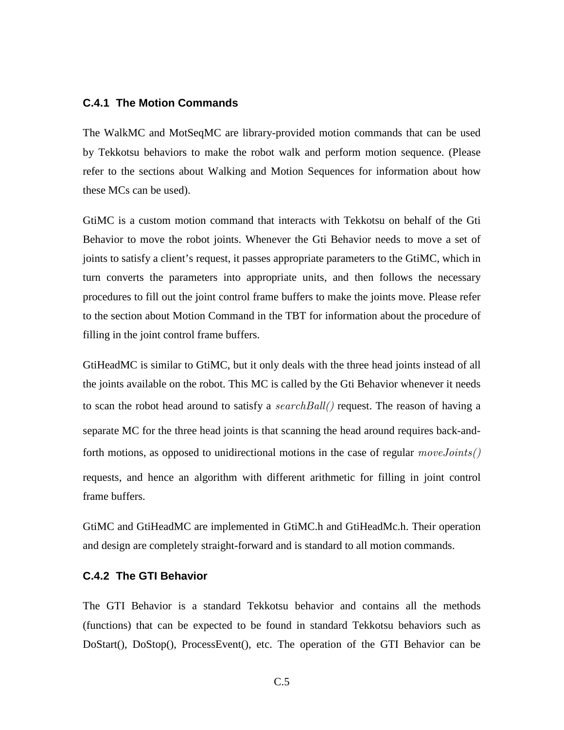### C.4.1 The Motion Commands

The WalkMC and MotSeqMC are library-provided motion commands that can be used by Tekkotsu behaviors to make the robot walk and perform motion sequence. (Please refer to the sections about Walking and Motion Sequences for information about how these MCs can be used).

GtiMC is a custom motion command that interacts with Tekkotsu on behalf of the Gti Behavior to move the robot joints. Whenever the Gti Behavior needs to move a set of joints to satisfy a client's request, it passes appropriate parameters to the GtiMC, which in turn converts the parameters into appropriate units, and then follows the necessary procedures to fill out the joint control frame buffers to make the joints move. Please refer to the section about Motion Command in the TBT for information about the procedure of filling in the joint control frame buffers.

GtiHeadMC is similar to GtiMC, but it only deals with the three head joints instead of all the joints available on the robot. This MC is called by the Gti Behavior whenever it needs to scan the robot head around to satisfy a *searchBall()* request. The reason of having a separate MC for the three head joints is that scanning the head around requires back-and-forth motions, as opposed to unidirectional motions in the case of regular *moveJoints()* requests, and hence an algorithm with different arithmetic for filling in joint control frame buffers.

GtiMC and GtiHeadMC are implemented in GtiMC.h and GtiHeadMc.h. Their operation and design are completely straight-forward and is standard to all motion commands.

### C.4.2 The GTI Behavior

The GTI Behavior is a standard Tekkotsu behavior and contains all the methods (functions) that can be expected to be found in standard Tekkotsu behaviors such as DoStart(), DoStop(), ProcessEvent(), etc. The operation of the GTI Behavior can be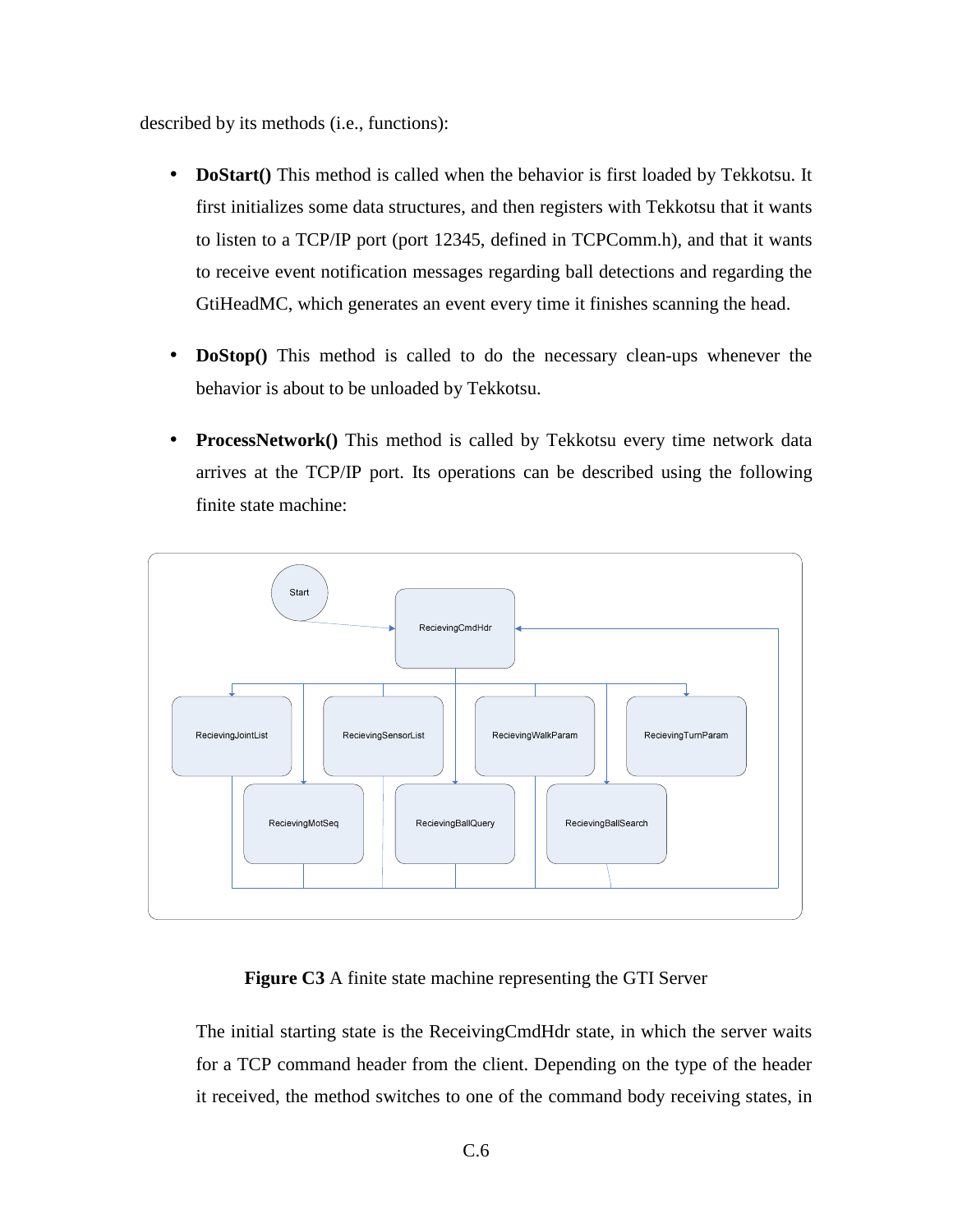described by its methods (i.e., functions):

- **DoStart()** This method is called when the behavior is first loaded by Tekkotsu. It first initializes some data structures, and then registers with Tekkotsu that it wants to listen to a TCP/IP port (port 12345, defined in TCPComm.h), and that it wants to receive event notification messages regarding ball detections and regarding the GtiHeadMC, which generates an event every time it finishes scanning the head.

- **DoStop()** This method is called to do the necessary clean-ups whenever the behavior is about to be unloaded by Tekkotsu.

- **ProcessNetwork()** This method is called by Tekkotsu every time network data arrives at the TCP/IP port. Its operations can be described using the following finite state machine:

**Figure C3** A finite state machine representing the GTI Server

The initial starting state is the ReceivingCmdHdr state, in which the server waits for a TCP command header from the client. Depending on the type of the header it received, the method switches to one of the command body receiving states, in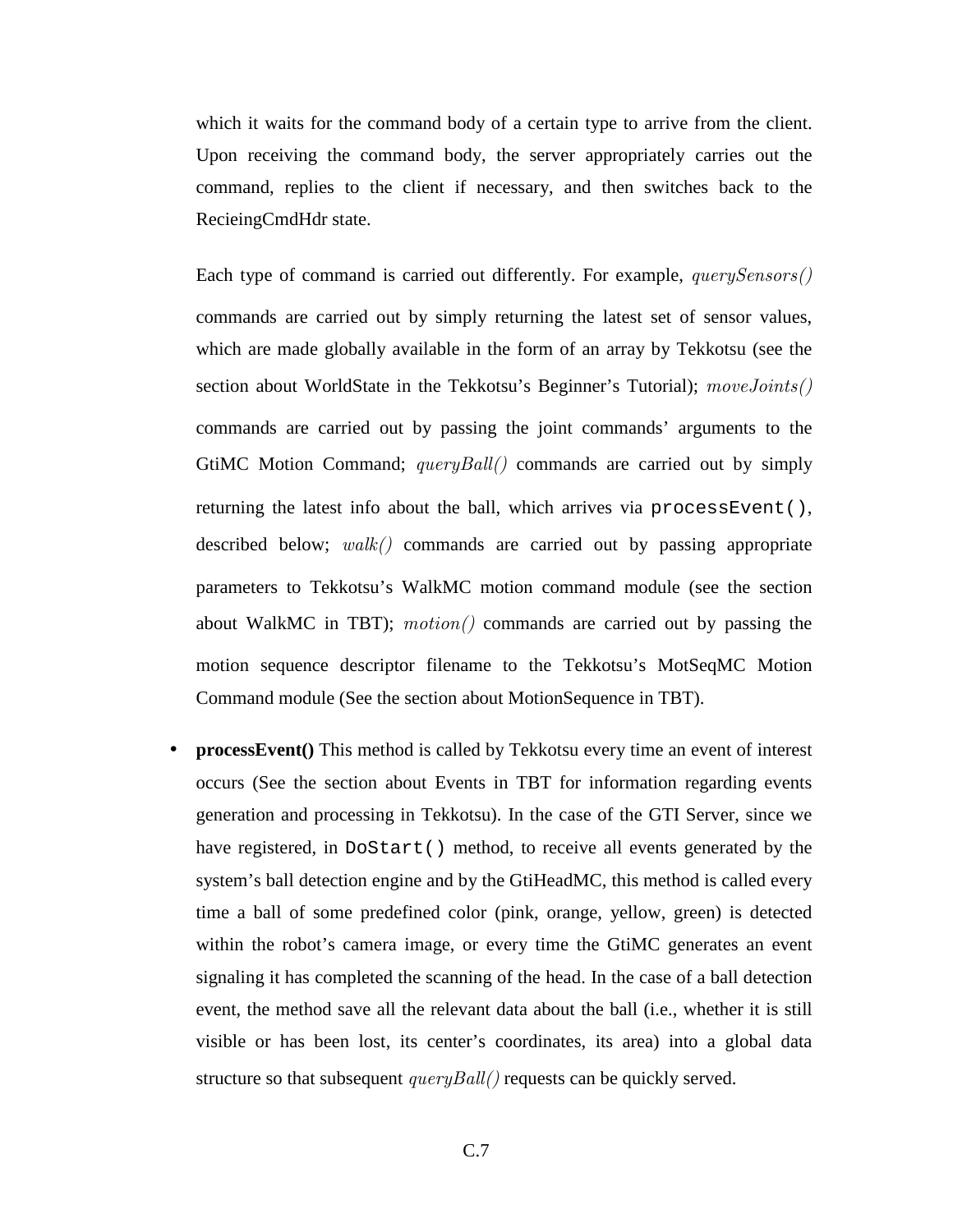which it waits for the command body of a certain type to arrive from the client. Upon receiving the command body, the server appropriately carries out the command, replies to the client if necessary, and then switches back to the RecieingCmdHdr state.

Each type of command is carried out differently. For example, *querySensors()* commands are carried out by simply returning the latest set of sensor values, which are made globally available in the form of an array by Tekkotsu (see the section about WorldState in the Tekkotsu's Beginner's Tutorial); *moveJoints()* commands are carried out by passing the joint commands' arguments to the GtiMC Motion Command; *queryBall()* commands are carried out by simply returning the latest info about the ball, which arrives via `processEvent()`, described below; *walk()* commands are carried out by passing appropriate parameters to Tekkotsu's WalkMC motion command module (see the section about WalkMC in TBT); *motion()* commands are carried out by passing the motion sequence descriptor filename to the Tekkotsu's MotSeqMC Motion Command module (See the section about MotionSequence in TBT).

- **processEvent()** This method is called by Tekkotsu every time an event of interest occurs (See the section about Events in TBT for information regarding events generation and processing in Tekkotsu). In the case of the GTI Server, since we have registered, in `DoStart()` method, to receive all events generated by the system's ball detection engine and by the GtiHeadMC, this method is called every time a ball of some predefined color (pink, orange, yellow, green) is detected within the robot's camera image, or every time the GtiMC generates an event signaling it has completed the scanning of the head. In the case of a ball detection event, the method save all the relevant data about the ball (i.e., whether it is still visible or has been lost, its center's coordinates, its area) into a global data structure so that subsequent *queryBall()* requests can be quickly served.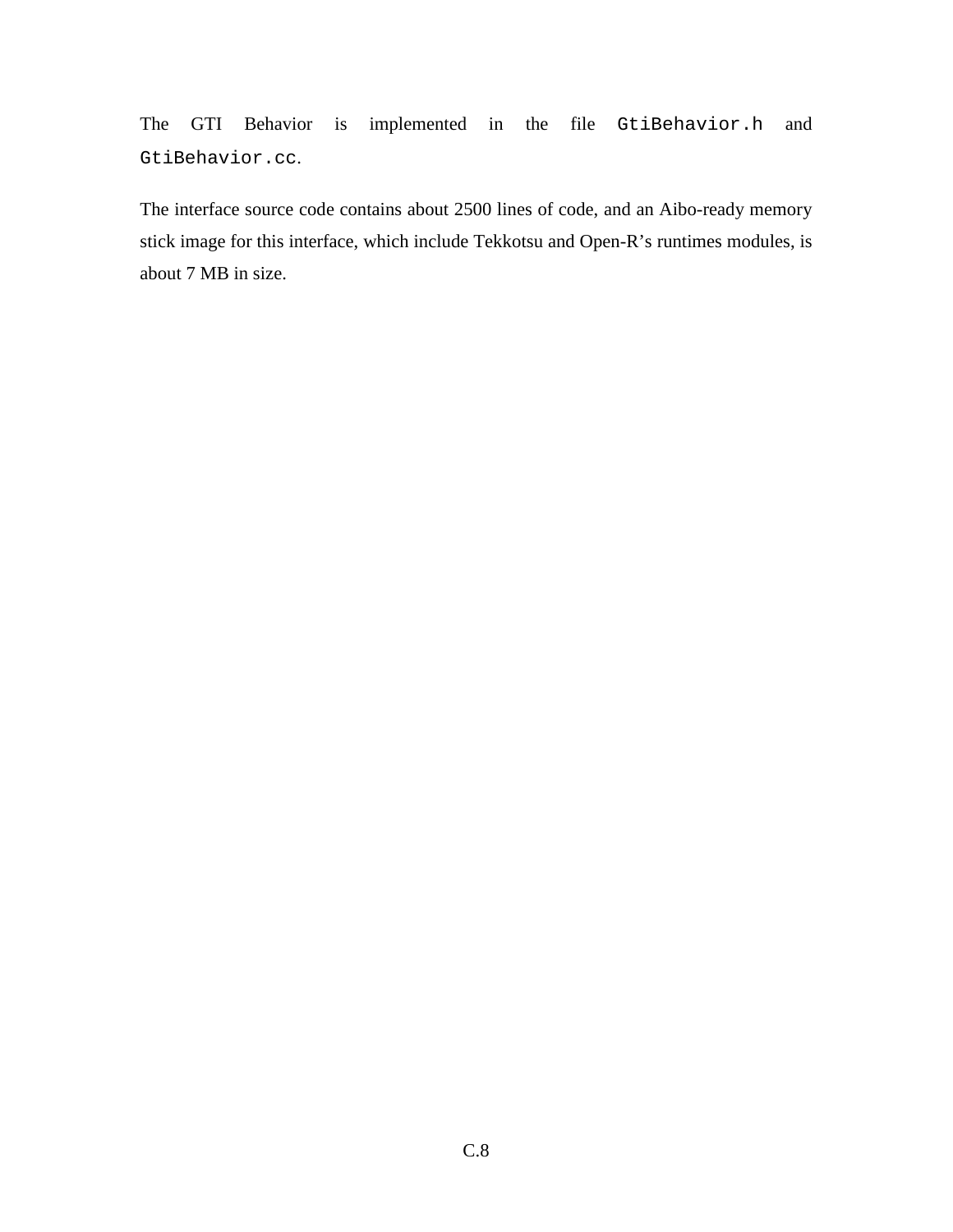The GTI Behavior is implemented in the file `GtiBehavior.h` and `GtiBehavior.cc`.

The interface source code contains about 2500 lines of code, and an Aibo-ready memory stick image for this interface, which include Tekkotsu and Open-R's runtimes modules, is about 7 MB in size.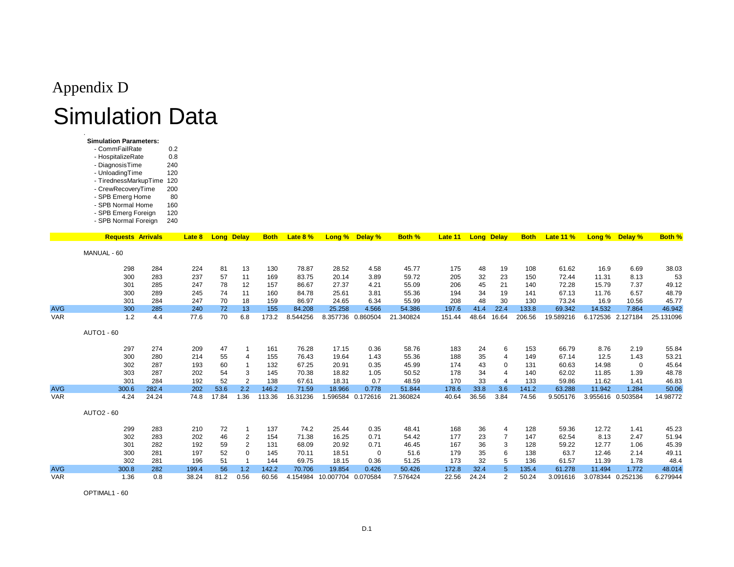# Appendix D

# Simulation Data

**Simulation Parameters:**

- CommFailRate 0.2
- HospitalizeRate 0.8
- DiagnosisTime 240
- UnloadingTime 120
- TirednessMarkupTime 120
- CrewRecoveryTime 200
- SPB Emerg Home 80
- SPB Normal Home 160
- SPB Emerg Foreign 120
- SPB Normal Foreign 240

| | Requests | Arrivals | Late 8 | Long | Delay | Both | Late 8 % | Long % | Delay % | Both % | Late 11 | Long | Delay | Both | Late 11 % | Long % | Delay % | Both % |
|---|---|---|---|---|---|---|---|---|---|---|---|---|---|---|---|---|---|---|
| MANUAL - 60 | | | | | | | | | | | | | | | | | | |
| | 298 | 284 | 224 | 81 | 13 | 130 | 78.87 | 28.52 | 4.58 | 45.77 | 175 | 48 | 19 | 108 | 61.62 | 16.9 | 6.69 | 38.03 |
| | 300 | 283 | 237 | 57 | 11 | 169 | 83.75 | 20.14 | 3.89 | 59.72 | 205 | 32 | 23 | 150 | 72.44 | 11.31 | 8.13 | 53 |
| | 301 | 285 | 247 | 78 | 12 | 157 | 86.67 | 27.37 | 4.21 | 55.09 | 206 | 45 | 21 | 140 | 72.28 | 15.79 | 7.37 | 49.12 |
| | 300 | 289 | 245 | 74 | 11 | 160 | 84.78 | 25.61 | 3.81 | 55.36 | 194 | 34 | 19 | 141 | 67.13 | 11.76 | 6.57 | 48.79 |
| | 301 | 284 | 247 | 70 | 18 | 159 | 86.97 | 24.65 | 6.34 | 55.99 | 208 | 48 | 30 | 130 | 73.24 | 16.9 | 10.56 | 45.77 |
| AVG | 300 | 285 | 240 | 72 | 13 | 155 | 84.208 | 25.258 | 4.566 | 54.386 | 197.6 | 41.4 | 22.4 | 133.8 | 69.342 | 14.532 | 7.864 | 46.942 |
| VAR | 1.2 | 4.4 | 77.6 | 70 | 6.8 | 173.2 | 8.544256 | 8.357736 | 0.860504 | 21.340824 | 151.44 | 48.64 | 16.64 | 206.56 | 19.589216 | 6.172536 | 2.127184 | 25.131096 |
| AUTO1 - 60 | | | | | | | | | | | | | | | | | | |
| | 297 | 274 | 209 | 47 | 1 | 161 | 76.28 | 17.15 | 0.36 | 58.76 | 183 | 24 | 6 | 153 | 66.79 | 8.76 | 2.19 | 55.84 |
| | 300 | 280 | 214 | 55 | 4 | 155 | 76.43 | 19.64 | 1.43 | 55.36 | 188 | 35 | 4 | 149 | 67.14 | 12.5 | 1.43 | 53.21 |
| | 302 | 287 | 193 | 60 | 1 | 132 | 67.25 | 20.91 | 0.35 | 45.99 | 174 | 43 | 0 | 131 | 60.63 | 14.98 | 0 | 45.64 |
| | 303 | 287 | 202 | 54 | 3 | 145 | 70.38 | 18.82 | 1.05 | 50.52 | 178 | 34 | 4 | 140 | 62.02 | 11.85 | 1.39 | 48.78 |
| | 301 | 284 | 192 | 52 | 2 | 138 | 67.61 | 18.31 | 0.7 | 48.59 | 170 | 33 | 4 | 133 | 59.86 | 11.62 | 1.41 | 46.83 |
| AVG | 300.6 | 282.4 | 202 | 53.6 | 2.2 | 146.2 | 71.59 | 18.966 | 0.778 | 51.844 | 178.6 | 33.8 | 3.6 | 141.2 | 63.288 | 11.942 | 1.284 | 50.06 |
| VAR | 4.24 | 24.24 | 74.8 | 17.84 | 1.36 | 113.36 | 16.31236 | 1.596584 | 0.172616 | 21.360824 | 40.64 | 36.56 | 3.84 | 74.56 | 9.505176 | 3.955616 | 0.503584 | 14.98772 |
| AUTO2 - 60 | | | | | | | | | | | | | | | | | | |
| | 299 | 283 | 210 | 72 | 1 | 137 | 74.2 | 25.44 | 0.35 | 48.41 | 168 | 36 | 4 | 128 | 59.36 | 12.72 | 1.41 | 45.23 |
| | 302 | 283 | 202 | 46 | 2 | 154 | 71.38 | 16.25 | 0.71 | 54.42 | 177 | 23 | 7 | 147 | 62.54 | 8.13 | 2.47 | 51.94 |
| | 301 | 282 | 192 | 59 | 2 | 131 | 68.09 | 20.92 | 0.71 | 46.45 | 167 | 36 | 3 | 128 | 59.22 | 12.77 | 1.06 | 45.39 |
| | 300 | 281 | 197 | 52 | 0 | 145 | 70.11 | 18.51 | 0 | 51.6 | 179 | 35 | 6 | 138 | 63.7 | 12.46 | 2.14 | 49.11 |
| | 302 | 281 | 196 | 51 | 1 | 144 | 69.75 | 18.15 | 0.36 | 51.25 | 173 | 32 | 5 | 136 | 61.57 | 11.39 | 1.78 | 48.4 |
| AVG | 300.8 | 282 | 199.4 | 56 | 1.2 | 142.2 | 70.706 | 19.854 | 0.426 | 50.426 | 172.8 | 32.4 | 5 | 135.4 | 61.278 | 11.494 | 1.772 | 48.014 |
| VAR | 1.36 | 0.8 | 38.24 | 81.2 | 0.56 | 60.56 | 4.154984 | 10.007704 | 0.070584 | 7.576424 | 22.56 | 24.24 | 2 | 50.24 | 3.091616 | 3.078344 | 0.252136 | 6.279944 |
| OPTIMAL1 - 60 | | | | | | | | | | | | | | | | | | |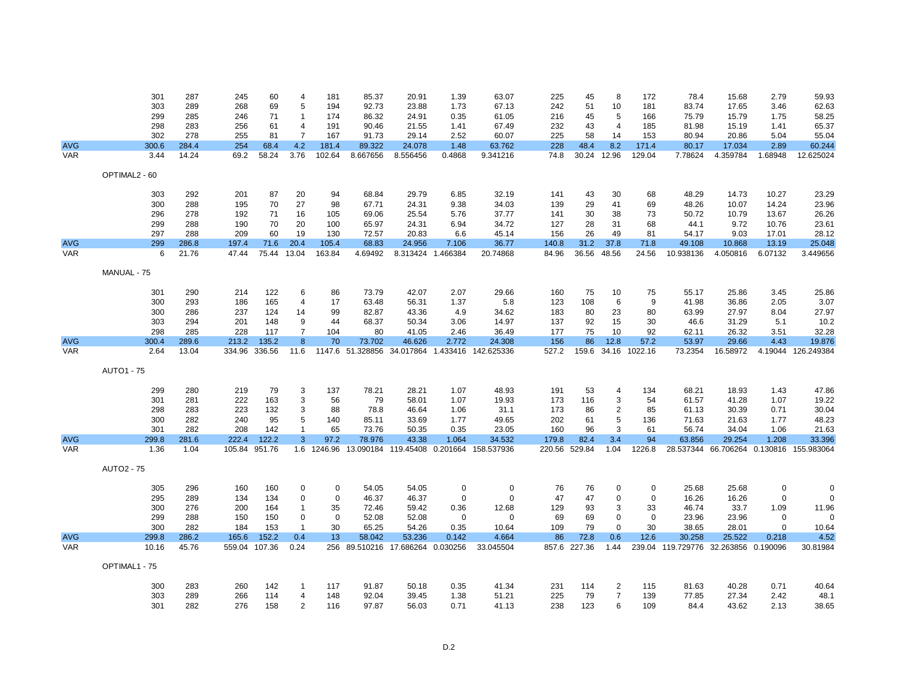| | | | | | | | | | | | | | | | | | | | |
|---|---|---|---|---|---|---|---|---|---|---|---|---|---|---|---|---|---|---|---|
| | 301 | 287 | 245 | 60 | 4 | 181 | 85.37 | 20.91 | 1.39 | 63.07 | 225 | 45 | 8 | 172 | 78.4 | 15.68 | 2.79 | 59.93 |
| | 303 | 289 | 268 | 69 | 5 | 194 | 92.73 | 23.88 | 1.73 | 67.13 | 242 | 51 | 10 | 181 | 83.74 | 17.65 | 3.46 | 62.63 |
| | 299 | 285 | 246 | 71 | 1 | 174 | 86.32 | 24.91 | 0.35 | 61.05 | 216 | 45 | 5 | 166 | 75.79 | 15.79 | 1.75 | 58.25 |
| | 298 | 283 | 256 | 61 | 4 | 191 | 90.46 | 21.55 | 1.41 | 67.49 | 232 | 43 | 4 | 185 | 81.98 | 15.19 | 1.41 | 65.37 |
| | 302 | 278 | 255 | 81 | 7 | 167 | 91.73 | 29.14 | 2.52 | 60.07 | 225 | 58 | 14 | 153 | 80.94 | 20.86 | 5.04 | 55.04 |
| AVG | 300.6 | 284.4 | 254 | 68.4 | 4.2 | 181.4 | 89.322 | 24.078 | 1.48 | 63.762 | 228 | 48.4 | 8.2 | 171.4 | 80.17 | 17.034 | 2.89 | 60.244 |
| VAR | 3.44 | 14.24 | 69.2 | 58.24 | 3.76 | 102.64 | 8.667656 | 8.556456 | 0.4868 | 9.341216 | 74.8 | 30.24 | 12.96 | 129.04 | 7.78624 | 4.359784 | 1.68948 | 12.625024 |
| | OPTIMAL2 - 60 | | | | | | | | | | | | | | | | | |
| | 303 | 292 | 201 | 87 | 20 | 94 | 68.84 | 29.79 | 6.85 | 32.19 | 141 | 43 | 30 | 68 | 48.29 | 14.73 | 10.27 | 23.29 |
| | 300 | 288 | 195 | 70 | 27 | 98 | 67.71 | 24.31 | 9.38 | 34.03 | 139 | 29 | 41 | 69 | 48.26 | 10.07 | 14.24 | 23.96 |
| | 296 | 278 | 192 | 71 | 16 | 105 | 69.06 | 25.54 | 5.76 | 37.77 | 141 | 30 | 38 | 73 | 50.72 | 10.79 | 13.67 | 26.26 |
| | 299 | 288 | 190 | 70 | 20 | 100 | 65.97 | 24.31 | 6.94 | 34.72 | 127 | 28 | 31 | 68 | 44.1 | 9.72 | 10.76 | 23.61 |
| | 297 | 288 | 209 | 60 | 19 | 130 | 72.57 | 20.83 | 6.6 | 45.14 | 156 | 26 | 49 | 81 | 54.17 | 9.03 | 17.01 | 28.12 |
| AVG | 299 | 286.8 | 197.4 | 71.6 | 20.4 | 105.4 | 68.83 | 24.956 | 7.106 | 36.77 | 140.8 | 31.2 | 37.8 | 71.8 | 49.108 | 10.868 | 13.19 | 25.048 |
| VAR | 6 | 21.76 | 47.44 | 75.44 | 13.04 | 163.84 | 4.69492 | 8.313424 | 1.466384 | 20.74868 | 84.96 | 36.56 | 48.56 | 24.56 | 10.938136 | 4.050816 | 6.07132 | 3.449656 |
| | MANUAL - 75 | | | | | | | | | | | | | | | | | |
| | 301 | 290 | 214 | 122 | 6 | 86 | 73.79 | 42.07 | 2.07 | 29.66 | 160 | 75 | 10 | 75 | 55.17 | 25.86 | 3.45 | 25.86 |
| | 300 | 293 | 186 | 165 | 4 | 17 | 63.48 | 56.31 | 1.37 | 5.8 | 123 | 108 | 6 | 9 | 41.98 | 36.86 | 2.05 | 3.07 |
| | 300 | 286 | 237 | 124 | 14 | 99 | 82.87 | 43.36 | 4.9 | 34.62 | 183 | 80 | 23 | 80 | 63.99 | 27.97 | 8.04 | 27.97 |
| | 303 | 294 | 201 | 148 | 9 | 44 | 68.37 | 50.34 | 3.06 | 14.97 | 137 | 92 | 15 | 30 | 46.6 | 31.29 | 5.1 | 10.2 |
| | 298 | 285 | 228 | 117 | 7 | 104 | 80 | 41.05 | 2.46 | 36.49 | 177 | 75 | 10 | 92 | 62.11 | 26.32 | 3.51 | 32.28 |
| AVG | 300.4 | 289.6 | 213.2 | 135.2 | 8 | 70 | 73.702 | 46.626 | 2.772 | 24.308 | 156 | 86 | 12.8 | 57.2 | 53.97 | 29.66 | 4.43 | 19.876 |
| VAR | 2.64 | 13.04 | 334.96 | 336.56 | 11.6 | 1147.6 | 51.328856 | 34.017864 | 1.433416 | 142.625336 | 527.2 | 159.6 | 34.16 | 1022.16 | 73.2354 | 16.58972 | 4.19044 | 126.249384 |
| | AUTO1 - 75 | | | | | | | | | | | | | | | | | |
| | 299 | 280 | 219 | 79 | 3 | 137 | 78.21 | 28.21 | 1.07 | 48.93 | 191 | 53 | 4 | 134 | 68.21 | 18.93 | 1.43 | 47.86 |
| | 301 | 281 | 222 | 163 | 3 | 56 | 79 | 58.01 | 1.07 | 19.93 | 173 | 116 | 3 | 54 | 61.57 | 41.28 | 1.07 | 19.22 |
| | 298 | 283 | 223 | 132 | 3 | 88 | 78.8 | 46.64 | 1.06 | 31.1 | 173 | 86 | 2 | 85 | 61.13 | 30.39 | 0.71 | 30.04 |
| | 300 | 282 | 240 | 95 | 5 | 140 | 85.11 | 33.69 | 1.77 | 49.65 | 202 | 61 | 5 | 136 | 71.63 | 21.63 | 1.77 | 48.23 |
| | 301 | 282 | 208 | 142 | 1 | 65 | 73.76 | 50.35 | 0.35 | 23.05 | 160 | 96 | 3 | 61 | 56.74 | 34.04 | 1.06 | 21.63 |
| AVG | 299.8 | 281.6 | 222.4 | 122.2 | 3 | 97.2 | 78.976 | 43.38 | 1.064 | 34.532 | 179.8 | 82.4 | 3.4 | 94 | 63.856 | 29.254 | 1.208 | 33.396 |
| VAR | 1.36 | 1.04 | 105.84 | 951.76 | 1.6 | 1246.96 | 13.090184 | 119.45408 | 0.201664 | 158.537936 | 220.56 | 529.84 | 1.04 | 1226.8 | 28.537344 | 66.706264 | 0.130816 | 155.983064 |
| | AUTO2 - 75 | | | | | | | | | | | | | | | | | |
| | 305 | 296 | 160 | 160 | 0 | 0 | 54.05 | 54.05 | 0 | 0 | 76 | 76 | 0 | 0 | 25.68 | 25.68 | 0 | 0 |
| | 295 | 289 | 134 | 134 | 0 | 0 | 46.37 | 46.37 | 0 | 0 | 47 | 47 | 0 | 0 | 16.26 | 16.26 | 0 | 0 |
| | 300 | 276 | 200 | 164 | 1 | 35 | 72.46 | 59.42 | 0.36 | 12.68 | 129 | 93 | 3 | 33 | 46.74 | 33.7 | 1.09 | 11.96 |
| | 299 | 288 | 150 | 150 | 0 | 0 | 52.08 | 52.08 | 0 | 0 | 69 | 69 | 0 | 0 | 23.96 | 23.96 | 0 | 0 |
| | 300 | 282 | 184 | 153 | 1 | 30 | 65.25 | 54.26 | 0.35 | 10.64 | 109 | 79 | 0 | 30 | 38.65 | 28.01 | 0 | 10.64 |
| AVG | 299.8 | 286.2 | 165.6 | 152.2 | 0.4 | 13 | 58.042 | 53.236 | 0.142 | 4.664 | 86 | 72.8 | 0.6 | 12.6 | 30.258 | 25.522 | 0.218 | 4.52 |
| VAR | 10.16 | 45.76 | 559.04 | 107.36 | 0.24 | 256 | 89.510216 | 17.686264 | 0.030256 | 33.045504 | 857.6 | 227.36 | 1.44 | 239.04 | 119.729776 | 32.263856 | 0.190096 | 30.81984 |
| | OPTIMAL1 - 75 | | | | | | | | | | | | | | | | | |
| | 300 | 283 | 260 | 142 | 1 | 117 | 91.87 | 50.18 | 0.35 | 41.34 | 231 | 114 | 2 | 115 | 81.63 | 40.28 | 0.71 | 40.64 |
| | 303 | 289 | 266 | 114 | 4 | 148 | 92.04 | 39.45 | 1.38 | 51.21 | 225 | 79 | 7 | 139 | 77.85 | 27.34 | 2.42 | 48.1 |
| | 301 | 282 | 276 | 158 | 2 | 116 | 97.87 | 56.03 | 0.71 | 41.13 | 238 | 123 | 6 | 109 | 84.4 | 43.62 | 2.13 | 38.65 |

D.2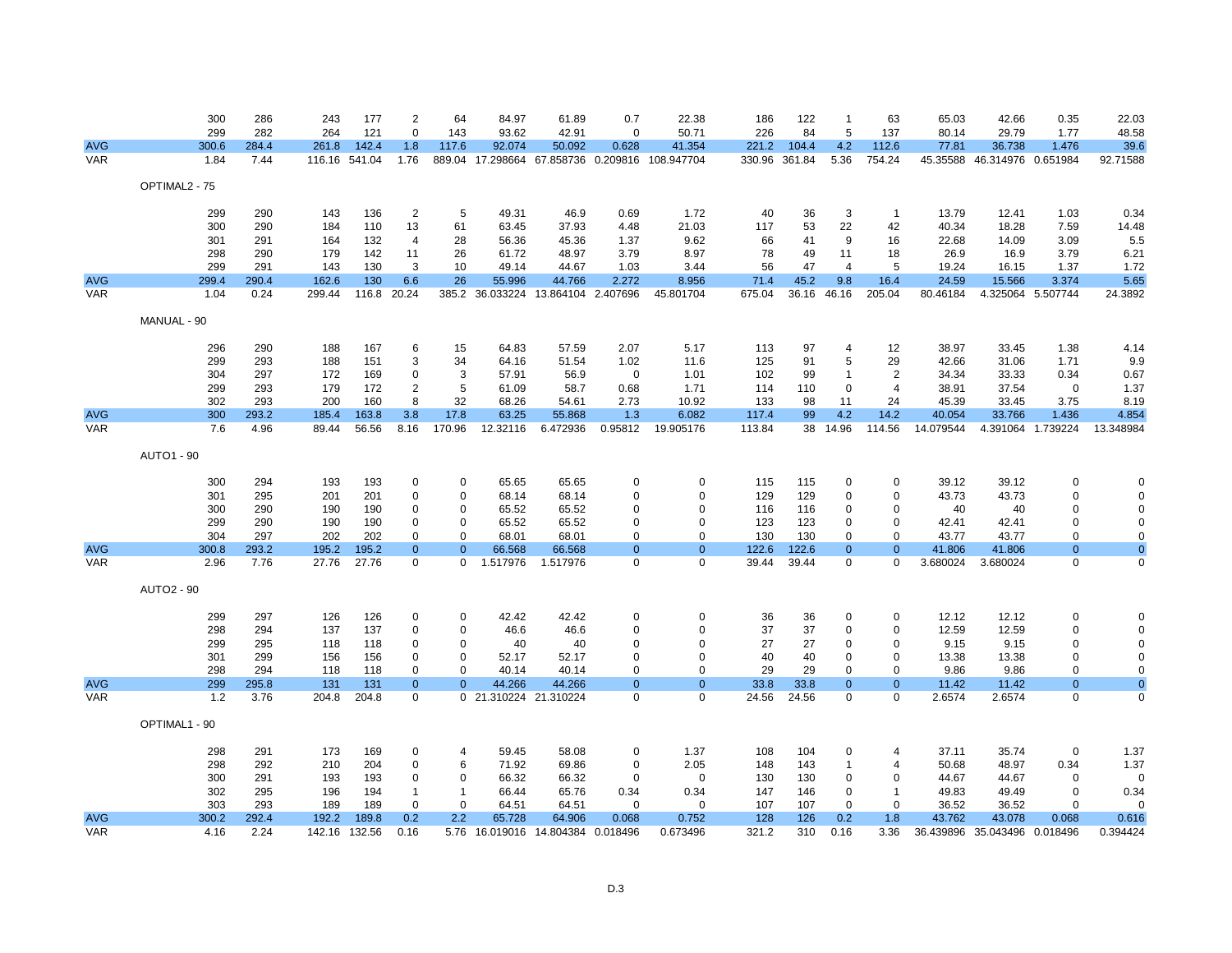| | | | | | | | | | | | | | | | | | | | |
|---|---|---|---|---|---|---|---|---|---|---|---|---|---|---|---|---|---|---|---|
| | 300 | 286 | 243 | 177 | 2 | 64 | 84.97 | 61.89 | 0.7 | 22.38 | 186 | 122 | 1 | 63 | 65.03 | 42.66 | 0.35 | 22.03 |
| | 299 | 282 | 264 | 121 | 0 | 143 | 93.62 | 42.91 | 0 | 50.71 | 226 | 84 | 5 | 137 | 80.14 | 29.79 | 1.77 | 48.58 |
| AVG | 300.6 | 284.4 | 261.8 | 142.4 | 1.8 | 117.6 | 92.074 | 50.092 | 0.628 | 41.354 | 221.2 | 104.4 | 4.2 | 112.6 | 77.81 | 36.738 | 1.476 | 39.6 |
| VAR | 1.84 | 7.44 | 116.16 | 541.04 | 1.76 | 889.04 | 17.298664 | 67.858736 | 0.209816 | 108.947704 | 330.96 | 361.84 | 5.36 | 754.24 | 45.35588 | 46.314976 | 0.651984 | 92.71588 |
| | OPTIMAL2 - 75 | | | | | | | | | | | | | | | | | |
| | 299 | 290 | 143 | 136 | 2 | 5 | 49.31 | 46.9 | 0.69 | 1.72 | 40 | 36 | 3 | 1 | 13.79 | 12.41 | 1.03 | 0.34 |
| | 300 | 290 | 184 | 110 | 13 | 61 | 63.45 | 37.93 | 4.48 | 21.03 | 117 | 53 | 22 | 42 | 40.34 | 18.28 | 7.59 | 14.48 |
| | 301 | 291 | 164 | 132 | 4 | 28 | 56.36 | 45.36 | 1.37 | 9.62 | 66 | 41 | 9 | 16 | 22.68 | 14.09 | 3.09 | 5.5 |
| | 298 | 290 | 179 | 142 | 11 | 26 | 61.72 | 48.97 | 3.79 | 8.97 | 78 | 49 | 11 | 18 | 26.9 | 16.9 | 3.79 | 6.21 |
| | 299 | 291 | 143 | 130 | 3 | 10 | 49.14 | 44.67 | 1.03 | 3.44 | 56 | 47 | 4 | 5 | 19.24 | 16.15 | 1.37 | 1.72 |
| AVG | 299.4 | 290.4 | 162.6 | 130 | 6.6 | 26 | 55.996 | 44.766 | 2.272 | 8.956 | 71.4 | 45.2 | 9.8 | 16.4 | 24.59 | 15.566 | 3.374 | 5.65 |
| VAR | 1.04 | 0.24 | 299.44 | 116.8 | 20.24 | 385.2 | 36.033224 | 13.864104 | 2.407696 | 45.801704 | 675.04 | 36.16 | 46.16 | 205.04 | 80.46184 | 4.325064 | 5.507744 | 24.3892 |
| | MANUAL - 90 | | | | | | | | | | | | | | | | | |
| | 296 | 290 | 188 | 167 | 6 | 15 | 64.83 | 57.59 | 2.07 | 5.17 | 113 | 97 | 4 | 12 | 38.97 | 33.45 | 1.38 | 4.14 |
| | 299 | 293 | 188 | 151 | 3 | 34 | 64.16 | 51.54 | 1.02 | 11.6 | 125 | 91 | 5 | 29 | 42.66 | 31.06 | 1.71 | 9.9 |
| | 304 | 297 | 172 | 169 | 0 | 3 | 57.91 | 56.9 | 0 | 1.01 | 102 | 99 | 1 | 2 | 34.34 | 33.33 | 0.34 | 0.67 |
| | 299 | 293 | 179 | 172 | 2 | 5 | 61.09 | 58.7 | 0.68 | 1.71 | 114 | 110 | 0 | 4 | 38.91 | 37.54 | 0 | 1.37 |
| | 302 | 293 | 200 | 160 | 8 | 32 | 68.26 | 54.61 | 2.73 | 10.92 | 133 | 98 | 11 | 24 | 45.39 | 33.45 | 3.75 | 8.19 |
| AVG | 300 | 293.2 | 185.4 | 163.8 | 3.8 | 17.8 | 63.25 | 55.868 | 1.3 | 6.082 | 117.4 | 99 | 4.2 | 14.2 | 40.054 | 33.766 | 1.436 | 4.854 |
| VAR | 7.6 | 4.96 | 89.44 | 56.56 | 8.16 | 170.96 | 12.32116 | 6.472936 | 0.95812 | 19.905176 | 113.84 | 38 | 14.96 | 114.56 | 14.079544 | 4.391064 | 1.739224 | 13.348984 |
| | AUTO1 - 90 | | | | | | | | | | | | | | | | | |
| | 300 | 294 | 193 | 193 | 0 | 0 | 65.65 | 65.65 | 0 | 0 | 115 | 115 | 0 | 0 | 39.12 | 39.12 | 0 | 0 |
| | 301 | 295 | 201 | 201 | 0 | 0 | 68.14 | 68.14 | 0 | 0 | 129 | 129 | 0 | 0 | 43.73 | 43.73 | 0 | 0 |
| | 300 | 290 | 190 | 190 | 0 | 0 | 65.52 | 65.52 | 0 | 0 | 116 | 116 | 0 | 0 | 40 | 40 | 0 | 0 |
| | 299 | 290 | 190 | 190 | 0 | 0 | 65.52 | 65.52 | 0 | 0 | 123 | 123 | 0 | 0 | 42.41 | 42.41 | 0 | 0 |
| | 304 | 297 | 202 | 202 | 0 | 0 | 68.01 | 68.01 | 0 | 0 | 130 | 130 | 0 | 0 | 43.77 | 43.77 | 0 | 0 |
| AVG | 300.8 | 293.2 | 195.2 | 195.2 | 0 | 0 | 66.568 | 66.568 | 0 | 0 | 122.6 | 122.6 | 0 | 0 | 41.806 | 41.806 | 0 | 0 |
| VAR | 2.96 | 7.76 | 27.76 | 27.76 | 0 | 0 | 1.517976 | 1.517976 | 0 | 0 | 39.44 | 39.44 | 0 | 0 | 3.680024 | 3.680024 | 0 | 0 |
| | AUTO2 - 90 | | | | | | | | | | | | | | | | | |
| | 299 | 297 | 126 | 126 | 0 | 0 | 42.42 | 42.42 | 0 | 0 | 36 | 36 | 0 | 0 | 12.12 | 12.12 | 0 | 0 |
| | 298 | 294 | 137 | 137 | 0 | 0 | 46.6 | 46.6 | 0 | 0 | 37 | 37 | 0 | 0 | 12.59 | 12.59 | 0 | 0 |
| | 299 | 295 | 118 | 118 | 0 | 0 | 40 | 40 | 0 | 0 | 27 | 27 | 0 | 0 | 9.15 | 9.15 | 0 | 0 |
| | 301 | 299 | 156 | 156 | 0 | 0 | 52.17 | 52.17 | 0 | 0 | 40 | 40 | 0 | 0 | 13.38 | 13.38 | 0 | 0 |
| | 298 | 294 | 118 | 118 | 0 | 0 | 40.14 | 40.14 | 0 | 0 | 29 | 29 | 0 | 0 | 9.86 | 9.86 | 0 | 0 |
| AVG | 299 | 295.8 | 131 | 131 | 0 | 0 | 44.266 | 44.266 | 0 | 0 | 33.8 | 33.8 | 0 | 0 | 11.42 | 11.42 | 0 | 0 |
| VAR | 1.2 | 3.76 | 204.8 | 204.8 | 0 | 0 | 21.310224 | 21.310224 | 0 | 0 | 24.56 | 24.56 | 0 | 0 | 2.6574 | 2.6574 | 0 | 0 |
| | OPTIMAL1 - 90 | | | | | | | | | | | | | | | | | |
| | 298 | 291 | 173 | 169 | 0 | 4 | 59.45 | 58.08 | 0 | 1.37 | 108 | 104 | 0 | 4 | 37.11 | 35.74 | 0 | 1.37 |
| | 298 | 292 | 210 | 204 | 0 | 6 | 71.92 | 69.86 | 0 | 2.05 | 148 | 143 | 1 | 4 | 50.68 | 48.97 | 0.34 | 1.37 |
| | 300 | 291 | 193 | 193 | 0 | 0 | 66.32 | 66.32 | 0 | 0 | 130 | 130 | 0 | 0 | 44.67 | 44.67 | 0 | 0 |
| | 302 | 295 | 196 | 194 | 1 | 1 | 66.44 | 65.76 | 0.34 | 0.34 | 147 | 146 | 0 | 1 | 49.83 | 49.49 | 0 | 0.34 |
| | 303 | 293 | 189 | 189 | 0 | 0 | 64.51 | 64.51 | 0 | 0 | 107 | 107 | 0 | 0 | 36.52 | 36.52 | 0 | 0 |
| AVG | 300.2 | 292.4 | 192.2 | 189.8 | 0.2 | 2.2 | 65.728 | 64.906 | 0.068 | 0.752 | 128 | 126 | 0.2 | 1.8 | 43.762 | 43.078 | 0.068 | 0.616 |
| VAR | 4.16 | 2.24 | 142.16 | 132.56 | 0.16 | 5.76 | 16.019016 | 14.804384 | 0.018496 | 0.673496 | 321.2 | 310 | 0.16 | 3.36 | 36.439896 | 35.043496 | 0.018496 | 0.394424 |

D.3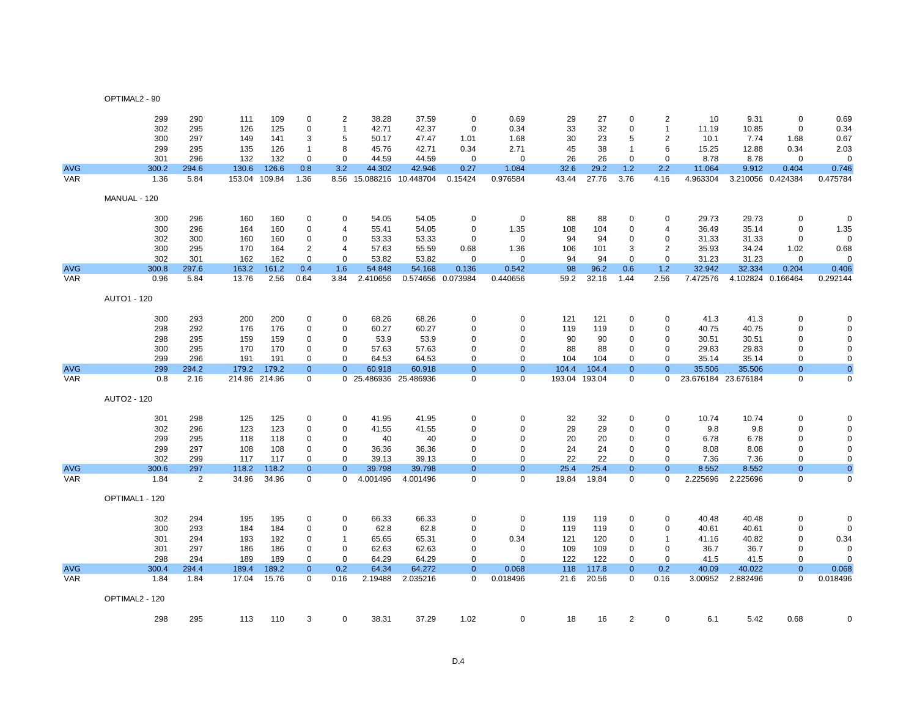OPTIMAL2 - 90

| | | | | | | | | | | | | | | | | | | |
|---|---|---|---|---|---|---|---|---|---|---|---|---|---|---|---|---|---|---|
| | 299 | 290 | 111 | 109 | 0 | 2 | 38.28 | 37.59 | 0 | 0.69 | 29 | 27 | 0 | 2 | 10 | 9.31 | 0 | 0.69 |
| | 302 | 295 | 126 | 125 | 0 | 1 | 42.71 | 42.37 | 0 | 0.34 | 33 | 32 | 0 | 1 | 11.19 | 10.85 | 0 | 0.34 |
| | 300 | 297 | 149 | 141 | 3 | 5 | 50.17 | 47.47 | 1.01 | 1.68 | 30 | 23 | 5 | 2 | 10.1 | 7.74 | 1.68 | 0.67 |
| | 299 | 295 | 135 | 126 | 1 | 8 | 45.76 | 42.71 | 0.34 | 2.71 | 45 | 38 | 1 | 6 | 15.25 | 12.88 | 0.34 | 2.03 |
| | 301 | 296 | 132 | 132 | 0 | 0 | 44.59 | 44.59 | 0 | 0 | 26 | 26 | 0 | 0 | 8.78 | 8.78 | 0 | 0 |
| AVG | 300.2 | 294.6 | 130.6 | 126.6 | 0.8 | 3.2 | 44.302 | 42.946 | 0.27 | 1.084 | 32.6 | 29.2 | 1.2 | 2.2 | 11.064 | 9.912 | 0.404 | 0.746 |
| VAR | 1.36 | 5.84 | 153.04 | 109.84 | 1.36 | 8.56 | 15.088216 | 10.448704 | 0.15424 | 0.976584 | 43.44 | 27.76 | 3.76 | 4.16 | 4.963304 | 3.210056 | 0.424384 | 0.475784 |

MANUAL - 120

| | | | | | | | | | | | | | | | | | | |
|---|---|---|---|---|---|---|---|---|---|---|---|---|---|---|---|---|---|---|
| | 300 | 296 | 160 | 160 | 0 | 0 | 54.05 | 54.05 | 0 | 0 | 88 | 88 | 0 | 0 | 29.73 | 29.73 | 0 | 0 |
| | 300 | 296 | 164 | 160 | 0 | 4 | 55.41 | 54.05 | 0 | 1.35 | 108 | 104 | 0 | 4 | 36.49 | 35.14 | 0 | 1.35 |
| | 302 | 300 | 160 | 160 | 0 | 0 | 53.33 | 53.33 | 0 | 0 | 94 | 94 | 0 | 0 | 31.33 | 31.33 | 0 | 0 |
| | 300 | 295 | 170 | 164 | 2 | 4 | 57.63 | 55.59 | 0.68 | 1.36 | 106 | 101 | 3 | 2 | 35.93 | 34.24 | 1.02 | 0.68 |
| | 302 | 301 | 162 | 162 | 0 | 0 | 53.82 | 53.82 | 0 | 0 | 94 | 94 | 0 | 0 | 31.23 | 31.23 | 0 | 0 |
| AVG | 300.8 | 297.6 | 163.2 | 161.2 | 0.4 | 1.6 | 54.848 | 54.168 | 0.136 | 0.542 | 98 | 96.2 | 0.6 | 1.2 | 32.942 | 32.334 | 0.204 | 0.406 |
| VAR | 0.96 | 5.84 | 13.76 | 2.56 | 0.64 | 3.84 | 2.410656 | 0.574656 | 0.073984 | 0.440656 | 59.2 | 32.16 | 1.44 | 2.56 | 7.472576 | 4.102824 | 0.166464 | 0.292144 |

AUTO1 - 120

| | | | | | | | | | | | | | | | | | | |
|---|---|---|---|---|---|---|---|---|---|---|---|---|---|---|---|---|---|---|
| | 300 | 293 | 200 | 200 | 0 | 0 | 68.26 | 68.26 | 0 | 0 | 121 | 121 | 0 | 0 | 41.3 | 41.3 | 0 | 0 |
| | 298 | 292 | 176 | 176 | 0 | 0 | 60.27 | 60.27 | 0 | 0 | 119 | 119 | 0 | 0 | 40.75 | 40.75 | 0 | 0 |
| | 298 | 295 | 159 | 159 | 0 | 0 | 53.9 | 53.9 | 0 | 0 | 90 | 90 | 0 | 0 | 30.51 | 30.51 | 0 | 0 |
| | 300 | 295 | 170 | 170 | 0 | 0 | 57.63 | 57.63 | 0 | 0 | 88 | 88 | 0 | 0 | 29.83 | 29.83 | 0 | 0 |
| | 299 | 296 | 191 | 191 | 0 | 0 | 64.53 | 64.53 | 0 | 0 | 104 | 104 | 0 | 0 | 35.14 | 35.14 | 0 | 0 |
| AVG | 299 | 294.2 | 179.2 | 179.2 | 0 | 0 | 60.918 | 60.918 | 0 | 0 | 104.4 | 104.4 | 0 | 0 | 35.506 | 35.506 | 0 | 0 |
| VAR | 0.8 | 2.16 | 214.96 | 214.96 | 0 | 0 | 25.486936 | 25.486936 | 0 | 0 | 193.04 | 193.04 | 0 | 0 | 23.676184 | 23.676184 | 0 | 0 |

AUTO2 - 120

| | | | | | | | | | | | | | | | | | | |
|---|---|---|---|---|---|---|---|---|---|---|---|---|---|---|---|---|---|---|
| | 301 | 298 | 125 | 125 | 0 | 0 | 41.95 | 41.95 | 0 | 0 | 32 | 32 | 0 | 0 | 10.74 | 10.74 | 0 | 0 |
| | 302 | 296 | 123 | 123 | 0 | 0 | 41.55 | 41.55 | 0 | 0 | 29 | 29 | 0 | 0 | 9.8 | 9.8 | 0 | 0 |
| | 299 | 295 | 118 | 118 | 0 | 0 | 40 | 40 | 0 | 0 | 20 | 20 | 0 | 0 | 6.78 | 6.78 | 0 | 0 |
| | 299 | 297 | 108 | 108 | 0 | 0 | 36.36 | 36.36 | 0 | 0 | 24 | 24 | 0 | 0 | 8.08 | 8.08 | 0 | 0 |
| | 302 | 299 | 117 | 117 | 0 | 0 | 39.13 | 39.13 | 0 | 0 | 22 | 22 | 0 | 0 | 7.36 | 7.36 | 0 | 0 |
| AVG | 300.6 | 297 | 118.2 | 118.2 | 0 | 0 | 39.798 | 39.798 | 0 | 0 | 25.4 | 25.4 | 0 | 0 | 8.552 | 8.552 | 0 | 0 |
| VAR | 1.84 | 2 | 34.96 | 34.96 | 0 | 0 | 4.001496 | 4.001496 | 0 | 0 | 19.84 | 19.84 | 0 | 0 | 2.225696 | 2.225696 | 0 | 0 |

OPTIMAL1 - 120

| | | | | | | | | | | | | | | | | | | |
|---|---|---|---|---|---|---|---|---|---|---|---|---|---|---|---|---|---|---|
| | 302 | 294 | 195 | 195 | 0 | 0 | 66.33 | 66.33 | 0 | 0 | 119 | 119 | 0 | 0 | 40.48 | 40.48 | 0 | 0 |
| | 300 | 293 | 184 | 184 | 0 | 0 | 62.8 | 62.8 | 0 | 0 | 119 | 119 | 0 | 0 | 40.61 | 40.61 | 0 | 0 |
| | 301 | 294 | 193 | 192 | 0 | 1 | 65.65 | 65.31 | 0 | 0.34 | 121 | 120 | 0 | 1 | 41.16 | 40.82 | 0 | 0.34 |
| | 301 | 297 | 186 | 186 | 0 | 0 | 62.63 | 62.63 | 0 | 0 | 109 | 109 | 0 | 0 | 36.7 | 36.7 | 0 | 0 |
| | 298 | 294 | 189 | 189 | 0 | 0 | 64.29 | 64.29 | 0 | 0 | 122 | 122 | 0 | 0 | 41.5 | 41.5 | 0 | 0 |
| AVG | 300.4 | 294.4 | 189.4 | 189.2 | 0 | 0.2 | 64.34 | 64.272 | 0 | 0.068 | 118 | 117.8 | 0 | 0.2 | 40.09 | 40.022 | 0 | 0.068 |
| VAR | 1.84 | 1.84 | 17.04 | 15.76 | 0 | 0.16 | 2.19488 | 2.035216 | 0 | 0.018496 | 21.6 | 20.56 | 0 | 0.16 | 3.00952 | 2.882496 | 0 | 0.018496 |

OPTIMAL2 - 120

| | | | | | | | | | | | | | | | | | | |
|---|---|---|---|---|---|---|---|---|---|---|---|---|---|---|---|---|---|---|
| | 298 | 295 | 113 | 110 | 3 | 0 | 38.31 | 37.29 | 1.02 | 0 | 18 | 16 | 2 | 0 | 6.1 | 5.42 | 0.68 | 0 |

D.4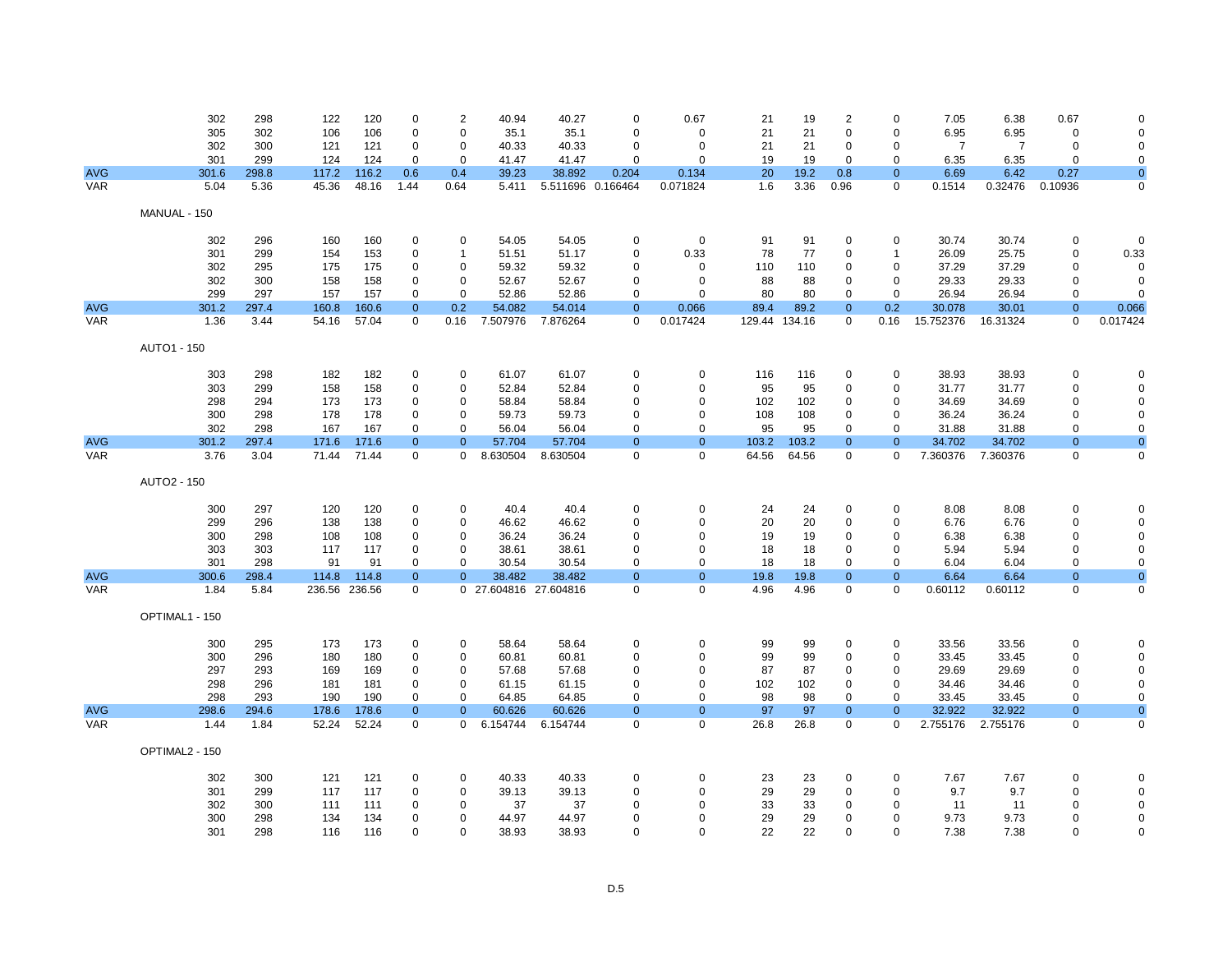| | 302 | 298 | 122 | 120 | 0 | 2 | 40.94 | 40.27 | 0 | 0.67 | 21 | 19 | 2 | 0 | 7.05 | 6.38 | 0.67 | 0 |
|---|---|---|---|---|---|---|---|---|---|---|---|---|---|---|---|---|---|---|
| | 305 | 302 | 106 | 106 | 0 | 0 | 35.1 | 35.1 | 0 | 0 | 21 | 21 | 0 | 0 | 6.95 | 6.95 | 0 | 0 |
| | 302 | 300 | 121 | 121 | 0 | 0 | 40.33 | 40.33 | 0 | 0 | 21 | 21 | 0 | 0 | 7 | 7 | 0 | 0 |
| | 301 | 299 | 124 | 124 | 0 | 0 | 41.47 | 41.47 | 0 | 0 | 19 | 19 | 0 | 0 | 6.35 | 6.35 | 0 | 0 |
| AVG | 301.6 | 298.8 | 117.2 | 116.2 | 0.6 | 0.4 | 39.23 | 38.892 | 0.204 | 0.134 | 20 | 19.2 | 0.8 | 0 | 6.69 | 6.42 | 0.27 | 0 |
| VAR | 5.04 | 5.36 | 45.36 | 48.16 | 1.44 | 0.64 | 5.411 | 5.511696 | 0.166464 | 0.071824 | 1.6 | 3.36 | 0.96 | 0 | 0.1514 | 0.32476 | 0.10936 | 0 |

MANUAL - 150

| | | | | | | | | | | | | | | | | | | |
|---|---|---|---|---|---|---|---|---|---|---|---|---|---|---|---|---|---|---|
| | 302 | 296 | 160 | 160 | 0 | 0 | 54.05 | 54.05 | 0 | 0 | 91 | 91 | 0 | 0 | 30.74 | 30.74 | 0 | 0 |
| | 301 | 299 | 154 | 153 | 0 | 1 | 51.51 | 51.17 | 0 | 0.33 | 78 | 77 | 0 | 1 | 26.09 | 25.75 | 0 | 0.33 |
| | 302 | 295 | 175 | 175 | 0 | 0 | 59.32 | 59.32 | 0 | 0 | 110 | 110 | 0 | 0 | 37.29 | 37.29 | 0 | 0 |
| | 302 | 300 | 158 | 158 | 0 | 0 | 52.67 | 52.67 | 0 | 0 | 88 | 88 | 0 | 0 | 29.33 | 29.33 | 0 | 0 |
| | 299 | 297 | 157 | 157 | 0 | 0 | 52.86 | 52.86 | 0 | 0 | 80 | 80 | 0 | 0 | 26.94 | 26.94 | 0 | 0 |
| AVG | 301.2 | 297.4 | 160.8 | 160.6 | 0 | 0.2 | 54.082 | 54.014 | 0 | 0.066 | 89.4 | 89.2 | 0 | 0.2 | 30.078 | 30.01 | 0 | 0.066 |
| VAR | 1.36 | 3.44 | 54.16 | 57.04 | 0 | 0.16 | 7.507976 | 7.876264 | 0 | 0.017424 | 129.44 | 134.16 | 0 | 0.16 | 15.752376 | 16.31324 | 0 | 0.017424 |

AUTO1 - 150

| | | | | | | | | | | | | | | | | | | |
|---|---|---|---|---|---|---|---|---|---|---|---|---|---|---|---|---|---|---|
| | 303 | 298 | 182 | 182 | 0 | 0 | 61.07 | 61.07 | 0 | 0 | 116 | 116 | 0 | 0 | 38.93 | 38.93 | 0 | 0 |
| | 303 | 299 | 158 | 158 | 0 | 0 | 52.84 | 52.84 | 0 | 0 | 95 | 95 | 0 | 0 | 31.77 | 31.77 | 0 | 0 |
| | 298 | 294 | 173 | 173 | 0 | 0 | 58.84 | 58.84 | 0 | 0 | 102 | 102 | 0 | 0 | 34.69 | 34.69 | 0 | 0 |
| | 300 | 298 | 178 | 178 | 0 | 0 | 59.73 | 59.73 | 0 | 0 | 108 | 108 | 0 | 0 | 36.24 | 36.24 | 0 | 0 |
| | 302 | 298 | 167 | 167 | 0 | 0 | 56.04 | 56.04 | 0 | 0 | 95 | 95 | 0 | 0 | 31.88 | 31.88 | 0 | 0 |
| AVG | 301.2 | 297.4 | 171.6 | 171.6 | 0 | 0 | 57.704 | 57.704 | 0 | 0 | 103.2 | 103.2 | 0 | 0 | 34.702 | 34.702 | 0 | 0 |
| VAR | 3.76 | 3.04 | 71.44 | 71.44 | 0 | 0 | 8.630504 | 8.630504 | 0 | 0 | 64.56 | 64.56 | 0 | 0 | 7.360376 | 7.360376 | 0 | 0 |

AUTO2 - 150

| | | | | | | | | | | | | | | | | | | |
|---|---|---|---|---|---|---|---|---|---|---|---|---|---|---|---|---|---|---|
| | 300 | 297 | 120 | 120 | 0 | 0 | 40.4 | 40.4 | 0 | 0 | 24 | 24 | 0 | 0 | 8.08 | 8.08 | 0 | 0 |
| | 299 | 296 | 138 | 138 | 0 | 0 | 46.62 | 46.62 | 0 | 0 | 20 | 20 | 0 | 0 | 6.76 | 6.76 | 0 | 0 |
| | 300 | 298 | 108 | 108 | 0 | 0 | 36.24 | 36.24 | 0 | 0 | 19 | 19 | 0 | 0 | 6.38 | 6.38 | 0 | 0 |
| | 303 | 303 | 117 | 117 | 0 | 0 | 38.61 | 38.61 | 0 | 0 | 18 | 18 | 0 | 0 | 5.94 | 5.94 | 0 | 0 |
| | 301 | 298 | 91 | 91 | 0 | 0 | 30.54 | 30.54 | 0 | 0 | 18 | 18 | 0 | 0 | 6.04 | 6.04 | 0 | 0 |
| AVG | 300.6 | 298.4 | 114.8 | 114.8 | 0 | 0 | 38.482 | 38.482 | 0 | 0 | 19.8 | 19.8 | 0 | 0 | 6.64 | 6.64 | 0 | 0 |
| VAR | 1.84 | 5.84 | 236.56 | 236.56 | 0 | 0 | 27.604816 | 27.604816 | 0 | 0 | 4.96 | 4.96 | 0 | 0 | 0.60112 | 0.60112 | 0 | 0 |

OPTIMAL1 - 150

| | | | | | | | | | | | | | | | | | | |
|---|---|---|---|---|---|---|---|---|---|---|---|---|---|---|---|---|---|---|
| | 300 | 295 | 173 | 173 | 0 | 0 | 58.64 | 58.64 | 0 | 0 | 99 | 99 | 0 | 0 | 33.56 | 33.56 | 0 | 0 |
| | 300 | 296 | 180 | 180 | 0 | 0 | 60.81 | 60.81 | 0 | 0 | 99 | 99 | 0 | 0 | 33.45 | 33.45 | 0 | 0 |
| | 297 | 293 | 169 | 169 | 0 | 0 | 57.68 | 57.68 | 0 | 0 | 87 | 87 | 0 | 0 | 29.69 | 29.69 | 0 | 0 |
| | 298 | 296 | 181 | 181 | 0 | 0 | 61.15 | 61.15 | 0 | 0 | 102 | 102 | 0 | 0 | 34.46 | 34.46 | 0 | 0 |
| | 298 | 293 | 190 | 190 | 0 | 0 | 64.85 | 64.85 | 0 | 0 | 98 | 98 | 0 | 0 | 33.45 | 33.45 | 0 | 0 |
| AVG | 298.6 | 294.6 | 178.6 | 178.6 | 0 | 0 | 60.626 | 60.626 | 0 | 0 | 97 | 97 | 0 | 0 | 32.922 | 32.922 | 0 | 0 |
| VAR | 1.44 | 1.84 | 52.24 | 52.24 | 0 | 0 | 6.154744 | 6.154744 | 0 | 0 | 26.8 | 26.8 | 0 | 0 | 2.755176 | 2.755176 | 0 | 0 |

OPTIMAL2 - 150

| | | | | | | | | | | | | | | | | | | |
|---|---|---|---|---|---|---|---|---|---|---|---|---|---|---|---|---|---|---|
| | 302 | 300 | 121 | 121 | 0 | 0 | 40.33 | 40.33 | 0 | 0 | 23 | 23 | 0 | 0 | 7.67 | 7.67 | 0 | 0 |
| | 301 | 299 | 117 | 117 | 0 | 0 | 39.13 | 39.13 | 0 | 0 | 29 | 29 | 0 | 0 | 9.7 | 9.7 | 0 | 0 |
| | 302 | 300 | 111 | 111 | 0 | 0 | 37 | 37 | 0 | 0 | 33 | 33 | 0 | 0 | 11 | 11 | 0 | 0 |
| | 300 | 298 | 134 | 134 | 0 | 0 | 44.97 | 44.97 | 0 | 0 | 29 | 29 | 0 | 0 | 9.73 | 9.73 | 0 | 0 |
| | 301 | 298 | 116 | 116 | 0 | 0 | 38.93 | 38.93 | 0 | 0 | 22 | 22 | 0 | 0 | 7.38 | 7.38 | 0 | 0 |

D.5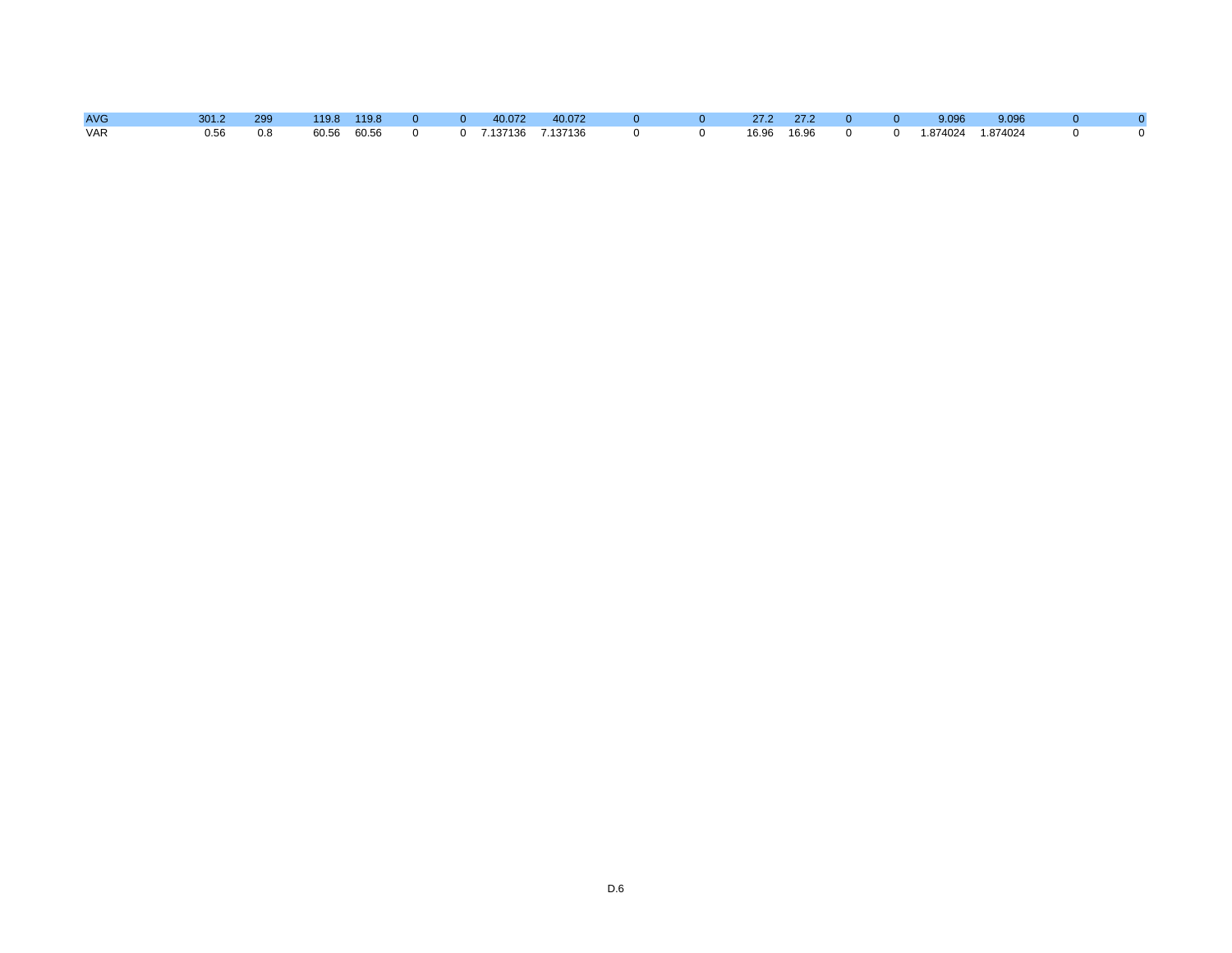| | | | | | | | | | | | | | | | | | | | |
|---|---|---|---|---|---|---|---|---|---|---|---|---|---|---|---|---|---|---|---|
| AVG | 301.2 | 299 | 119.8 | 119.8 | 0 | 0 | 40.072 | 40.072 | 0 | 0 | 27.2 | 27.2 | 0 | 0 | 9.096 | 9.096 | 0 | 0 |
| VAR | 0.56 | 0.8 | 60.56 | 60.56 | 0 | 0 | 7.137136 | 7.137136 | 0 | 0 | 16.96 | 16.96 | 0 | 0 | 1.874024 | 1.874024 | 0 | 0 |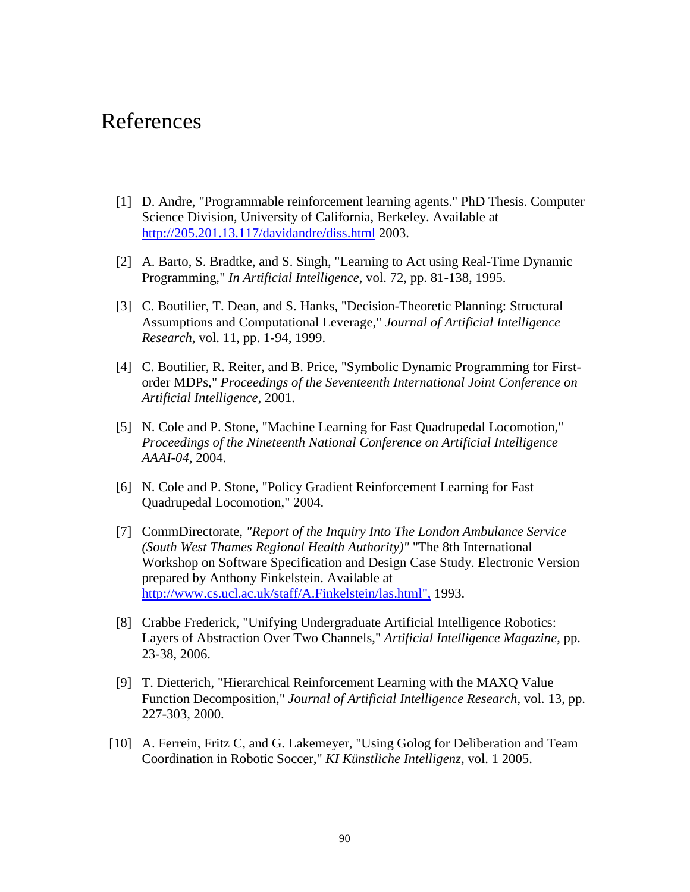# References

[1] D. Andre, "Programmable reinforcement learning agents." PhD Thesis. Computer Science Division, University of California, Berkeley. Available at http://205.201.13.117/davidandre/diss.html 2003.

[2] A. Barto, S. Bradtke, and S. Singh, "Learning to Act using Real-Time Dynamic Programming," *In Artificial Intelligence*, vol. 72, pp. 81-138, 1995.

[3] C. Boutilier, T. Dean, and S. Hanks, "Decision-Theoretic Planning: Structural Assumptions and Computational Leverage," *Journal of Artificial Intelligence Research*, vol. 11, pp. 1-94, 1999.

[4] C. Boutilier, R. Reiter, and B. Price, "Symbolic Dynamic Programming for First-order MDPs," *Proceedings of the Seventeenth International Joint Conference on Artificial Intelligence*, 2001.

[5] N. Cole and P. Stone, "Machine Learning for Fast Quadrupedal Locomotion," *Proceedings of the Nineteenth National Conference on Artificial Intelligence AAAI-04*, 2004.

[6] N. Cole and P. Stone, "Policy Gradient Reinforcement Learning for Fast Quadrupedal Locomotion," 2004.

[7] CommDirectorate, *"Report of the Inquiry Into The London Ambulance Service (South West Thames Regional Health Authority)"* "The 8th International Workshop on Software Specification and Design Case Study. Electronic Version prepared by Anthony Finkelstein. Available at http://www.cs.ucl.ac.uk/staff/A.Finkelstein/las.html", 1993.

[8] Crabbe Frederick, "Unifying Undergraduate Artificial Intelligence Robotics: Layers of Abstraction Over Two Channels," *Artificial Intelligence Magazine*, pp. 23-38, 2006.

[9] T. Dietterich, "Hierarchical Reinforcement Learning with the MAXQ Value Function Decomposition," *Journal of Artificial Intelligence Research*, vol. 13, pp. 227-303, 2000.

[10] A. Ferrein, Fritz C, and G. Lakemeyer, "Using Golog for Deliberation and Team Coordination in Robotic Soccer," *KI Künstliche Intelligenz*, vol. 1 2005.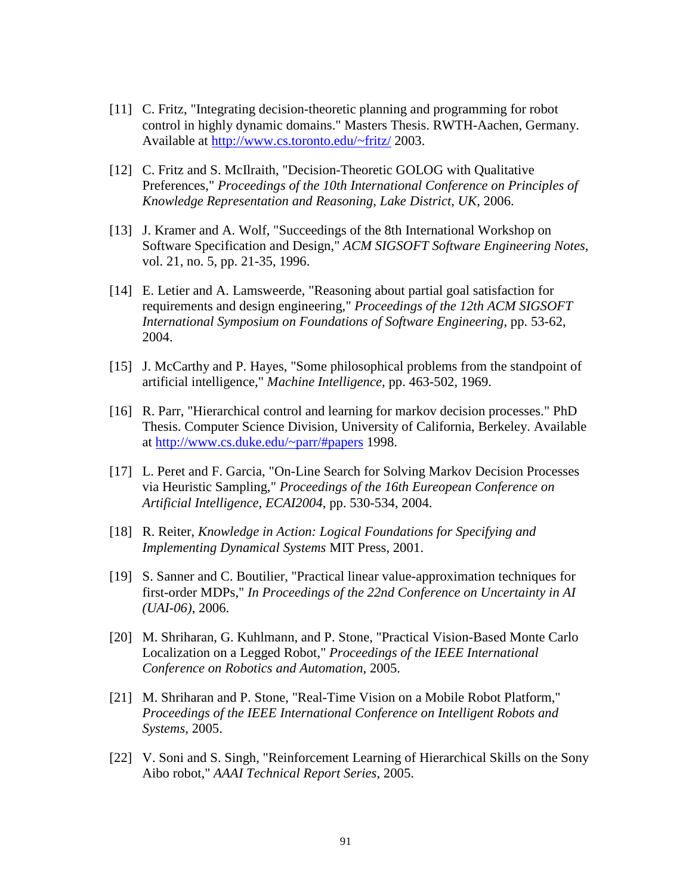[11] C. Fritz, "Integrating decision-theoretic planning and programming for robot control in highly dynamic domains." Masters Thesis. RWTH-Aachen, Germany. Available at http://www.cs.toronto.edu/~fritz/ 2003.

[12] C. Fritz and S. McIlraith, "Decision-Theoretic GOLOG with Qualitative Preferences," *Proceedings of the 10th International Conference on Principles of Knowledge Representation and Reasoning, Lake District, UK*, 2006.

[13] J. Kramer and A. Wolf, "Succeedings of the 8th International Workshop on Software Specification and Design," *ACM SIGSOFT Software Engineering Notes*, vol. 21, no. 5, pp. 21-35, 1996.

[14] E. Letier and A. Lamsweerde, "Reasoning about partial goal satisfaction for requirements and design engineering," *Proceedings of the 12th ACM SIGSOFT International Symposium on Foundations of Software Engineering*, pp. 53-62, 2004.

[15] J. McCarthy and P. Hayes, "Some philosophical problems from the standpoint of artificial intelligence," *Machine Intelligence*, pp. 463-502, 1969.

[16] R. Parr, "Hierarchical control and learning for markov decision processes." PhD Thesis. Computer Science Division, University of California, Berkeley. Available at http://www.cs.duke.edu/~parr/#papers 1998.

[17] L. Peret and F. Garcia, "On-Line Search for Solving Markov Decision Processes via Heuristic Sampling," *Proceedings of the 16th Eureopean Conference on Artificial Intelligence, ECAI2004*, pp. 530-534, 2004.

[18] R. Reiter, *Knowledge in Action: Logical Foundations for Specifying and Implementing Dynamical Systems* MIT Press, 2001.

[19] S. Sanner and C. Boutilier, "Practical linear value-approximation techniques for first-order MDPs," *In Proceedings of the 22nd Conference on Uncertainty in AI (UAI-06)*, 2006.

[20] M. Shriharan, G. Kuhlmann, and P. Stone, "Practical Vision-Based Monte Carlo Localization on a Legged Robot," *Proceedings of the IEEE International Conference on Robotics and Automation*, 2005.

[21] M. Shriharan and P. Stone, "Real-Time Vision on a Mobile Robot Platform," *Proceedings of the IEEE International Conference on Intelligent Robots and Systems*, 2005.

[22] V. Soni and S. Singh, "Reinforcement Learning of Hierarchical Skills on the Sony Aibo robot," *AAAI Technical Report Series*, 2005.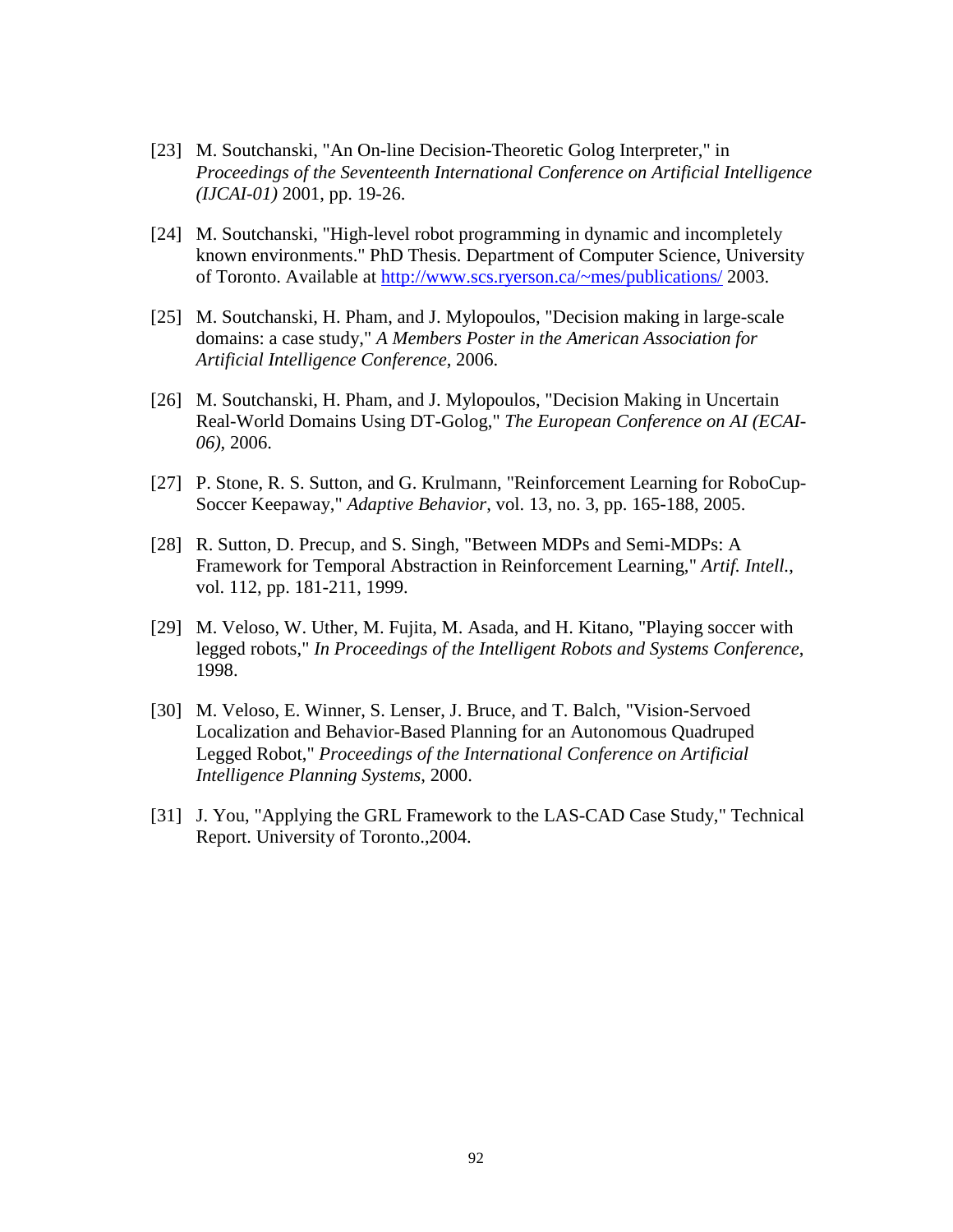[23] M. Soutchanski, "An On-line Decision-Theoretic Golog Interpreter," in *Proceedings of the Seventeenth International Conference on Artificial Intelligence (IJCAI-01)* 2001, pp. 19-26.

[24] M. Soutchanski, "High-level robot programming in dynamic and incompletely known environments." PhD Thesis. Department of Computer Science, University of Toronto. Available at http://www.scs.ryerson.ca/~mes/publications/ 2003.

[25] M. Soutchanski, H. Pham, and J. Mylopoulos, "Decision making in large-scale domains: a case study," *A Members Poster in the American Association for Artificial Intelligence Conference*, 2006.

[26] M. Soutchanski, H. Pham, and J. Mylopoulos, "Decision Making in Uncertain Real-World Domains Using DT-Golog," *The European Conference on AI (ECAI-06)*, 2006.

[27] P. Stone, R. S. Sutton, and G. Krulmann, "Reinforcement Learning for RoboCup-Soccer Keepaway," *Adaptive Behavior*, vol. 13, no. 3, pp. 165-188, 2005.

[28] R. Sutton, D. Precup, and S. Singh, "Between MDPs and Semi-MDPs: A Framework for Temporal Abstraction in Reinforcement Learning," *Artif. Intell.*, vol. 112, pp. 181-211, 1999.

[29] M. Veloso, W. Uther, M. Fujita, M. Asada, and H. Kitano, "Playing soccer with legged robots," *In Proceedings of the Intelligent Robots and Systems Conference*, 1998.

[30] M. Veloso, E. Winner, S. Lenser, J. Bruce, and T. Balch, "Vision-Servoed Localization and Behavior-Based Planning for an Autonomous Quadruped Legged Robot," *Proceedings of the International Conference on Artificial Intelligence Planning Systems*, 2000.

[31] J. You, "Applying the GRL Framework to the LAS-CAD Case Study," Technical Report. University of Toronto.,2004.